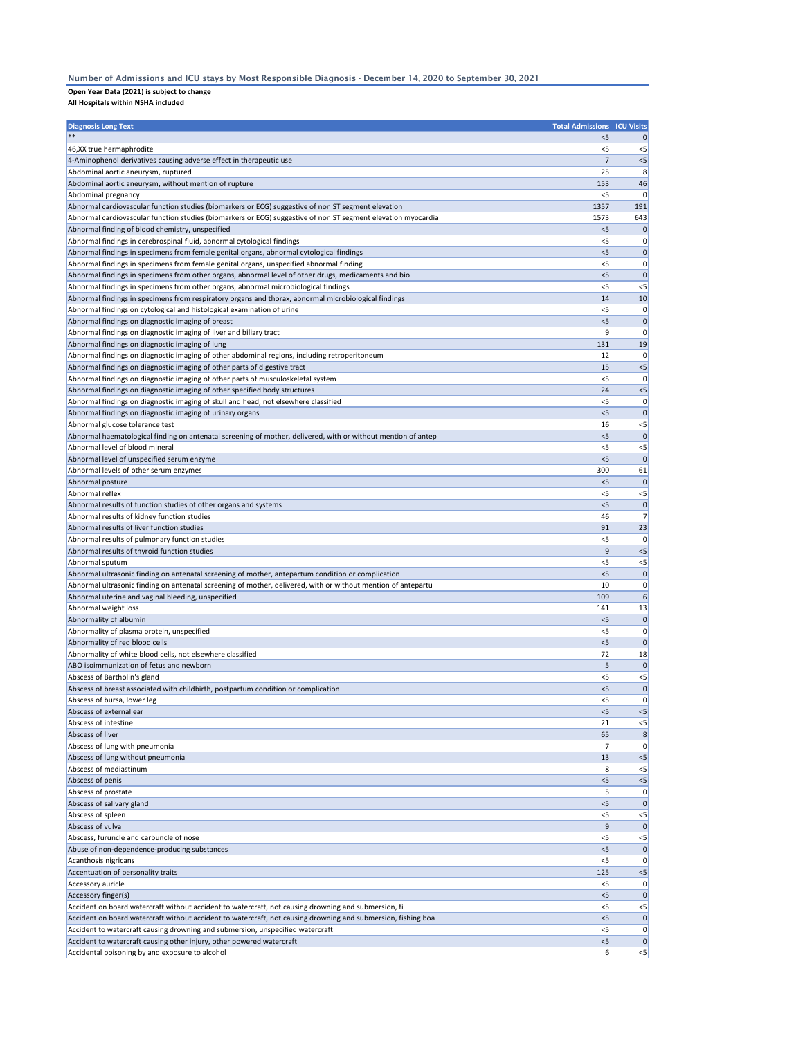## Number of Admissions and ICU stays by Most Responsible Diagnosis - December 14, 2020 to September 30, 2021

**Open Year Data (2021) is subject to change**
**All Hospitals within NSHA included**

| Diagnosis Long Text | Total Admissions | ICU Visits |
|---|---|---|
| ** | <5 | 0 |
| 46,XX true hermaphrodite | <5 | <5 |
| 4-Aminophenol derivatives causing adverse effect in therapeutic use | 7 | <5 |
| Abdominal aortic aneurysm, ruptured | 25 | 8 |
| Abdominal aortic aneurysm, without mention of rupture | 153 | 46 |
| Abdominal pregnancy | <5 | 0 |
| Abnormal cardiovascular function studies (biomarkers or ECG) suggestive of non ST segment elevation | 1357 | 191 |
| Abnormal cardiovascular function studies (biomarkers or ECG) suggestive of non ST segment elevation myocardia | 1573 | 643 |
| Abnormal finding of blood chemistry, unspecified | <5 | 0 |
| Abnormal findings in cerebrospinal fluid, abnormal cytological findings | <5 | 0 |
| Abnormal findings in specimens from female genital organs, abnormal cytological findings | <5 | 0 |
| Abnormal findings in specimens from female genital organs, unspecified abnormal finding | <5 | 0 |
| Abnormal findings in specimens from other organs, abnormal level of other drugs, medicaments and bio | <5 | 0 |
| Abnormal findings in specimens from other organs, abnormal microbiological findings | <5 | <5 |
| Abnormal findings in specimens from respiratory organs and thorax, abnormal microbiological findings | 14 | 10 |
| Abnormal findings on cytological and histological examination of urine | <5 | 0 |
| Abnormal findings on diagnostic imaging of breast | <5 | 0 |
| Abnormal findings on diagnostic imaging of liver and biliary tract | 9 | 0 |
| Abnormal findings on diagnostic imaging of lung | 131 | 19 |
| Abnormal findings on diagnostic imaging of other abdominal regions, including retroperitoneum | 12 | 0 |
| Abnormal findings on diagnostic imaging of other parts of digestive tract | 15 | <5 |
| Abnormal findings on diagnostic imaging of other parts of musculoskeletal system | <5 | 0 |
| Abnormal findings on diagnostic imaging of other specified body structures | 24 | <5 |
| Abnormal findings on diagnostic imaging of skull and head, not elsewhere classified | <5 | 0 |
| Abnormal findings on diagnostic imaging of urinary organs | <5 | 0 |
| Abnormal glucose tolerance test | 16 | <5 |
| Abnormal haematological finding on antenatal screening of mother, delivered, with or without mention of antep | <5 | 0 |
| Abnormal level of blood mineral | <5 | <5 |
| Abnormal level of unspecified serum enzyme | <5 | 0 |
| Abnormal levels of other serum enzymes | 300 | 61 |
| Abnormal posture | <5 | 0 |
| Abnormal reflex | <5 | <5 |
| Abnormal results of function studies of other organs and systems | <5 | 0 |
| Abnormal results of kidney function studies | 46 | 7 |
| Abnormal results of liver function studies | 91 | 23 |
| Abnormal results of pulmonary function studies | <5 | 0 |
| Abnormal results of thyroid function studies | 9 | <5 |
| Abnormal sputum | <5 | <5 |
| Abnormal ultrasonic finding on antenatal screening of mother, antepartum condition or complication | <5 | 0 |
| Abnormal ultrasonic finding on antenatal screening of mother, delivered, with or without mention of antepartu | 10 | 0 |
| Abnormal uterine and vaginal bleeding, unspecified | 109 | 6 |
| Abnormal weight loss | 141 | 13 |
| Abnormality of albumin | <5 | 0 |
| Abnormality of plasma protein, unspecified | <5 | 0 |
| Abnormality of red blood cells | <5 | 0 |
| Abnormality of white blood cells, not elsewhere classified | 72 | 18 |
| ABO isoimmunization of fetus and newborn | 5 | 0 |
| Abscess of Bartholin's gland | <5 | <5 |
| Abscess of breast associated with childbirth, postpartum condition or complication | <5 | 0 |
| Abscess of bursa, lower leg | <5 | 0 |
| Abscess of external ear | <5 | <5 |
| Abscess of intestine | 21 | <5 |
| Abscess of liver | 65 | 8 |
| Abscess of lung with pneumonia | 7 | 0 |
| Abscess of lung without pneumonia | 13 | <5 |
| Abscess of mediastinum | 8 | <5 |
| Abscess of penis | <5 | <5 |
| Abscess of prostate | 5 | 0 |
| Abscess of salivary gland | <5 | 0 |
| Abscess of spleen | <5 | <5 |
| Abscess of vulva | 9 | 0 |
| Abscess, furuncle and carbuncle of nose | <5 | <5 |
| Abuse of non-dependence-producing substances | <5 | 0 |
| Acanthosis nigricans | <5 | 0 |
| Accentuation of personality traits | 125 | <5 |
| Accessory auricle | <5 | 0 |
| Accessory finger(s) | <5 | 0 |
| Accident on board watercraft without accident to watercraft, not causing drowning and submersion, fi | <5 | <5 |
| Accident on board watercraft without accident to watercraft, not causing drowning and submersion, fishing boa | <5 | 0 |
| Accident to watercraft causing drowning and submersion, unspecified watercraft | <5 | 0 |
| Accident to watercraft causing other injury, other powered watercraft | <5 | 0 |
| Accidental poisoning by and exposure to alcohol | 6 | <5 |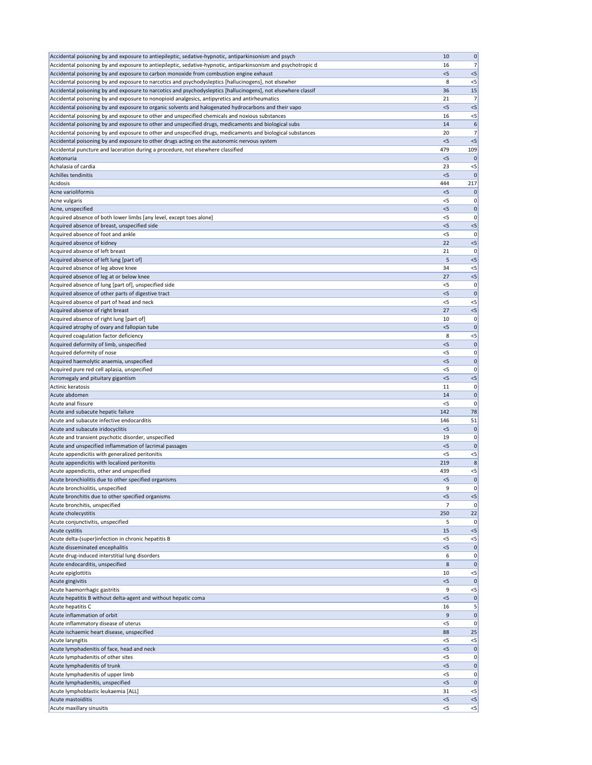| | | |
|---|---|---|
| Accidental poisoning by and exposure to antiepileptic, sedative-hypnotic, antiparkinsonism and psych | 10 | 0 |
| Accidental poisoning by and exposure to antiepileptic, sedative-hypnotic, antiparkinsonism and psychotropic d | 16 | 7 |
| Accidental poisoning by and exposure to carbon monoxide from combustion engine exhaust | <5 | <5 |
| Accidental poisoning by and exposure to narcotics and psychodysleptics [hallucinogens], not elsewher | 8 | <5 |
| Accidental poisoning by and exposure to narcotics and psychodysleptics [hallucinogens], not elsewhere classif | 36 | 15 |
| Accidental poisoning by and exposure to nonopioid analgesics, antipyretics and antirheumatics | 21 | 7 |
| Accidental poisoning by and exposure to organic solvents and halogenated hydrocarbons and their vapo | <5 | <5 |
| Accidental poisoning by and exposure to other and unspecified chemicals and noxious substances | 16 | <5 |
| Accidental poisoning by and exposure to other and unspecified drugs, medicaments and biological subs | 14 | 6 |
| Accidental poisoning by and exposure to other and unspecified drugs, medicaments and biological substances | 20 | 7 |
| Accidental poisoning by and exposure to other drugs acting on the autonomic nervous system | <5 | <5 |
| Accidental puncture and laceration during a procedure, not elsewhere classified | 479 | 109 |
| Acetonuria | <5 | 0 |
| Achalasia of cardia | 23 | <5 |
| Achilles tendinitis | <5 | 0 |
| Acidosis | 444 | 217 |
| Acne varioliformis | <5 | 0 |
| Acne vulgaris | <5 | 0 |
| Acne, unspecified | <5 | 0 |
| Acquired absence of both lower limbs [any level, except toes alone] | <5 | 0 |
| Acquired absence of breast, unspecified side | <5 | <5 |
| Acquired absence of foot and ankle | <5 | 0 |
| Acquired absence of kidney | 22 | <5 |
| Acquired absence of left breast | 21 | 0 |
| Acquired absence of left lung [part of] | 5 | <5 |
| Acquired absence of leg above knee | 34 | <5 |
| Acquired absence of leg at or below knee | 27 | <5 |
| Acquired absence of lung [part of], unspecified side | <5 | 0 |
| Acquired absence of other parts of digestive tract | <5 | 0 |
| Acquired absence of part of head and neck | <5 | <5 |
| Acquired absence of right breast | 27 | <5 |
| Acquired absence of right lung [part of] | 10 | 0 |
| Acquired atrophy of ovary and fallopian tube | <5 | 0 |
| Acquired coagulation factor deficiency | 8 | <5 |
| Acquired deformity of limb, unspecified | <5 | 0 |
| Acquired deformity of nose | <5 | 0 |
| Acquired haemolytic anaemia, unspecified | <5 | 0 |
| Acquired pure red cell aplasia, unspecified | <5 | 0 |
| Acromegaly and pituitary gigantism | <5 | <5 |
| Actinic keratosis | 11 | 0 |
| Acute abdomen | 14 | 0 |
| Acute anal fissure | <5 | 0 |
| Acute and subacute hepatic failure | 142 | 78 |
| Acute and subacute infective endocarditis | 146 | 51 |
| Acute and subacute iridocyclitis | <5 | 0 |
| Acute and transient psychotic disorder, unspecified | 19 | 0 |
| Acute and unspecified inflammation of lacrimal passages | <5 | 0 |
| Acute appendicitis with generalized peritonitis | <5 | <5 |
| Acute appendicitis with localized peritonitis | 219 | 8 |
| Acute appendicitis, other and unspecified | 439 | <5 |
| Acute bronchiolitis due to other specified organisms | <5 | 0 |
| Acute bronchiolitis, unspecified | 9 | 0 |
| Acute bronchitis due to other specified organisms | <5 | <5 |
| Acute bronchitis, unspecified | 7 | 0 |
| Acute cholecystitis | 250 | 22 |
| Acute conjunctivitis, unspecified | 5 | 0 |
| Acute cystitis | 15 | <5 |
| Acute delta-(super)infection in chronic hepatitis B | <5 | <5 |
| Acute disseminated encephalitis | <5 | 0 |
| Acute drug-induced interstitial lung disorders | 6 | 0 |
| Acute endocarditis, unspecified | 8 | 0 |
| Acute epiglottitis | 10 | <5 |
| Acute gingivitis | <5 | 0 |
| Acute haemorrhagic gastritis | 9 | <5 |
| Acute hepatitis B without delta-agent and without hepatic coma | <5 | 0 |
| Acute hepatitis C | 16 | 5 |
| Acute inflammation of orbit | 9 | 0 |
| Acute inflammatory disease of uterus | <5 | 0 |
| Acute ischaemic heart disease, unspecified | 88 | 25 |
| Acute laryngitis | <5 | <5 |
| Acute lymphadenitis of face, head and neck | <5 | 0 |
| Acute lymphadenitis of other sites | <5 | 0 |
| Acute lymphadenitis of trunk | <5 | 0 |
| Acute lymphadenitis of upper limb | <5 | 0 |
| Acute lymphadenitis, unspecified | <5 | 0 |
| Acute lymphoblastic leukaemia [ALL] | 31 | <5 |
| Acute mastoiditis | <5 | <5 |
| Acute maxillary sinusitis | <5 | <5 |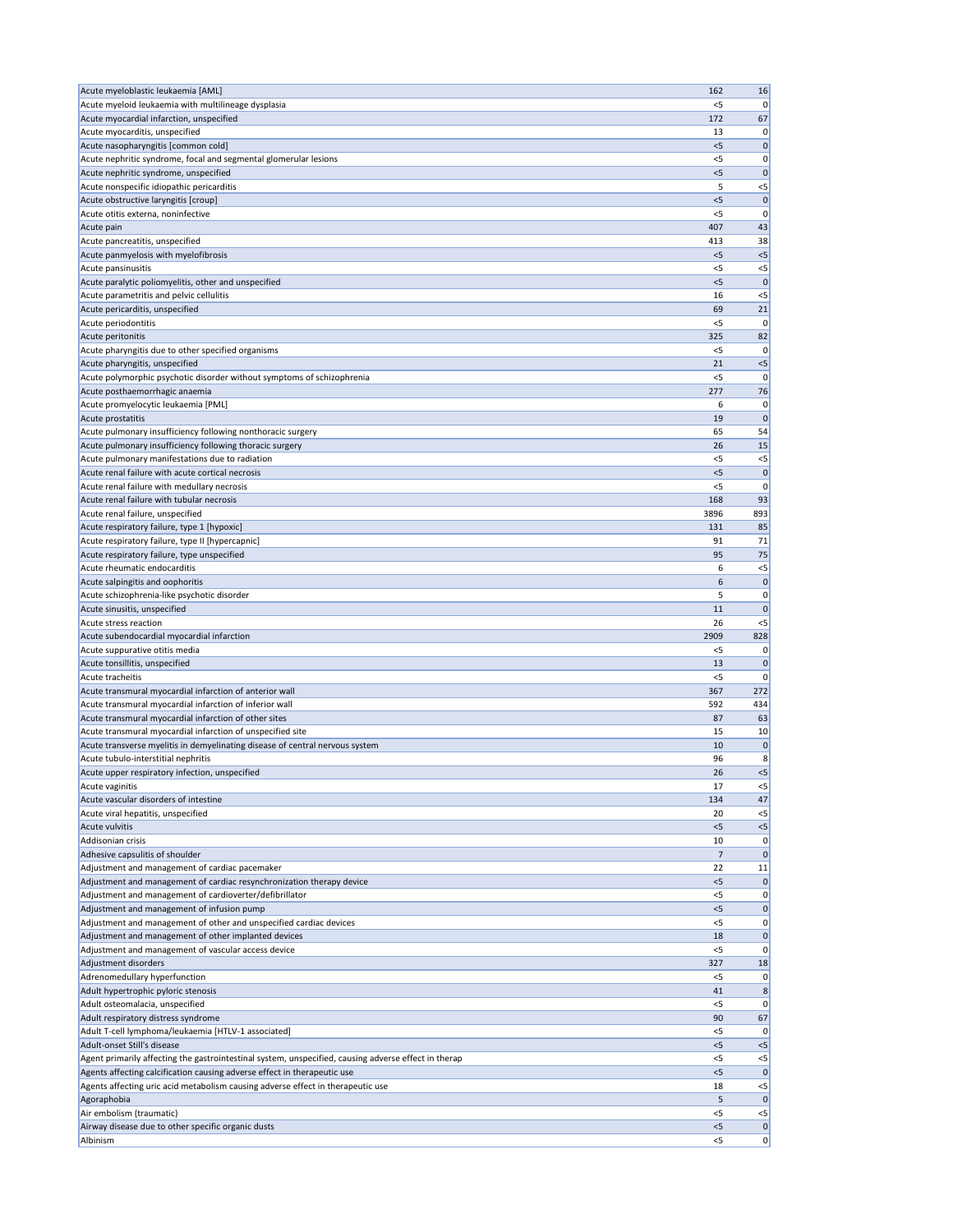| | | |
|---|---|---|
| Acute myeloblastic leukaemia [AML] | 162 | 16 |
| Acute myeloid leukaemia with multilineage dysplasia | <5 | 0 |
| Acute myocardial infarction, unspecified | 172 | 67 |
| Acute myocarditis, unspecified | 13 | 0 |
| Acute nasopharyngitis [common cold] | <5 | 0 |
| Acute nephritic syndrome, focal and segmental glomerular lesions | <5 | 0 |
| Acute nephritic syndrome, unspecified | <5 | 0 |
| Acute nonspecific idiopathic pericarditis | 5 | <5 |
| Acute obstructive laryngitis [croup] | <5 | 0 |
| Acute otitis externa, noninfective | <5 | 0 |
| Acute pain | 407 | 43 |
| Acute pancreatitis, unspecified | 413 | 38 |
| Acute panmyelosis with myelofibrosis | <5 | <5 |
| Acute pansinusitis | <5 | <5 |
| Acute paralytic poliomyelitis, other and unspecified | <5 | 0 |
| Acute parametritis and pelvic cellulitis | 16 | <5 |
| Acute pericarditis, unspecified | 69 | 21 |
| Acute periodontitis | <5 | 0 |
| Acute peritonitis | 325 | 82 |
| Acute pharyngitis due to other specified organisms | <5 | 0 |
| Acute pharyngitis, unspecified | 21 | <5 |
| Acute polymorphic psychotic disorder without symptoms of schizophrenia | <5 | 0 |
| Acute posthaemorrhagic anaemia | 277 | 76 |
| Acute promyelocytic leukaemia [PML] | 6 | 0 |
| Acute prostatitis | 19 | 0 |
| Acute pulmonary insufficiency following nonthoracic surgery | 65 | 54 |
| Acute pulmonary insufficiency following thoracic surgery | 26 | 15 |
| Acute pulmonary manifestations due to radiation | <5 | <5 |
| Acute renal failure with acute cortical necrosis | <5 | 0 |
| Acute renal failure with medullary necrosis | <5 | 0 |
| Acute renal failure with tubular necrosis | 168 | 93 |
| Acute renal failure, unspecified | 3896 | 893 |
| Acute respiratory failure, type 1 [hypoxic] | 131 | 85 |
| Acute respiratory failure, type II [hypercapnic] | 91 | 71 |
| Acute respiratory failure, type unspecified | 95 | 75 |
| Acute rheumatic endocarditis | 6 | <5 |
| Acute salpingitis and oophoritis | 6 | 0 |
| Acute schizophrenia-like psychotic disorder | 5 | 0 |
| Acute sinusitis, unspecified | 11 | 0 |
| Acute stress reaction | 26 | <5 |
| Acute subendocardial myocardial infarction | 2909 | 828 |
| Acute suppurative otitis media | <5 | 0 |
| Acute tonsillitis, unspecified | 13 | 0 |
| Acute tracheitis | <5 | 0 |
| Acute transmural myocardial infarction of anterior wall | 367 | 272 |
| Acute transmural myocardial infarction of inferior wall | 592 | 434 |
| Acute transmural myocardial infarction of other sites | 87 | 63 |
| Acute transmural myocardial infarction of unspecified site | 15 | 10 |
| Acute transverse myelitis in demyelinating disease of central nervous system | 10 | 0 |
| Acute tubulo-interstitial nephritis | 96 | 8 |
| Acute upper respiratory infection, unspecified | 26 | <5 |
| Acute vaginitis | 17 | <5 |
| Acute vascular disorders of intestine | 134 | 47 |
| Acute viral hepatitis, unspecified | 20 | <5 |
| Acute vulvitis | <5 | <5 |
| Addisonian crisis | 10 | 0 |
| Adhesive capsulitis of shoulder | 7 | 0 |
| Adjustment and management of cardiac pacemaker | 22 | 11 |
| Adjustment and management of cardiac resynchronization therapy device | <5 | 0 |
| Adjustment and management of cardioverter/defibrillator | <5 | 0 |
| Adjustment and management of infusion pump | <5 | 0 |
| Adjustment and management of other and unspecified cardiac devices | <5 | 0 |
| Adjustment and management of other implanted devices | 18 | 0 |
| Adjustment and management of vascular access device | <5 | 0 |
| Adjustment disorders | 327 | 18 |
| Adrenomedullary hyperfunction | <5 | 0 |
| Adult hypertrophic pyloric stenosis | 41 | 8 |
| Adult osteomalacia, unspecified | <5 | 0 |
| Adult respiratory distress syndrome | 90 | 67 |
| Adult T-cell lymphoma/leukaemia [HTLV-1 associated] | <5 | 0 |
| Adult-onset Still's disease | <5 | <5 |
| Agent primarily affecting the gastrointestinal system, unspecified, causing adverse effect in therap | <5 | <5 |
| Agents affecting calcification causing adverse effect in therapeutic use | <5 | 0 |
| Agents affecting uric acid metabolism causing adverse effect in therapeutic use | 18 | <5 |
| Agoraphobia | 5 | 0 |
| Air embolism (traumatic) | <5 | <5 |
| Airway disease due to other specific organic dusts | <5 | 0 |
| Albinism | <5 | 0 |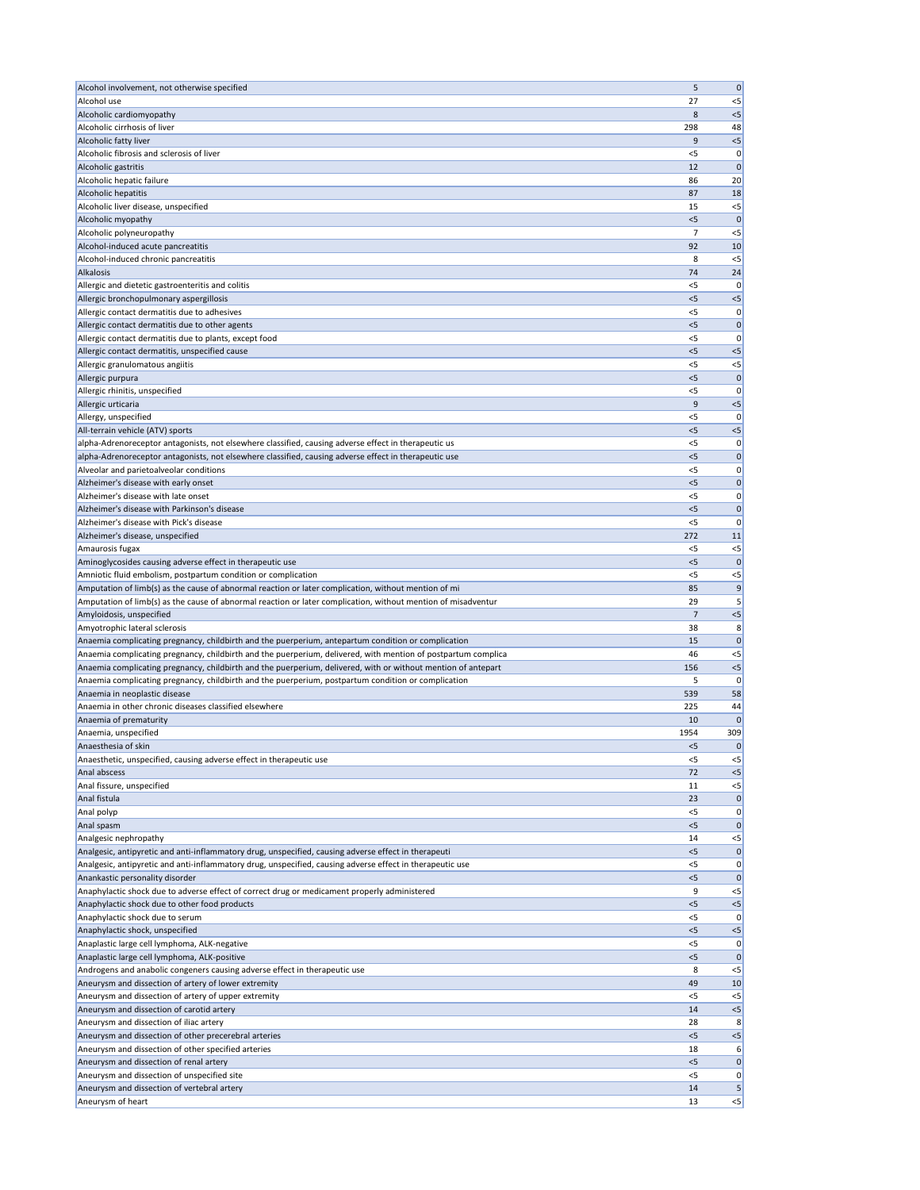| | | |
|---|---|---|
| Alcohol involvement, not otherwise specified | 5 | 0 |
| Alcohol use | 27 | <5 |
| Alcoholic cardiomyopathy | 8 | <5 |
| Alcoholic cirrhosis of liver | 298 | 48 |
| Alcoholic fatty liver | 9 | <5 |
| Alcoholic fibrosis and sclerosis of liver | <5 | 0 |
| Alcoholic gastritis | 12 | 0 |
| Alcoholic hepatic failure | 86 | 20 |
| Alcoholic hepatitis | 87 | 18 |
| Alcoholic liver disease, unspecified | 15 | <5 |
| Alcoholic myopathy | <5 | 0 |
| Alcoholic polyneuropathy | 7 | <5 |
| Alcohol-induced acute pancreatitis | 92 | 10 |
| Alcohol-induced chronic pancreatitis | 8 | <5 |
| Alkalosis | 74 | 24 |
| Allergic and dietetic gastroenteritis and colitis | <5 | 0 |
| Allergic bronchopulmonary aspergillosis | <5 | <5 |
| Allergic contact dermatitis due to adhesives | <5 | 0 |
| Allergic contact dermatitis due to other agents | <5 | 0 |
| Allergic contact dermatitis due to plants, except food | <5 | 0 |
| Allergic contact dermatitis, unspecified cause | <5 | <5 |
| Allergic granulomatous angiitis | <5 | <5 |
| Allergic purpura | <5 | 0 |
| Allergic rhinitis, unspecified | <5 | 0 |
| Allergic urticaria | 9 | <5 |
| Allergy, unspecified | <5 | 0 |
| All-terrain vehicle (ATV) sports | <5 | <5 |
| alpha-Adrenoreceptor antagonists, not elsewhere classified, causing adverse effect in therapeutic us | <5 | 0 |
| alpha-Adrenoreceptor antagonists, not elsewhere classified, causing adverse effect in therapeutic use | <5 | 0 |
| Alveolar and parietoalveolar conditions | <5 | 0 |
| Alzheimer's disease with early onset | <5 | 0 |
| Alzheimer's disease with late onset | <5 | 0 |
| Alzheimer's disease with Parkinson's disease | <5 | 0 |
| Alzheimer's disease with Pick's disease | <5 | 0 |
| Alzheimer's disease, unspecified | 272 | 11 |
| Amaurosis fugax | <5 | <5 |
| Aminoglycosides causing adverse effect in therapeutic use | <5 | 0 |
| Amniotic fluid embolism, postpartum condition or complication | <5 | <5 |
| Amputation of limb(s) as the cause of abnormal reaction or later complication, without mention of mi | 85 | 9 |
| Amputation of limb(s) as the cause of abnormal reaction or later complication, without mention of misadventur | 29 | 5 |
| Amyloidosis, unspecified | 7 | <5 |
| Amyotrophic lateral sclerosis | 38 | 8 |
| Anaemia complicating pregnancy, childbirth and the puerperium, antepartum condition or complication | 15 | 0 |
| Anaemia complicating pregnancy, childbirth and the puerperium, delivered, with mention of postpartum complica | 46 | <5 |
| Anaemia complicating pregnancy, childbirth and the puerperium, delivered, with or without mention of antepart | 156 | <5 |
| Anaemia complicating pregnancy, childbirth and the puerperium, postpartum condition or complication | 5 | 0 |
| Anaemia in neoplastic disease | 539 | 58 |
| Anaemia in other chronic diseases classified elsewhere | 225 | 44 |
| Anaemia of prematurity | 10 | 0 |
| Anaemia, unspecified | 1954 | 309 |
| Anaesthesia of skin | <5 | 0 |
| Anaesthetic, unspecified, causing adverse effect in therapeutic use | <5 | <5 |
| Anal abscess | 72 | <5 |
| Anal fissure, unspecified | 11 | <5 |
| Anal fistula | 23 | 0 |
| Anal polyp | <5 | 0 |
| Anal spasm | <5 | 0 |
| Analgesic nephropathy | 14 | <5 |
| Analgesic, antipyretic and anti-inflammatory drug, unspecified, causing adverse effect in therapeuti | <5 | 0 |
| Analgesic, antipyretic and anti-inflammatory drug, unspecified, causing adverse effect in therapeutic use | <5 | 0 |
| Anankastic personality disorder | <5 | 0 |
| Anaphylactic shock due to adverse effect of correct drug or medicament properly administered | 9 | <5 |
| Anaphylactic shock due to other food products | <5 | <5 |
| Anaphylactic shock due to serum | <5 | 0 |
| Anaphylactic shock, unspecified | <5 | <5 |
| Anaplastic large cell lymphoma, ALK-negative | <5 | 0 |
| Anaplastic large cell lymphoma, ALK-positive | <5 | 0 |
| Androgens and anabolic congeners causing adverse effect in therapeutic use | 8 | <5 |
| Aneurysm and dissection of artery of lower extremity | 49 | 10 |
| Aneurysm and dissection of artery of upper extremity | <5 | <5 |
| Aneurysm and dissection of carotid artery | 14 | <5 |
| Aneurysm and dissection of iliac artery | 28 | 8 |
| Aneurysm and dissection of other precerebral arteries | <5 | <5 |
| Aneurysm and dissection of other specified arteries | 18 | 6 |
| Aneurysm and dissection of renal artery | <5 | 0 |
| Aneurysm and dissection of unspecified site | <5 | 0 |
| Aneurysm and dissection of vertebral artery | 14 | 5 |
| Aneurysm of heart | 13 | <5 |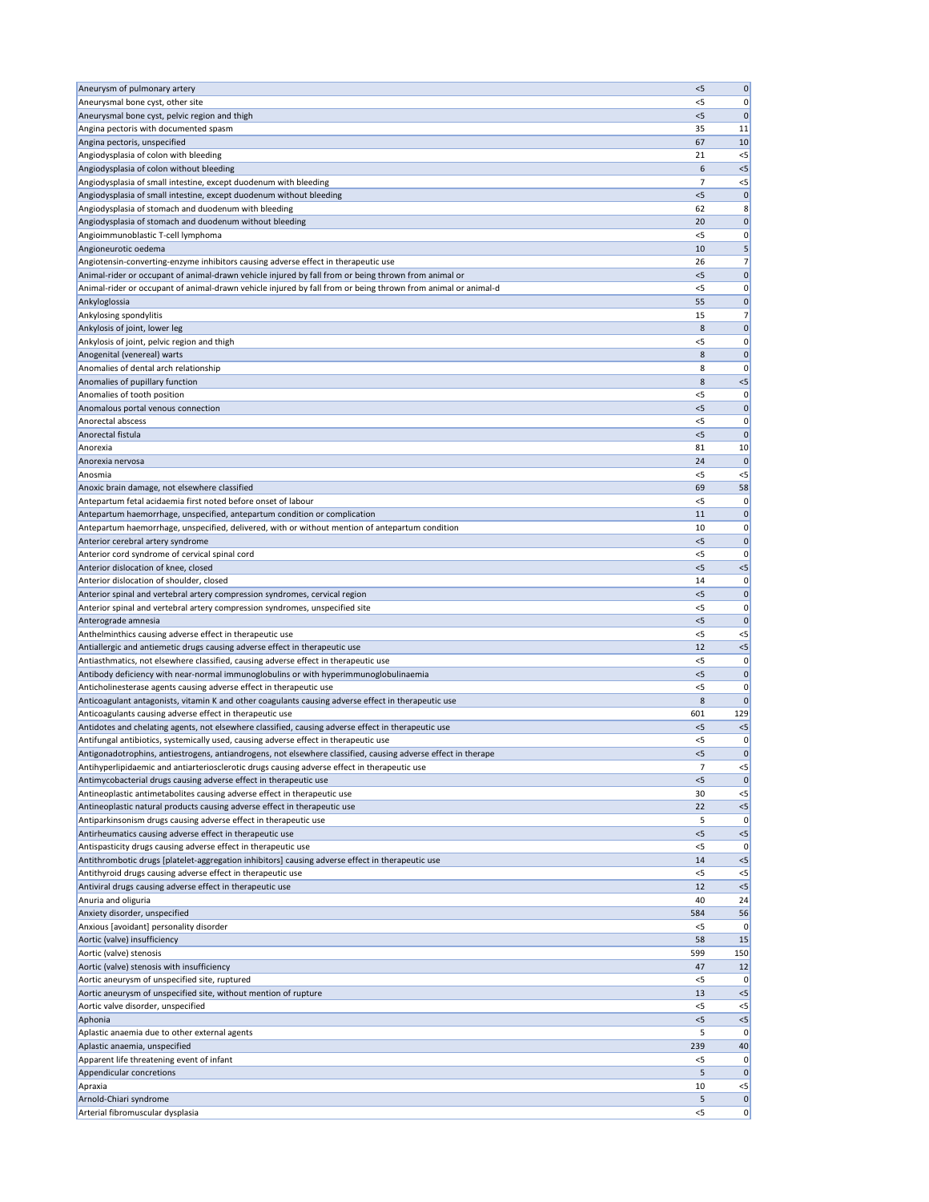| | | |
|---|---|---|
| Aneurysm of pulmonary artery | <5 | 0 |
| Aneurysmal bone cyst, other site | <5 | 0 |
| Aneurysmal bone cyst, pelvic region and thigh | <5 | 0 |
| Angina pectoris with documented spasm | 35 | 11 |
| Angina pectoris, unspecified | 67 | 10 |
| Angiodysplasia of colon with bleeding | 21 | <5 |
| Angiodysplasia of colon without bleeding | 6 | <5 |
| Angiodysplasia of small intestine, except duodenum with bleeding | 7 | <5 |
| Angiodysplasia of small intestine, except duodenum without bleeding | <5 | 0 |
| Angiodysplasia of stomach and duodenum with bleeding | 62 | 8 |
| Angiodysplasia of stomach and duodenum without bleeding | 20 | 0 |
| Angioimmunoblastic T-cell lymphoma | <5 | 0 |
| Angioneurotic oedema | 10 | 5 |
| Angiotensin-converting-enzyme inhibitors causing adverse effect in therapeutic use | 26 | 7 |
| Animal-rider or occupant of animal-drawn vehicle injured by fall from or being thrown from animal or | <5 | 0 |
| Animal-rider or occupant of animal-drawn vehicle injured by fall from or being thrown from animal or animal-d | <5 | 0 |
| Ankyloglossia | 55 | 0 |
| Ankylosing spondylitis | 15 | 7 |
| Ankylosis of joint, lower leg | 8 | 0 |
| Ankylosis of joint, pelvic region and thigh | <5 | 0 |
| Anogenital (venereal) warts | 8 | 0 |
| Anomalies of dental arch relationship | 8 | 0 |
| Anomalies of pupillary function | 8 | <5 |
| Anomalies of tooth position | <5 | 0 |
| Anomalous portal venous connection | <5 | 0 |
| Anorectal abscess | <5 | 0 |
| Anorectal fistula | <5 | 0 |
| Anorexia | 81 | 10 |
| Anorexia nervosa | 24 | 0 |
| Anosmia | <5 | <5 |
| Anoxic brain damage, not elsewhere classified | 69 | 58 |
| Antepartum fetal acidaemia first noted before onset of labour | <5 | 0 |
| Antepartum haemorrhage, unspecified, antepartum condition or complication | 11 | 0 |
| Antepartum haemorrhage, unspecified, delivered, with or without mention of antepartum condition | 10 | 0 |
| Anterior cerebral artery syndrome | <5 | 0 |
| Anterior cord syndrome of cervical spinal cord | <5 | 0 |
| Anterior dislocation of knee, closed | <5 | <5 |
| Anterior dislocation of shoulder, closed | 14 | 0 |
| Anterior spinal and vertebral artery compression syndromes, cervical region | <5 | 0 |
| Anterior spinal and vertebral artery compression syndromes, unspecified site | <5 | 0 |
| Anterograde amnesia | <5 | 0 |
| Anthelminthics causing adverse effect in therapeutic use | <5 | <5 |
| Antiallergic and antiemetic drugs causing adverse effect in therapeutic use | 12 | <5 |
| Antiasthmatics, not elsewhere classified, causing adverse effect in therapeutic use | <5 | 0 |
| Antibody deficiency with near-normal immunoglobulins or with hyperimmunoglobulinaemia | <5 | 0 |
| Anticholinesterase agents causing adverse effect in therapeutic use | <5 | 0 |
| Anticoagulant antagonists, vitamin K and other coagulants causing adverse effect in therapeutic use | 8 | 0 |
| Anticoagulants causing adverse effect in therapeutic use | 601 | 129 |
| Antidotes and chelating agents, not elsewhere classified, causing adverse effect in therapeutic use | <5 | <5 |
| Antifungal antibiotics, systemically used, causing adverse effect in therapeutic use | <5 | 0 |
| Antigonadotrophins, antiestrogens, antiandrogens, not elsewhere classified, causing adverse effect in therape | <5 | 0 |
| Antihyperlipidaemic and antiarteriosclerotic drugs causing adverse effect in therapeutic use | 7 | <5 |
| Antimycobacterial drugs causing adverse effect in therapeutic use | <5 | 0 |
| Antineoplastic antimetabolites causing adverse effect in therapeutic use | 30 | <5 |
| Antineoplastic natural products causing adverse effect in therapeutic use | 22 | <5 |
| Antiparkinsonism drugs causing adverse effect in therapeutic use | 5 | 0 |
| Antirheumatics causing adverse effect in therapeutic use | <5 | <5 |
| Antispasticity drugs causing adverse effect in therapeutic use | <5 | 0 |
| Antithrombotic drugs [platelet-aggregation inhibitors] causing adverse effect in therapeutic use | 14 | <5 |
| Antithyroid drugs causing adverse effect in therapeutic use | <5 | <5 |
| Antiviral drugs causing adverse effect in therapeutic use | 12 | <5 |
| Anuria and oliguria | 40 | 24 |
| Anxiety disorder, unspecified | 584 | 56 |
| Anxious [avoidant] personality disorder | <5 | 0 |
| Aortic (valve) insufficiency | 58 | 15 |
| Aortic (valve) stenosis | 599 | 150 |
| Aortic (valve) stenosis with insufficiency | 47 | 12 |
| Aortic aneurysm of unspecified site, ruptured | <5 | 0 |
| Aortic aneurysm of unspecified site, without mention of rupture | 13 | <5 |
| Aortic valve disorder, unspecified | <5 | <5 |
| Aphonia | <5 | <5 |
| Aplastic anaemia due to other external agents | 5 | 0 |
| Aplastic anaemia, unspecified | 239 | 40 |
| Apparent life threatening event of infant | <5 | 0 |
| Appendicular concretions | 5 | 0 |
| Apraxia | 10 | <5 |
| Arnold-Chiari syndrome | 5 | 0 |
| Arterial fibromuscular dysplasia | <5 | 0 |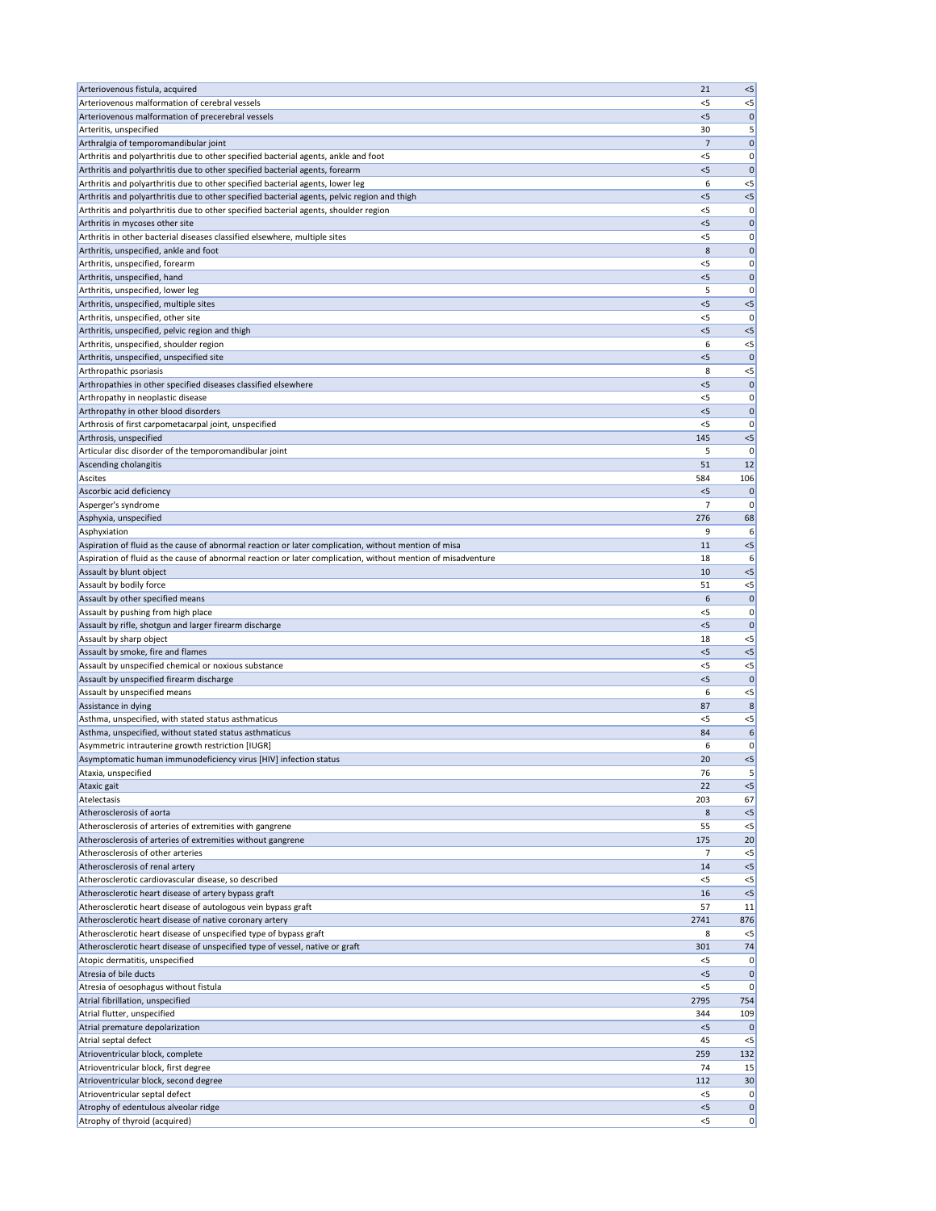| | | |
|---|---|---|
| Arteriovenous fistula, acquired | 21 | <5 |
| Arteriovenous malformation of cerebral vessels | <5 | <5 |
| Arteriovenous malformation of precerebral vessels | <5 | 0 |
| Arteritis, unspecified | 30 | 5 |
| Arthralgia of temporomandibular joint | 7 | 0 |
| Arthritis and polyarthritis due to other specified bacterial agents, ankle and foot | <5 | 0 |
| Arthritis and polyarthritis due to other specified bacterial agents, forearm | <5 | 0 |
| Arthritis and polyarthritis due to other specified bacterial agents, lower leg | 6 | <5 |
| Arthritis and polyarthritis due to other specified bacterial agents, pelvic region and thigh | <5 | <5 |
| Arthritis and polyarthritis due to other specified bacterial agents, shoulder region | <5 | 0 |
| Arthritis in mycoses other site | <5 | 0 |
| Arthritis in other bacterial diseases classified elsewhere, multiple sites | <5 | 0 |
| Arthritis, unspecified, ankle and foot | 8 | 0 |
| Arthritis, unspecified, forearm | <5 | 0 |
| Arthritis, unspecified, hand | <5 | 0 |
| Arthritis, unspecified, lower leg | 5 | 0 |
| Arthritis, unspecified, multiple sites | <5 | <5 |
| Arthritis, unspecified, other site | <5 | 0 |
| Arthritis, unspecified, pelvic region and thigh | <5 | <5 |
| Arthritis, unspecified, shoulder region | 6 | <5 |
| Arthritis, unspecified, unspecified site | <5 | 0 |
| Arthropathic psoriasis | 8 | <5 |
| Arthropathies in other specified diseases classified elsewhere | <5 | 0 |
| Arthropathy in neoplastic disease | <5 | 0 |
| Arthropathy in other blood disorders | <5 | 0 |
| Arthrosis of first carpometacarpal joint, unspecified | <5 | 0 |
| Arthrosis, unspecified | 145 | <5 |
| Articular disc disorder of the temporomandibular joint | 5 | 0 |
| Ascending cholangitis | 51 | 12 |
| Ascites | 584 | 106 |
| Ascorbic acid deficiency | <5 | 0 |
| Asperger's syndrome | 7 | 0 |
| Asphyxia, unspecified | 276 | 68 |
| Asphyxiation | 9 | 6 |
| Aspiration of fluid as the cause of abnormal reaction or later complication, without mention of misa | 11 | <5 |
| Aspiration of fluid as the cause of abnormal reaction or later complication, without mention of misadventure | 18 | 6 |
| Assault by blunt object | 10 | <5 |
| Assault by bodily force | 51 | <5 |
| Assault by other specified means | 6 | 0 |
| Assault by pushing from high place | <5 | 0 |
| Assault by rifle, shotgun and larger firearm discharge | <5 | 0 |
| Assault by sharp object | 18 | <5 |
| Assault by smoke, fire and flames | <5 | <5 |
| Assault by unspecified chemical or noxious substance | <5 | <5 |
| Assault by unspecified firearm discharge | <5 | 0 |
| Assault by unspecified means | 6 | <5 |
| Assistance in dying | 87 | 8 |
| Asthma, unspecified, with stated status asthmaticus | <5 | <5 |
| Asthma, unspecified, without stated status asthmaticus | 84 | 6 |
| Asymmetric intrauterine growth restriction [IUGR] | 6 | 0 |
| Asymptomatic human immunodeficiency virus [HIV] infection status | 20 | <5 |
| Ataxia, unspecified | 76 | 5 |
| Ataxic gait | 22 | <5 |
| Atelectasis | 203 | 67 |
| Atherosclerosis of aorta | 8 | <5 |
| Atherosclerosis of arteries of extremities with gangrene | 55 | <5 |
| Atherosclerosis of arteries of extremities without gangrene | 175 | 20 |
| Atherosclerosis of other arteries | 7 | <5 |
| Atherosclerosis of renal artery | 14 | <5 |
| Atherosclerotic cardiovascular disease, so described | <5 | <5 |
| Atherosclerotic heart disease of artery bypass graft | 16 | <5 |
| Atherosclerotic heart disease of autologous vein bypass graft | 57 | 11 |
| Atherosclerotic heart disease of native coronary artery | 2741 | 876 |
| Atherosclerotic heart disease of unspecified type of bypass graft | 8 | <5 |
| Atherosclerotic heart disease of unspecified type of vessel, native or graft | 301 | 74 |
| Atopic dermatitis, unspecified | <5 | 0 |
| Atresia of bile ducts | <5 | 0 |
| Atresia of oesophagus without fistula | <5 | 0 |
| Atrial fibrillation, unspecified | 2795 | 754 |
| Atrial flutter, unspecified | 344 | 109 |
| Atrial premature depolarization | <5 | 0 |
| Atrial septal defect | 45 | <5 |
| Atrioventricular block, complete | 259 | 132 |
| Atrioventricular block, first degree | 74 | 15 |
| Atrioventricular block, second degree | 112 | 30 |
| Atrioventricular septal defect | <5 | 0 |
| Atrophy of edentulous alveolar ridge | <5 | 0 |
| Atrophy of thyroid (acquired) | <5 | 0 |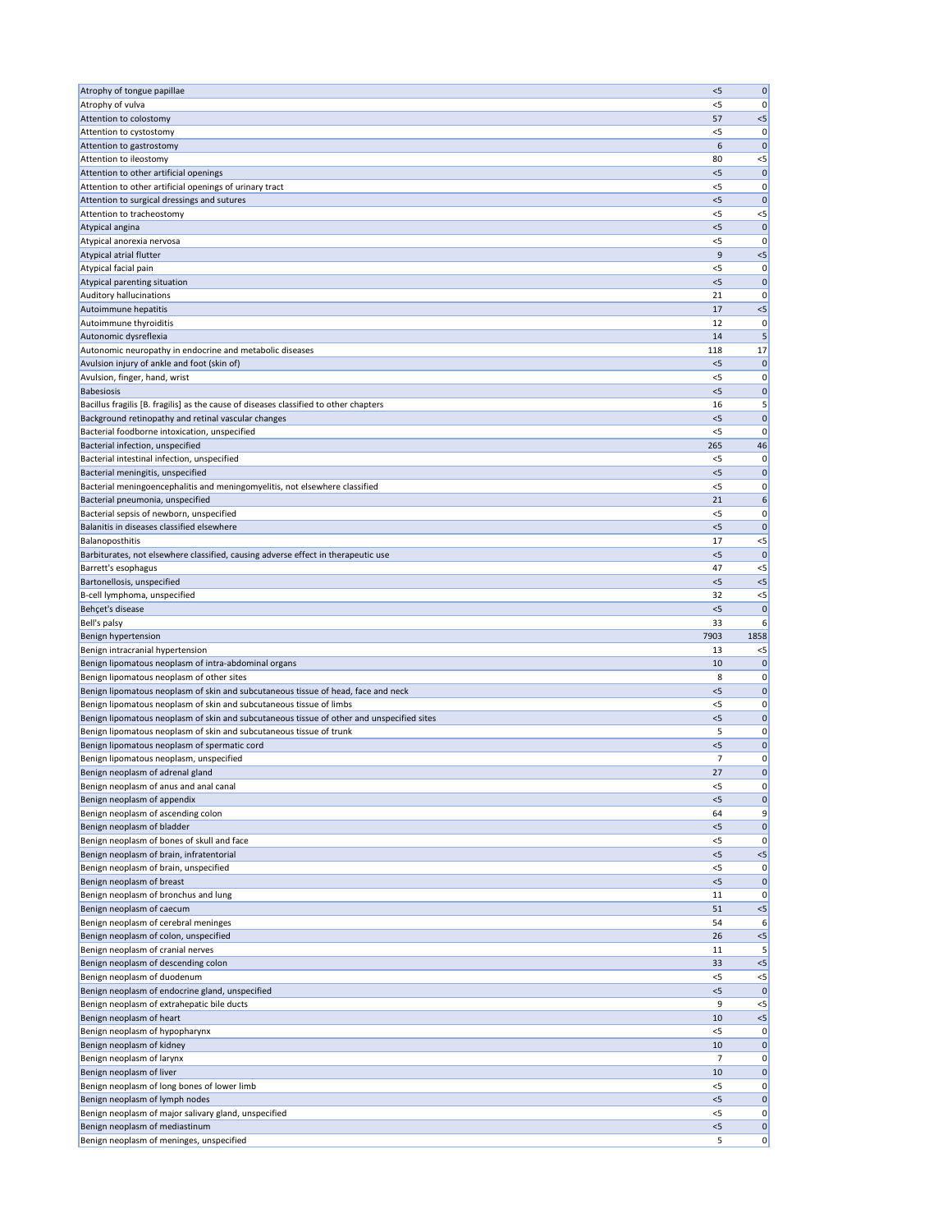| | | |
|---|---|---|
| Atrophy of tongue papillae | <5 | 0 |
| Atrophy of vulva | <5 | 0 |
| Attention to colostomy | 57 | <5 |
| Attention to cystostomy | <5 | 0 |
| Attention to gastrostomy | 6 | 0 |
| Attention to ileostomy | 80 | <5 |
| Attention to other artificial openings | <5 | 0 |
| Attention to other artificial openings of urinary tract | <5 | 0 |
| Attention to surgical dressings and sutures | <5 | 0 |
| Attention to tracheostomy | <5 | <5 |
| Atypical angina | <5 | 0 |
| Atypical anorexia nervosa | <5 | 0 |
| Atypical atrial flutter | 9 | <5 |
| Atypical facial pain | <5 | 0 |
| Atypical parenting situation | <5 | 0 |
| Auditory hallucinations | 21 | 0 |
| Autoimmune hepatitis | 17 | <5 |
| Autoimmune thyroiditis | 12 | 0 |
| Autonomic dysreflexia | 14 | 5 |
| Autonomic neuropathy in endocrine and metabolic diseases | 118 | 17 |
| Avulsion injury of ankle and foot (skin of) | <5 | 0 |
| Avulsion, finger, hand, wrist | <5 | 0 |
| Babesiosis | <5 | 0 |
| Bacillus fragilis [B. fragilis] as the cause of diseases classified to other chapters | 16 | 5 |
| Background retinopathy and retinal vascular changes | <5 | 0 |
| Bacterial foodborne intoxication, unspecified | <5 | 0 |
| Bacterial infection, unspecified | 265 | 46 |
| Bacterial intestinal infection, unspecified | <5 | 0 |
| Bacterial meningitis, unspecified | <5 | 0 |
| Bacterial meningoencephalitis and meningomyelitis, not elsewhere classified | <5 | 0 |
| Bacterial pneumonia, unspecified | 21 | 6 |
| Bacterial sepsis of newborn, unspecified | <5 | 0 |
| Balanitis in diseases classified elsewhere | <5 | 0 |
| Balanoposthitis | 17 | <5 |
| Barbiturates, not elsewhere classified, causing adverse effect in therapeutic use | <5 | 0 |
| Barrett's esophagus | 47 | <5 |
| Bartonellosis, unspecified | <5 | <5 |
| B-cell lymphoma, unspecified | 32 | <5 |
| Behçet's disease | <5 | 0 |
| Bell's palsy | 33 | 6 |
| Benign hypertension | 7903 | 1858 |
| Benign intracranial hypertension | 13 | <5 |
| Benign lipomatous neoplasm of intra-abdominal organs | 10 | 0 |
| Benign lipomatous neoplasm of other sites | 8 | 0 |
| Benign lipomatous neoplasm of skin and subcutaneous tissue of head, face and neck | <5 | 0 |
| Benign lipomatous neoplasm of skin and subcutaneous tissue of limbs | <5 | 0 |
| Benign lipomatous neoplasm of skin and subcutaneous tissue of other and unspecified sites | <5 | 0 |
| Benign lipomatous neoplasm of skin and subcutaneous tissue of trunk | 5 | 0 |
| Benign lipomatous neoplasm of spermatic cord | <5 | 0 |
| Benign lipomatous neoplasm, unspecified | 7 | 0 |
| Benign neoplasm of adrenal gland | 27 | 0 |
| Benign neoplasm of anus and anal canal | <5 | 0 |
| Benign neoplasm of appendix | <5 | 0 |
| Benign neoplasm of ascending colon | 64 | 9 |
| Benign neoplasm of bladder | <5 | 0 |
| Benign neoplasm of bones of skull and face | <5 | 0 |
| Benign neoplasm of brain, infratentorial | <5 | <5 |
| Benign neoplasm of brain, unspecified | <5 | 0 |
| Benign neoplasm of breast | <5 | 0 |
| Benign neoplasm of bronchus and lung | 11 | 0 |
| Benign neoplasm of caecum | 51 | <5 |
| Benign neoplasm of cerebral meninges | 54 | 6 |
| Benign neoplasm of colon, unspecified | 26 | <5 |
| Benign neoplasm of cranial nerves | 11 | 5 |
| Benign neoplasm of descending colon | 33 | <5 |
| Benign neoplasm of duodenum | <5 | <5 |
| Benign neoplasm of endocrine gland, unspecified | <5 | 0 |
| Benign neoplasm of extrahepatic bile ducts | 9 | <5 |
| Benign neoplasm of heart | 10 | <5 |
| Benign neoplasm of hypopharynx | <5 | 0 |
| Benign neoplasm of kidney | 10 | 0 |
| Benign neoplasm of larynx | 7 | 0 |
| Benign neoplasm of liver | 10 | 0 |
| Benign neoplasm of long bones of lower limb | <5 | 0 |
| Benign neoplasm of lymph nodes | <5 | 0 |
| Benign neoplasm of major salivary gland, unspecified | <5 | 0 |
| Benign neoplasm of mediastinum | <5 | 0 |
| Benign neoplasm of meninges, unspecified | 5 | 0 |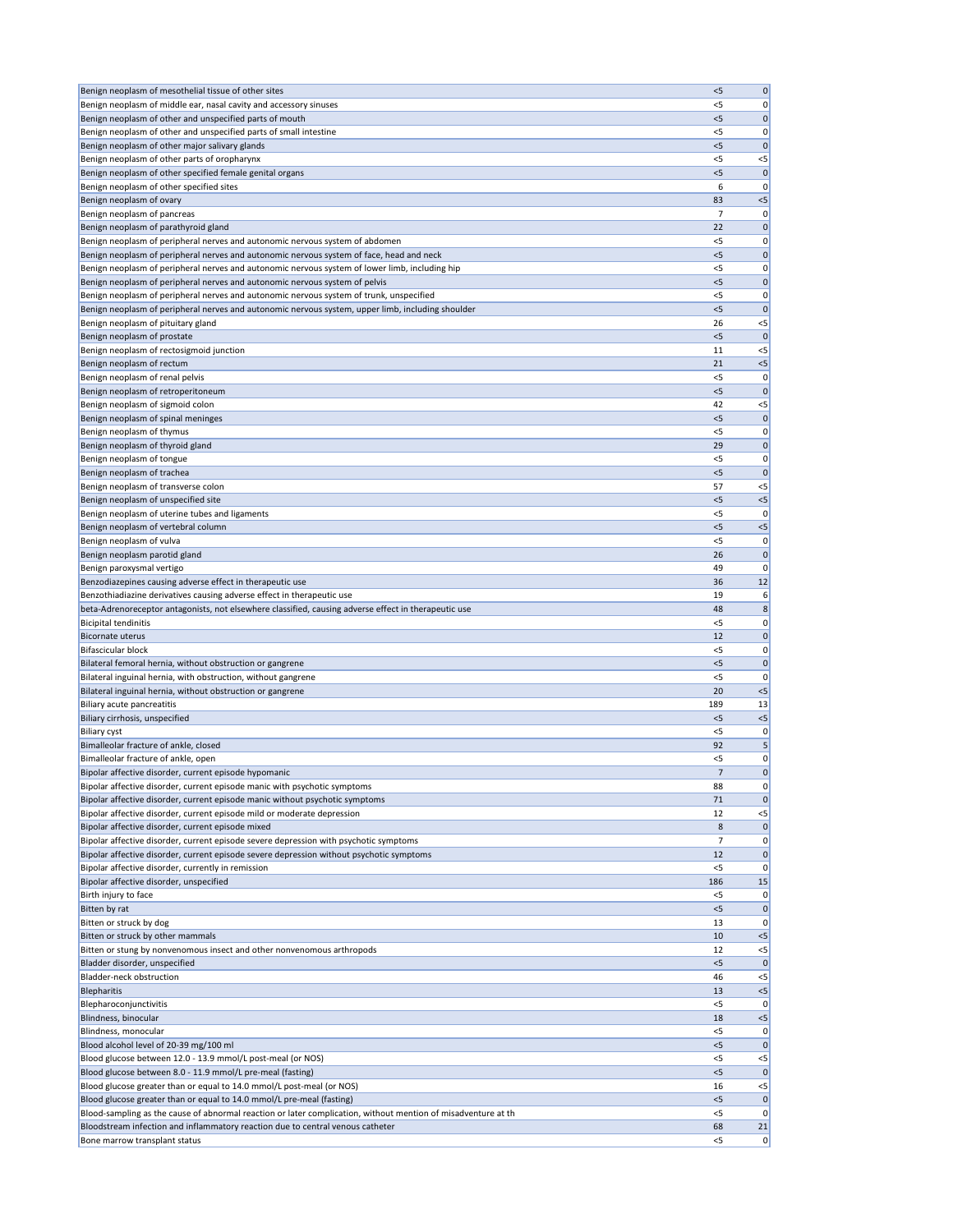| | | |
|---|---|---|
| Benign neoplasm of mesothelial tissue of other sites | <5 | 0 |
| Benign neoplasm of middle ear, nasal cavity and accessory sinuses | <5 | 0 |
| Benign neoplasm of other and unspecified parts of mouth | <5 | 0 |
| Benign neoplasm of other and unspecified parts of small intestine | <5 | 0 |
| Benign neoplasm of other major salivary glands | <5 | 0 |
| Benign neoplasm of other parts of oropharynx | <5 | <5 |
| Benign neoplasm of other specified female genital organs | <5 | 0 |
| Benign neoplasm of other specified sites | 6 | 0 |
| Benign neoplasm of ovary | 83 | <5 |
| Benign neoplasm of pancreas | 7 | 0 |
| Benign neoplasm of parathyroid gland | 22 | 0 |
| Benign neoplasm of peripheral nerves and autonomic nervous system of abdomen | <5 | 0 |
| Benign neoplasm of peripheral nerves and autonomic nervous system of face, head and neck | <5 | 0 |
| Benign neoplasm of peripheral nerves and autonomic nervous system of lower limb, including hip | <5 | 0 |
| Benign neoplasm of peripheral nerves and autonomic nervous system of pelvis | <5 | 0 |
| Benign neoplasm of peripheral nerves and autonomic nervous system of trunk, unspecified | <5 | 0 |
| Benign neoplasm of peripheral nerves and autonomic nervous system, upper limb, including shoulder | <5 | 0 |
| Benign neoplasm of pituitary gland | 26 | <5 |
| Benign neoplasm of prostate | <5 | 0 |
| Benign neoplasm of rectosigmoid junction | 11 | <5 |
| Benign neoplasm of rectum | 21 | <5 |
| Benign neoplasm of renal pelvis | <5 | 0 |
| Benign neoplasm of retroperitoneum | <5 | 0 |
| Benign neoplasm of sigmoid colon | 42 | <5 |
| Benign neoplasm of spinal meninges | <5 | 0 |
| Benign neoplasm of thymus | <5 | 0 |
| Benign neoplasm of thyroid gland | 29 | 0 |
| Benign neoplasm of tongue | <5 | 0 |
| Benign neoplasm of trachea | <5 | 0 |
| Benign neoplasm of transverse colon | 57 | <5 |
| Benign neoplasm of unspecified site | <5 | <5 |
| Benign neoplasm of uterine tubes and ligaments | <5 | 0 |
| Benign neoplasm of vertebral column | <5 | <5 |
| Benign neoplasm of vulva | <5 | 0 |
| Benign neoplasm parotid gland | 26 | 0 |
| Benign paroxysmal vertigo | 49 | 0 |
| Benzodiazepines causing adverse effect in therapeutic use | 36 | 12 |
| Benzothiadiazine derivatives causing adverse effect in therapeutic use | 19 | 6 |
| beta-Adrenoreceptor antagonists, not elsewhere classified, causing adverse effect in therapeutic use | 48 | 8 |
| Bicipital tendinitis | <5 | 0 |
| Bicornate uterus | 12 | 0 |
| Bifascicular block | <5 | 0 |
| Bilateral femoral hernia, without obstruction or gangrene | <5 | 0 |
| Bilateral inguinal hernia, with obstruction, without gangrene | <5 | 0 |
| Bilateral inguinal hernia, without obstruction or gangrene | 20 | <5 |
| Biliary acute pancreatitis | 189 | 13 |
| Biliary cirrhosis, unspecified | <5 | <5 |
| Biliary cyst | <5 | 0 |
| Bimalleolar fracture of ankle, closed | 92 | 5 |
| Bimalleolar fracture of ankle, open | <5 | 0 |
| Bipolar affective disorder, current episode hypomanic | 7 | 0 |
| Bipolar affective disorder, current episode manic with psychotic symptoms | 88 | 0 |
| Bipolar affective disorder, current episode manic without psychotic symptoms | 71 | 0 |
| Bipolar affective disorder, current episode mild or moderate depression | 12 | <5 |
| Bipolar affective disorder, current episode mixed | 8 | 0 |
| Bipolar affective disorder, current episode severe depression with psychotic symptoms | 7 | 0 |
| Bipolar affective disorder, current episode severe depression without psychotic symptoms | 12 | 0 |
| Bipolar affective disorder, currently in remission | <5 | 0 |
| Bipolar affective disorder, unspecified | 186 | 15 |
| Birth injury to face | <5 | 0 |
| Bitten by rat | <5 | 0 |
| Bitten or struck by dog | 13 | 0 |
| Bitten or struck by other mammals | 10 | <5 |
| Bitten or stung by nonvenomous insect and other nonvenomous arthropods | 12 | <5 |
| Bladder disorder, unspecified | <5 | 0 |
| Bladder-neck obstruction | 46 | <5 |
| Blepharitis | 13 | <5 |
| Blepharoconjunctivitis | <5 | 0 |
| Blindness, binocular | 18 | <5 |
| Blindness, monocular | <5 | 0 |
| Blood alcohol level of 20-39 mg/100 ml | <5 | 0 |
| Blood glucose between 12.0 - 13.9 mmol/L post-meal (or NOS) | <5 | <5 |
| Blood glucose between 8.0 - 11.9 mmol/L pre-meal (fasting) | <5 | 0 |
| Blood glucose greater than or equal to 14.0 mmol/L post-meal (or NOS) | 16 | <5 |
| Blood glucose greater than or equal to 14.0 mmol/L pre-meal (fasting) | <5 | 0 |
| Blood-sampling as the cause of abnormal reaction or later complication, without mention of misadventure at th | <5 | 0 |
| Bloodstream infection and inflammatory reaction due to central venous catheter | 68 | 21 |
| Bone marrow transplant status | <5 | 0 |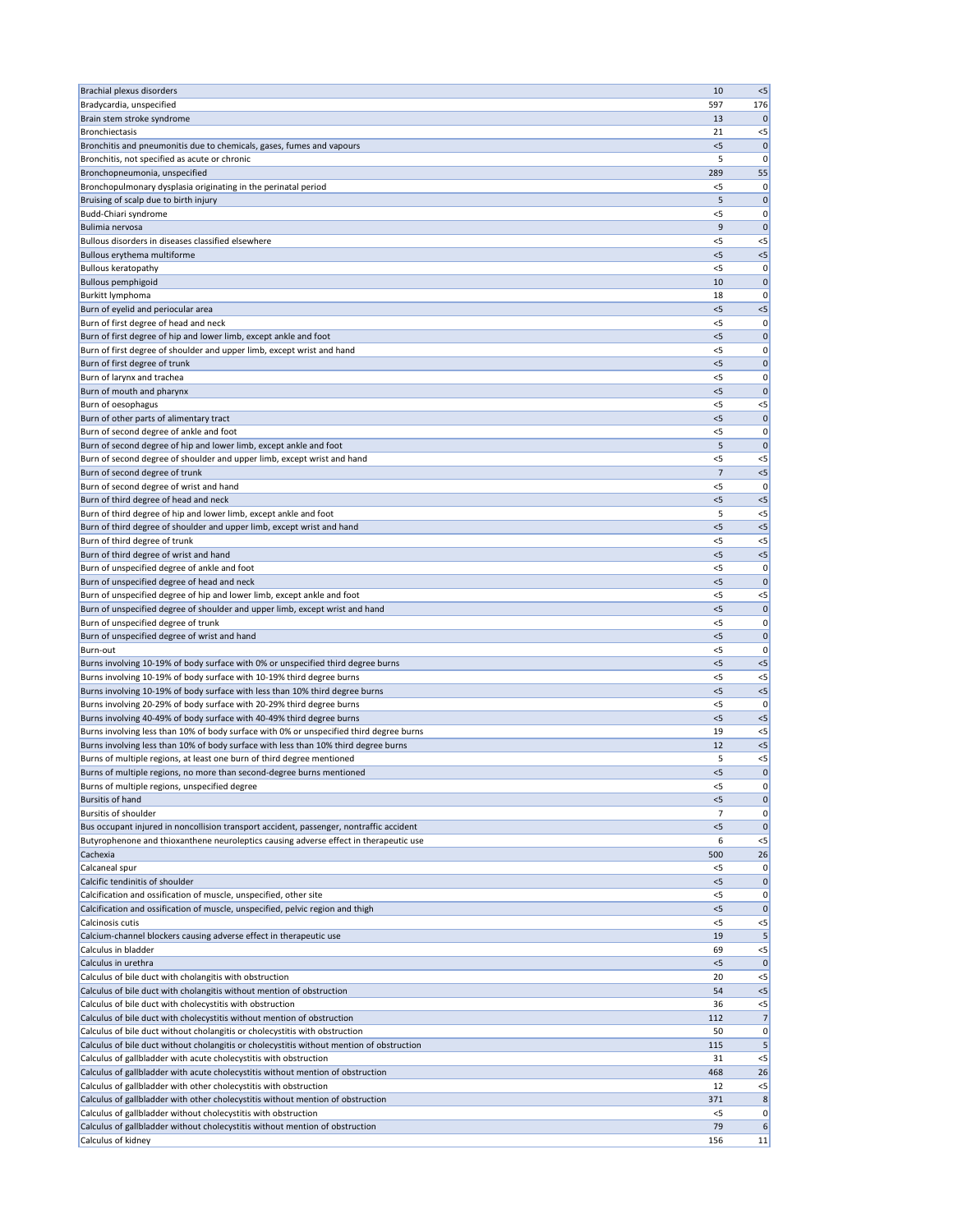| | | |
|---|---|---|
| Brachial plexus disorders | 10 | <5 |
| Bradycardia, unspecified | 597 | 176 |
| Brain stem stroke syndrome | 13 | 0 |
| Bronchiectasis | 21 | <5 |
| Bronchitis and pneumonitis due to chemicals, gases, fumes and vapours | <5 | 0 |
| Bronchitis, not specified as acute or chronic | 5 | 0 |
| Bronchopneumonia, unspecified | 289 | 55 |
| Bronchopulmonary dysplasia originating in the perinatal period | <5 | 0 |
| Bruising of scalp due to birth injury | 5 | 0 |
| Budd-Chiari syndrome | <5 | 0 |
| Bulimia nervosa | 9 | 0 |
| Bullous disorders in diseases classified elsewhere | <5 | <5 |
| Bullous erythema multiforme | <5 | <5 |
| Bullous keratopathy | <5 | 0 |
| Bullous pemphigoid | 10 | 0 |
| Burkitt lymphoma | 18 | 0 |
| Burn of eyelid and periocular area | <5 | <5 |
| Burn of first degree of head and neck | <5 | 0 |
| Burn of first degree of hip and lower limb, except ankle and foot | <5 | 0 |
| Burn of first degree of shoulder and upper limb, except wrist and hand | <5 | 0 |
| Burn of first degree of trunk | <5 | 0 |
| Burn of larynx and trachea | <5 | 0 |
| Burn of mouth and pharynx | <5 | 0 |
| Burn of oesophagus | <5 | <5 |
| Burn of other parts of alimentary tract | <5 | 0 |
| Burn of second degree of ankle and foot | <5 | 0 |
| Burn of second degree of hip and lower limb, except ankle and foot | 5 | 0 |
| Burn of second degree of shoulder and upper limb, except wrist and hand | <5 | <5 |
| Burn of second degree of trunk | 7 | <5 |
| Burn of second degree of wrist and hand | <5 | 0 |
| Burn of third degree of head and neck | <5 | <5 |
| Burn of third degree of hip and lower limb, except ankle and foot | 5 | <5 |
| Burn of third degree of shoulder and upper limb, except wrist and hand | <5 | <5 |
| Burn of third degree of trunk | <5 | <5 |
| Burn of third degree of wrist and hand | <5 | <5 |
| Burn of unspecified degree of ankle and foot | <5 | 0 |
| Burn of unspecified degree of head and neck | <5 | 0 |
| Burn of unspecified degree of hip and lower limb, except ankle and foot | <5 | <5 |
| Burn of unspecified degree of shoulder and upper limb, except wrist and hand | <5 | 0 |
| Burn of unspecified degree of trunk | <5 | 0 |
| Burn of unspecified degree of wrist and hand | <5 | 0 |
| Burn-out | <5 | 0 |
| Burns involving 10-19% of body surface with 0% or unspecified third degree burns | <5 | <5 |
| Burns involving 10-19% of body surface with 10-19% third degree burns | <5 | <5 |
| Burns involving 10-19% of body surface with less than 10% third degree burns | <5 | <5 |
| Burns involving 20-29% of body surface with 20-29% third degree burns | <5 | 0 |
| Burns involving 40-49% of body surface with 40-49% third degree burns | <5 | <5 |
| Burns involving less than 10% of body surface with 0% or unspecified third degree burns | 19 | <5 |
| Burns involving less than 10% of body surface with less than 10% third degree burns | 12 | <5 |
| Burns of multiple regions, at least one burn of third degree mentioned | 5 | <5 |
| Burns of multiple regions, no more than second-degree burns mentioned | <5 | 0 |
| Burns of multiple regions, unspecified degree | <5 | 0 |
| Bursitis of hand | <5 | 0 |
| Bursitis of shoulder | 7 | 0 |
| Bus occupant injured in noncollision transport accident, passenger, nontraffic accident | <5 | 0 |
| Butyrophenone and thioxanthene neuroleptics causing adverse effect in therapeutic use | 6 | <5 |
| Cachexia | 500 | 26 |
| Calcaneal spur | <5 | 0 |
| Calcific tendinitis of shoulder | <5 | 0 |
| Calcification and ossification of muscle, unspecified, other site | <5 | 0 |
| Calcification and ossification of muscle, unspecified, pelvic region and thigh | <5 | 0 |
| Calcinosis cutis | <5 | <5 |
| Calcium-channel blockers causing adverse effect in therapeutic use | 19 | 5 |
| Calculus in bladder | 69 | <5 |
| Calculus in urethra | <5 | 0 |
| Calculus of bile duct with cholangitis with obstruction | 20 | <5 |
| Calculus of bile duct with cholangitis without mention of obstruction | 54 | <5 |
| Calculus of bile duct with cholecystitis with obstruction | 36 | <5 |
| Calculus of bile duct with cholecystitis without mention of obstruction | 112 | 7 |
| Calculus of bile duct without cholangitis or cholecystitis with obstruction | 50 | 0 |
| Calculus of bile duct without cholangitis or cholecystitis without mention of obstruction | 115 | 5 |
| Calculus of gallbladder with acute cholecystitis with obstruction | 31 | <5 |
| Calculus of gallbladder with acute cholecystitis without mention of obstruction | 468 | 26 |
| Calculus of gallbladder with other cholecystitis with obstruction | 12 | <5 |
| Calculus of gallbladder with other cholecystitis without mention of obstruction | 371 | 8 |
| Calculus of gallbladder without cholecystitis with obstruction | <5 | 0 |
| Calculus of gallbladder without cholecystitis without mention of obstruction | 79 | 6 |
| Calculus of kidney | 156 | 11 |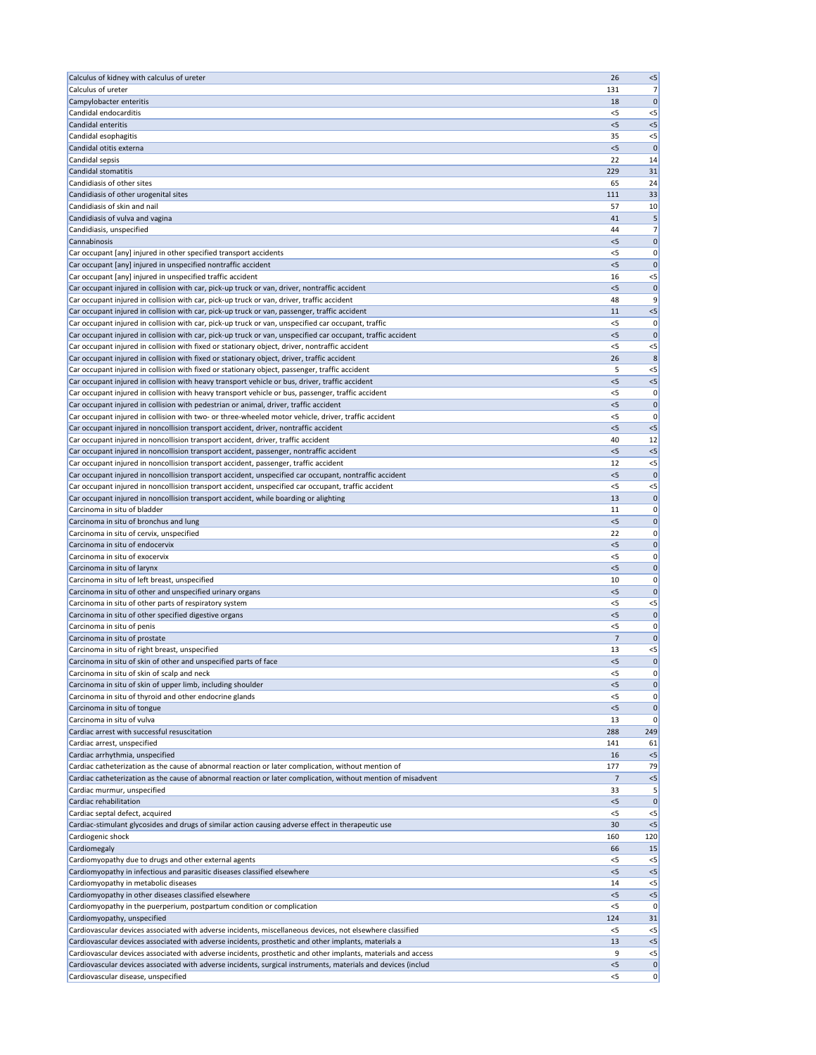| | | |
|---|---|---|
| Calculus of kidney with calculus of ureter | 26 | <5 |
| Calculus of ureter | 131 | 7 |
| Campylobacter enteritis | 18 | 0 |
| Candidal endocarditis | <5 | <5 |
| Candidal enteritis | <5 | <5 |
| Candidal esophagitis | 35 | <5 |
| Candidal otitis externa | <5 | 0 |
| Candidal sepsis | 22 | 14 |
| Candidal stomatitis | 229 | 31 |
| Candidiasis of other sites | 65 | 24 |
| Candidiasis of other urogenital sites | 111 | 33 |
| Candidiasis of skin and nail | 57 | 10 |
| Candidiasis of vulva and vagina | 41 | 5 |
| Candidiasis, unspecified | 44 | 7 |
| Cannabinosis | <5 | 0 |
| Car occupant [any] injured in other specified transport accidents | <5 | 0 |
| Car occupant [any] injured in unspecified nontraffic accident | <5 | 0 |
| Car occupant [any] injured in unspecified traffic accident | 16 | <5 |
| Car occupant injured in collision with car, pick-up truck or van, driver, nontraffic accident | <5 | 0 |
| Car occupant injured in collision with car, pick-up truck or van, driver, traffic accident | 48 | 9 |
| Car occupant injured in collision with car, pick-up truck or van, passenger, traffic accident | 11 | <5 |
| Car occupant injured in collision with car, pick-up truck or van, unspecified car occupant, traffic | <5 | 0 |
| Car occupant injured in collision with car, pick-up truck or van, unspecified car occupant, traffic accident | <5 | 0 |
| Car occupant injured in collision with fixed or stationary object, driver, nontraffic accident | <5 | <5 |
| Car occupant injured in collision with fixed or stationary object, driver, traffic accident | 26 | 8 |
| Car occupant injured in collision with fixed or stationary object, passenger, traffic accident | 5 | <5 |
| Car occupant injured in collision with heavy transport vehicle or bus, driver, traffic accident | <5 | <5 |
| Car occupant injured in collision with heavy transport vehicle or bus, passenger, traffic accident | <5 | 0 |
| Car occupant injured in collision with pedestrian or animal, driver, traffic accident | <5 | 0 |
| Car occupant injured in collision with two- or three-wheeled motor vehicle, driver, traffic accident | <5 | 0 |
| Car occupant injured in noncollision transport accident, driver, nontraffic accident | <5 | <5 |
| Car occupant injured in noncollision transport accident, driver, traffic accident | 40 | 12 |
| Car occupant injured in noncollision transport accident, passenger, nontraffic accident | <5 | <5 |
| Car occupant injured in noncollision transport accident, passenger, traffic accident | 12 | <5 |
| Car occupant injured in noncollision transport accident, unspecified car occupant, nontraffic accident | <5 | 0 |
| Car occupant injured in noncollision transport accident, unspecified car occupant, traffic accident | <5 | <5 |
| Car occupant injured in noncollision transport accident, while boarding or alighting | 13 | 0 |
| Carcinoma in situ of bladder | 11 | 0 |
| Carcinoma in situ of bronchus and lung | <5 | 0 |
| Carcinoma in situ of cervix, unspecified | 22 | 0 |
| Carcinoma in situ of endocervix | <5 | 0 |
| Carcinoma in situ of exocervix | <5 | 0 |
| Carcinoma in situ of larynx | <5 | 0 |
| Carcinoma in situ of left breast, unspecified | 10 | 0 |
| Carcinoma in situ of other and unspecified urinary organs | <5 | 0 |
| Carcinoma in situ of other parts of respiratory system | <5 | <5 |
| Carcinoma in situ of other specified digestive organs | <5 | 0 |
| Carcinoma in situ of penis | <5 | 0 |
| Carcinoma in situ of prostate | 7 | 0 |
| Carcinoma in situ of right breast, unspecified | 13 | <5 |
| Carcinoma in situ of skin of other and unspecified parts of face | <5 | 0 |
| Carcinoma in situ of skin of scalp and neck | <5 | 0 |
| Carcinoma in situ of skin of upper limb, including shoulder | <5 | 0 |
| Carcinoma in situ of thyroid and other endocrine glands | <5 | 0 |
| Carcinoma in situ of tongue | <5 | 0 |
| Carcinoma in situ of vulva | 13 | 0 |
| Cardiac arrest with successful resuscitation | 288 | 249 |
| Cardiac arrest, unspecified | 141 | 61 |
| Cardiac arrhythmia, unspecified | 16 | <5 |
| Cardiac catheterization as the cause of abnormal reaction or later complication, without mention of | 177 | 79 |
| Cardiac catheterization as the cause of abnormal reaction or later complication, without mention of misadvent | 7 | <5 |
| Cardiac murmur, unspecified | 33 | 5 |
| Cardiac rehabilitation | <5 | 0 |
| Cardiac septal defect, acquired | <5 | <5 |
| Cardiac-stimulant glycosides and drugs of similar action causing adverse effect in therapeutic use | 30 | <5 |
| Cardiogenic shock | 160 | 120 |
| Cardiomegaly | 66 | 15 |
| Cardiomyopathy due to drugs and other external agents | <5 | <5 |
| Cardiomyopathy in infectious and parasitic diseases classified elsewhere | <5 | <5 |
| Cardiomyopathy in metabolic diseases | 14 | <5 |
| Cardiomyopathy in other diseases classified elsewhere | <5 | <5 |
| Cardiomyopathy in the puerperium, postpartum condition or complication | <5 | 0 |
| Cardiomyopathy, unspecified | 124 | 31 |
| Cardiovascular devices associated with adverse incidents, miscellaneous devices, not elsewhere classified | <5 | <5 |
| Cardiovascular devices associated with adverse incidents, prosthetic and other implants, materials a | 13 | <5 |
| Cardiovascular devices associated with adverse incidents, prosthetic and other implants, materials and access | 9 | <5 |
| Cardiovascular devices associated with adverse incidents, surgical instruments, materials and devices (includ | <5 | 0 |
| Cardiovascular disease, unspecified | <5 | 0 |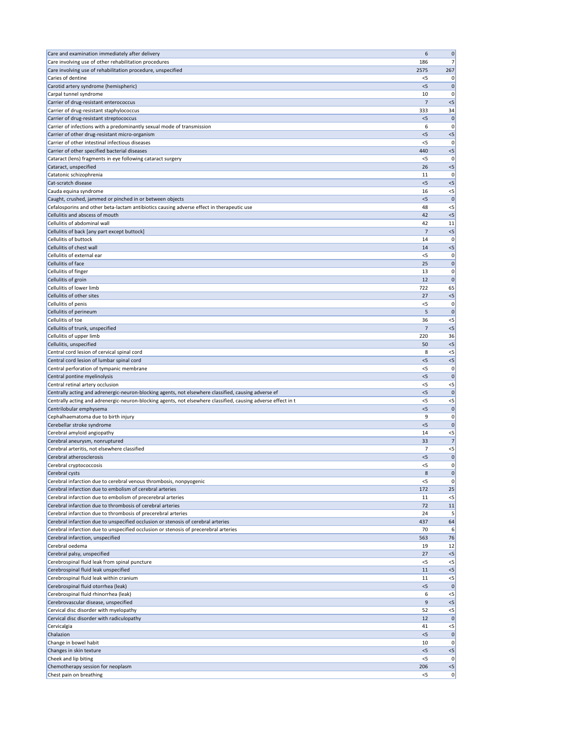| | | |
|---|---|---|
| Care and examination immediately after delivery | 6 | 0 |
| Care involving use of other rehabilitation procedures | 186 | 7 |
| Care involving use of rehabilitation procedure, unspecified | 2575 | 267 |
| Caries of dentine | <5 | 0 |
| Carotid artery syndrome (hemispheric) | <5 | 0 |
| Carpal tunnel syndrome | 10 | 0 |
| Carrier of drug-resistant enterococcus | 7 | <5 |
| Carrier of drug-resistant staphylococcus | 333 | 34 |
| Carrier of drug-resistant streptococcus | <5 | 0 |
| Carrier of infections with a predominantly sexual mode of transmission | 6 | 0 |
| Carrier of other drug-resistant micro-organism | <5 | <5 |
| Carrier of other intestinal infectious diseases | <5 | 0 |
| Carrier of other specified bacterial diseases | 440 | <5 |
| Cataract (lens) fragments in eye following cataract surgery | <5 | 0 |
| Cataract, unspecified | 26 | <5 |
| Catatonic schizophrenia | 11 | 0 |
| Cat-scratch disease | <5 | <5 |
| Cauda equina syndrome | 16 | <5 |
| Caught, crushed, jammed or pinched in or between objects | <5 | 0 |
| Cefalosporins and other beta-lactam antibiotics causing adverse effect in therapeutic use | 48 | <5 |
| Cellulitis and abscess of mouth | 42 | <5 |
| Cellulitis of abdominal wall | 42 | 11 |
| Cellulitis of back [any part except buttock] | 7 | <5 |
| Cellulitis of buttock | 14 | 0 |
| Cellulitis of chest wall | 14 | <5 |
| Cellulitis of external ear | <5 | 0 |
| Cellulitis of face | 25 | 0 |
| Cellulitis of finger | 13 | 0 |
| Cellulitis of groin | 12 | 0 |
| Cellulitis of lower limb | 722 | 65 |
| Cellulitis of other sites | 27 | <5 |
| Cellulitis of penis | <5 | 0 |
| Cellulitis of perineum | 5 | 0 |
| Cellulitis of toe | 36 | <5 |
| Cellulitis of trunk, unspecified | 7 | <5 |
| Cellulitis of upper limb | 220 | 36 |
| Cellulitis, unspecified | 50 | <5 |
| Central cord lesion of cervical spinal cord | 8 | <5 |
| Central cord lesion of lumbar spinal cord | <5 | <5 |
| Central perforation of tympanic membrane | <5 | 0 |
| Central pontine myelinolysis | <5 | 0 |
| Central retinal artery occlusion | <5 | <5 |
| Centrally acting and adrenergic-neuron-blocking agents, not elsewhere classified, causing adverse ef | <5 | 0 |
| Centrally acting and adrenergic-neuron-blocking agents, not elsewhere classified, causing adverse effect in t | <5 | <5 |
| Centrilobular emphysema | <5 | 0 |
| Cephalhaematoma due to birth injury | 9 | 0 |
| Cerebellar stroke syndrome | <5 | 0 |
| Cerebral amyloid angiopathy | 14 | <5 |
| Cerebral aneurysm, nonruptured | 33 | 7 |
| Cerebral arteritis, not elsewhere classified | 7 | <5 |
| Cerebral atherosclerosis | <5 | 0 |
| Cerebral cryptococcosis | <5 | 0 |
| Cerebral cysts | 8 | 0 |
| Cerebral infarction due to cerebral venous thrombosis, nonpyogenic | <5 | 0 |
| Cerebral infarction due to embolism of cerebral arteries | 172 | 25 |
| Cerebral infarction due to embolism of precerebral arteries | 11 | <5 |
| Cerebral infarction due to thrombosis of cerebral arteries | 72 | 11 |
| Cerebral infarction due to thrombosis of precerebral arteries | 24 | 5 |
| Cerebral infarction due to unspecified occlusion or stenosis of cerebral arteries | 437 | 64 |
| Cerebral infarction due to unspecified occlusion or stenosis of precerebral arteries | 70 | 6 |
| Cerebral infarction, unspecified | 563 | 76 |
| Cerebral oedema | 19 | 12 |
| Cerebral palsy, unspecified | 27 | <5 |
| Cerebrospinal fluid leak from spinal puncture | <5 | <5 |
| Cerebrospinal fluid leak unspecified | 11 | <5 |
| Cerebrospinal fluid leak within cranium | 11 | <5 |
| Cerebrospinal fluid otorrhea (leak) | <5 | 0 |
| Cerebrospinal fluid rhinorrhea (leak) | 6 | <5 |
| Cerebrovascular disease, unspecified | 9 | <5 |
| Cervical disc disorder with myelopathy | 52 | <5 |
| Cervical disc disorder with radiculopathy | 12 | 0 |
| Cervicalgia | 41 | <5 |
| Chalazion | <5 | 0 |
| Change in bowel habit | 10 | 0 |
| Changes in skin texture | <5 | <5 |
| Cheek and lip biting | <5 | 0 |
| Chemotherapy session for neoplasm | 206 | <5 |
| Chest pain on breathing | <5 | 0 |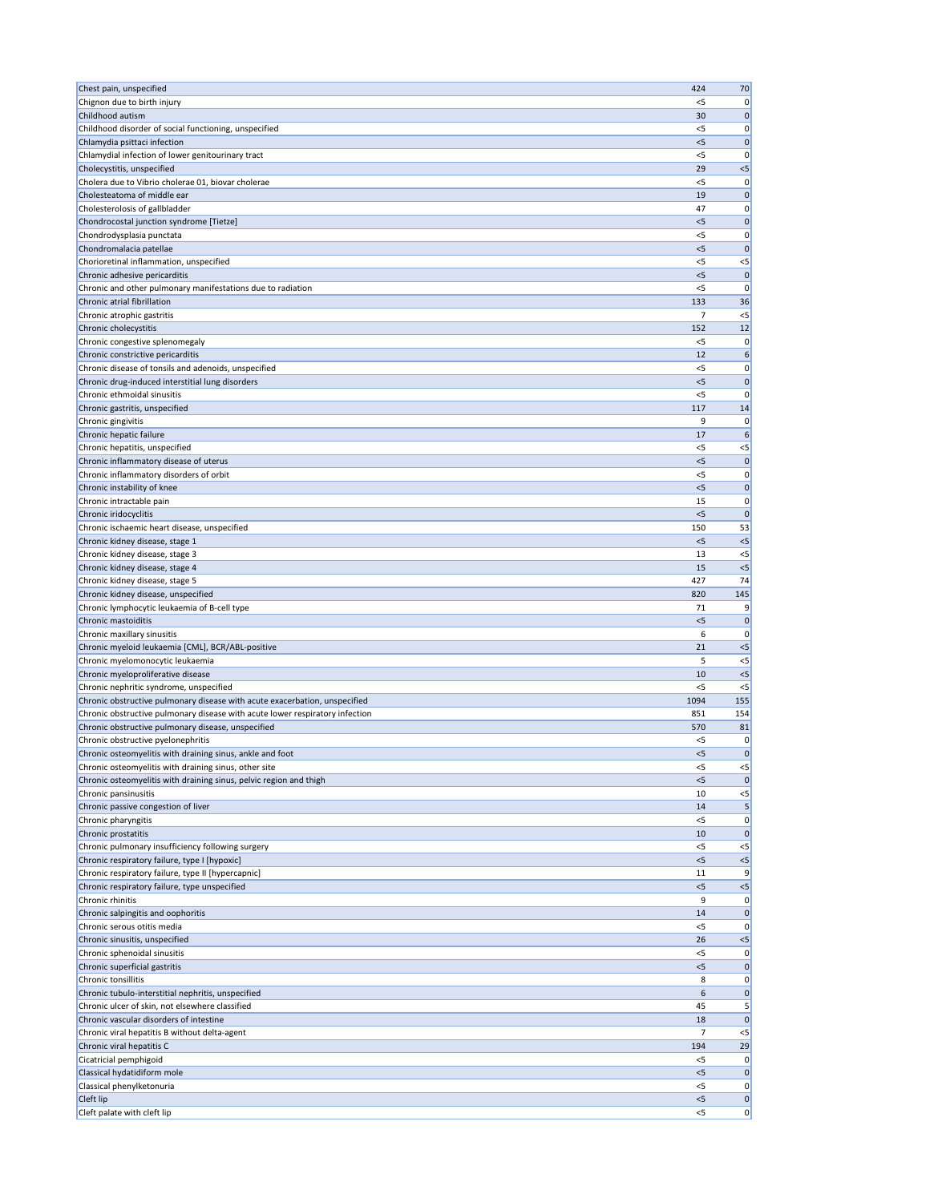| | | |
|---|---|---|
| Chest pain, unspecified | 424 | 70 |
| Chignon due to birth injury | <5 | 0 |
| Childhood autism | 30 | 0 |
| Childhood disorder of social functioning, unspecified | <5 | 0 |
| Chlamydia psittaci infection | <5 | 0 |
| Chlamydial infection of lower genitourinary tract | <5 | 0 |
| Cholecystitis, unspecified | 29 | <5 |
| Cholera due to Vibrio cholerae 01, biovar cholerae | <5 | 0 |
| Cholesteatoma of middle ear | 19 | 0 |
| Cholesterolosis of gallbladder | 47 | 0 |
| Chondrocostal junction syndrome [Tietze] | <5 | 0 |
| Chondrodysplasia punctata | <5 | 0 |
| Chondromalacia patellae | <5 | 0 |
| Chorioretinal inflammation, unspecified | <5 | <5 |
| Chronic adhesive pericarditis | <5 | 0 |
| Chronic and other pulmonary manifestations due to radiation | <5 | 0 |
| Chronic atrial fibrillation | 133 | 36 |
| Chronic atrophic gastritis | 7 | <5 |
| Chronic cholecystitis | 152 | 12 |
| Chronic congestive splenomegaly | <5 | 0 |
| Chronic constrictive pericarditis | 12 | 6 |
| Chronic disease of tonsils and adenoids, unspecified | <5 | 0 |
| Chronic drug-induced interstitial lung disorders | <5 | 0 |
| Chronic ethmoidal sinusitis | <5 | 0 |
| Chronic gastritis, unspecified | 117 | 14 |
| Chronic gingivitis | 9 | 0 |
| Chronic hepatic failure | 17 | 6 |
| Chronic hepatitis, unspecified | <5 | <5 |
| Chronic inflammatory disease of uterus | <5 | 0 |
| Chronic inflammatory disorders of orbit | <5 | 0 |
| Chronic instability of knee | <5 | 0 |
| Chronic intractable pain | 15 | 0 |
| Chronic iridocyclitis | <5 | 0 |
| Chronic ischaemic heart disease, unspecified | 150 | 53 |
| Chronic kidney disease, stage 1 | <5 | <5 |
| Chronic kidney disease, stage 3 | 13 | <5 |
| Chronic kidney disease, stage 4 | 15 | <5 |
| Chronic kidney disease, stage 5 | 427 | 74 |
| Chronic kidney disease, unspecified | 820 | 145 |
| Chronic lymphocytic leukaemia of B-cell type | 71 | 9 |
| Chronic mastoiditis | <5 | 0 |
| Chronic maxillary sinusitis | 6 | 0 |
| Chronic myeloid leukaemia [CML], BCR/ABL-positive | 21 | <5 |
| Chronic myelomonocytic leukaemia | 5 | <5 |
| Chronic myeloproliferative disease | 10 | <5 |
| Chronic nephritic syndrome, unspecified | <5 | <5 |
| Chronic obstructive pulmonary disease with acute exacerbation, unspecified | 1094 | 155 |
| Chronic obstructive pulmonary disease with acute lower respiratory infection | 851 | 154 |
| Chronic obstructive pulmonary disease, unspecified | 570 | 81 |
| Chronic obstructive pyelonephritis | <5 | 0 |
| Chronic osteomyelitis with draining sinus, ankle and foot | <5 | 0 |
| Chronic osteomyelitis with draining sinus, other site | <5 | <5 |
| Chronic osteomyelitis with draining sinus, pelvic region and thigh | <5 | 0 |
| Chronic pansinusitis | 10 | <5 |
| Chronic passive congestion of liver | 14 | 5 |
| Chronic pharyngitis | <5 | 0 |
| Chronic prostatitis | 10 | 0 |
| Chronic pulmonary insufficiency following surgery | <5 | <5 |
| Chronic respiratory failure, type I [hypoxic] | <5 | <5 |
| Chronic respiratory failure, type II [hypercapnic] | 11 | 9 |
| Chronic respiratory failure, type unspecified | <5 | <5 |
| Chronic rhinitis | 9 | 0 |
| Chronic salpingitis and oophoritis | 14 | 0 |
| Chronic serous otitis media | <5 | 0 |
| Chronic sinusitis, unspecified | 26 | <5 |
| Chronic sphenoidal sinusitis | <5 | 0 |
| Chronic superficial gastritis | <5 | 0 |
| Chronic tonsillitis | 8 | 0 |
| Chronic tubulo-interstitial nephritis, unspecified | 6 | 0 |
| Chronic ulcer of skin, not elsewhere classified | 45 | 5 |
| Chronic vascular disorders of intestine | 18 | 0 |
| Chronic viral hepatitis B without delta-agent | 7 | <5 |
| Chronic viral hepatitis C | 194 | 29 |
| Cicatricial pemphigoid | <5 | 0 |
| Classical hydatidiform mole | <5 | 0 |
| Classical phenylketonuria | <5 | 0 |
| Cleft lip | <5 | 0 |
| Cleft palate with cleft lip | <5 | 0 |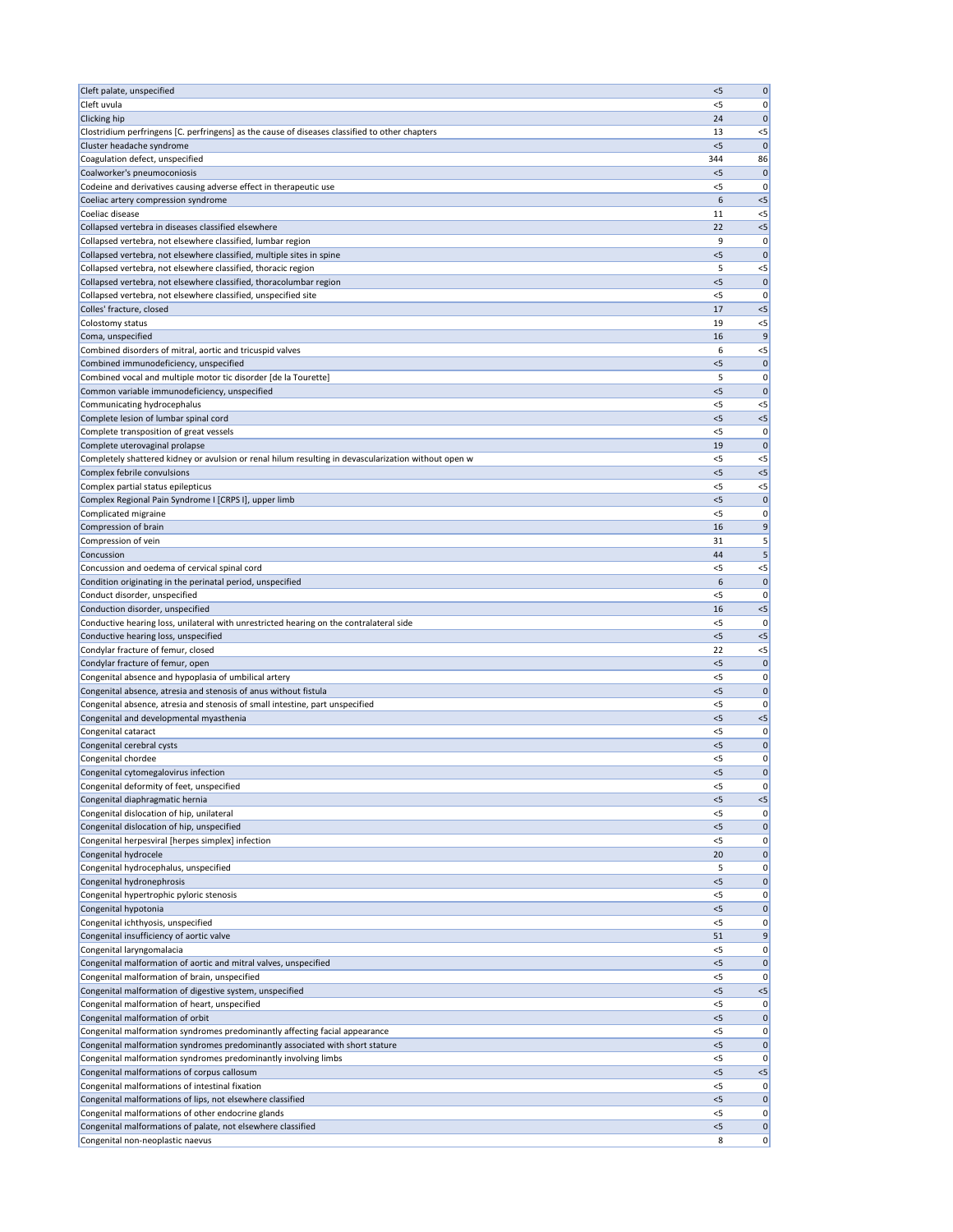| | | |
|---|---|---|
| Cleft palate, unspecified | <5 | 0 |
| Cleft uvula | <5 | 0 |
| Clicking hip | 24 | 0 |
| Clostridium perfringens [C. perfringens] as the cause of diseases classified to other chapters | 13 | <5 |
| Cluster headache syndrome | <5 | 0 |
| Coagulation defect, unspecified | 344 | 86 |
| Coalworker's pneumoconiosis | <5 | 0 |
| Codeine and derivatives causing adverse effect in therapeutic use | <5 | 0 |
| Coeliac artery compression syndrome | 6 | <5 |
| Coeliac disease | 11 | <5 |
| Collapsed vertebra in diseases classified elsewhere | 22 | <5 |
| Collapsed vertebra, not elsewhere classified, lumbar region | 9 | 0 |
| Collapsed vertebra, not elsewhere classified, multiple sites in spine | <5 | 0 |
| Collapsed vertebra, not elsewhere classified, thoracic region | 5 | <5 |
| Collapsed vertebra, not elsewhere classified, thoracolumbar region | <5 | 0 |
| Collapsed vertebra, not elsewhere classified, unspecified site | <5 | 0 |
| Colles' fracture, closed | 17 | <5 |
| Colostomy status | 19 | <5 |
| Coma, unspecified | 16 | 9 |
| Combined disorders of mitral, aortic and tricuspid valves | 6 | <5 |
| Combined immunodeficiency, unspecified | <5 | 0 |
| Combined vocal and multiple motor tic disorder [de la Tourette] | 5 | 0 |
| Common variable immunodeficiency, unspecified | <5 | 0 |
| Communicating hydrocephalus | <5 | <5 |
| Complete lesion of lumbar spinal cord | <5 | <5 |
| Complete transposition of great vessels | <5 | 0 |
| Complete uterovaginal prolapse | 19 | 0 |
| Completely shattered kidney or avulsion or renal hilum resulting in devascularization without open w | <5 | <5 |
| Complex febrile convulsions | <5 | <5 |
| Complex partial status epilepticus | <5 | <5 |
| Complex Regional Pain Syndrome I [CRPS I], upper limb | <5 | 0 |
| Complicated migraine | <5 | 0 |
| Compression of brain | 16 | 9 |
| Compression of vein | 31 | 5 |
| Concussion | 44 | 5 |
| Concussion and oedema of cervical spinal cord | <5 | <5 |
| Condition originating in the perinatal period, unspecified | 6 | 0 |
| Conduct disorder, unspecified | <5 | 0 |
| Conduction disorder, unspecified | 16 | <5 |
| Conductive hearing loss, unilateral with unrestricted hearing on the contralateral side | <5 | 0 |
| Conductive hearing loss, unspecified | <5 | <5 |
| Condylar fracture of femur, closed | 22 | <5 |
| Condylar fracture of femur, open | <5 | 0 |
| Congenital absence and hypoplasia of umbilical artery | <5 | 0 |
| Congenital absence, atresia and stenosis of anus without fistula | <5 | 0 |
| Congenital absence, atresia and stenosis of small intestine, part unspecified | <5 | 0 |
| Congenital and developmental myasthenia | <5 | <5 |
| Congenital cataract | <5 | 0 |
| Congenital cerebral cysts | <5 | 0 |
| Congenital chordee | <5 | 0 |
| Congenital cytomegalovirus infection | <5 | 0 |
| Congenital deformity of feet, unspecified | <5 | 0 |
| Congenital diaphragmatic hernia | <5 | <5 |
| Congenital dislocation of hip, unilateral | <5 | 0 |
| Congenital dislocation of hip, unspecified | <5 | 0 |
| Congenital herpesviral [herpes simplex] infection | <5 | 0 |
| Congenital hydrocele | 20 | 0 |
| Congenital hydrocephalus, unspecified | 5 | 0 |
| Congenital hydronephrosis | <5 | 0 |
| Congenital hypertrophic pyloric stenosis | <5 | 0 |
| Congenital hypotonia | <5 | 0 |
| Congenital ichthyosis, unspecified | <5 | 0 |
| Congenital insufficiency of aortic valve | 51 | 9 |
| Congenital laryngomalacia | <5 | 0 |
| Congenital malformation of aortic and mitral valves, unspecified | <5 | 0 |
| Congenital malformation of brain, unspecified | <5 | 0 |
| Congenital malformation of digestive system, unspecified | <5 | <5 |
| Congenital malformation of heart, unspecified | <5 | 0 |
| Congenital malformation of orbit | <5 | 0 |
| Congenital malformation syndromes predominantly affecting facial appearance | <5 | 0 |
| Congenital malformation syndromes predominantly associated with short stature | <5 | 0 |
| Congenital malformation syndromes predominantly involving limbs | <5 | 0 |
| Congenital malformations of corpus callosum | <5 | <5 |
| Congenital malformations of intestinal fixation | <5 | 0 |
| Congenital malformations of lips, not elsewhere classified | <5 | 0 |
| Congenital malformations of other endocrine glands | <5 | 0 |
| Congenital malformations of palate, not elsewhere classified | <5 | 0 |
| Congenital non-neoplastic naevus | 8 | 0 |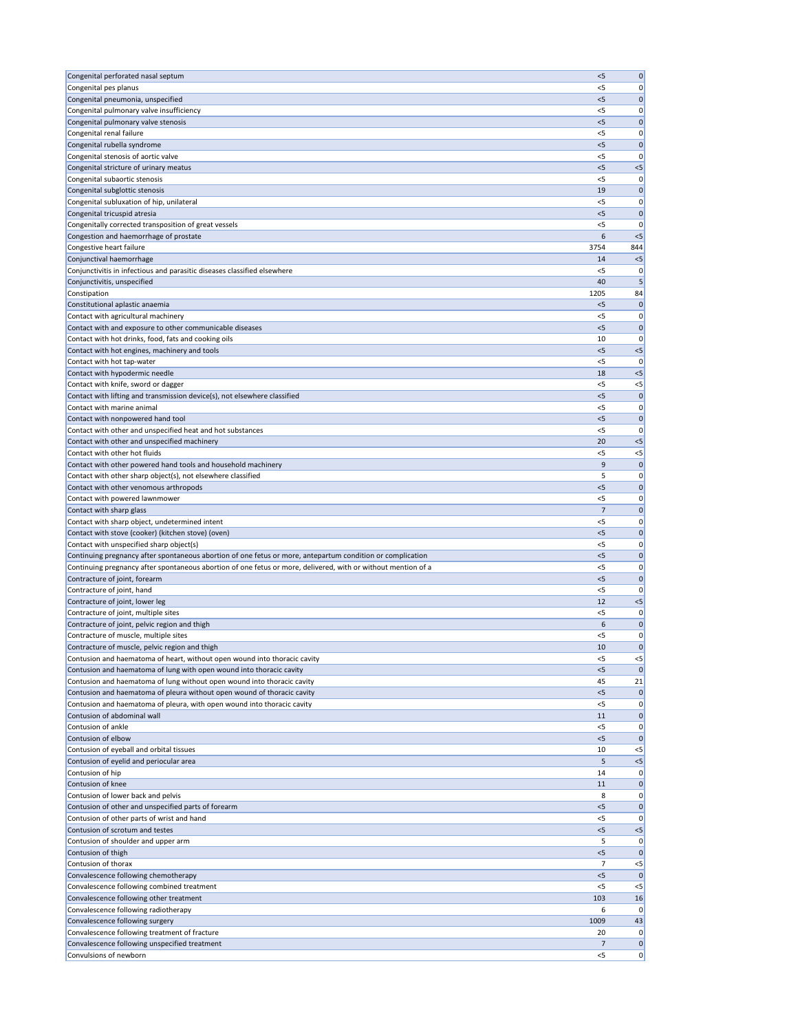| | | |
|---|---|---|
| Congenital perforated nasal septum | <5 | 0 |
| Congenital pes planus | <5 | 0 |
| Congenital pneumonia, unspecified | <5 | 0 |
| Congenital pulmonary valve insufficiency | <5 | 0 |
| Congenital pulmonary valve stenosis | <5 | 0 |
| Congenital renal failure | <5 | 0 |
| Congenital rubella syndrome | <5 | 0 |
| Congenital stenosis of aortic valve | <5 | 0 |
| Congenital stricture of urinary meatus | <5 | <5 |
| Congenital subaortic stenosis | <5 | 0 |
| Congenital subglottic stenosis | 19 | 0 |
| Congenital subluxation of hip, unilateral | <5 | 0 |
| Congenital tricuspid atresia | <5 | 0 |
| Congenitally corrected transposition of great vessels | <5 | 0 |
| Congestion and haemorrhage of prostate | 6 | <5 |
| Congestive heart failure | 3754 | 844 |
| Conjunctival haemorrhage | 14 | <5 |
| Conjunctivitis in infectious and parasitic diseases classified elsewhere | <5 | 0 |
| Conjunctivitis, unspecified | 40 | 5 |
| Constipation | 1205 | 84 |
| Constitutional aplastic anaemia | <5 | 0 |
| Contact with agricultural machinery | <5 | 0 |
| Contact with and exposure to other communicable diseases | <5 | 0 |
| Contact with hot drinks, food, fats and cooking oils | 10 | 0 |
| Contact with hot engines, machinery and tools | <5 | <5 |
| Contact with hot tap-water | <5 | 0 |
| Contact with hypodermic needle | 18 | <5 |
| Contact with knife, sword or dagger | <5 | <5 |
| Contact with lifting and transmission device(s), not elsewhere classified | <5 | 0 |
| Contact with marine animal | <5 | 0 |
| Contact with nonpowered hand tool | <5 | 0 |
| Contact with other and unspecified heat and hot substances | <5 | 0 |
| Contact with other and unspecified machinery | 20 | <5 |
| Contact with other hot fluids | <5 | <5 |
| Contact with other powered hand tools and household machinery | 9 | 0 |
| Contact with other sharp object(s), not elsewhere classified | 5 | 0 |
| Contact with other venomous arthropods | <5 | 0 |
| Contact with powered lawnmower | <5 | 0 |
| Contact with sharp glass | 7 | 0 |
| Contact with sharp object, undetermined intent | <5 | 0 |
| Contact with stove (cooker) (kitchen stove) (oven) | <5 | 0 |
| Contact with unspecified sharp object(s) | <5 | 0 |
| Continuing pregnancy after spontaneous abortion of one fetus or more, antepartum condition or complication | <5 | 0 |
| Continuing pregnancy after spontaneous abortion of one fetus or more, delivered, with or without mention of a | <5 | 0 |
| Contracture of joint, forearm | <5 | 0 |
| Contracture of joint, hand | <5 | 0 |
| Contracture of joint, lower leg | 12 | <5 |
| Contracture of joint, multiple sites | <5 | 0 |
| Contracture of joint, pelvic region and thigh | 6 | 0 |
| Contracture of muscle, multiple sites | <5 | 0 |
| Contracture of muscle, pelvic region and thigh | 10 | 0 |
| Contusion and haematoma of heart, without open wound into thoracic cavity | <5 | <5 |
| Contusion and haematoma of lung with open wound into thoracic cavity | <5 | 0 |
| Contusion and haematoma of lung without open wound into thoracic cavity | 45 | 21 |
| Contusion and haematoma of pleura without open wound of thoracic cavity | <5 | 0 |
| Contusion and haematoma of pleura, with open wound into thoracic cavity | <5 | 0 |
| Contusion of abdominal wall | 11 | 0 |
| Contusion of ankle | <5 | 0 |
| Contusion of elbow | <5 | 0 |
| Contusion of eyeball and orbital tissues | 10 | <5 |
| Contusion of eyelid and periocular area | 5 | <5 |
| Contusion of hip | 14 | 0 |
| Contusion of knee | 11 | 0 |
| Contusion of lower back and pelvis | 8 | 0 |
| Contusion of other and unspecified parts of forearm | <5 | 0 |
| Contusion of other parts of wrist and hand | <5 | 0 |
| Contusion of scrotum and testes | <5 | <5 |
| Contusion of shoulder and upper arm | 5 | 0 |
| Contusion of thigh | <5 | 0 |
| Contusion of thorax | 7 | <5 |
| Convalescence following chemotherapy | <5 | 0 |
| Convalescence following combined treatment | <5 | <5 |
| Convalescence following other treatment | 103 | 16 |
| Convalescence following radiotherapy | 6 | 0 |
| Convalescence following surgery | 1009 | 43 |
| Convalescence following treatment of fracture | 20 | 0 |
| Convalescence following unspecified treatment | 7 | 0 |
| Convulsions of newborn | <5 | 0 |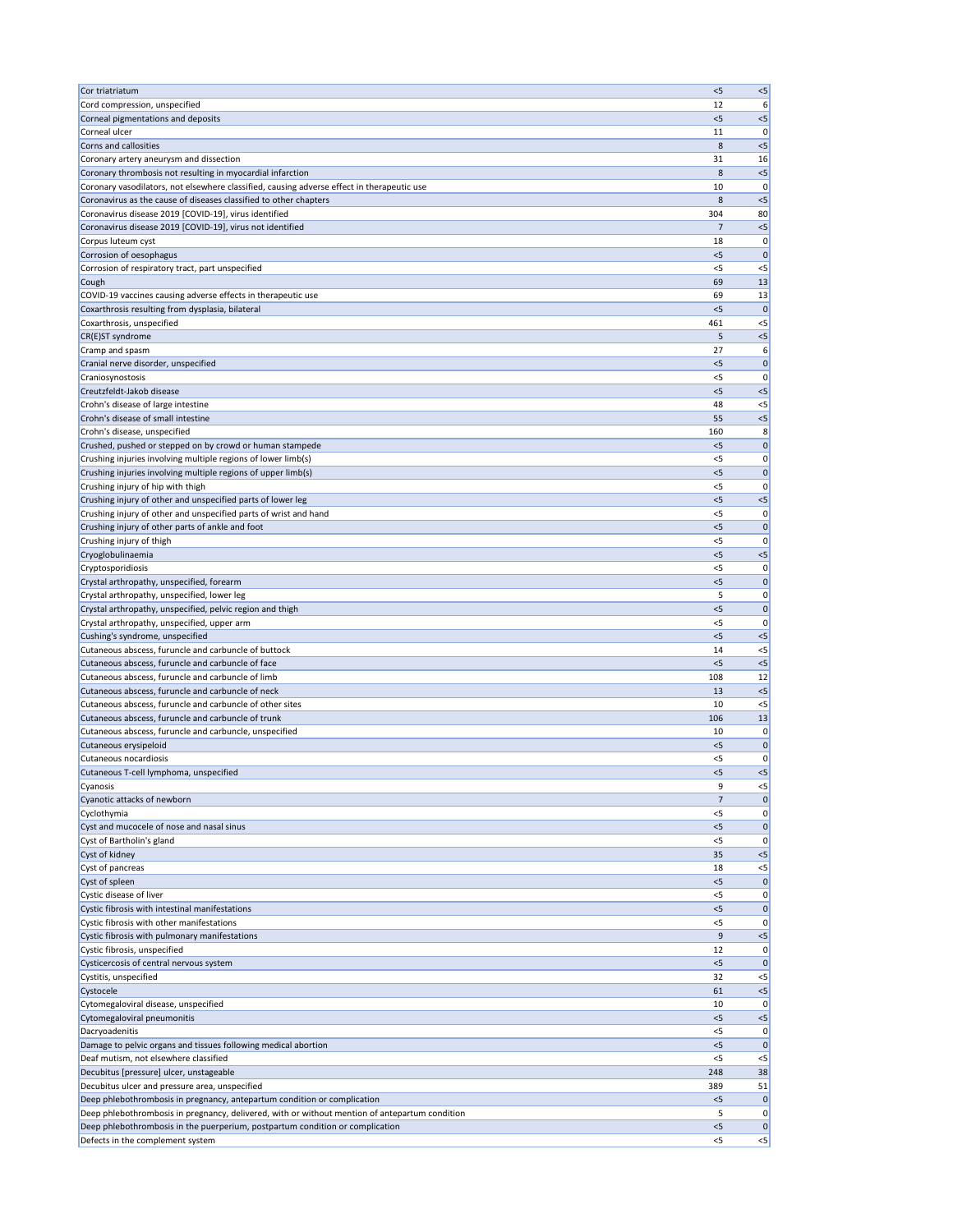| Cor triatriatum | <5 | <5 |
|---|---|---|
| Cord compression, unspecified | 12 | 6 |
| Corneal pigmentations and deposits | <5 | <5 |
| Corneal ulcer | 11 | 0 |
| Corns and callosities | 8 | <5 |
| Coronary artery aneurysm and dissection | 31 | 16 |
| Coronary thrombosis not resulting in myocardial infarction | 8 | <5 |
| Coronary vasodilators, not elsewhere classified, causing adverse effect in therapeutic use | 10 | 0 |
| Coronavirus as the cause of diseases classified to other chapters | 8 | <5 |
| Coronavirus disease 2019 [COVID-19], virus identified | 304 | 80 |
| Coronavirus disease 2019 [COVID-19], virus not identified | 7 | <5 |
| Corpus luteum cyst | 18 | 0 |
| Corrosion of oesophagus | <5 | 0 |
| Corrosion of respiratory tract, part unspecified | <5 | <5 |
| Cough | 69 | 13 |
| COVID-19 vaccines causing adverse effects in therapeutic use | 69 | 13 |
| Coxarthrosis resulting from dysplasia, bilateral | <5 | 0 |
| Coxarthrosis, unspecified | 461 | <5 |
| CR(E)ST syndrome | 5 | <5 |
| Cramp and spasm | 27 | 6 |
| Cranial nerve disorder, unspecified | <5 | 0 |
| Craniosynostosis | <5 | 0 |
| Creutzfeldt-Jakob disease | <5 | <5 |
| Crohn's disease of large intestine | 48 | <5 |
| Crohn's disease of small intestine | 55 | <5 |
| Crohn's disease, unspecified | 160 | 8 |
| Crushed, pushed or stepped on by crowd or human stampede | <5 | 0 |
| Crushing injuries involving multiple regions of lower limb(s) | <5 | 0 |
| Crushing injuries involving multiple regions of upper limb(s) | <5 | 0 |
| Crushing injury of hip with thigh | <5 | 0 |
| Crushing injury of other and unspecified parts of lower leg | <5 | <5 |
| Crushing injury of other and unspecified parts of wrist and hand | <5 | 0 |
| Crushing injury of other parts of ankle and foot | <5 | 0 |
| Crushing injury of thigh | <5 | 0 |
| Cryoglobulinaemia | <5 | <5 |
| Cryptosporidiosis | <5 | 0 |
| Crystal arthropathy, unspecified, forearm | <5 | 0 |
| Crystal arthropathy, unspecified, lower leg | 5 | 0 |
| Crystal arthropathy, unspecified, pelvic region and thigh | <5 | 0 |
| Crystal arthropathy, unspecified, upper arm | <5 | 0 |
| Cushing's syndrome, unspecified | <5 | <5 |
| Cutaneous abscess, furuncle and carbuncle of buttock | 14 | <5 |
| Cutaneous abscess, furuncle and carbuncle of face | <5 | <5 |
| Cutaneous abscess, furuncle and carbuncle of limb | 108 | 12 |
| Cutaneous abscess, furuncle and carbuncle of neck | 13 | <5 |
| Cutaneous abscess, furuncle and carbuncle of other sites | 10 | <5 |
| Cutaneous abscess, furuncle and carbuncle of trunk | 106 | 13 |
| Cutaneous abscess, furuncle and carbuncle, unspecified | 10 | 0 |
| Cutaneous erysipeloid | <5 | 0 |
| Cutaneous nocardiosis | <5 | 0 |
| Cutaneous T-cell lymphoma, unspecified | <5 | <5 |
| Cyanosis | 9 | <5 |
| Cyanotic attacks of newborn | 7 | 0 |
| Cyclothymia | <5 | 0 |
| Cyst and mucocele of nose and nasal sinus | <5 | 0 |
| Cyst of Bartholin's gland | <5 | 0 |
| Cyst of kidney | 35 | <5 |
| Cyst of pancreas | 18 | <5 |
| Cyst of spleen | <5 | 0 |
| Cystic disease of liver | <5 | 0 |
| Cystic fibrosis with intestinal manifestations | <5 | 0 |
| Cystic fibrosis with other manifestations | <5 | 0 |
| Cystic fibrosis with pulmonary manifestations | 9 | <5 |
| Cystic fibrosis, unspecified | 12 | 0 |
| Cysticercosis of central nervous system | <5 | 0 |
| Cystitis, unspecified | 32 | <5 |
| Cystocele | 61 | <5 |
| Cytomegaloviral disease, unspecified | 10 | 0 |
| Cytomegaloviral pneumonitis | <5 | <5 |
| Dacryoadenitis | <5 | 0 |
| Damage to pelvic organs and tissues following medical abortion | <5 | 0 |
| Deaf mutism, not elsewhere classified | <5 | <5 |
| Decubitus [pressure] ulcer, unstageable | 248 | 38 |
| Decubitus ulcer and pressure area, unspecified | 389 | 51 |
| Deep phlebothrombosis in pregnancy, antepartum condition or complication | <5 | 0 |
| Deep phlebothrombosis in pregnancy, delivered, with or without mention of antepartum condition | 5 | 0 |
| Deep phlebothrombosis in the puerperium, postpartum condition or complication | <5 | 0 |
| Defects in the complement system | <5 | <5 |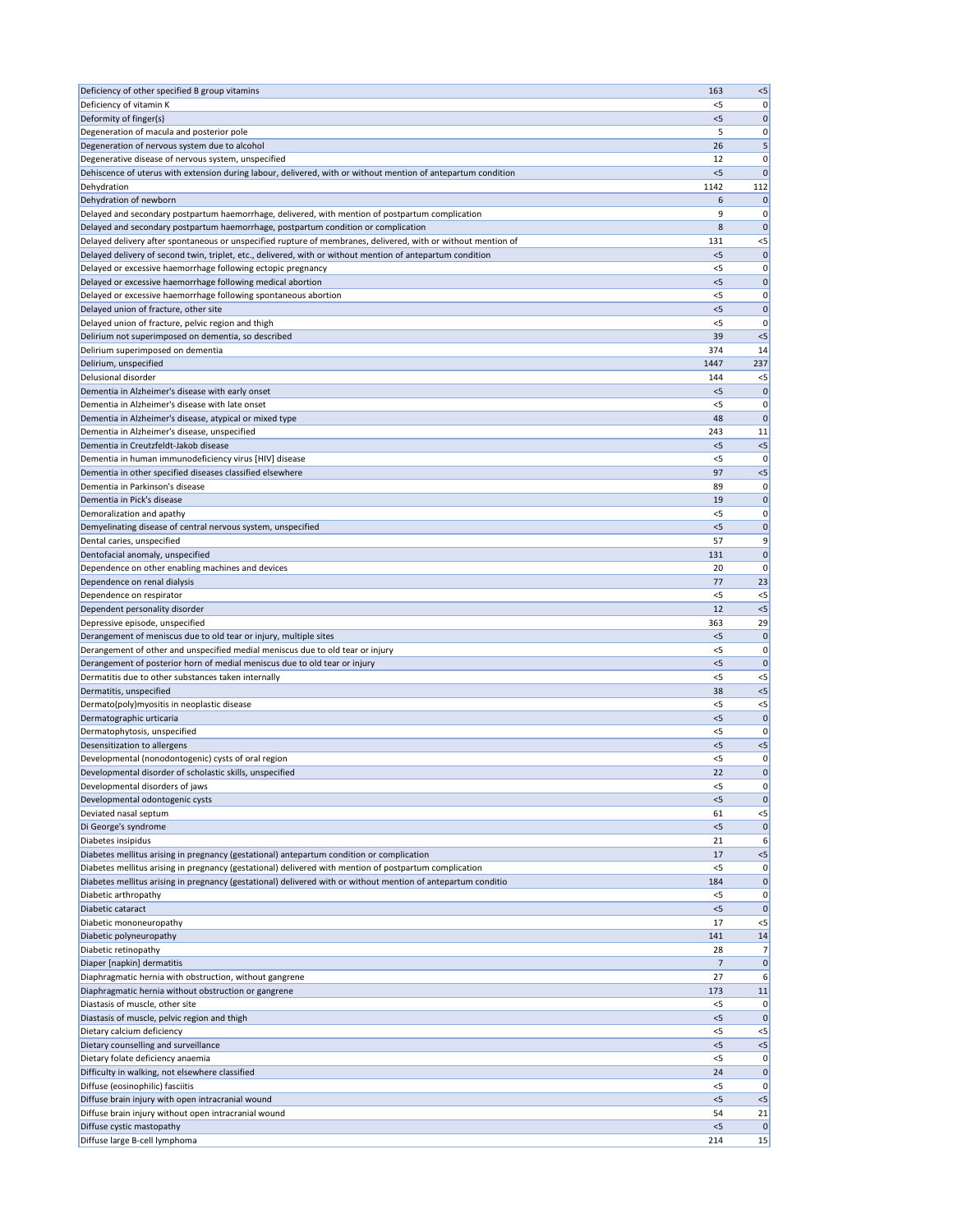| | | |
|---|---|---|
| Deficiency of other specified B group vitamins | 163 | <5 |
| Deficiency of vitamin K | <5 | 0 |
| Deformity of finger(s) | <5 | 0 |
| Degeneration of macula and posterior pole | 5 | 0 |
| Degeneration of nervous system due to alcohol | 26 | 5 |
| Degenerative disease of nervous system, unspecified | 12 | 0 |
| Dehiscence of uterus with extension during labour, delivered, with or without mention of antepartum condition | <5 | 0 |
| Dehydration | 1142 | 112 |
| Dehydration of newborn | 6 | 0 |
| Delayed and secondary postpartum haemorrhage, delivered, with mention of postpartum complication | 9 | 0 |
| Delayed and secondary postpartum haemorrhage, postpartum condition or complication | 8 | 0 |
| Delayed delivery after spontaneous or unspecified rupture of membranes, delivered, with or without mention of | 131 | <5 |
| Delayed delivery of second twin, triplet, etc., delivered, with or without mention of antepartum condition | <5 | 0 |
| Delayed or excessive haemorrhage following ectopic pregnancy | <5 | 0 |
| Delayed or excessive haemorrhage following medical abortion | <5 | 0 |
| Delayed or excessive haemorrhage following spontaneous abortion | <5 | 0 |
| Delayed union of fracture, other site | <5 | 0 |
| Delayed union of fracture, pelvic region and thigh | <5 | 0 |
| Delirium not superimposed on dementia, so described | 39 | <5 |
| Delirium superimposed on dementia | 374 | 14 |
| Delirium, unspecified | 1447 | 237 |
| Delusional disorder | 144 | <5 |
| Dementia in Alzheimer's disease with early onset | <5 | 0 |
| Dementia in Alzheimer's disease with late onset | <5 | 0 |
| Dementia in Alzheimer's disease, atypical or mixed type | 48 | 0 |
| Dementia in Alzheimer's disease, unspecified | 243 | 11 |
| Dementia in Creutzfeldt-Jakob disease | <5 | <5 |
| Dementia in human immunodeficiency virus [HIV] disease | <5 | 0 |
| Dementia in other specified diseases classified elsewhere | 97 | <5 |
| Dementia in Parkinson's disease | 89 | 0 |
| Dementia in Pick's disease | 19 | 0 |
| Demoralization and apathy | <5 | 0 |
| Demyelinating disease of central nervous system, unspecified | <5 | 0 |
| Dental caries, unspecified | 57 | 9 |
| Dentofacial anomaly, unspecified | 131 | 0 |
| Dependence on other enabling machines and devices | 20 | 0 |
| Dependence on renal dialysis | 77 | 23 |
| Dependence on respirator | <5 | <5 |
| Dependent personality disorder | 12 | <5 |
| Depressive episode, unspecified | 363 | 29 |
| Derangement of meniscus due to old tear or injury, multiple sites | <5 | 0 |
| Derangement of other and unspecified medial meniscus due to old tear or injury | <5 | 0 |
| Derangement of posterior horn of medial meniscus due to old tear or injury | <5 | 0 |
| Dermatitis due to other substances taken internally | <5 | <5 |
| Dermatitis, unspecified | 38 | <5 |
| Dermato(poly)myositis in neoplastic disease | <5 | <5 |
| Dermatographic urticaria | <5 | 0 |
| Dermatophytosis, unspecified | <5 | 0 |
| Desensitization to allergens | <5 | <5 |
| Developmental (nonodontogenic) cysts of oral region | <5 | 0 |
| Developmental disorder of scholastic skills, unspecified | 22 | 0 |
| Developmental disorders of jaws | <5 | 0 |
| Developmental odontogenic cysts | <5 | 0 |
| Deviated nasal septum | 61 | <5 |
| Di George's syndrome | <5 | 0 |
| Diabetes insipidus | 21 | 6 |
| Diabetes mellitus arising in pregnancy (gestational) antepartum condition or complication | 17 | <5 |
| Diabetes mellitus arising in pregnancy (gestational) delivered with mention of postpartum complication | <5 | 0 |
| Diabetes mellitus arising in pregnancy (gestational) delivered with or without mention of antepartum conditio | 184 | 0 |
| Diabetic arthropathy | <5 | 0 |
| Diabetic cataract | <5 | 0 |
| Diabetic mononeuropathy | 17 | <5 |
| Diabetic polyneuropathy | 141 | 14 |
| Diabetic retinopathy | 28 | 7 |
| Diaper [napkin] dermatitis | 7 | 0 |
| Diaphragmatic hernia with obstruction, without gangrene | 27 | 6 |
| Diaphragmatic hernia without obstruction or gangrene | 173 | 11 |
| Diastasis of muscle, other site | <5 | 0 |
| Diastasis of muscle, pelvic region and thigh | <5 | 0 |
| Dietary calcium deficiency | <5 | <5 |
| Dietary counselling and surveillance | <5 | <5 |
| Dietary folate deficiency anaemia | <5 | 0 |
| Difficulty in walking, not elsewhere classified | 24 | 0 |
| Diffuse (eosinophilic) fasciitis | <5 | 0 |
| Diffuse brain injury with open intracranial wound | <5 | <5 |
| Diffuse brain injury without open intracranial wound | 54 | 21 |
| Diffuse cystic mastopathy | <5 | 0 |
| Diffuse large B-cell lymphoma | 214 | 15 |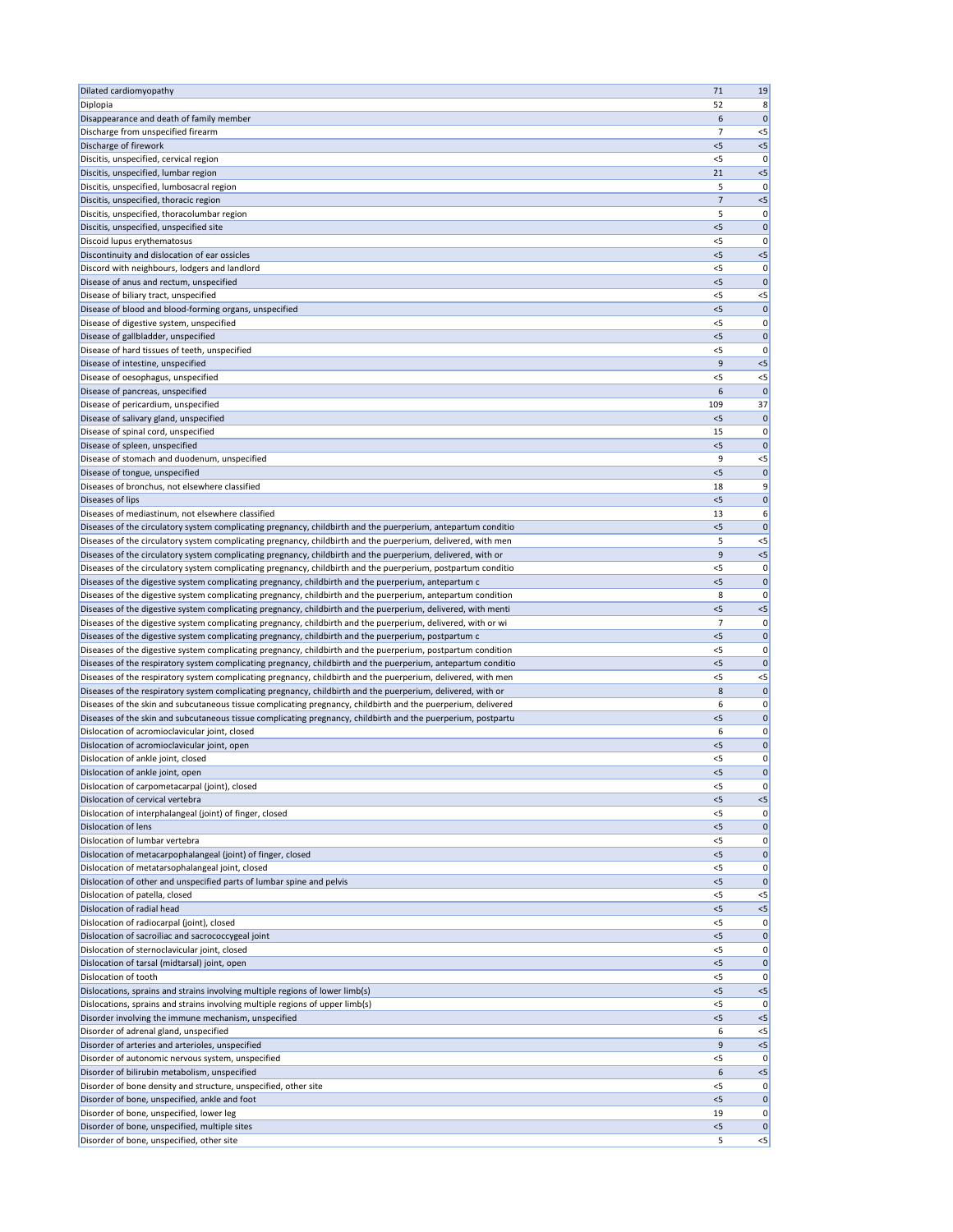| | | |
|---|---|---|
| Dilated cardiomyopathy | 71 | 19 |
| Diplopia | 52 | 8 |
| Disappearance and death of family member | 6 | 0 |
| Discharge from unspecified firearm | 7 | <5 |
| Discharge of firework | <5 | <5 |
| Discitis, unspecified, cervical region | <5 | 0 |
| Discitis, unspecified, lumbar region | 21 | <5 |
| Discitis, unspecified, lumbosacral region | 5 | 0 |
| Discitis, unspecified, thoracic region | 7 | <5 |
| Discitis, unspecified, thoracolumbar region | 5 | 0 |
| Discitis, unspecified, unspecified site | <5 | 0 |
| Discoid lupus erythematosus | <5 | 0 |
| Discontinuity and dislocation of ear ossicles | <5 | <5 |
| Discord with neighbours, lodgers and landlord | <5 | 0 |
| Disease of anus and rectum, unspecified | <5 | 0 |
| Disease of biliary tract, unspecified | <5 | <5 |
| Disease of blood and blood-forming organs, unspecified | <5 | 0 |
| Disease of digestive system, unspecified | <5 | 0 |
| Disease of gallbladder, unspecified | <5 | 0 |
| Disease of hard tissues of teeth, unspecified | <5 | 0 |
| Disease of intestine, unspecified | 9 | <5 |
| Disease of oesophagus, unspecified | <5 | <5 |
| Disease of pancreas, unspecified | 6 | 0 |
| Disease of pericardium, unspecified | 109 | 37 |
| Disease of salivary gland, unspecified | <5 | 0 |
| Disease of spinal cord, unspecified | 15 | 0 |
| Disease of spleen, unspecified | <5 | 0 |
| Disease of stomach and duodenum, unspecified | 9 | <5 |
| Disease of tongue, unspecified | <5 | 0 |
| Diseases of bronchus, not elsewhere classified | 18 | 9 |
| Diseases of lips | <5 | 0 |
| Diseases of mediastinum, not elsewhere classified | 13 | 6 |
| Diseases of the circulatory system complicating pregnancy, childbirth and the puerperium, antepartum conditio | <5 | 0 |
| Diseases of the circulatory system complicating pregnancy, childbirth and the puerperium, delivered, with men | 5 | <5 |
| Diseases of the circulatory system complicating pregnancy, childbirth and the puerperium, delivered, with or | 9 | <5 |
| Diseases of the circulatory system complicating pregnancy, childbirth and the puerperium, postpartum conditio | <5 | 0 |
| Diseases of the digestive system complicating pregnancy, childbirth and the puerperium, antepartum c | <5 | 0 |
| Diseases of the digestive system complicating pregnancy, childbirth and the puerperium, antepartum condition | 8 | 0 |
| Diseases of the digestive system complicating pregnancy, childbirth and the puerperium, delivered, with menti | <5 | <5 |
| Diseases of the digestive system complicating pregnancy, childbirth and the puerperium, delivered, with or wi | 7 | 0 |
| Diseases of the digestive system complicating pregnancy, childbirth and the puerperium, postpartum c | <5 | 0 |
| Diseases of the digestive system complicating pregnancy, childbirth and the puerperium, postpartum condition | <5 | 0 |
| Diseases of the respiratory system complicating pregnancy, childbirth and the puerperium, antepartum conditio | <5 | 0 |
| Diseases of the respiratory system complicating pregnancy, childbirth and the puerperium, delivered, with men | <5 | <5 |
| Diseases of the respiratory system complicating pregnancy, childbirth and the puerperium, delivered, with or | 8 | 0 |
| Diseases of the skin and subcutaneous tissue complicating pregnancy, childbirth and the puerperium, delivered | 6 | 0 |
| Diseases of the skin and subcutaneous tissue complicating pregnancy, childbirth and the puerperium, postpartu | <5 | 0 |
| Dislocation of acromioclavicular joint, closed | 6 | 0 |
| Dislocation of acromioclavicular joint, open | <5 | 0 |
| Dislocation of ankle joint, closed | <5 | 0 |
| Dislocation of ankle joint, open | <5 | 0 |
| Dislocation of carpometacarpal (joint), closed | <5 | 0 |
| Dislocation of cervical vertebra | <5 | <5 |
| Dislocation of interphalangeal (joint) of finger, closed | <5 | 0 |
| Dislocation of lens | <5 | 0 |
| Dislocation of lumbar vertebra | <5 | 0 |
| Dislocation of metacarpophalangeal (joint) of finger, closed | <5 | 0 |
| Dislocation of metatarsophalangeal joint, closed | <5 | 0 |
| Dislocation of other and unspecified parts of lumbar spine and pelvis | <5 | 0 |
| Dislocation of patella, closed | <5 | <5 |
| Dislocation of radial head | <5 | <5 |
| Dislocation of radiocarpal (joint), closed | <5 | 0 |
| Dislocation of sacroiliac and sacrococcygeal joint | <5 | 0 |
| Dislocation of sternoclavicular joint, closed | <5 | 0 |
| Dislocation of tarsal (midtarsal) joint, open | <5 | 0 |
| Dislocation of tooth | <5 | 0 |
| Dislocations, sprains and strains involving multiple regions of lower limb(s) | <5 | <5 |
| Dislocations, sprains and strains involving multiple regions of upper limb(s) | <5 | 0 |
| Disorder involving the immune mechanism, unspecified | <5 | <5 |
| Disorder of adrenal gland, unspecified | 6 | <5 |
| Disorder of arteries and arterioles, unspecified | 9 | <5 |
| Disorder of autonomic nervous system, unspecified | <5 | 0 |
| Disorder of bilirubin metabolism, unspecified | 6 | <5 |
| Disorder of bone density and structure, unspecified, other site | <5 | 0 |
| Disorder of bone, unspecified, ankle and foot | <5 | 0 |
| Disorder of bone, unspecified, lower leg | 19 | 0 |
| Disorder of bone, unspecified, multiple sites | <5 | 0 |
| Disorder of bone, unspecified, other site | 5 | <5 |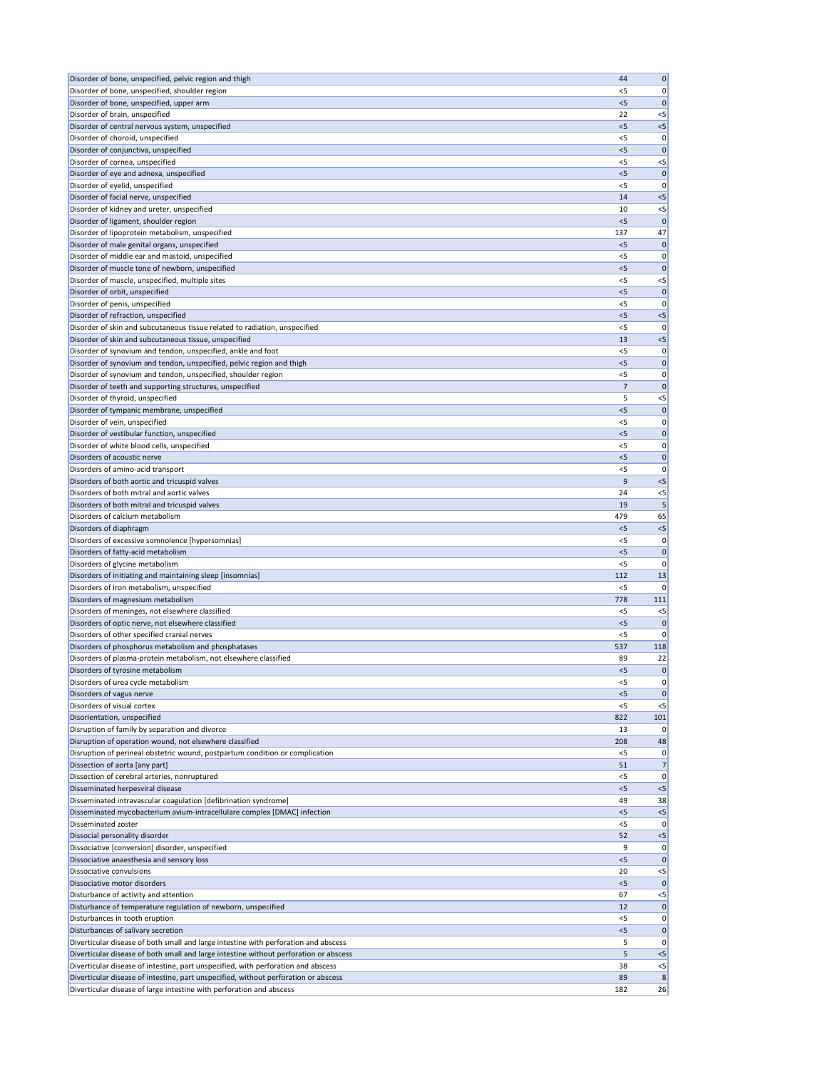| | | |
|---|---|---|
| Disorder of bone, unspecified, pelvic region and thigh | 44 | 0 |
| Disorder of bone, unspecified, shoulder region | <5 | 0 |
| Disorder of bone, unspecified, upper arm | <5 | 0 |
| Disorder of brain, unspecified | 22 | <5 |
| Disorder of central nervous system, unspecified | <5 | <5 |
| Disorder of choroid, unspecified | <5 | 0 |
| Disorder of conjunctiva, unspecified | <5 | 0 |
| Disorder of cornea, unspecified | <5 | <5 |
| Disorder of eye and adnexa, unspecified | <5 | 0 |
| Disorder of eyelid, unspecified | <5 | 0 |
| Disorder of facial nerve, unspecified | 14 | <5 |
| Disorder of kidney and ureter, unspecified | 10 | <5 |
| Disorder of ligament, shoulder region | <5 | 0 |
| Disorder of lipoprotein metabolism, unspecified | 137 | 47 |
| Disorder of male genital organs, unspecified | <5 | 0 |
| Disorder of middle ear and mastoid, unspecified | <5 | 0 |
| Disorder of muscle tone of newborn, unspecified | <5 | 0 |
| Disorder of muscle, unspecified, multiple sites | <5 | <5 |
| Disorder of orbit, unspecified | <5 | 0 |
| Disorder of penis, unspecified | <5 | 0 |
| Disorder of refraction, unspecified | <5 | <5 |
| Disorder of skin and subcutaneous tissue related to radiation, unspecified | <5 | 0 |
| Disorder of skin and subcutaneous tissue, unspecified | 13 | <5 |
| Disorder of synovium and tendon, unspecified, ankle and foot | <5 | 0 |
| Disorder of synovium and tendon, unspecified, pelvic region and thigh | <5 | 0 |
| Disorder of synovium and tendon, unspecified, shoulder region | <5 | 0 |
| Disorder of teeth and supporting structures, unspecified | 7 | 0 |
| Disorder of thyroid, unspecified | 5 | <5 |
| Disorder of tympanic membrane, unspecified | <5 | 0 |
| Disorder of vein, unspecified | <5 | 0 |
| Disorder of vestibular function, unspecified | <5 | 0 |
| Disorder of white blood cells, unspecified | <5 | 0 |
| Disorders of acoustic nerve | <5 | 0 |
| Disorders of amino-acid transport | <5 | 0 |
| Disorders of both aortic and tricuspid valves | 9 | <5 |
| Disorders of both mitral and aortic valves | 24 | <5 |
| Disorders of both mitral and tricuspid valves | 19 | 5 |
| Disorders of calcium metabolism | 479 | 65 |
| Disorders of diaphragm | <5 | <5 |
| Disorders of excessive somnolence [hypersomnias] | <5 | 0 |
| Disorders of fatty-acid metabolism | <5 | 0 |
| Disorders of glycine metabolism | <5 | 0 |
| Disorders of initiating and maintaining sleep [insomnias] | 112 | 13 |
| Disorders of iron metabolism, unspecified | <5 | 0 |
| Disorders of magnesium metabolism | 778 | 111 |
| Disorders of meninges, not elsewhere classified | <5 | <5 |
| Disorders of optic nerve, not elsewhere classified | <5 | 0 |
| Disorders of other specified cranial nerves | <5 | 0 |
| Disorders of phosphorus metabolism and phosphatases | 537 | 118 |
| Disorders of plasma-protein metabolism, not elsewhere classified | 89 | 22 |
| Disorders of tyrosine metabolism | <5 | 0 |
| Disorders of urea cycle metabolism | <5 | 0 |
| Disorders of vagus nerve | <5 | 0 |
| Disorders of visual cortex | <5 | <5 |
| Disorientation, unspecified | 822 | 101 |
| Disruption of family by separation and divorce | 13 | 0 |
| Disruption of operation wound, not elsewhere classified | 208 | 48 |
| Disruption of perineal obstetric wound, postpartum condition or complication | <5 | 0 |
| Dissection of aorta [any part] | 51 | 7 |
| Dissection of cerebral arteries, nonruptured | <5 | 0 |
| Disseminated herpesviral disease | <5 | <5 |
| Disseminated intravascular coagulation [defibrination syndrome] | 49 | 38 |
| Disseminated mycobacterium avium-intracellulare complex [DMAC] infection | <5 | <5 |
| Disseminated zoster | <5 | 0 |
| Dissocial personality disorder | 52 | <5 |
| Dissociative [conversion] disorder, unspecified | 9 | 0 |
| Dissociative anaesthesia and sensory loss | <5 | 0 |
| Dissociative convulsions | 20 | <5 |
| Dissociative motor disorders | <5 | 0 |
| Disturbance of activity and attention | 67 | <5 |
| Disturbance of temperature regulation of newborn, unspecified | 12 | 0 |
| Disturbances in tooth eruption | <5 | 0 |
| Disturbances of salivary secretion | <5 | 0 |
| Diverticular disease of both small and large intestine with perforation and abscess | 5 | 0 |
| Diverticular disease of both small and large intestine without perforation or abscess | 5 | <5 |
| Diverticular disease of intestine, part unspecified, with perforation and abscess | 38 | <5 |
| Diverticular disease of intestine, part unspecified, without perforation or abscess | 89 | 8 |
| Diverticular disease of large intestine with perforation and abscess | 182 | 26 |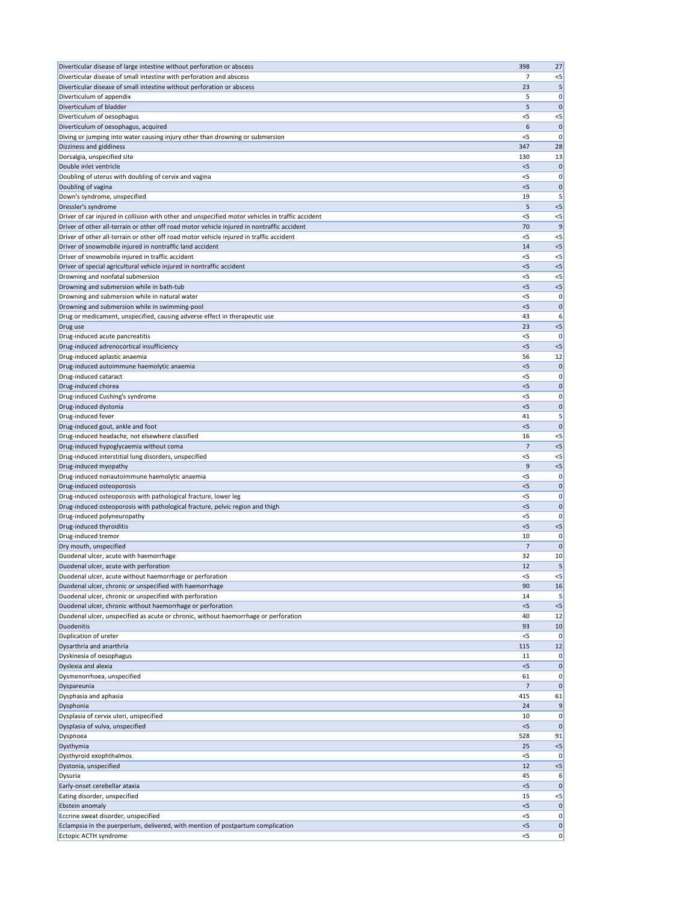| | | |
|---|---|---|
| Diverticular disease of large intestine without perforation or abscess | 398 | 27 |
| Diverticular disease of small intestine with perforation and abscess | 7 | <5 |
| Diverticular disease of small intestine without perforation or abscess | 23 | 5 |
| Diverticulum of appendix | 5 | 0 |
| Diverticulum of bladder | 5 | 0 |
| Diverticulum of oesophagus | <5 | <5 |
| Diverticulum of oesophagus, acquired | 6 | 0 |
| Diving or jumping into water causing injury other than drowning or submersion | <5 | 0 |
| Dizziness and giddiness | 347 | 28 |
| Dorsalgia, unspecified site | 130 | 13 |
| Double inlet ventricle | <5 | 0 |
| Doubling of uterus with doubling of cervix and vagina | <5 | 0 |
| Doubling of vagina | <5 | 0 |
| Down's syndrome, unspecified | 19 | 5 |
| Dressler's syndrome | 5 | <5 |
| Driver of car injured in collision with other and unspecified motor vehicles in traffic accident | <5 | <5 |
| Driver of other all-terrain or other off road motor vehicle injured in nontraffic accident | 70 | 9 |
| Driver of other all-terrain or other off road motor vehicle injured in traffic accident | <5 | <5 |
| Driver of snowmobile injured in nontraffic land accident | 14 | <5 |
| Driver of snowmobile injured in traffic accident | <5 | <5 |
| Driver of special agricultural vehicle injured in nontraffic accident | <5 | <5 |
| Drowning and nonfatal submersion | <5 | <5 |
| Drowning and submersion while in bath-tub | <5 | <5 |
| Drowning and submersion while in natural water | <5 | 0 |
| Drowning and submersion while in swimming-pool | <5 | 0 |
| Drug or medicament, unspecified, causing adverse effect in therapeutic use | 43 | 6 |
| Drug use | 23 | <5 |
| Drug-induced acute pancreatitis | <5 | 0 |
| Drug-induced adrenocortical insufficiency | <5 | <5 |
| Drug-induced aplastic anaemia | 56 | 12 |
| Drug-induced autoimmune haemolytic anaemia | <5 | 0 |
| Drug-induced cataract | <5 | 0 |
| Drug-induced chorea | <5 | 0 |
| Drug-induced Cushing's syndrome | <5 | 0 |
| Drug-induced dystonia | <5 | 0 |
| Drug-induced fever | 41 | 5 |
| Drug-induced gout, ankle and foot | <5 | 0 |
| Drug-induced headache, not elsewhere classified | 16 | <5 |
| Drug-induced hypoglycaemia without coma | 7 | <5 |
| Drug-induced interstitial lung disorders, unspecified | <5 | <5 |
| Drug-induced myopathy | 9 | <5 |
| Drug-induced nonautoimmune haemolytic anaemia | <5 | 0 |
| Drug-induced osteoporosis | <5 | 0 |
| Drug-induced osteoporosis with pathological fracture, lower leg | <5 | 0 |
| Drug-induced osteoporosis with pathological fracture, pelvic region and thigh | <5 | 0 |
| Drug-induced polyneuropathy | <5 | 0 |
| Drug-induced thyroiditis | <5 | <5 |
| Drug-induced tremor | 10 | 0 |
| Dry mouth, unspecified | 7 | 0 |
| Duodenal ulcer, acute with haemorrhage | 32 | 10 |
| Duodenal ulcer, acute with perforation | 12 | 5 |
| Duodenal ulcer, acute without haemorrhage or perforation | <5 | <5 |
| Duodenal ulcer, chronic or unspecified with haemorrhage | 90 | 16 |
| Duodenal ulcer, chronic or unspecified with perforation | 14 | 5 |
| Duodenal ulcer, chronic without haemorrhage or perforation | <5 | <5 |
| Duodenal ulcer, unspecified as acute or chronic, without haemorrhage or perforation | 40 | 12 |
| Duodenitis | 93 | 10 |
| Duplication of ureter | <5 | 0 |
| Dysarthria and anarthria | 115 | 12 |
| Dyskinesia of oesophagus | 11 | 0 |
| Dyslexia and alexia | <5 | 0 |
| Dysmenorrhoea, unspecified | 61 | 0 |
| Dyspareunia | 7 | 0 |
| Dysphasia and aphasia | 415 | 61 |
| Dysphonia | 24 | 9 |
| Dysplasia of cervix uteri, unspecified | 10 | 0 |
| Dysplasia of vulva, unspecified | <5 | 0 |
| Dyspnoea | 528 | 91 |
| Dysthymia | 25 | <5 |
| Dysthyroid exophthalmos | <5 | 0 |
| Dystonia, unspecified | 12 | <5 |
| Dysuria | 45 | 6 |
| Early-onset cerebellar ataxia | <5 | 0 |
| Eating disorder, unspecified | 15 | <5 |
| Ebstein anomaly | <5 | 0 |
| Eccrine sweat disorder, unspecified | <5 | 0 |
| Eclampsia in the puerperium, delivered, with mention of postpartum complication | <5 | 0 |
| Ectopic ACTH syndrome | <5 | 0 |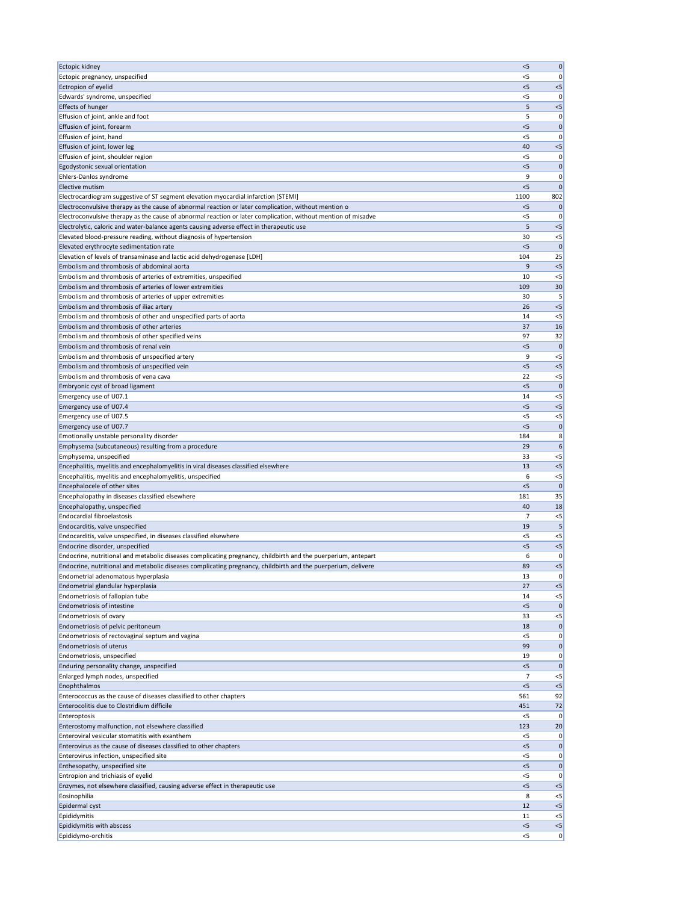| | | |
|---|---|---|
| Ectopic kidney | <5 | 0 |
| Ectopic pregnancy, unspecified | <5 | 0 |
| Ectropion of eyelid | <5 | <5 |
| Edwards' syndrome, unspecified | <5 | 0 |
| Effects of hunger | 5 | <5 |
| Effusion of joint, ankle and foot | 5 | 0 |
| Effusion of joint, forearm | <5 | 0 |
| Effusion of joint, hand | <5 | 0 |
| Effusion of joint, lower leg | 40 | <5 |
| Effusion of joint, shoulder region | <5 | 0 |
| Egodystonic sexual orientation | <5 | 0 |
| Ehlers-Danlos syndrome | 9 | 0 |
| Elective mutism | <5 | 0 |
| Electrocardiogram suggestive of ST segment elevation myocardial infarction [STEMI] | 1100 | 802 |
| Electroconvulsive therapy as the cause of abnormal reaction or later complication, without mention o | <5 | 0 |
| Electroconvulsive therapy as the cause of abnormal reaction or later complication, without mention of misadve | <5 | 0 |
| Electrolytic, caloric and water-balance agents causing adverse effect in therapeutic use | 5 | <5 |
| Elevated blood-pressure reading, without diagnosis of hypertension | 30 | <5 |
| Elevated erythrocyte sedimentation rate | <5 | 0 |
| Elevation of levels of transaminase and lactic acid dehydrogenase [LDH] | 104 | 25 |
| Embolism and thrombosis of abdominal aorta | 9 | <5 |
| Embolism and thrombosis of arteries of extremities, unspecified | 10 | <5 |
| Embolism and thrombosis of arteries of lower extremities | 109 | 30 |
| Embolism and thrombosis of arteries of upper extremities | 30 | 5 |
| Embolism and thrombosis of iliac artery | 26 | <5 |
| Embolism and thrombosis of other and unspecified parts of aorta | 14 | <5 |
| Embolism and thrombosis of other arteries | 37 | 16 |
| Embolism and thrombosis of other specified veins | 97 | 32 |
| Embolism and thrombosis of renal vein | <5 | 0 |
| Embolism and thrombosis of unspecified artery | 9 | <5 |
| Embolism and thrombosis of unspecified vein | <5 | <5 |
| Embolism and thrombosis of vena cava | 22 | <5 |
| Embryonic cyst of broad ligament | <5 | 0 |
| Emergency use of U07.1 | 14 | <5 |
| Emergency use of U07.4 | <5 | <5 |
| Emergency use of U07.5 | <5 | <5 |
| Emergency use of U07.7 | <5 | 0 |
| Emotionally unstable personality disorder | 184 | 8 |
| Emphysema (subcutaneous) resulting from a procedure | 29 | 6 |
| Emphysema, unspecified | 33 | <5 |
| Encephalitis, myelitis and encephalomyelitis in viral diseases classified elsewhere | 13 | <5 |
| Encephalitis, myelitis and encephalomyelitis, unspecified | 6 | <5 |
| Encephalocele of other sites | <5 | 0 |
| Encephalopathy in diseases classified elsewhere | 181 | 35 |
| Encephalopathy, unspecified | 40 | 18 |
| Endocardial fibroelastosis | 7 | <5 |
| Endocarditis, valve unspecified | 19 | 5 |
| Endocarditis, valve unspecified, in diseases classified elsewhere | <5 | <5 |
| Endocrine disorder, unspecified | <5 | <5 |
| Endocrine, nutritional and metabolic diseases complicating pregnancy, childbirth and the puerperium, antepart | 6 | 0 |
| Endocrine, nutritional and metabolic diseases complicating pregnancy, childbirth and the puerperium, delivere | 89 | <5 |
| Endometrial adenomatous hyperplasia | 13 | 0 |
| Endometrial glandular hyperplasia | 27 | <5 |
| Endometriosis of fallopian tube | 14 | <5 |
| Endometriosis of intestine | <5 | 0 |
| Endometriosis of ovary | 33 | <5 |
| Endometriosis of pelvic peritoneum | 18 | 0 |
| Endometriosis of rectovaginal septum and vagina | <5 | 0 |
| Endometriosis of uterus | 99 | 0 |
| Endometriosis, unspecified | 19 | 0 |
| Enduring personality change, unspecified | <5 | 0 |
| Enlarged lymph nodes, unspecified | 7 | <5 |
| Enophthalmos | <5 | <5 |
| Enterococcus as the cause of diseases classified to other chapters | 561 | 92 |
| Enterocolitis due to Clostridium difficile | 451 | 72 |
| Enteroptosis | <5 | 0 |
| Enterostomy malfunction, not elsewhere classified | 123 | 20 |
| Enteroviral vesicular stomatitis with exanthem | <5 | 0 |
| Enterovirus as the cause of diseases classified to other chapters | <5 | 0 |
| Enterovirus infection, unspecified site | <5 | 0 |
| Enthesopathy, unspecified site | <5 | 0 |
| Entropion and trichiasis of eyelid | <5 | 0 |
| Enzymes, not elsewhere classified, causing adverse effect in therapeutic use | <5 | <5 |
| Eosinophilia | 8 | <5 |
| Epidermal cyst | 12 | <5 |
| Epididymitis | 11 | <5 |
| Epididymitis with abscess | <5 | <5 |
| Epididymo-orchitis | <5 | 0 |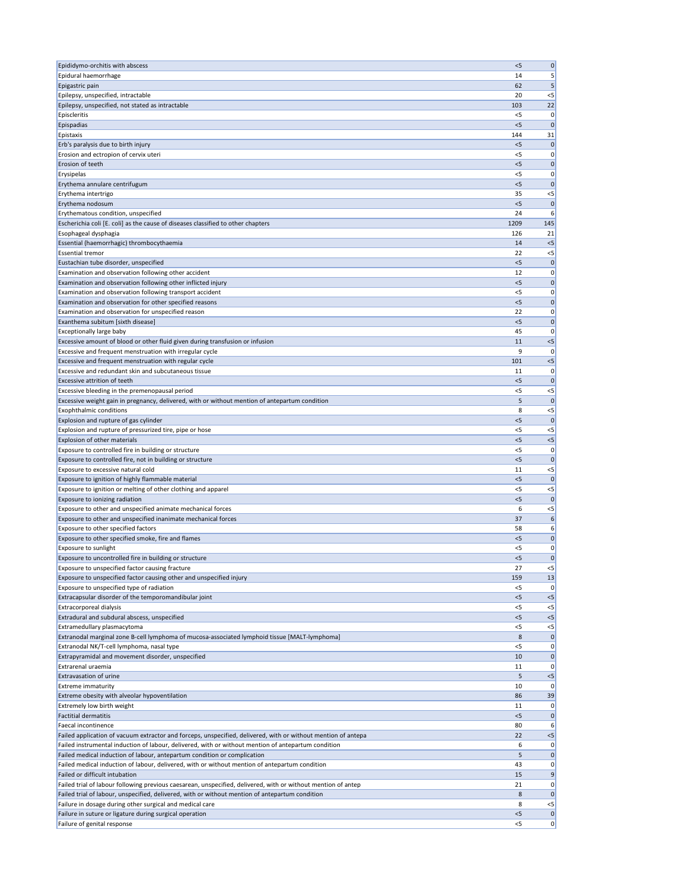| | | |
|---|---|---|
| Epididymo-orchitis with abscess | <5 | 0 |
| Epidural haemorrhage | 14 | 5 |
| Epigastric pain | 62 | 5 |
| Epilepsy, unspecified, intractable | 20 | <5 |
| Epilepsy, unspecified, not stated as intractable | 103 | 22 |
| Episcleritis | <5 | 0 |
| Epispadias | <5 | 0 |
| Epistaxis | 144 | 31 |
| Erb's paralysis due to birth injury | <5 | 0 |
| Erosion and ectropion of cervix uteri | <5 | 0 |
| Erosion of teeth | <5 | 0 |
| Erysipelas | <5 | 0 |
| Erythema annulare centrifugum | <5 | 0 |
| Erythema intertrigo | 35 | <5 |
| Erythema nodosum | <5 | 0 |
| Erythematous condition, unspecified | 24 | 6 |
| Escherichia coli [E. coli] as the cause of diseases classified to other chapters | 1209 | 145 |
| Esophageal dysphagia | 126 | 21 |
| Essential (haemorrhagic) thrombocythaemia | 14 | <5 |
| Essential tremor | 22 | <5 |
| Eustachian tube disorder, unspecified | <5 | 0 |
| Examination and observation following other accident | 12 | 0 |
| Examination and observation following other inflicted injury | <5 | 0 |
| Examination and observation following transport accident | <5 | 0 |
| Examination and observation for other specified reasons | <5 | 0 |
| Examination and observation for unspecified reason | 22 | 0 |
| Exanthema subitum [sixth disease] | <5 | 0 |
| Exceptionally large baby | 45 | 0 |
| Excessive amount of blood or other fluid given during transfusion or infusion | 11 | <5 |
| Excessive and frequent menstruation with irregular cycle | 9 | 0 |
| Excessive and frequent menstruation with regular cycle | 101 | <5 |
| Excessive and redundant skin and subcutaneous tissue | 11 | 0 |
| Excessive attrition of teeth | <5 | 0 |
| Excessive bleeding in the premenopausal period | <5 | <5 |
| Excessive weight gain in pregnancy, delivered, with or without mention of antepartum condition | 5 | 0 |
| Exophthalmic conditions | 8 | <5 |
| Explosion and rupture of gas cylinder | <5 | 0 |
| Explosion and rupture of pressurized tire, pipe or hose | <5 | <5 |
| Explosion of other materials | <5 | <5 |
| Exposure to controlled fire in building or structure | <5 | 0 |
| Exposure to controlled fire, not in building or structure | <5 | 0 |
| Exposure to excessive natural cold | 11 | <5 |
| Exposure to ignition of highly flammable material | <5 | 0 |
| Exposure to ignition or melting of other clothing and apparel | <5 | <5 |
| Exposure to ionizing radiation | <5 | 0 |
| Exposure to other and unspecified animate mechanical forces | 6 | <5 |
| Exposure to other and unspecified inanimate mechanical forces | 37 | 6 |
| Exposure to other specified factors | 58 | 6 |
| Exposure to other specified smoke, fire and flames | <5 | 0 |
| Exposure to sunlight | <5 | 0 |
| Exposure to uncontrolled fire in building or structure | <5 | 0 |
| Exposure to unspecified factor causing fracture | 27 | <5 |
| Exposure to unspecified factor causing other and unspecified injury | 159 | 13 |
| Exposure to unspecified type of radiation | <5 | 0 |
| Extracapsular disorder of the temporomandibular joint | <5 | <5 |
| Extracorporeal dialysis | <5 | <5 |
| Extradural and subdural abscess, unspecified | <5 | <5 |
| Extramedullary plasmacytoma | <5 | <5 |
| Extranodal marginal zone B-cell lymphoma of mucosa-associated lymphoid tissue [MALT-lymphoma] | 8 | 0 |
| Extranodal NK/T-cell lymphoma, nasal type | <5 | 0 |
| Extrapyramidal and movement disorder, unspecified | 10 | 0 |
| Extrarenal uraemia | 11 | 0 |
| Extravasation of urine | 5 | <5 |
| Extreme immaturity | 10 | 0 |
| Extreme obesity with alveolar hypoventilation | 86 | 39 |
| Extremely low birth weight | 11 | 0 |
| Factitial dermatitis | <5 | 0 |
| Faecal incontinence | 80 | 6 |
| Failed application of vacuum extractor and forceps, unspecified, delivered, with or without mention of antepa | 22 | <5 |
| Failed instrumental induction of labour, delivered, with or without mention of antepartum condition | 6 | 0 |
| Failed medical induction of labour, antepartum condition or complication | 5 | 0 |
| Failed medical induction of labour, delivered, with or without mention of antepartum condition | 43 | 0 |
| Failed or difficult intubation | 15 | 9 |
| Failed trial of labour following previous caesarean, unspecified, delivered, with or without mention of antep | 21 | 0 |
| Failed trial of labour, unspecified, delivered, with or without mention of antepartum condition | 8 | 0 |
| Failure in dosage during other surgical and medical care | 8 | <5 |
| Failure in suture or ligature during surgical operation | <5 | 0 |
| Failure of genital response | <5 | 0 |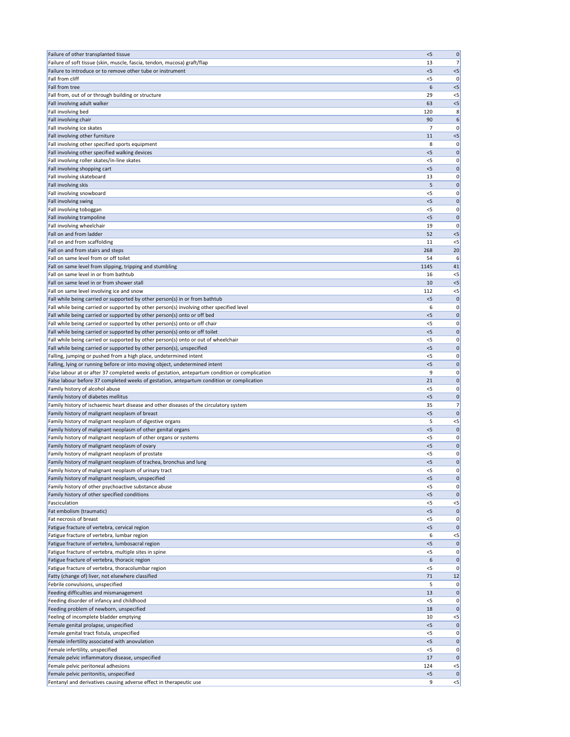| | | |
|---|---|---|
| Failure of other transplanted tissue | <5 | 0 |
| Failure of soft tissue (skin, muscle, fascia, tendon, mucosa) graft/flap | 13 | 7 |
| Failure to introduce or to remove other tube or instrument | <5 | <5 |
| Fall from cliff | <5 | 0 |
| Fall from tree | 6 | <5 |
| Fall from, out of or through building or structure | 29 | <5 |
| Fall involving adult walker | 63 | <5 |
| Fall involving bed | 120 | 8 |
| Fall involving chair | 90 | 6 |
| Fall involving ice skates | 7 | 0 |
| Fall involving other furniture | 11 | <5 |
| Fall involving other specified sports equipment | 8 | 0 |
| Fall involving other specified walking devices | <5 | 0 |
| Fall involving roller skates/in-line skates | <5 | 0 |
| Fall involving shopping cart | <5 | 0 |
| Fall involving skateboard | 13 | 0 |
| Fall involving skis | 5 | 0 |
| Fall involving snowboard | <5 | 0 |
| Fall involving swing | <5 | 0 |
| Fall involving toboggan | <5 | 0 |
| Fall involving trampoline | <5 | 0 |
| Fall involving wheelchair | 19 | 0 |
| Fall on and from ladder | 52 | <5 |
| Fall on and from scaffolding | 11 | <5 |
| Fall on and from stairs and steps | 268 | 20 |
| Fall on same level from or off toilet | 54 | 6 |
| Fall on same level from slipping, tripping and stumbling | 1145 | 41 |
| Fall on same level in or from bathtub | 16 | <5 |
| Fall on same level in or from shower stall | 10 | <5 |
| Fall on same level involving ice and snow | 112 | <5 |
| Fall while being carried or supported by other person(s) in or from bathtub | <5 | 0 |
| Fall while being carried or supported by other person(s) involving other specified level | 6 | 0 |
| Fall while being carried or supported by other person(s) onto or off bed | <5 | 0 |
| Fall while being carried or supported by other person(s) onto or off chair | <5 | 0 |
| Fall while being carried or supported by other person(s) onto or off toilet | <5 | 0 |
| Fall while being carried or supported by other person(s) onto or out of wheelchair | <5 | 0 |
| Fall while being carried or supported by other person(s), unspecified | <5 | 0 |
| Falling, jumping or pushed from a high place, undetermined intent | <5 | 0 |
| Falling, lying or running before or into moving object, undetermined intent | <5 | 0 |
| False labour at or after 37 completed weeks of gestation, antepartum condition or complication | 9 | 0 |
| False labour before 37 completed weeks of gestation, antepartum condition or complication | 21 | 0 |
| Family history of alcohol abuse | <5 | 0 |
| Family history of diabetes mellitus | <5 | 0 |
| Family history of ischaemic heart disease and other diseases of the circulatory system | 35 | 7 |
| Family history of malignant neoplasm of breast | <5 | 0 |
| Family history of malignant neoplasm of digestive organs | 5 | <5 |
| Family history of malignant neoplasm of other genital organs | <5 | 0 |
| Family history of malignant neoplasm of other organs or systems | <5 | 0 |
| Family history of malignant neoplasm of ovary | <5 | 0 |
| Family history of malignant neoplasm of prostate | <5 | 0 |
| Family history of malignant neoplasm of trachea, bronchus and lung | <5 | 0 |
| Family history of malignant neoplasm of urinary tract | <5 | 0 |
| Family history of malignant neoplasm, unspecified | <5 | 0 |
| Family history of other psychoactive substance abuse | <5 | 0 |
| Family history of other specified conditions | <5 | 0 |
| Fasciculation | <5 | <5 |
| Fat embolism (traumatic) | <5 | 0 |
| Fat necrosis of breast | <5 | 0 |
| Fatigue fracture of vertebra, cervical region | <5 | 0 |
| Fatigue fracture of vertebra, lumbar region | 6 | <5 |
| Fatigue fracture of vertebra, lumbosacral region | <5 | 0 |
| Fatigue fracture of vertebra, multiple sites in spine | <5 | 0 |
| Fatigue fracture of vertebra, thoracic region | 6 | 0 |
| Fatigue fracture of vertebra, thoracolumbar region | <5 | 0 |
| Fatty (change of) liver, not elsewhere classified | 71 | 12 |
| Febrile convulsions, unspecified | 5 | 0 |
| Feeding difficulties and mismanagement | 13 | 0 |
| Feeding disorder of infancy and childhood | <5 | 0 |
| Feeding problem of newborn, unspecified | 18 | 0 |
| Feeling of incomplete bladder emptying | 10 | <5 |
| Female genital prolapse, unspecified | <5 | 0 |
| Female genital tract fistula, unspecified | <5 | 0 |
| Female infertility associated with anovulation | <5 | 0 |
| Female infertility, unspecified | <5 | 0 |
| Female pelvic inflammatory disease, unspecified | 17 | 0 |
| Female pelvic peritoneal adhesions | 124 | <5 |
| Female pelvic peritonitis, unspecified | <5 | 0 |
| Fentanyl and derivatives causing adverse effect in therapeutic use | 9 | <5 |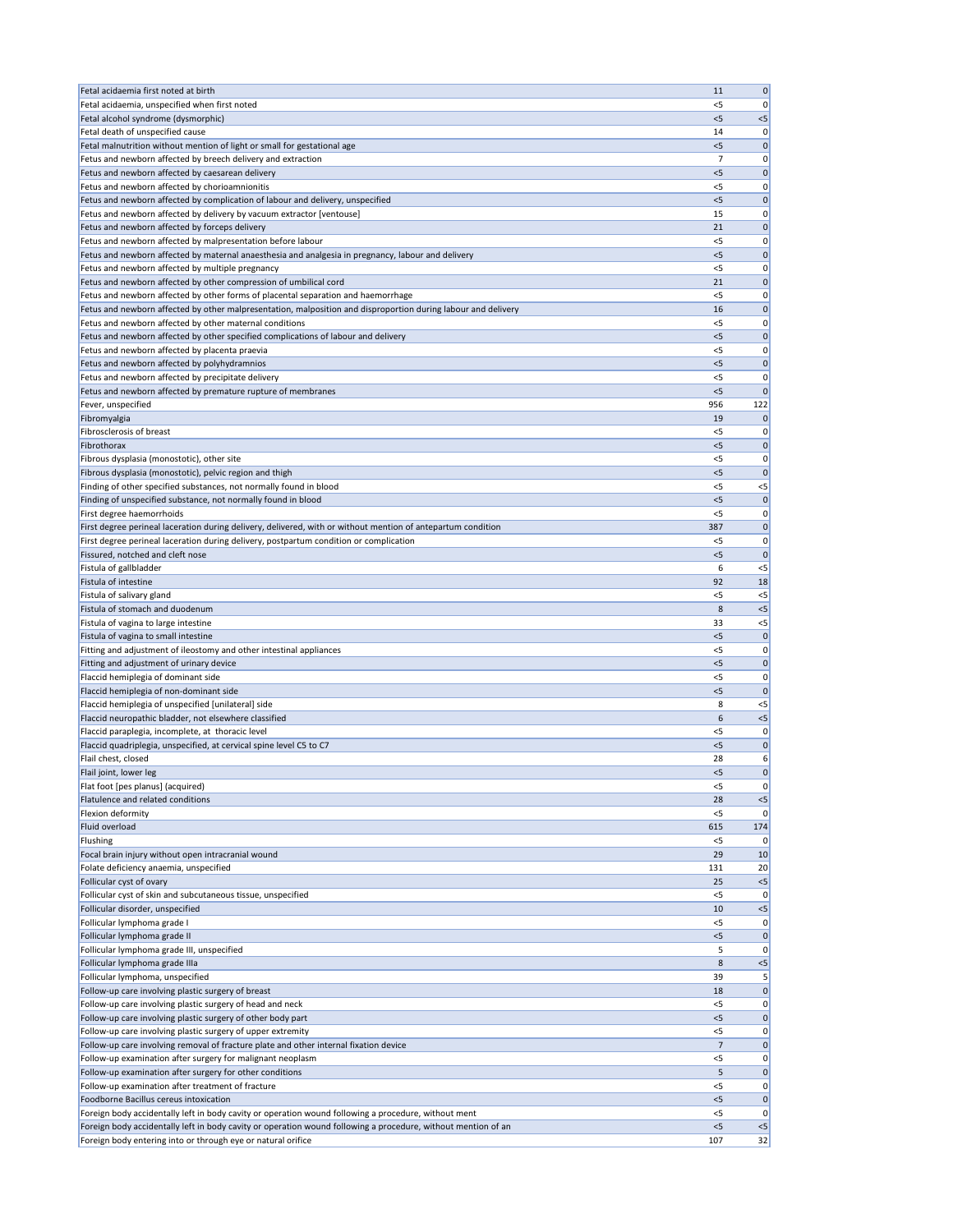| | | |
|---|---|---|
| Fetal acidaemia first noted at birth | 11 | 0 |
| Fetal acidaemia, unspecified when first noted | <5 | 0 |
| Fetal alcohol syndrome (dysmorphic) | <5 | <5 |
| Fetal death of unspecified cause | 14 | 0 |
| Fetal malnutrition without mention of light or small for gestational age | <5 | 0 |
| Fetus and newborn affected by breech delivery and extraction | 7 | 0 |
| Fetus and newborn affected by caesarean delivery | <5 | 0 |
| Fetus and newborn affected by chorioamnionitis | <5 | 0 |
| Fetus and newborn affected by complication of labour and delivery, unspecified | <5 | 0 |
| Fetus and newborn affected by delivery by vacuum extractor [ventouse] | 15 | 0 |
| Fetus and newborn affected by forceps delivery | 21 | 0 |
| Fetus and newborn affected by malpresentation before labour | <5 | 0 |
| Fetus and newborn affected by maternal anaesthesia and analgesia in pregnancy, labour and delivery | <5 | 0 |
| Fetus and newborn affected by multiple pregnancy | <5 | 0 |
| Fetus and newborn affected by other compression of umbilical cord | 21 | 0 |
| Fetus and newborn affected by other forms of placental separation and haemorrhage | <5 | 0 |
| Fetus and newborn affected by other malpresentation, malposition and disproportion during labour and delivery | 16 | 0 |
| Fetus and newborn affected by other maternal conditions | <5 | 0 |
| Fetus and newborn affected by other specified complications of labour and delivery | <5 | 0 |
| Fetus and newborn affected by placenta praevia | <5 | 0 |
| Fetus and newborn affected by polyhydramnios | <5 | 0 |
| Fetus and newborn affected by precipitate delivery | <5 | 0 |
| Fetus and newborn affected by premature rupture of membranes | <5 | 0 |
| Fever, unspecified | 956 | 122 |
| Fibromyalgia | 19 | 0 |
| Fibrosclerosis of breast | <5 | 0 |
| Fibrothorax | <5 | 0 |
| Fibrous dysplasia (monostotic), other site | <5 | 0 |
| Fibrous dysplasia (monostotic), pelvic region and thigh | <5 | 0 |
| Finding of other specified substances, not normally found in blood | <5 | <5 |
| Finding of unspecified substance, not normally found in blood | <5 | 0 |
| First degree haemorrhoids | <5 | 0 |
| First degree perineal laceration during delivery, delivered, with or without mention of antepartum condition | 387 | 0 |
| First degree perineal laceration during delivery, postpartum condition or complication | <5 | 0 |
| Fissured, notched and cleft nose | <5 | 0 |
| Fistula of gallbladder | 6 | <5 |
| Fistula of intestine | 92 | 18 |
| Fistula of salivary gland | <5 | <5 |
| Fistula of stomach and duodenum | 8 | <5 |
| Fistula of vagina to large intestine | 33 | <5 |
| Fistula of vagina to small intestine | <5 | 0 |
| Fitting and adjustment of ileostomy and other intestinal appliances | <5 | 0 |
| Fitting and adjustment of urinary device | <5 | 0 |
| Flaccid hemiplegia of dominant side | <5 | 0 |
| Flaccid hemiplegia of non-dominant side | <5 | 0 |
| Flaccid hemiplegia of unspecified [unilateral] side | 8 | <5 |
| Flaccid neuropathic bladder, not elsewhere classified | 6 | <5 |
| Flaccid paraplegia, incomplete, at thoracic level | <5 | 0 |
| Flaccid quadriplegia, unspecified, at cervical spine level C5 to C7 | <5 | 0 |
| Flail chest, closed | 28 | 6 |
| Flail joint, lower leg | <5 | 0 |
| Flat foot [pes planus] (acquired) | <5 | 0 |
| Flatulence and related conditions | 28 | <5 |
| Flexion deformity | <5 | 0 |
| Fluid overload | 615 | 174 |
| Flushing | <5 | 0 |
| Focal brain injury without open intracranial wound | 29 | 10 |
| Folate deficiency anaemia, unspecified | 131 | 20 |
| Follicular cyst of ovary | 25 | <5 |
| Follicular cyst of skin and subcutaneous tissue, unspecified | <5 | 0 |
| Follicular disorder, unspecified | 10 | <5 |
| Follicular lymphoma grade I | <5 | 0 |
| Follicular lymphoma grade II | <5 | 0 |
| Follicular lymphoma grade III, unspecified | 5 | 0 |
| Follicular lymphoma grade IIIa | 8 | <5 |
| Follicular lymphoma, unspecified | 39 | 5 |
| Follow-up care involving plastic surgery of breast | 18 | 0 |
| Follow-up care involving plastic surgery of head and neck | <5 | 0 |
| Follow-up care involving plastic surgery of other body part | <5 | 0 |
| Follow-up care involving plastic surgery of upper extremity | <5 | 0 |
| Follow-up care involving removal of fracture plate and other internal fixation device | 7 | 0 |
| Follow-up examination after surgery for malignant neoplasm | <5 | 0 |
| Follow-up examination after surgery for other conditions | 5 | 0 |
| Follow-up examination after treatment of fracture | <5 | 0 |
| Foodborne Bacillus cereus intoxication | <5 | 0 |
| Foreign body accidentally left in body cavity or operation wound following a procedure, without ment | <5 | 0 |
| Foreign body accidentally left in body cavity or operation wound following a procedure, without mention of an | <5 | <5 |
| Foreign body entering into or through eye or natural orifice | 107 | 32 |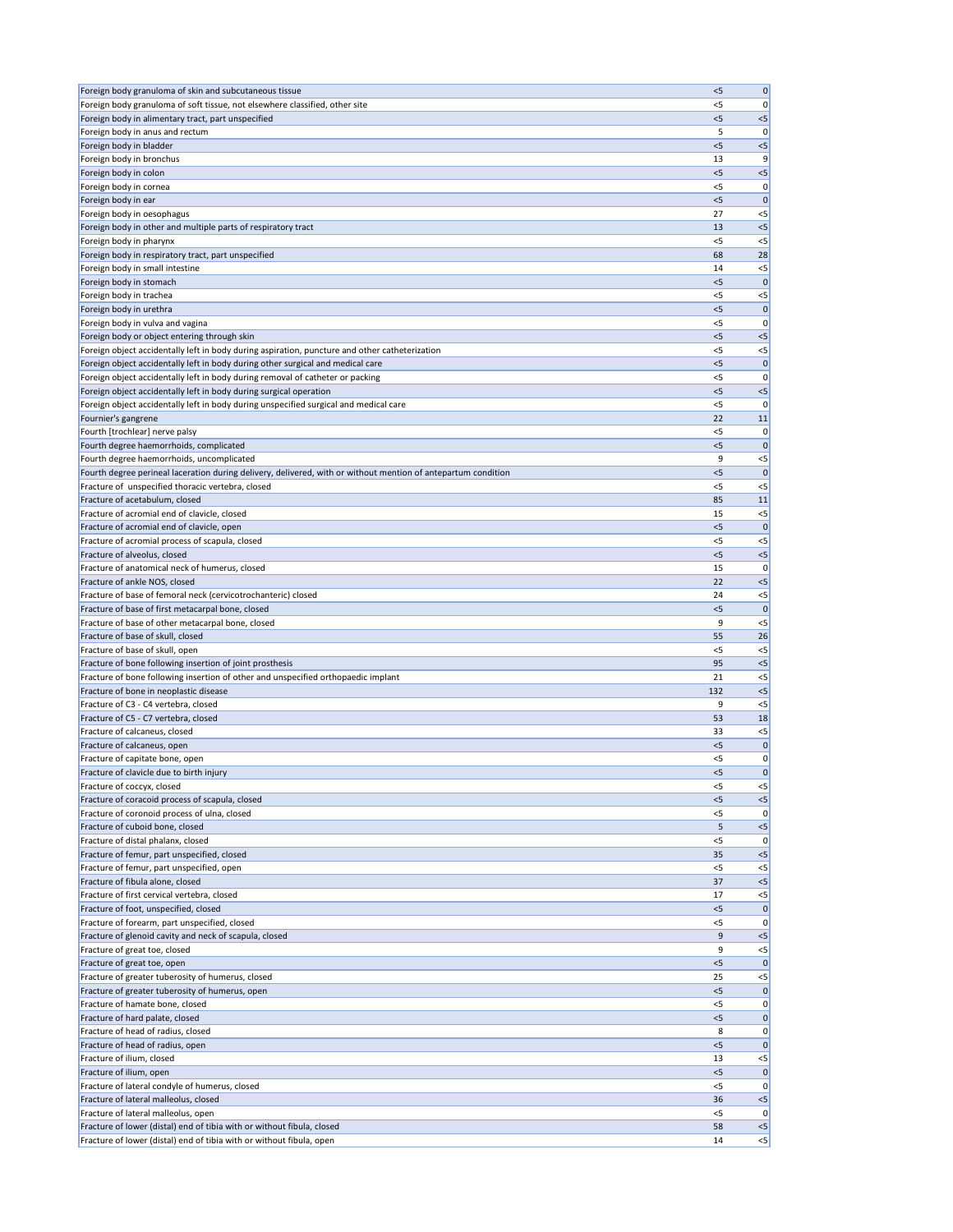| | | |
|---|---|---|
| Foreign body granuloma of skin and subcutaneous tissue | <5 | 0 |
| Foreign body granuloma of soft tissue, not elsewhere classified, other site | <5 | 0 |
| Foreign body in alimentary tract, part unspecified | <5 | <5 |
| Foreign body in anus and rectum | 5 | 0 |
| Foreign body in bladder | <5 | <5 |
| Foreign body in bronchus | 13 | 9 |
| Foreign body in colon | <5 | <5 |
| Foreign body in cornea | <5 | 0 |
| Foreign body in ear | <5 | 0 |
| Foreign body in oesophagus | 27 | <5 |
| Foreign body in other and multiple parts of respiratory tract | 13 | <5 |
| Foreign body in pharynx | <5 | <5 |
| Foreign body in respiratory tract, part unspecified | 68 | 28 |
| Foreign body in small intestine | 14 | <5 |
| Foreign body in stomach | <5 | 0 |
| Foreign body in trachea | <5 | <5 |
| Foreign body in urethra | <5 | 0 |
| Foreign body in vulva and vagina | <5 | 0 |
| Foreign body or object entering through skin | <5 | <5 |
| Foreign object accidentally left in body during aspiration, puncture and other catheterization | <5 | <5 |
| Foreign object accidentally left in body during other surgical and medical care | <5 | 0 |
| Foreign object accidentally left in body during removal of catheter or packing | <5 | 0 |
| Foreign object accidentally left in body during surgical operation | <5 | <5 |
| Foreign object accidentally left in body during unspecified surgical and medical care | <5 | 0 |
| Fournier's gangrene | 22 | 11 |
| Fourth [trochlear] nerve palsy | <5 | 0 |
| Fourth degree haemorrhoids, complicated | <5 | 0 |
| Fourth degree haemorrhoids, uncomplicated | 9 | <5 |
| Fourth degree perineal laceration during delivery, delivered, with or without mention of antepartum condition | <5 | 0 |
| Fracture of unspecified thoracic vertebra, closed | <5 | <5 |
| Fracture of acetabulum, closed | 85 | 11 |
| Fracture of acromial end of clavicle, closed | 15 | <5 |
| Fracture of acromial end of clavicle, open | <5 | 0 |
| Fracture of acromial process of scapula, closed | <5 | <5 |
| Fracture of alveolus, closed | <5 | <5 |
| Fracture of anatomical neck of humerus, closed | 15 | 0 |
| Fracture of ankle NOS, closed | 22 | <5 |
| Fracture of base of femoral neck (cervicotrochanteric) closed | 24 | <5 |
| Fracture of base of first metacarpal bone, closed | <5 | 0 |
| Fracture of base of other metacarpal bone, closed | 9 | <5 |
| Fracture of base of skull, closed | 55 | 26 |
| Fracture of base of skull, open | <5 | <5 |
| Fracture of bone following insertion of joint prosthesis | 95 | <5 |
| Fracture of bone following insertion of other and unspecified orthopaedic implant | 21 | <5 |
| Fracture of bone in neoplastic disease | 132 | <5 |
| Fracture of C3 - C4 vertebra, closed | 9 | <5 |
| Fracture of C5 - C7 vertebra, closed | 53 | 18 |
| Fracture of calcaneus, closed | 33 | <5 |
| Fracture of calcaneus, open | <5 | 0 |
| Fracture of capitate bone, open | <5 | 0 |
| Fracture of clavicle due to birth injury | <5 | 0 |
| Fracture of coccyx, closed | <5 | <5 |
| Fracture of coracoid process of scapula, closed | <5 | <5 |
| Fracture of coronoid process of ulna, closed | <5 | 0 |
| Fracture of cuboid bone, closed | 5 | <5 |
| Fracture of distal phalanx, closed | <5 | 0 |
| Fracture of femur, part unspecified, closed | 35 | <5 |
| Fracture of femur, part unspecified, open | <5 | <5 |
| Fracture of fibula alone, closed | 37 | <5 |
| Fracture of first cervical vertebra, closed | 17 | <5 |
| Fracture of foot, unspecified, closed | <5 | 0 |
| Fracture of forearm, part unspecified, closed | <5 | 0 |
| Fracture of glenoid cavity and neck of scapula, closed | 9 | <5 |
| Fracture of great toe, closed | 9 | <5 |
| Fracture of great toe, open | <5 | 0 |
| Fracture of greater tuberosity of humerus, closed | 25 | <5 |
| Fracture of greater tuberosity of humerus, open | <5 | 0 |
| Fracture of hamate bone, closed | <5 | 0 |
| Fracture of hard palate, closed | <5 | 0 |
| Fracture of head of radius, closed | 8 | 0 |
| Fracture of head of radius, open | <5 | 0 |
| Fracture of ilium, closed | 13 | <5 |
| Fracture of ilium, open | <5 | 0 |
| Fracture of lateral condyle of humerus, closed | <5 | 0 |
| Fracture of lateral malleolus, closed | 36 | <5 |
| Fracture of lateral malleolus, open | <5 | 0 |
| Fracture of lower (distal) end of tibia with or without fibula, closed | 58 | <5 |
| Fracture of lower (distal) end of tibia with or without fibula, open | 14 | <5 |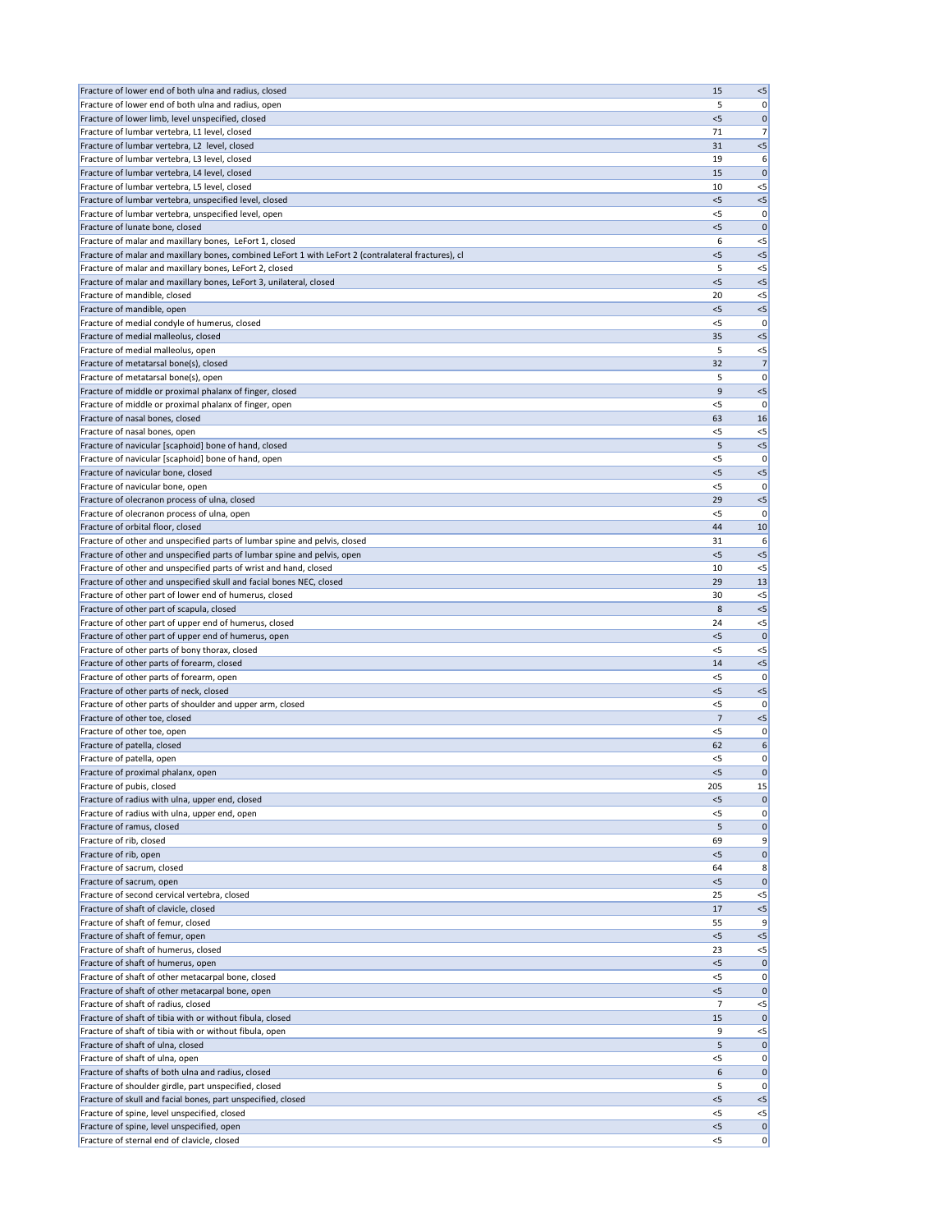| | | |
|---|---|---|
| Fracture of lower end of both ulna and radius, closed | 15 | <5 |
| Fracture of lower end of both ulna and radius, open | 5 | 0 |
| Fracture of lower limb, level unspecified, closed | <5 | 0 |
| Fracture of lumbar vertebra, L1 level, closed | 71 | 7 |
| Fracture of lumbar vertebra, L2 level, closed | 31 | <5 |
| Fracture of lumbar vertebra, L3 level, closed | 19 | 6 |
| Fracture of lumbar vertebra, L4 level, closed | 15 | 0 |
| Fracture of lumbar vertebra, L5 level, closed | 10 | <5 |
| Fracture of lumbar vertebra, unspecified level, closed | <5 | <5 |
| Fracture of lumbar vertebra, unspecified level, open | <5 | 0 |
| Fracture of lunate bone, closed | <5 | 0 |
| Fracture of malar and maxillary bones, LeFort 1, closed | 6 | <5 |
| Fracture of malar and maxillary bones, combined LeFort 1 with LeFort 2 (contralateral fractures), cl | <5 | <5 |
| Fracture of malar and maxillary bones, LeFort 2, closed | 5 | <5 |
| Fracture of malar and maxillary bones, LeFort 3, unilateral, closed | <5 | <5 |
| Fracture of mandible, closed | 20 | <5 |
| Fracture of mandible, open | <5 | <5 |
| Fracture of medial condyle of humerus, closed | <5 | 0 |
| Fracture of medial malleolus, closed | 35 | <5 |
| Fracture of medial malleolus, open | 5 | <5 |
| Fracture of metatarsal bone(s), closed | 32 | 7 |
| Fracture of metatarsal bone(s), open | 5 | 0 |
| Fracture of middle or proximal phalanx of finger, closed | 9 | <5 |
| Fracture of middle or proximal phalanx of finger, open | <5 | 0 |
| Fracture of nasal bones, closed | 63 | 16 |
| Fracture of nasal bones, open | <5 | <5 |
| Fracture of navicular [scaphoid] bone of hand, closed | 5 | <5 |
| Fracture of navicular [scaphoid] bone of hand, open | <5 | 0 |
| Fracture of navicular bone, closed | <5 | <5 |
| Fracture of navicular bone, open | <5 | 0 |
| Fracture of olecranon process of ulna, closed | 29 | <5 |
| Fracture of olecranon process of ulna, open | <5 | 0 |
| Fracture of orbital floor, closed | 44 | 10 |
| Fracture of other and unspecified parts of lumbar spine and pelvis, closed | 31 | 6 |
| Fracture of other and unspecified parts of lumbar spine and pelvis, open | <5 | <5 |
| Fracture of other and unspecified parts of wrist and hand, closed | 10 | <5 |
| Fracture of other and unspecified skull and facial bones NEC, closed | 29 | 13 |
| Fracture of other part of lower end of humerus, closed | 30 | <5 |
| Fracture of other part of scapula, closed | 8 | <5 |
| Fracture of other part of upper end of humerus, closed | 24 | <5 |
| Fracture of other part of upper end of humerus, open | <5 | 0 |
| Fracture of other parts of bony thorax, closed | <5 | <5 |
| Fracture of other parts of forearm, closed | 14 | <5 |
| Fracture of other parts of forearm, open | <5 | 0 |
| Fracture of other parts of neck, closed | <5 | <5 |
| Fracture of other parts of shoulder and upper arm, closed | <5 | 0 |
| Fracture of other toe, closed | 7 | <5 |
| Fracture of other toe, open | <5 | 0 |
| Fracture of patella, closed | 62 | 6 |
| Fracture of patella, open | <5 | 0 |
| Fracture of proximal phalanx, open | <5 | 0 |
| Fracture of pubis, closed | 205 | 15 |
| Fracture of radius with ulna, upper end, closed | <5 | 0 |
| Fracture of radius with ulna, upper end, open | <5 | 0 |
| Fracture of ramus, closed | 5 | 0 |
| Fracture of rib, closed | 69 | 9 |
| Fracture of rib, open | <5 | 0 |
| Fracture of sacrum, closed | 64 | 8 |
| Fracture of sacrum, open | <5 | 0 |
| Fracture of second cervical vertebra, closed | 25 | <5 |
| Fracture of shaft of clavicle, closed | 17 | <5 |
| Fracture of shaft of femur, closed | 55 | 9 |
| Fracture of shaft of femur, open | <5 | <5 |
| Fracture of shaft of humerus, closed | 23 | <5 |
| Fracture of shaft of humerus, open | <5 | 0 |
| Fracture of shaft of other metacarpal bone, closed | <5 | 0 |
| Fracture of shaft of other metacarpal bone, open | <5 | 0 |
| Fracture of shaft of radius, closed | 7 | <5 |
| Fracture of shaft of tibia with or without fibula, closed | 15 | 0 |
| Fracture of shaft of tibia with or without fibula, open | 9 | <5 |
| Fracture of shaft of ulna, closed | 5 | 0 |
| Fracture of shaft of ulna, open | <5 | 0 |
| Fracture of shafts of both ulna and radius, closed | 6 | 0 |
| Fracture of shoulder girdle, part unspecified, closed | 5 | 0 |
| Fracture of skull and facial bones, part unspecified, closed | <5 | <5 |
| Fracture of spine, level unspecified, closed | <5 | <5 |
| Fracture of spine, level unspecified, open | <5 | 0 |
| Fracture of sternal end of clavicle, closed | <5 | 0 |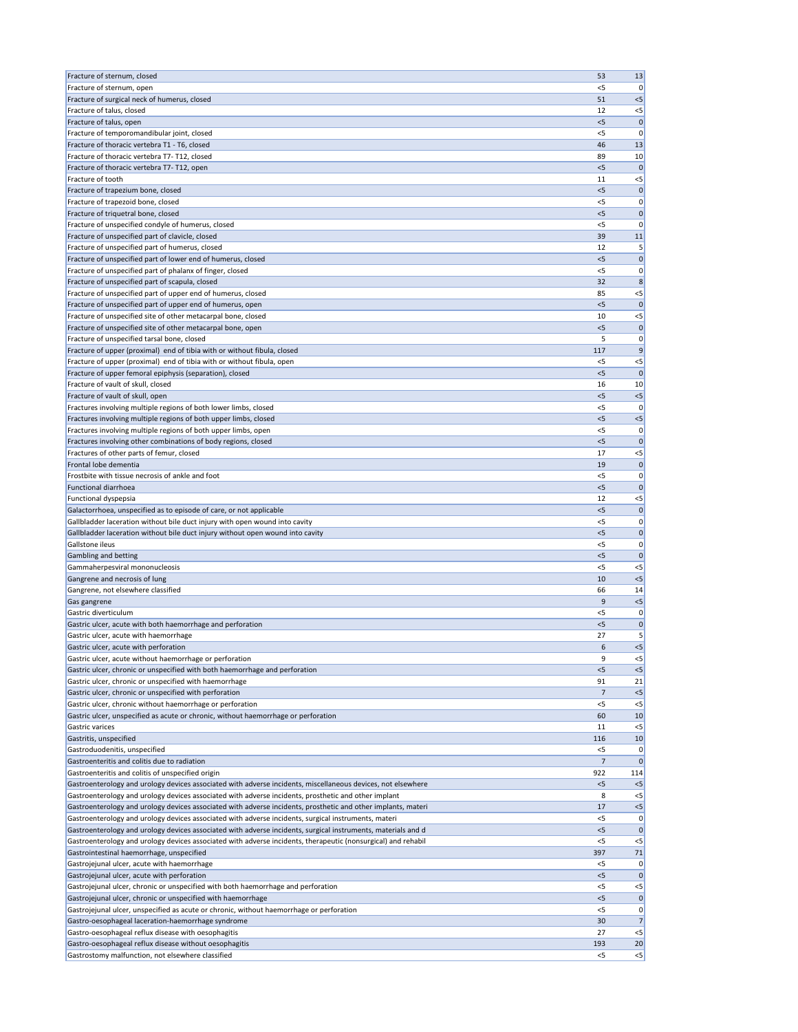| | | |
|---|---|---|
| Fracture of sternum, closed | 53 | 13 |
| Fracture of sternum, open | <5 | 0 |
| Fracture of surgical neck of humerus, closed | 51 | <5 |
| Fracture of talus, closed | 12 | <5 |
| Fracture of talus, open | <5 | 0 |
| Fracture of temporomandibular joint, closed | <5 | 0 |
| Fracture of thoracic vertebra T1 - T6, closed | 46 | 13 |
| Fracture of thoracic vertebra T7- T12, closed | 89 | 10 |
| Fracture of thoracic vertebra T7- T12, open | <5 | 0 |
| Fracture of tooth | 11 | <5 |
| Fracture of trapezium bone, closed | <5 | 0 |
| Fracture of trapezoid bone, closed | <5 | 0 |
| Fracture of triquetral bone, closed | <5 | 0 |
| Fracture of unspecified condyle of humerus, closed | <5 | 0 |
| Fracture of unspecified part of clavicle, closed | 39 | 11 |
| Fracture of unspecified part of humerus, closed | 12 | 5 |
| Fracture of unspecified part of lower end of humerus, closed | <5 | 0 |
| Fracture of unspecified part of phalanx of finger, closed | <5 | 0 |
| Fracture of unspecified part of scapula, closed | 32 | 8 |
| Fracture of unspecified part of upper end of humerus, closed | 85 | <5 |
| Fracture of unspecified part of upper end of humerus, open | <5 | 0 |
| Fracture of unspecified site of other metacarpal bone, closed | 10 | <5 |
| Fracture of unspecified site of other metacarpal bone, open | <5 | 0 |
| Fracture of unspecified tarsal bone, closed | 5 | 0 |
| Fracture of upper (proximal) end of tibia with or without fibula, closed | 117 | 9 |
| Fracture of upper (proximal) end of tibia with or without fibula, open | <5 | <5 |
| Fracture of upper femoral epiphysis (separation), closed | <5 | 0 |
| Fracture of vault of skull, closed | 16 | 10 |
| Fracture of vault of skull, open | <5 | <5 |
| Fractures involving multiple regions of both lower limbs, closed | <5 | 0 |
| Fractures involving multiple regions of both upper limbs, closed | <5 | <5 |
| Fractures involving multiple regions of both upper limbs, open | <5 | 0 |
| Fractures involving other combinations of body regions, closed | <5 | 0 |
| Fractures of other parts of femur, closed | 17 | <5 |
| Frontal lobe dementia | 19 | 0 |
| Frostbite with tissue necrosis of ankle and foot | <5 | 0 |
| Functional diarrhoea | <5 | 0 |
| Functional dyspepsia | 12 | <5 |
| Galactorrhoea, unspecified as to episode of care, or not applicable | <5 | 0 |
| Gallbladder laceration without bile duct injury with open wound into cavity | <5 | 0 |
| Gallbladder laceration without bile duct injury without open wound into cavity | <5 | 0 |
| Gallstone ileus | <5 | 0 |
| Gambling and betting | <5 | 0 |
| Gammaherpesviral mononucleosis | <5 | <5 |
| Gangrene and necrosis of lung | 10 | <5 |
| Gangrene, not elsewhere classified | 66 | 14 |
| Gas gangrene | 9 | <5 |
| Gastric diverticulum | <5 | 0 |
| Gastric ulcer, acute with both haemorrhage and perforation | <5 | 0 |
| Gastric ulcer, acute with haemorrhage | 27 | 5 |
| Gastric ulcer, acute with perforation | 6 | <5 |
| Gastric ulcer, acute without haemorrhage or perforation | 9 | <5 |
| Gastric ulcer, chronic or unspecified with both haemorrhage and perforation | <5 | <5 |
| Gastric ulcer, chronic or unspecified with haemorrhage | 91 | 21 |
| Gastric ulcer, chronic or unspecified with perforation | 7 | <5 |
| Gastric ulcer, chronic without haemorrhage or perforation | <5 | <5 |
| Gastric ulcer, unspecified as acute or chronic, without haemorrhage or perforation | 60 | 10 |
| Gastric varices | 11 | <5 |
| Gastritis, unspecified | 116 | 10 |
| Gastroduodenitis, unspecified | <5 | 0 |
| Gastroenteritis and colitis due to radiation | 7 | 0 |
| Gastroenteritis and colitis of unspecified origin | 922 | 114 |
| Gastroenterology and urology devices associated with adverse incidents, miscellaneous devices, not elsewhere | <5 | <5 |
| Gastroenterology and urology devices associated with adverse incidents, prosthetic and other implant | 8 | <5 |
| Gastroenterology and urology devices associated with adverse incidents, prosthetic and other implants, materi | 17 | <5 |
| Gastroenterology and urology devices associated with adverse incidents, surgical instruments, materi | <5 | 0 |
| Gastroenterology and urology devices associated with adverse incidents, surgical instruments, materials and d | <5 | 0 |
| Gastroenterology and urology devices associated with adverse incidents, therapeutic (nonsurgical) and rehabil | <5 | <5 |
| Gastrointestinal haemorrhage, unspecified | 397 | 71 |
| Gastrojejunal ulcer, acute with haemorrhage | <5 | 0 |
| Gastrojejunal ulcer, acute with perforation | <5 | 0 |
| Gastrojejunal ulcer, chronic or unspecified with both haemorrhage and perforation | <5 | <5 |
| Gastrojejunal ulcer, chronic or unspecified with haemorrhage | <5 | 0 |
| Gastrojejunal ulcer, unspecified as acute or chronic, without haemorrhage or perforation | <5 | 0 |
| Gastro-oesophageal laceration-haemorrhage syndrome | 30 | 7 |
| Gastro-oesophageal reflux disease with oesophagitis | 27 | <5 |
| Gastro-oesophageal reflux disease without oesophagitis | 193 | 20 |
| Gastrostomy malfunction, not elsewhere classified | <5 | <5 |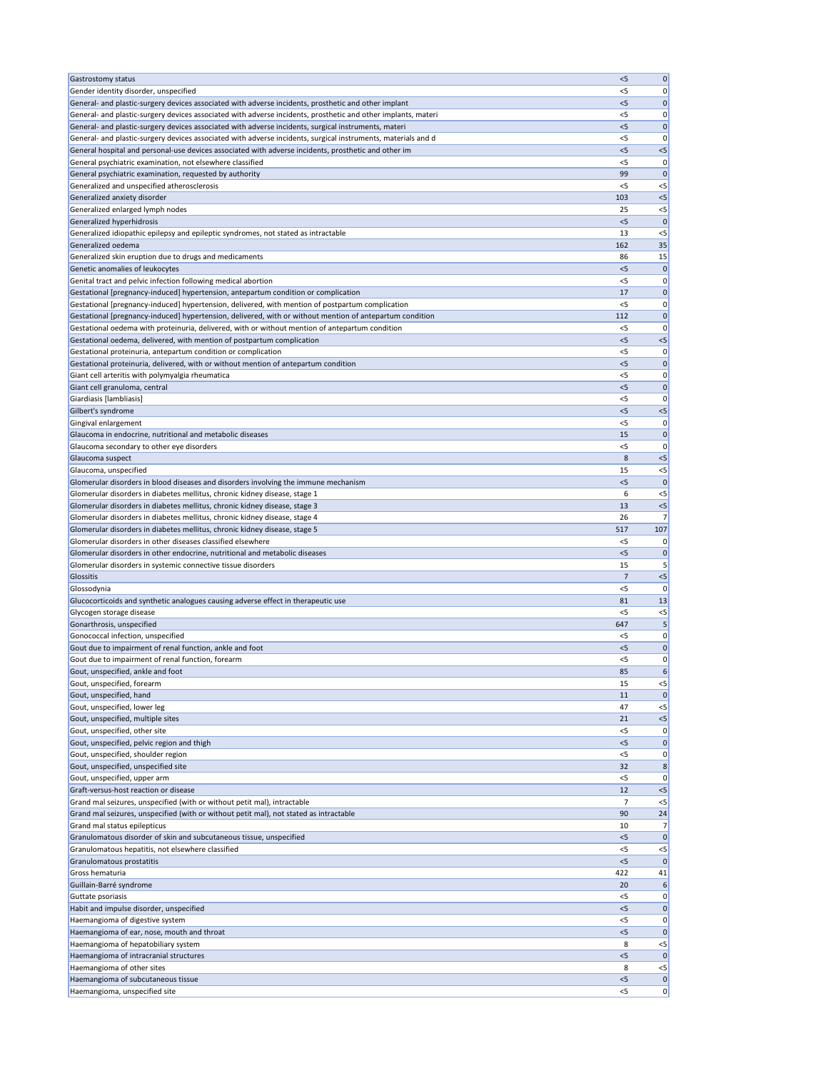| | | |
|---|---|---|
| Gastrostomy status | <5 | 0 |
| Gender identity disorder, unspecified | <5 | 0 |
| General- and plastic-surgery devices associated with adverse incidents, prosthetic and other implant | <5 | 0 |
| General- and plastic-surgery devices associated with adverse incidents, prosthetic and other implants, materi | <5 | 0 |
| General- and plastic-surgery devices associated with adverse incidents, surgical instruments, materi | <5 | 0 |
| General- and plastic-surgery devices associated with adverse incidents, surgical instruments, materials and d | <5 | 0 |
| General hospital and personal-use devices associated with adverse incidents, prosthetic and other im | <5 | <5 |
| General psychiatric examination, not elsewhere classified | <5 | 0 |
| General psychiatric examination, requested by authority | 99 | 0 |
| Generalized and unspecified atherosclerosis | <5 | <5 |
| Generalized anxiety disorder | 103 | <5 |
| Generalized enlarged lymph nodes | 25 | <5 |
| Generalized hyperhidrosis | <5 | 0 |
| Generalized idiopathic epilepsy and epileptic syndromes, not stated as intractable | 13 | <5 |
| Generalized oedema | 162 | 35 |
| Generalized skin eruption due to drugs and medicaments | 86 | 15 |
| Genetic anomalies of leukocytes | <5 | 0 |
| Genital tract and pelvic infection following medical abortion | <5 | 0 |
| Gestational [pregnancy-induced] hypertension, antepartum condition or complication | 17 | 0 |
| Gestational [pregnancy-induced] hypertension, delivered, with mention of postpartum complication | <5 | 0 |
| Gestational [pregnancy-induced] hypertension, delivered, with or without mention of antepartum condition | 112 | 0 |
| Gestational oedema with proteinuria, delivered, with or without mention of antepartum condition | <5 | 0 |
| Gestational oedema, delivered, with mention of postpartum complication | <5 | <5 |
| Gestational proteinuria, antepartum condition or complication | <5 | 0 |
| Gestational proteinuria, delivered, with or without mention of antepartum condition | <5 | 0 |
| Giant cell arteritis with polymyalgia rheumatica | <5 | 0 |
| Giant cell granuloma, central | <5 | 0 |
| Giardiasis [lambliasis] | <5 | 0 |
| Gilbert's syndrome | <5 | <5 |
| Gingival enlargement | <5 | 0 |
| Glaucoma in endocrine, nutritional and metabolic diseases | 15 | 0 |
| Glaucoma secondary to other eye disorders | <5 | 0 |
| Glaucoma suspect | 8 | <5 |
| Glaucoma, unspecified | 15 | <5 |
| Glomerular disorders in blood diseases and disorders involving the immune mechanism | <5 | 0 |
| Glomerular disorders in diabetes mellitus, chronic kidney disease, stage 1 | 6 | <5 |
| Glomerular disorders in diabetes mellitus, chronic kidney disease, stage 3 | 13 | <5 |
| Glomerular disorders in diabetes mellitus, chronic kidney disease, stage 4 | 26 | 7 |
| Glomerular disorders in diabetes mellitus, chronic kidney disease, stage 5 | 517 | 107 |
| Glomerular disorders in other diseases classified elsewhere | <5 | 0 |
| Glomerular disorders in other endocrine, nutritional and metabolic diseases | <5 | 0 |
| Glomerular disorders in systemic connective tissue disorders | 15 | 5 |
| Glossitis | 7 | <5 |
| Glossodynia | <5 | 0 |
| Glucocorticoids and synthetic analogues causing adverse effect in therapeutic use | 81 | 13 |
| Glycogen storage disease | <5 | <5 |
| Gonarthrosis, unspecified | 647 | 5 |
| Gonococcal infection, unspecified | <5 | 0 |
| Gout due to impairment of renal function, ankle and foot | <5 | 0 |
| Gout due to impairment of renal function, forearm | <5 | 0 |
| Gout, unspecified, ankle and foot | 85 | 6 |
| Gout, unspecified, forearm | 15 | <5 |
| Gout, unspecified, hand | 11 | 0 |
| Gout, unspecified, lower leg | 47 | <5 |
| Gout, unspecified, multiple sites | 21 | <5 |
| Gout, unspecified, other site | <5 | 0 |
| Gout, unspecified, pelvic region and thigh | <5 | 0 |
| Gout, unspecified, shoulder region | <5 | 0 |
| Gout, unspecified, unspecified site | 32 | 8 |
| Gout, unspecified, upper arm | <5 | 0 |
| Graft-versus-host reaction or disease | 12 | <5 |
| Grand mal seizures, unspecified (with or without petit mal), intractable | 7 | <5 |
| Grand mal seizures, unspecified (with or without petit mal), not stated as intractable | 90 | 24 |
| Grand mal status epilepticus | 10 | 7 |
| Granulomatous disorder of skin and subcutaneous tissue, unspecified | <5 | 0 |
| Granulomatous hepatitis, not elsewhere classified | <5 | <5 |
| Granulomatous prostatitis | <5 | 0 |
| Gross hematuria | 422 | 41 |
| Guillain-Barré syndrome | 20 | 6 |
| Guttate psoriasis | <5 | 0 |
| Habit and impulse disorder, unspecified | <5 | 0 |
| Haemangioma of digestive system | <5 | 0 |
| Haemangioma of ear, nose, mouth and throat | <5 | 0 |
| Haemangioma of hepatobiliary system | 8 | <5 |
| Haemangioma of intracranial structures | <5 | 0 |
| Haemangioma of other sites | 8 | <5 |
| Haemangioma of subcutaneous tissue | <5 | 0 |
| Haemangioma, unspecified site | <5 | 0 |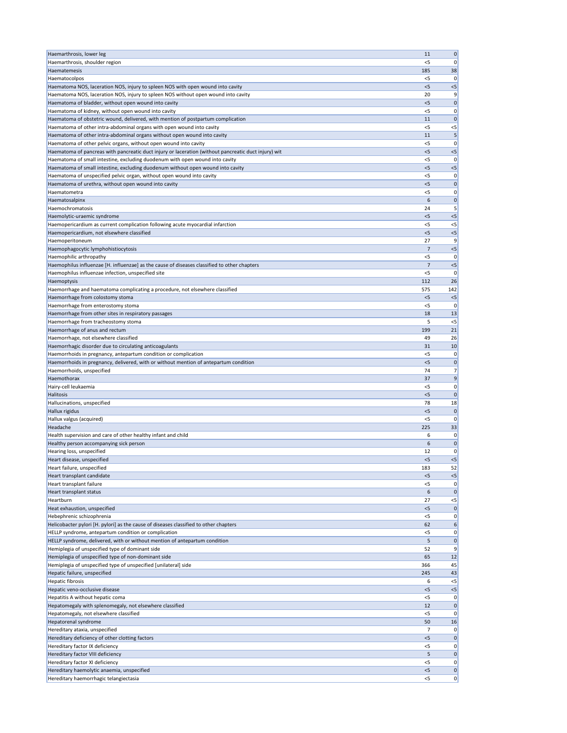| | | |
|---|---|---|
| Haemarthrosis, lower leg | 11 | 0 |
| Haemarthrosis, shoulder region | <5 | 0 |
| Haematemesis | 185 | 38 |
| Haematocolpos | <5 | 0 |
| Haematoma NOS, laceration NOS, injury to spleen NOS with open wound into cavity | <5 | <5 |
| Haematoma NOS, laceration NOS, injury to spleen NOS without open wound into cavity | 20 | 9 |
| Haematoma of bladder, without open wound into cavity | <5 | 0 |
| Haematoma of kidney, without open wound into cavity | <5 | 0 |
| Haematoma of obstetric wound, delivered, with mention of postpartum complication | 11 | 0 |
| Haematoma of other intra-abdominal organs with open wound into cavity | <5 | <5 |
| Haematoma of other intra-abdominal organs without open wound into cavity | 11 | 5 |
| Haematoma of other pelvic organs, without open wound into cavity | <5 | 0 |
| Haematoma of pancreas with pancreatic duct injury or laceration (without pancreatic duct injury) wit | <5 | <5 |
| Haematoma of small intestine, excluding duodenum with open wound into cavity | <5 | 0 |
| Haematoma of small intestine, excluding duodenum without open wound into cavity | <5 | <5 |
| Haematoma of unspecified pelvic organ, without open wound into cavity | <5 | 0 |
| Haematoma of urethra, without open wound into cavity | <5 | 0 |
| Haematometra | <5 | 0 |
| Haematosalpinx | 6 | 0 |
| Haemochromatosis | 24 | 5 |
| Haemolytic-uraemic syndrome | <5 | <5 |
| Haemopericardium as current complication following acute myocardial infarction | <5 | <5 |
| Haemopericardium, not elsewhere classified | <5 | <5 |
| Haemoperitoneum | 27 | 9 |
| Haemophagocytic lymphohistiocytosis | 7 | <5 |
| Haemophilic arthropathy | <5 | 0 |
| Haemophilus influenzae [H. influenzae] as the cause of diseases classified to other chapters | 7 | <5 |
| Haemophilus influenzae infection, unspecified site | <5 | 0 |
| Haemoptysis | 112 | 26 |
| Haemorrhage and haematoma complicating a procedure, not elsewhere classified | 575 | 142 |
| Haemorrhage from colostomy stoma | <5 | <5 |
| Haemorrhage from enterostomy stoma | <5 | 0 |
| Haemorrhage from other sites in respiratory passages | 18 | 13 |
| Haemorrhage from tracheostomy stoma | 5 | <5 |
| Haemorrhage of anus and rectum | 199 | 21 |
| Haemorrhage, not elsewhere classified | 49 | 26 |
| Haemorrhagic disorder due to circulating anticoagulants | 31 | 10 |
| Haemorrhoids in pregnancy, antepartum condition or complication | <5 | 0 |
| Haemorrhoids in pregnancy, delivered, with or without mention of antepartum condition | <5 | 0 |
| Haemorrhoids, unspecified | 74 | 7 |
| Haemothorax | 37 | 9 |
| Hairy-cell leukaemia | <5 | 0 |
| Halitosis | <5 | 0 |
| Hallucinations, unspecified | 78 | 18 |
| Hallux rigidus | <5 | 0 |
| Hallux valgus (acquired) | <5 | 0 |
| Headache | 225 | 33 |
| Health supervision and care of other healthy infant and child | 6 | 0 |
| Healthy person accompanying sick person | 6 | 0 |
| Hearing loss, unspecified | 12 | 0 |
| Heart disease, unspecified | <5 | <5 |
| Heart failure, unspecified | 183 | 52 |
| Heart transplant candidate | <5 | <5 |
| Heart transplant failure | <5 | 0 |
| Heart transplant status | 6 | 0 |
| Heartburn | 27 | <5 |
| Heat exhaustion, unspecified | <5 | 0 |
| Hebephrenic schizophrenia | <5 | 0 |
| Helicobacter pylori [H. pylori] as the cause of diseases classified to other chapters | 62 | 6 |
| HELLP syndrome, antepartum condition or complication | <5 | 0 |
| HELLP syndrome, delivered, with or without mention of antepartum condition | 5 | 0 |
| Hemiplegia of unspecified type of dominant side | 52 | 9 |
| Hemiplegia of unspecified type of non-dominant side | 65 | 12 |
| Hemiplegia of unspecified type of unspecified [unilateral] side | 366 | 45 |
| Hepatic failure, unspecified | 245 | 43 |
| Hepatic fibrosis | 6 | <5 |
| Hepatic veno-occlusive disease | <5 | <5 |
| Hepatitis A without hepatic coma | <5 | 0 |
| Hepatomegaly with splenomegaly, not elsewhere classified | 12 | 0 |
| Hepatomegaly, not elsewhere classified | <5 | 0 |
| Hepatorenal syndrome | 50 | 16 |
| Hereditary ataxia, unspecified | 7 | 0 |
| Hereditary deficiency of other clotting factors | <5 | 0 |
| Hereditary factor IX deficiency | <5 | 0 |
| Hereditary factor VIII deficiency | 5 | 0 |
| Hereditary factor XI deficiency | <5 | 0 |
| Hereditary haemolytic anaemia, unspecified | <5 | 0 |
| Hereditary haemorrhagic telangiectasia | <5 | 0 |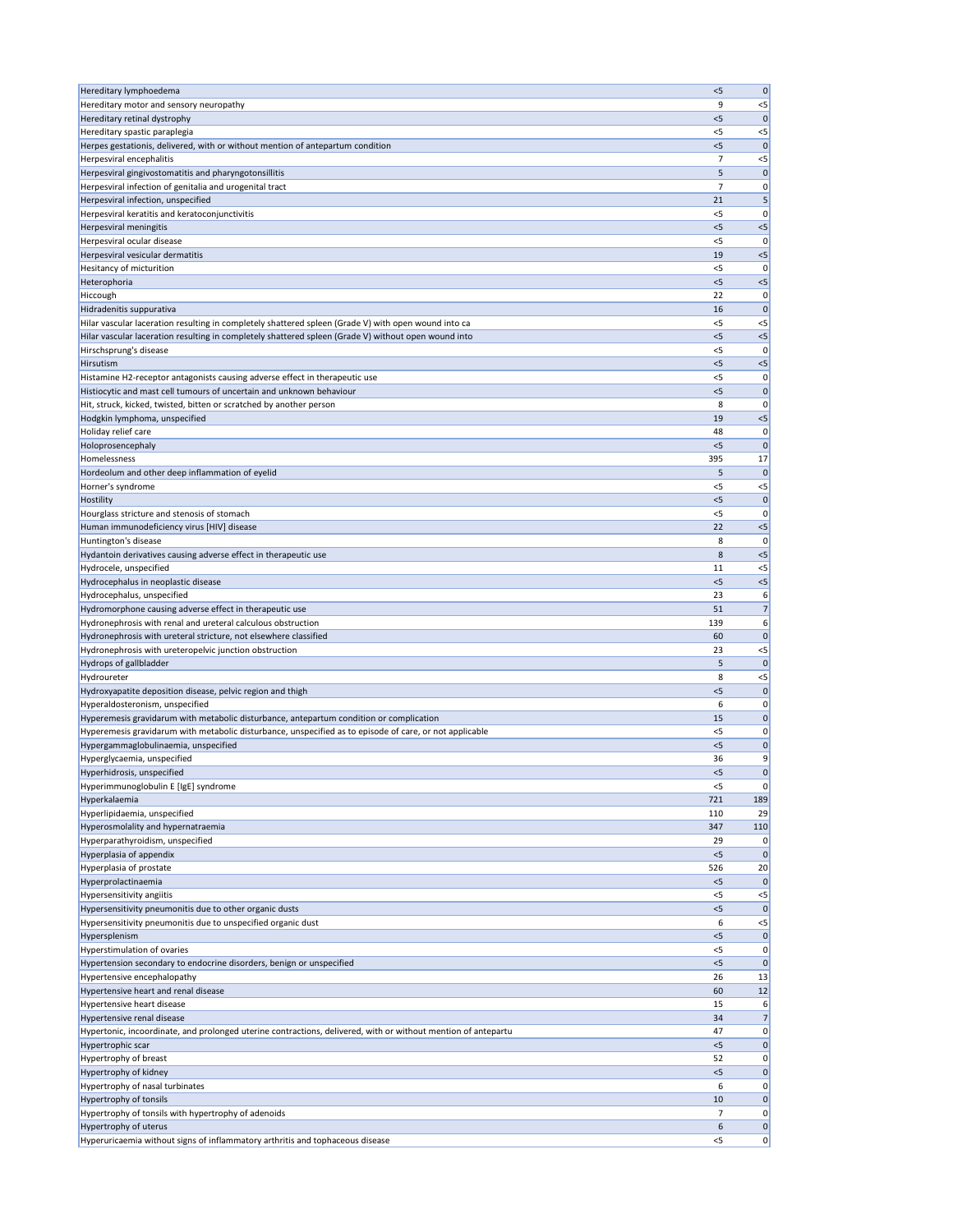| | | |
|---|---|---|
| Hereditary lymphoedema | <5 | 0 |
| Hereditary motor and sensory neuropathy | 9 | <5 |
| Hereditary retinal dystrophy | <5 | 0 |
| Hereditary spastic paraplegia | <5 | <5 |
| Herpes gestationis, delivered, with or without mention of antepartum condition | <5 | 0 |
| Herpesviral encephalitis | 7 | <5 |
| Herpesviral gingivostomatitis and pharyngotonsillitis | 5 | 0 |
| Herpesviral infection of genitalia and urogenital tract | 7 | 0 |
| Herpesviral infection, unspecified | 21 | 5 |
| Herpesviral keratitis and keratoconjunctivitis | <5 | 0 |
| Herpesviral meningitis | <5 | <5 |
| Herpesviral ocular disease | <5 | 0 |
| Herpesviral vesicular dermatitis | 19 | <5 |
| Hesitancy of micturition | <5 | 0 |
| Heterophoria | <5 | <5 |
| Hiccough | 22 | 0 |
| Hidradenitis suppurativa | 16 | 0 |
| Hilar vascular laceration resulting in completely shattered spleen (Grade V) with open wound into ca | <5 | <5 |
| Hilar vascular laceration resulting in completely shattered spleen (Grade V) without open wound into | <5 | <5 |
| Hirschsprung's disease | <5 | 0 |
| Hirsutism | <5 | <5 |
| Histamine H2-receptor antagonists causing adverse effect in therapeutic use | <5 | 0 |
| Histiocytic and mast cell tumours of uncertain and unknown behaviour | <5 | 0 |
| Hit, struck, kicked, twisted, bitten or scratched by another person | 8 | 0 |
| Hodgkin lymphoma, unspecified | 19 | <5 |
| Holiday relief care | 48 | 0 |
| Holoprosencephaly | <5 | 0 |
| Homelessness | 395 | 17 |
| Hordeolum and other deep inflammation of eyelid | 5 | 0 |
| Horner's syndrome | <5 | <5 |
| Hostility | <5 | 0 |
| Hourglass stricture and stenosis of stomach | <5 | 0 |
| Human immunodeficiency virus [HIV] disease | 22 | <5 |
| Huntington's disease | 8 | 0 |
| Hydantoin derivatives causing adverse effect in therapeutic use | 8 | <5 |
| Hydrocele, unspecified | 11 | <5 |
| Hydrocephalus in neoplastic disease | <5 | <5 |
| Hydrocephalus, unspecified | 23 | 6 |
| Hydromorphone causing adverse effect in therapeutic use | 51 | 7 |
| Hydronephrosis with renal and ureteral calculous obstruction | 139 | 6 |
| Hydronephrosis with ureteral stricture, not elsewhere classified | 60 | 0 |
| Hydronephrosis with ureteropelvic junction obstruction | 23 | <5 |
| Hydrops of gallbladder | 5 | 0 |
| Hydroureter | 8 | <5 |
| Hydroxyapatite deposition disease, pelvic region and thigh | <5 | 0 |
| Hyperaldosteronism, unspecified | 6 | 0 |
| Hyperemesis gravidarum with metabolic disturbance, antepartum condition or complication | 15 | 0 |
| Hyperemesis gravidarum with metabolic disturbance, unspecified as to episode of care, or not applicable | <5 | 0 |
| Hypergammaglobulinaemia, unspecified | <5 | 0 |
| Hyperglycaemia, unspecified | 36 | 9 |
| Hyperhidrosis, unspecified | <5 | 0 |
| Hyperimmunoglobulin E [IgE] syndrome | <5 | 0 |
| Hyperkalaemia | 721 | 189 |
| Hyperlipidaemia, unspecified | 110 | 29 |
| Hyperosmolality and hypernatraemia | 347 | 110 |
| Hyperparathyroidism, unspecified | 29 | 0 |
| Hyperplasia of appendix | <5 | 0 |
| Hyperplasia of prostate | 526 | 20 |
| Hyperprolactinaemia | <5 | 0 |
| Hypersensitivity angiitis | <5 | <5 |
| Hypersensitivity pneumonitis due to other organic dusts | <5 | 0 |
| Hypersensitivity pneumonitis due to unspecified organic dust | 6 | <5 |
| Hypersplenism | <5 | 0 |
| Hyperstimulation of ovaries | <5 | 0 |
| Hypertension secondary to endocrine disorders, benign or unspecified | <5 | 0 |
| Hypertensive encephalopathy | 26 | 13 |
| Hypertensive heart and renal disease | 60 | 12 |
| Hypertensive heart disease | 15 | 6 |
| Hypertensive renal disease | 34 | 7 |
| Hypertonic, incoordinate, and prolonged uterine contractions, delivered, with or without mention of antepartu | 47 | 0 |
| Hypertrophic scar | <5 | 0 |
| Hypertrophy of breast | 52 | 0 |
| Hypertrophy of kidney | <5 | 0 |
| Hypertrophy of nasal turbinates | 6 | 0 |
| Hypertrophy of tonsils | 10 | 0 |
| Hypertrophy of tonsils with hypertrophy of adenoids | 7 | 0 |
| Hypertrophy of uterus | 6 | 0 |
| Hyperuricaemia without signs of inflammatory arthritis and tophaceous disease | <5 | 0 |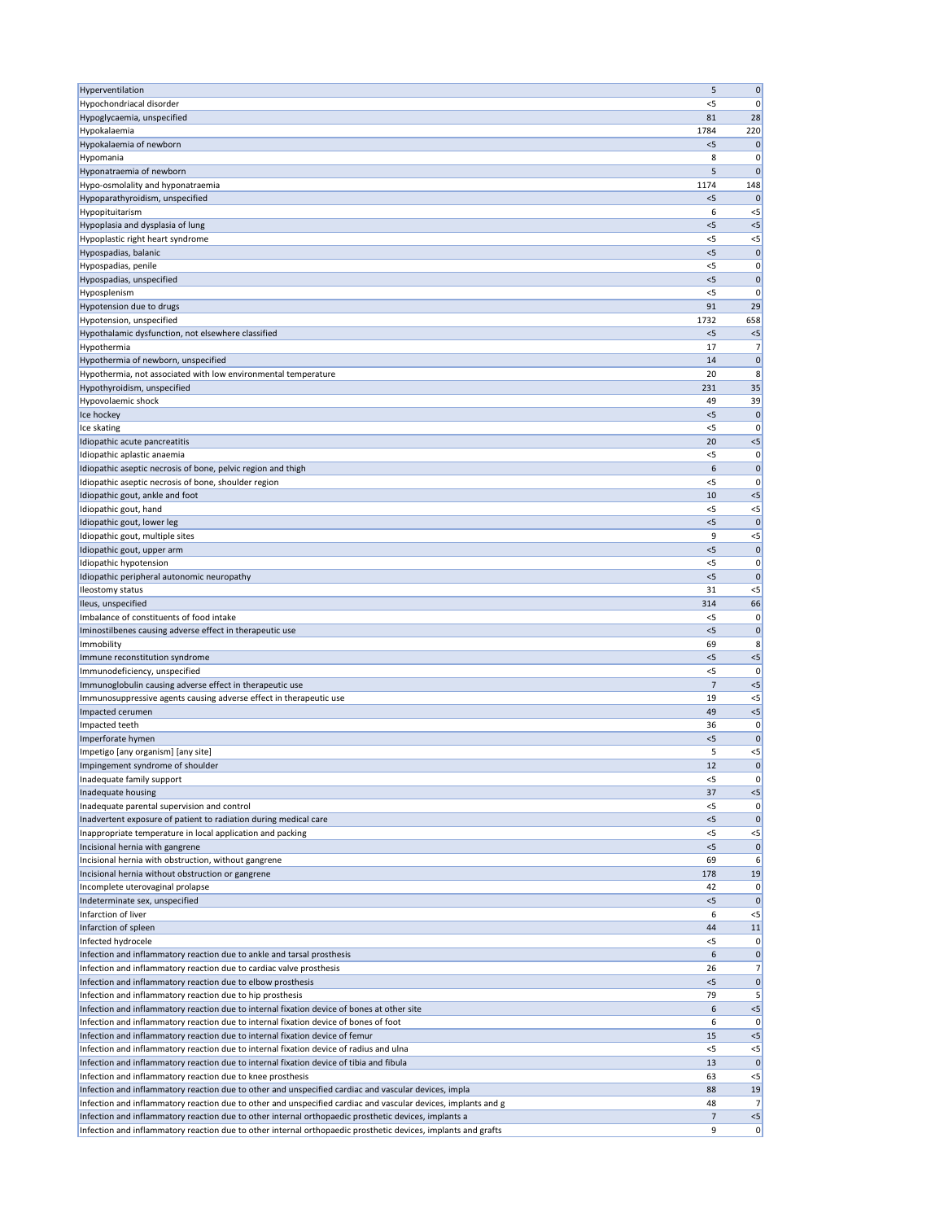| | | |
|---|---|---|
| Hyperventilation | 5 | 0 |
| Hypochondriacal disorder | <5 | 0 |
| Hypoglycaemia, unspecified | 81 | 28 |
| Hypokalaemia | 1784 | 220 |
| Hypokalaemia of newborn | <5 | 0 |
| Hypomania | 8 | 0 |
| Hyponatraemia of newborn | 5 | 0 |
| Hypo-osmolality and hyponatraemia | 1174 | 148 |
| Hypoparathyroidism, unspecified | <5 | 0 |
| Hypopituitarism | 6 | <5 |
| Hypoplasia and dysplasia of lung | <5 | <5 |
| Hypoplastic right heart syndrome | <5 | <5 |
| Hypospadias, balanic | <5 | 0 |
| Hypospadias, penile | <5 | 0 |
| Hypospadias, unspecified | <5 | 0 |
| Hyposplenism | <5 | 0 |
| Hypotension due to drugs | 91 | 29 |
| Hypotension, unspecified | 1732 | 658 |
| Hypothalamic dysfunction, not elsewhere classified | <5 | <5 |
| Hypothermia | 17 | 7 |
| Hypothermia of newborn, unspecified | 14 | 0 |
| Hypothermia, not associated with low environmental temperature | 20 | 8 |
| Hypothyroidism, unspecified | 231 | 35 |
| Hypovolaemic shock | 49 | 39 |
| Ice hockey | <5 | 0 |
| Ice skating | <5 | 0 |
| Idiopathic acute pancreatitis | 20 | <5 |
| Idiopathic aplastic anaemia | <5 | 0 |
| Idiopathic aseptic necrosis of bone, pelvic region and thigh | 6 | 0 |
| Idiopathic aseptic necrosis of bone, shoulder region | <5 | 0 |
| Idiopathic gout, ankle and foot | 10 | <5 |
| Idiopathic gout, hand | <5 | <5 |
| Idiopathic gout, lower leg | <5 | 0 |
| Idiopathic gout, multiple sites | 9 | <5 |
| Idiopathic gout, upper arm | <5 | 0 |
| Idiopathic hypotension | <5 | 0 |
| Idiopathic peripheral autonomic neuropathy | <5 | 0 |
| Ileostomy status | 31 | <5 |
| Ileus, unspecified | 314 | 66 |
| Imbalance of constituents of food intake | <5 | 0 |
| Iminostilbenes causing adverse effect in therapeutic use | <5 | 0 |
| Immobility | 69 | 8 |
| Immune reconstitution syndrome | <5 | <5 |
| Immunodeficiency, unspecified | <5 | 0 |
| Immunoglobulin causing adverse effect in therapeutic use | 7 | <5 |
| Immunosuppressive agents causing adverse effect in therapeutic use | 19 | <5 |
| Impacted cerumen | 49 | <5 |
| Impacted teeth | 36 | 0 |
| Imperforate hymen | <5 | 0 |
| Impetigo [any organism] [any site] | 5 | <5 |
| Impingement syndrome of shoulder | 12 | 0 |
| Inadequate family support | <5 | 0 |
| Inadequate housing | 37 | <5 |
| Inadequate parental supervision and control | <5 | 0 |
| Inadvertent exposure of patient to radiation during medical care | <5 | 0 |
| Inappropriate temperature in local application and packing | <5 | <5 |
| Incisional hernia with gangrene | <5 | 0 |
| Incisional hernia with obstruction, without gangrene | 69 | 6 |
| Incisional hernia without obstruction or gangrene | 178 | 19 |
| Incomplete uterovaginal prolapse | 42 | 0 |
| Indeterminate sex, unspecified | <5 | 0 |
| Infarction of liver | 6 | <5 |
| Infarction of spleen | 44 | 11 |
| Infected hydrocele | <5 | 0 |
| Infection and inflammatory reaction due to ankle and tarsal prosthesis | 6 | 0 |
| Infection and inflammatory reaction due to cardiac valve prosthesis | 26 | 7 |
| Infection and inflammatory reaction due to elbow prosthesis | <5 | 0 |
| Infection and inflammatory reaction due to hip prosthesis | 79 | 5 |
| Infection and inflammatory reaction due to internal fixation device of bones at other site | 6 | <5 |
| Infection and inflammatory reaction due to internal fixation device of bones of foot | 6 | 0 |
| Infection and inflammatory reaction due to internal fixation device of femur | 15 | <5 |
| Infection and inflammatory reaction due to internal fixation device of radius and ulna | <5 | <5 |
| Infection and inflammatory reaction due to internal fixation device of tibia and fibula | 13 | 0 |
| Infection and inflammatory reaction due to knee prosthesis | 63 | <5 |
| Infection and inflammatory reaction due to other and unspecified cardiac and vascular devices, impla | 88 | 19 |
| Infection and inflammatory reaction due to other and unspecified cardiac and vascular devices, implants and g | 48 | 7 |
| Infection and inflammatory reaction due to other internal orthopaedic prosthetic devices, implants a | 7 | <5 |
| Infection and inflammatory reaction due to other internal orthopaedic prosthetic devices, implants and grafts | 9 | 0 |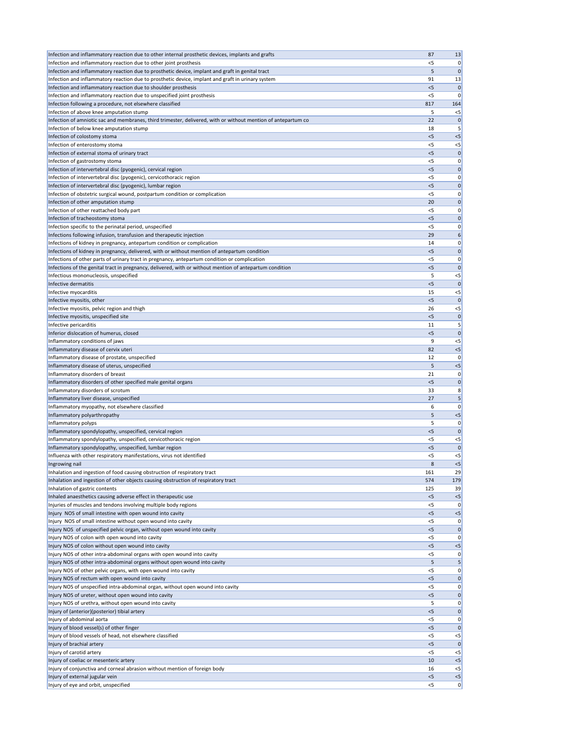| | | |
|---|---|---|
| Infection and inflammatory reaction due to other internal prosthetic devices, implants and grafts | 87 | 13 |
| Infection and inflammatory reaction due to other joint prosthesis | <5 | 0 |
| Infection and inflammatory reaction due to prosthetic device, implant and graft in genital tract | 5 | 0 |
| Infection and inflammatory reaction due to prosthetic device, implant and graft in urinary system | 91 | 13 |
| Infection and inflammatory reaction due to shoulder prosthesis | <5 | 0 |
| Infection and inflammatory reaction due to unspecified joint prosthesis | <5 | 0 |
| Infection following a procedure, not elsewhere classified | 817 | 164 |
| Infection of above knee amputation stump | 5 | <5 |
| Infection of amniotic sac and membranes, third trimester, delivered, with or without mention of antepartum co | 22 | 0 |
| Infection of below knee amputation stump | 18 | 5 |
| Infection of colostomy stoma | <5 | <5 |
| Infection of enterostomy stoma | <5 | <5 |
| Infection of external stoma of urinary tract | <5 | 0 |
| Infection of gastrostomy stoma | <5 | 0 |
| Infection of intervertebral disc (pyogenic), cervical region | <5 | 0 |
| Infection of intervertebral disc (pyogenic), cervicothoracic region | <5 | 0 |
| Infection of intervertebral disc (pyogenic), lumbar region | <5 | 0 |
| Infection of obstetric surgical wound, postpartum condition or complication | <5 | 0 |
| Infection of other amputation stump | 20 | 0 |
| Infection of other reattached body part | <5 | 0 |
| Infection of tracheostomy stoma | <5 | 0 |
| Infection specific to the perinatal period, unspecified | <5 | 0 |
| Infections following infusion, transfusion and therapeutic injection | 29 | 6 |
| Infections of kidney in pregnancy, antepartum condition or complication | 14 | 0 |
| Infections of kidney in pregnancy, delivered, with or without mention of antepartum condition | <5 | 0 |
| Infections of other parts of urinary tract in pregnancy, antepartum condition or complication | <5 | 0 |
| Infections of the genital tract in pregnancy, delivered, with or without mention of antepartum condition | <5 | 0 |
| Infectious mononucleosis, unspecified | 5 | <5 |
| Infective dermatitis | <5 | 0 |
| Infective myocarditis | 15 | <5 |
| Infective myositis, other | <5 | 0 |
| Infective myositis, pelvic region and thigh | 26 | <5 |
| Infective myositis, unspecified site | <5 | 0 |
| Infective pericarditis | 11 | 5 |
| Inferior dislocation of humerus, closed | <5 | 0 |
| Inflammatory conditions of jaws | 9 | <5 |
| Inflammatory disease of cervix uteri | 82 | <5 |
| Inflammatory disease of prostate, unspecified | 12 | 0 |
| Inflammatory disease of uterus, unspecified | 5 | <5 |
| Inflammatory disorders of breast | 21 | 0 |
| Inflammatory disorders of other specified male genital organs | <5 | 0 |
| Inflammatory disorders of scrotum | 33 | 8 |
| Inflammatory liver disease, unspecified | 27 | 5 |
| Inflammatory myopathy, not elsewhere classified | 6 | 0 |
| Inflammatory polyarthropathy | 5 | <5 |
| Inflammatory polyps | 5 | 0 |
| Inflammatory spondylopathy, unspecified, cervical region | <5 | 0 |
| Inflammatory spondylopathy, unspecified, cervicothoracic region | <5 | <5 |
| Inflammatory spondylopathy, unspecified, lumbar region | <5 | 0 |
| Influenza with other respiratory manifestations, virus not identified | <5 | <5 |
| Ingrowing nail | 8 | <5 |
| Inhalation and ingestion of food causing obstruction of respiratory tract | 161 | 29 |
| Inhalation and ingestion of other objects causing obstruction of respiratory tract | 574 | 179 |
| Inhalation of gastric contents | 125 | 39 |
| Inhaled anaesthetics causing adverse effect in therapeutic use | <5 | <5 |
| Injuries of muscles and tendons involving multiple body regions | <5 | 0 |
| Injury  NOS of small intestine with open wound into cavity | <5 | <5 |
| Injury  NOS of small intestine without open wound into cavity | <5 | 0 |
| Injury NOS  of unspecified pelvic organ, without open wound into cavity | <5 | 0 |
| Injury NOS of colon with open wound into cavity | <5 | 0 |
| Injury NOS of colon without open wound into cavity | <5 | <5 |
| Injury NOS of other intra-abdominal organs with open wound into cavity | <5 | 0 |
| Injury NOS of other intra-abdominal organs without open wound into cavity | 5 | 5 |
| Injury NOS of other pelvic organs, with open wound into cavity | <5 | 0 |
| Injury NOS of rectum with open wound into cavity | <5 | 0 |
| Injury NOS of unspecified intra-abdominal organ, without open wound into cavity | <5 | 0 |
| Injury NOS of ureter, without open wound into cavity | <5 | 0 |
| Injury NOS of urethra, without open wound into cavity | 5 | 0 |
| Injury of (anterior)(posterior) tibial artery | <5 | 0 |
| Injury of abdominal aorta | <5 | 0 |
| Injury of blood vessel(s) of other finger | <5 | 0 |
| Injury of blood vessels of head, not elsewhere classified | <5 | <5 |
| Injury of brachial artery | <5 | 0 |
| Injury of carotid artery | <5 | <5 |
| Injury of coeliac or mesenteric artery | 10 | <5 |
| Injury of conjunctiva and corneal abrasion without mention of foreign body | 16 | <5 |
| Injury of external jugular vein | <5 | <5 |
| Injury of eye and orbit, unspecified | <5 | 0 |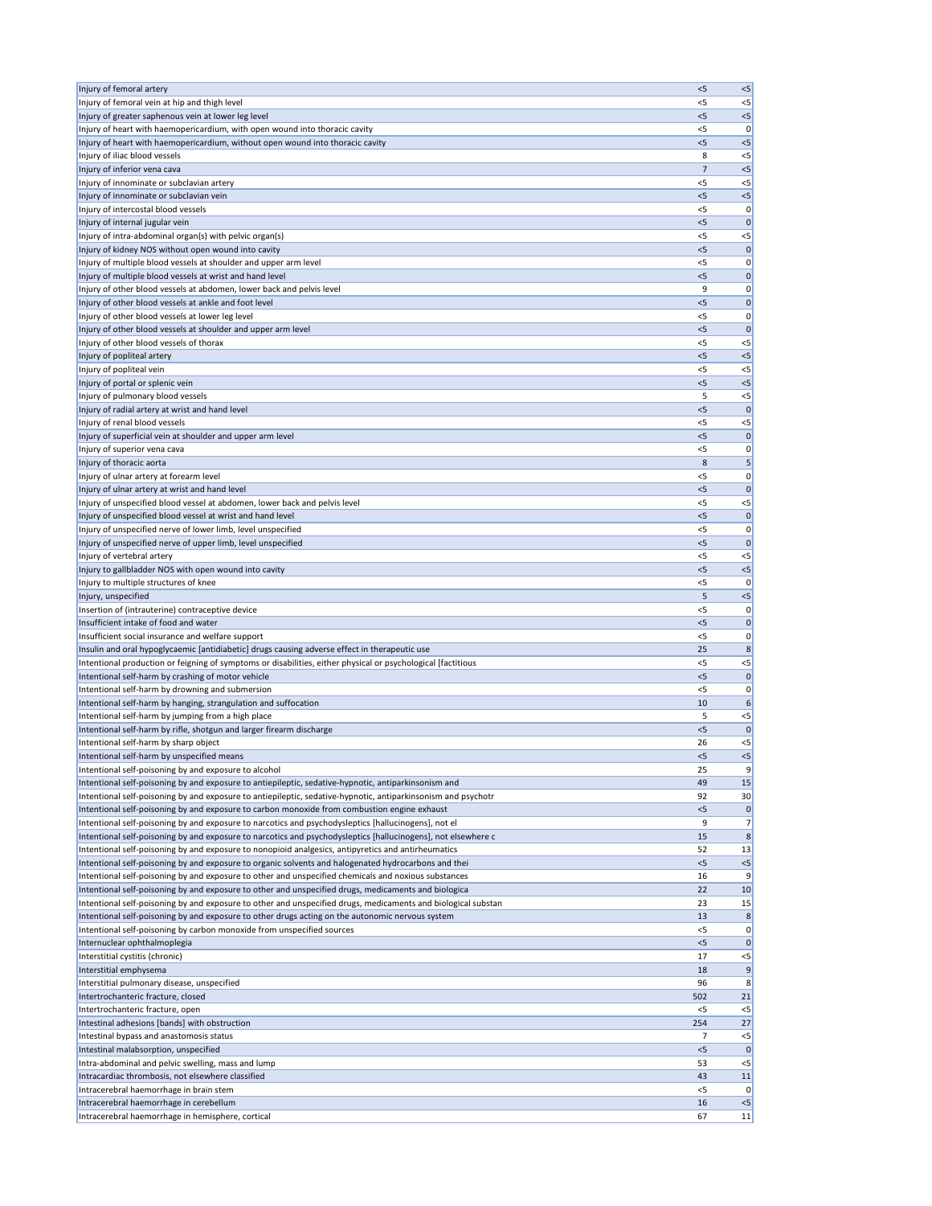| | | |
|---|---|---|
| Injury of femoral artery | <5 | <5 |
| Injury of femoral vein at hip and thigh level | <5 | <5 |
| Injury of greater saphenous vein at lower leg level | <5 | <5 |
| Injury of heart with haemopericardium, with open wound into thoracic cavity | <5 | 0 |
| Injury of heart with haemopericardium, without open wound into thoracic cavity | <5 | <5 |
| Injury of iliac blood vessels | 8 | <5 |
| Injury of inferior vena cava | 7 | <5 |
| Injury of innominate or subclavian artery | <5 | <5 |
| Injury of innominate or subclavian vein | <5 | <5 |
| Injury of intercostal blood vessels | <5 | 0 |
| Injury of internal jugular vein | <5 | 0 |
| Injury of intra-abdominal organ(s) with pelvic organ(s) | <5 | <5 |
| Injury of kidney NOS without open wound into cavity | <5 | 0 |
| Injury of multiple blood vessels at shoulder and upper arm level | <5 | 0 |
| Injury of multiple blood vessels at wrist and hand level | <5 | 0 |
| Injury of other blood vessels at abdomen, lower back and pelvis level | 9 | 0 |
| Injury of other blood vessels at ankle and foot level | <5 | 0 |
| Injury of other blood vessels at lower leg level | <5 | 0 |
| Injury of other blood vessels at shoulder and upper arm level | <5 | 0 |
| Injury of other blood vessels of thorax | <5 | <5 |
| Injury of popliteal artery | <5 | <5 |
| Injury of popliteal vein | <5 | <5 |
| Injury of portal or splenic vein | <5 | <5 |
| Injury of pulmonary blood vessels | 5 | <5 |
| Injury of radial artery at wrist and hand level | <5 | 0 |
| Injury of renal blood vessels | <5 | <5 |
| Injury of superficial vein at shoulder and upper arm level | <5 | 0 |
| Injury of superior vena cava | <5 | 0 |
| Injury of thoracic aorta | 8 | 5 |
| Injury of ulnar artery at forearm level | <5 | 0 |
| Injury of ulnar artery at wrist and hand level | <5 | 0 |
| Injury of unspecified blood vessel at abdomen, lower back and pelvis level | <5 | <5 |
| Injury of unspecified blood vessel at wrist and hand level | <5 | 0 |
| Injury of unspecified nerve of lower limb, level unspecified | <5 | 0 |
| Injury of unspecified nerve of upper limb, level unspecified | <5 | 0 |
| Injury of vertebral artery | <5 | <5 |
| Injury to gallbladder NOS with open wound into cavity | <5 | <5 |
| Injury to multiple structures of knee | <5 | 0 |
| Injury, unspecified | 5 | <5 |
| Insertion of (intrauterine) contraceptive device | <5 | 0 |
| Insufficient intake of food and water | <5 | 0 |
| Insufficient social insurance and welfare support | <5 | 0 |
| Insulin and oral hypoglycaemic [antidiabetic] drugs causing adverse effect in therapeutic use | 25 | 8 |
| Intentional production or feigning of symptoms or disabilities, either physical or psychological [factitious | <5 | <5 |
| Intentional self-harm by crashing of motor vehicle | <5 | 0 |
| Intentional self-harm by drowning and submersion | <5 | 0 |
| Intentional self-harm by hanging, strangulation and suffocation | 10 | 6 |
| Intentional self-harm by jumping from a high place | 5 | <5 |
| Intentional self-harm by rifle, shotgun and larger firearm discharge | <5 | 0 |
| Intentional self-harm by sharp object | 26 | <5 |
| Intentional self-harm by unspecified means | <5 | <5 |
| Intentional self-poisoning by and exposure to alcohol | 25 | 9 |
| Intentional self-poisoning by and exposure to antiepileptic, sedative-hypnotic, antiparkinsonism and | 49 | 15 |
| Intentional self-poisoning by and exposure to antiepileptic, sedative-hypnotic, antiparkinsonism and psychotr | 92 | 30 |
| Intentional self-poisoning by and exposure to carbon monoxide from combustion engine exhaust | <5 | 0 |
| Intentional self-poisoning by and exposure to narcotics and psychodysleptics [hallucinogens], not el | 9 | 7 |
| Intentional self-poisoning by and exposure to narcotics and psychodysleptics [hallucinogens], not elsewhere c | 15 | 8 |
| Intentional self-poisoning by and exposure to nonopioid analgesics, antipyretics and antirheumatics | 52 | 13 |
| Intentional self-poisoning by and exposure to organic solvents and halogenated hydrocarbons and thei | <5 | <5 |
| Intentional self-poisoning by and exposure to other and unspecified chemicals and noxious substances | 16 | 9 |
| Intentional self-poisoning by and exposure to other and unspecified drugs, medicaments and biologica | 22 | 10 |
| Intentional self-poisoning by and exposure to other and unspecified drugs, medicaments and biological substan | 23 | 15 |
| Intentional self-poisoning by and exposure to other drugs acting on the autonomic nervous system | 13 | 8 |
| Intentional self-poisoning by carbon monoxide from unspecified sources | <5 | 0 |
| Internuclear ophthalmoplegia | <5 | 0 |
| Interstitial cystitis (chronic) | 17 | <5 |
| Interstitial emphysema | 18 | 9 |
| Interstitial pulmonary disease, unspecified | 96 | 8 |
| Intertrochanteric fracture, closed | 502 | 21 |
| Intertrochanteric fracture, open | <5 | <5 |
| Intestinal adhesions [bands] with obstruction | 254 | 27 |
| Intestinal bypass and anastomosis status | 7 | <5 |
| Intestinal malabsorption, unspecified | <5 | 0 |
| Intra-abdominal and pelvic swelling, mass and lump | 53 | <5 |
| Intracardiac thrombosis, not elsewhere classified | 43 | 11 |
| Intracerebral haemorrhage in brain stem | <5 | 0 |
| Intracerebral haemorrhage in cerebellum | 16 | <5 |
| Intracerebral haemorrhage in hemisphere, cortical | 67 | 11 |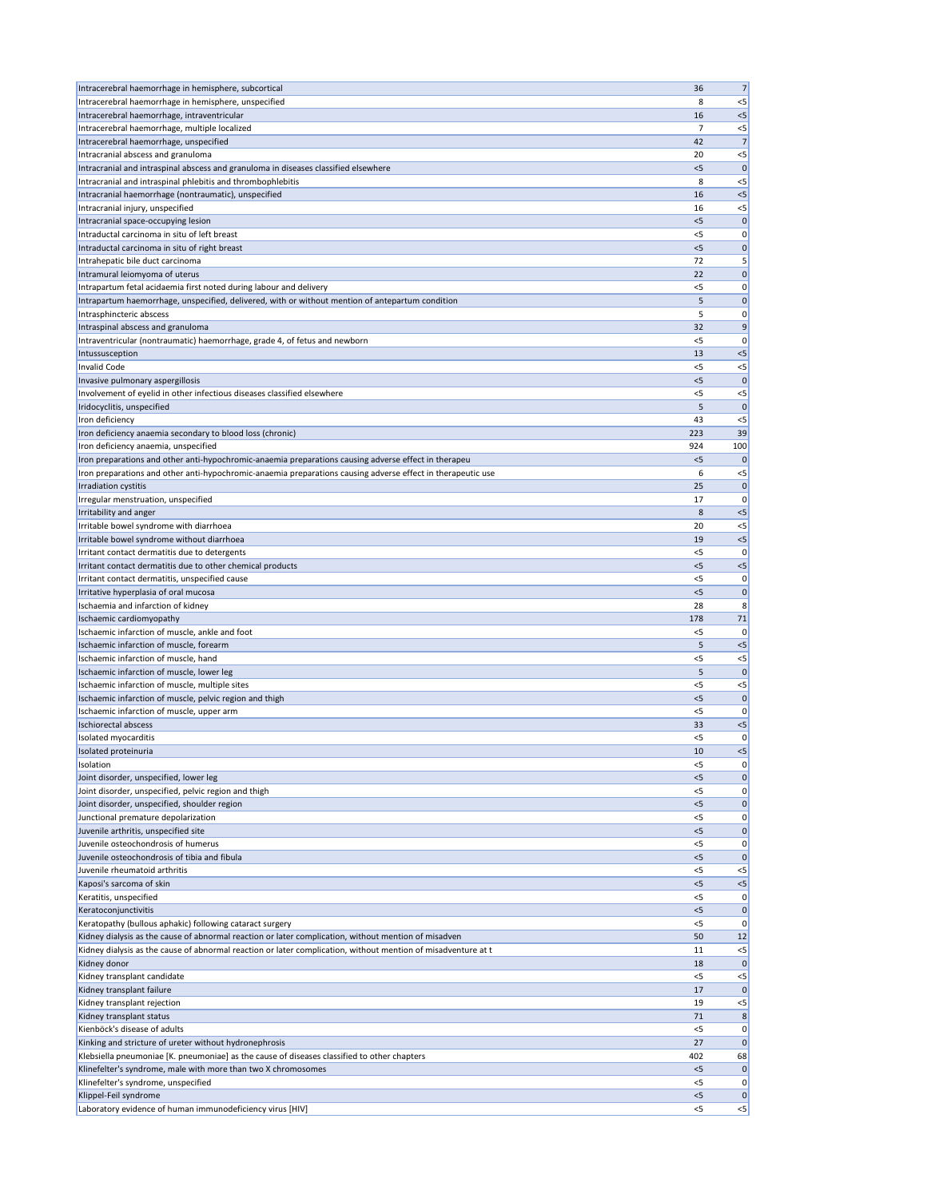| | | |
|---|---|---|
| Intracerebral haemorrhage in hemisphere, subcortical | 36 | 7 |
| Intracerebral haemorrhage in hemisphere, unspecified | 8 | <5 |
| Intracerebral haemorrhage, intraventricular | 16 | <5 |
| Intracerebral haemorrhage, multiple localized | 7 | <5 |
| Intracerebral haemorrhage, unspecified | 42 | 7 |
| Intracranial abscess and granuloma | 20 | <5 |
| Intracranial and intraspinal abscess and granuloma in diseases classified elsewhere | <5 | 0 |
| Intracranial and intraspinal phlebitis and thrombophlebitis | 8 | <5 |
| Intracranial haemorrhage (nontraumatic), unspecified | 16 | <5 |
| Intracranial injury, unspecified | 16 | <5 |
| Intracranial space-occupying lesion | <5 | 0 |
| Intraductal carcinoma in situ of left breast | <5 | 0 |
| Intraductal carcinoma in situ of right breast | <5 | 0 |
| Intrahepatic bile duct carcinoma | 72 | 5 |
| Intramural leiomyoma of uterus | 22 | 0 |
| Intrapartum fetal acidaemia first noted during labour and delivery | <5 | 0 |
| Intrapartum haemorrhage, unspecified, delivered, with or without mention of antepartum condition | 5 | 0 |
| Intrasphincteric abscess | 5 | 0 |
| Intraspinal abscess and granuloma | 32 | 9 |
| Intraventricular (nontraumatic) haemorrhage, grade 4, of fetus and newborn | <5 | 0 |
| Intussusception | 13 | <5 |
| Invalid Code | <5 | <5 |
| Invasive pulmonary aspergillosis | <5 | 0 |
| Involvement of eyelid in other infectious diseases classified elsewhere | <5 | <5 |
| Iridocyclitis, unspecified | 5 | 0 |
| Iron deficiency | 43 | <5 |
| Iron deficiency anaemia secondary to blood loss (chronic) | 223 | 39 |
| Iron deficiency anaemia, unspecified | 924 | 100 |
| Iron preparations and other anti-hypochromic-anaemia preparations causing adverse effect in therapeu | <5 | 0 |
| Iron preparations and other anti-hypochromic-anaemia preparations causing adverse effect in therapeutic use | 6 | <5 |
| Irradiation cystitis | 25 | 0 |
| Irregular menstruation, unspecified | 17 | 0 |
| Irritability and anger | 8 | <5 |
| Irritable bowel syndrome with diarrhoea | 20 | <5 |
| Irritable bowel syndrome without diarrhoea | 19 | <5 |
| Irritant contact dermatitis due to detergents | <5 | 0 |
| Irritant contact dermatitis due to other chemical products | <5 | <5 |
| Irritant contact dermatitis, unspecified cause | <5 | 0 |
| Irritative hyperplasia of oral mucosa | <5 | 0 |
| Ischaemia and infarction of kidney | 28 | 8 |
| Ischaemic cardiomyopathy | 178 | 71 |
| Ischaemic infarction of muscle, ankle and foot | <5 | 0 |
| Ischaemic infarction of muscle, forearm | 5 | <5 |
| Ischaemic infarction of muscle, hand | <5 | <5 |
| Ischaemic infarction of muscle, lower leg | 5 | 0 |
| Ischaemic infarction of muscle, multiple sites | <5 | <5 |
| Ischaemic infarction of muscle, pelvic region and thigh | <5 | 0 |
| Ischaemic infarction of muscle, upper arm | <5 | 0 |
| Ischiorectal abscess | 33 | <5 |
| Isolated myocarditis | <5 | 0 |
| Isolated proteinuria | 10 | <5 |
| Isolation | <5 | 0 |
| Joint disorder, unspecified, lower leg | <5 | 0 |
| Joint disorder, unspecified, pelvic region and thigh | <5 | 0 |
| Joint disorder, unspecified, shoulder region | <5 | 0 |
| Junctional premature depolarization | <5 | 0 |
| Juvenile arthritis, unspecified site | <5 | 0 |
| Juvenile osteochondrosis of humerus | <5 | 0 |
| Juvenile osteochondrosis of tibia and fibula | <5 | 0 |
| Juvenile rheumatoid arthritis | <5 | <5 |
| Kaposi's sarcoma of skin | <5 | <5 |
| Keratitis, unspecified | <5 | 0 |
| Keratoconjunctivitis | <5 | 0 |
| Keratopathy (bullous aphakic) following cataract surgery | <5 | 0 |
| Kidney dialysis as the cause of abnormal reaction or later complication, without mention of misadven | 50 | 12 |
| Kidney dialysis as the cause of abnormal reaction or later complication, without mention of misadventure at t | 11 | <5 |
| Kidney donor | 18 | 0 |
| Kidney transplant candidate | <5 | <5 |
| Kidney transplant failure | 17 | 0 |
| Kidney transplant rejection | 19 | <5 |
| Kidney transplant status | 71 | 8 |
| Kienböck's disease of adults | <5 | 0 |
| Kinking and stricture of ureter without hydronephrosis | 27 | 0 |
| Klebsiella pneumoniae [K. pneumoniae] as the cause of diseases classified to other chapters | 402 | 68 |
| Klinefelter's syndrome, male with more than two X chromosomes | <5 | 0 |
| Klinefelter's syndrome, unspecified | <5 | 0 |
| Klippel-Feil syndrome | <5 | 0 |
| Laboratory evidence of human immunodeficiency virus [HIV] | <5 | <5 |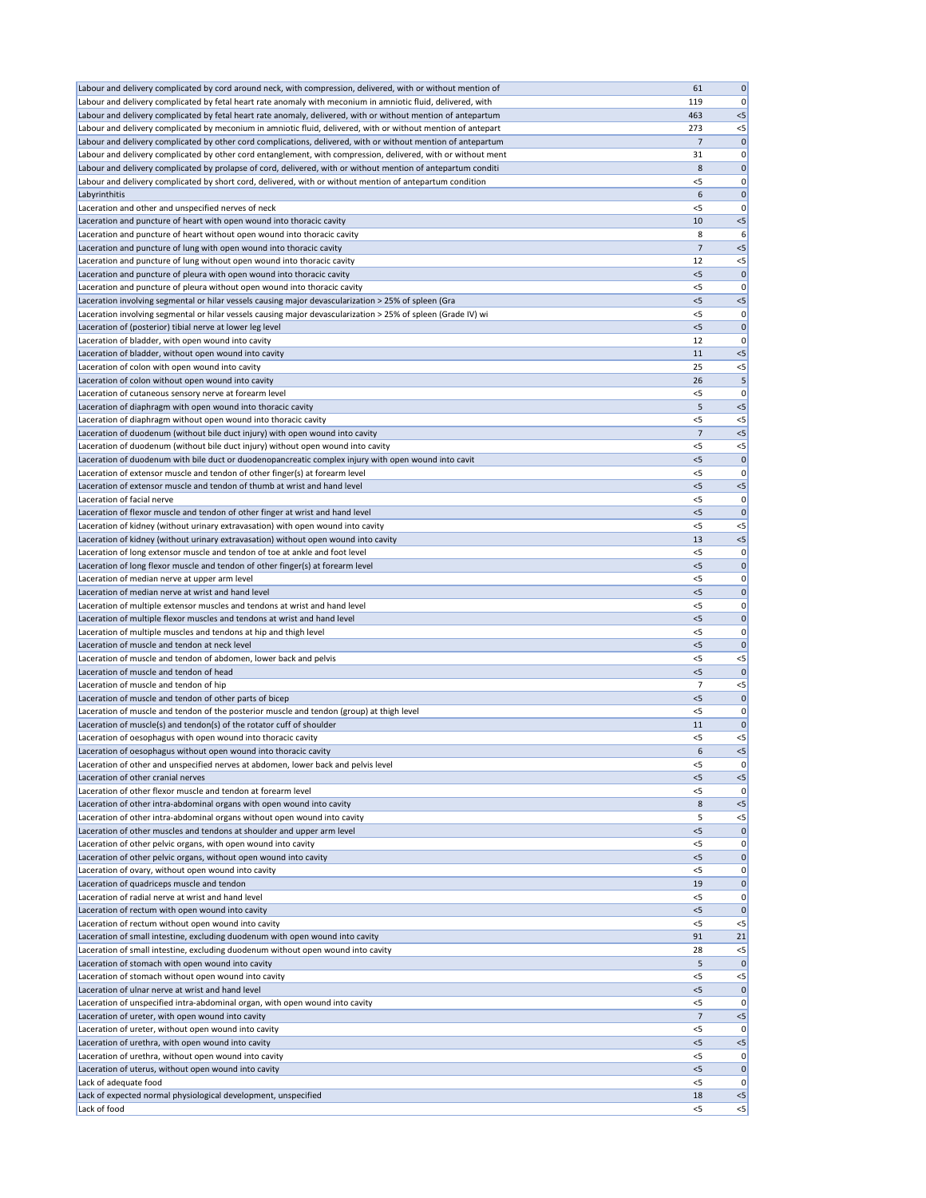| | | |
|---|---|---|
| Labour and delivery complicated by cord around neck, with compression, delivered, with or without mention of | 61 | 0 |
| Labour and delivery complicated by fetal heart rate anomaly with meconium in amniotic fluid, delivered, with | 119 | 0 |
| Labour and delivery complicated by fetal heart rate anomaly, delivered, with or without mention of antepartum | 463 | <5 |
| Labour and delivery complicated by meconium in amniotic fluid, delivered, with or without mention of antepart | 273 | <5 |
| Labour and delivery complicated by other cord complications, delivered, with or without mention of antepartum | 7 | 0 |
| Labour and delivery complicated by other cord entanglement, with compression, delivered, with or without ment | 31 | 0 |
| Labour and delivery complicated by prolapse of cord, delivered, with or without mention of antepartum conditi | 8 | 0 |
| Labour and delivery complicated by short cord, delivered, with or without mention of antepartum condition | <5 | 0 |
| Labyrinthitis | 6 | 0 |
| Laceration and other and unspecified nerves of neck | <5 | 0 |
| Laceration and puncture of heart with open wound into thoracic cavity | 10 | <5 |
| Laceration and puncture of heart without open wound into thoracic cavity | 8 | 6 |
| Laceration and puncture of lung with open wound into thoracic cavity | 7 | <5 |
| Laceration and puncture of lung without open wound into thoracic cavity | 12 | <5 |
| Laceration and puncture of pleura with open wound into thoracic cavity | <5 | 0 |
| Laceration and puncture of pleura without open wound into thoracic cavity | <5 | 0 |
| Laceration involving segmental or hilar vessels causing major devascularization > 25% of spleen (Gra | <5 | <5 |
| Laceration involving segmental or hilar vessels causing major devascularization > 25% of spleen (Grade IV) wi | <5 | 0 |
| Laceration of (posterior) tibial nerve at lower leg level | <5 | 0 |
| Laceration of bladder, with open wound into cavity | 12 | 0 |
| Laceration of bladder, without open wound into cavity | 11 | <5 |
| Laceration of colon with open wound into cavity | 25 | <5 |
| Laceration of colon without open wound into cavity | 26 | 5 |
| Laceration of cutaneous sensory nerve at forearm level | <5 | 0 |
| Laceration of diaphragm with open wound into thoracic cavity | 5 | <5 |
| Laceration of diaphragm without open wound into thoracic cavity | <5 | <5 |
| Laceration of duodenum (without bile duct injury) with open wound into cavity | 7 | <5 |
| Laceration of duodenum (without bile duct injury) without open wound into cavity | <5 | <5 |
| Laceration of duodenum with bile duct or duodenopancreatic complex injury with open wound into cavit | <5 | 0 |
| Laceration of extensor muscle and tendon of other finger(s) at forearm level | <5 | 0 |
| Laceration of extensor muscle and tendon of thumb at wrist and hand level | <5 | <5 |
| Laceration of facial nerve | <5 | 0 |
| Laceration of flexor muscle and tendon of other finger at wrist and hand level | <5 | 0 |
| Laceration of kidney (without urinary extravasation) with open wound into cavity | <5 | <5 |
| Laceration of kidney (without urinary extravasation) without open wound into cavity | 13 | <5 |
| Laceration of long extensor muscle and tendon of toe at ankle and foot level | <5 | 0 |
| Laceration of long flexor muscle and tendon of other finger(s) at forearm level | <5 | 0 |
| Laceration of median nerve at upper arm level | <5 | 0 |
| Laceration of median nerve at wrist and hand level | <5 | 0 |
| Laceration of multiple extensor muscles and tendons at wrist and hand level | <5 | 0 |
| Laceration of multiple flexor muscles and tendons at wrist and hand level | <5 | 0 |
| Laceration of multiple muscles and tendons at hip and thigh level | <5 | 0 |
| Laceration of muscle and tendon at neck level | <5 | 0 |
| Laceration of muscle and tendon of abdomen, lower back and pelvis | <5 | <5 |
| Laceration of muscle and tendon of head | <5 | 0 |
| Laceration of muscle and tendon of hip | 7 | <5 |
| Laceration of muscle and tendon of other parts of bicep | <5 | 0 |
| Laceration of muscle and tendon of the posterior muscle and tendon (group) at thigh level | <5 | 0 |
| Laceration of muscle(s) and tendon(s) of the rotator cuff of shoulder | 11 | 0 |
| Laceration of oesophagus with open wound into thoracic cavity | <5 | <5 |
| Laceration of oesophagus without open wound into thoracic cavity | 6 | <5 |
| Laceration of other and unspecified nerves at abdomen, lower back and pelvis level | <5 | 0 |
| Laceration of other cranial nerves | <5 | <5 |
| Laceration of other flexor muscle and tendon at forearm level | <5 | 0 |
| Laceration of other intra-abdominal organs with open wound into cavity | 8 | <5 |
| Laceration of other intra-abdominal organs without open wound into cavity | 5 | <5 |
| Laceration of other muscles and tendons at shoulder and upper arm level | <5 | 0 |
| Laceration of other pelvic organs, with open wound into cavity | <5 | 0 |
| Laceration of other pelvic organs, without open wound into cavity | <5 | 0 |
| Laceration of ovary, without open wound into cavity | <5 | 0 |
| Laceration of quadriceps muscle and tendon | 19 | 0 |
| Laceration of radial nerve at wrist and hand level | <5 | 0 |
| Laceration of rectum with open wound into cavity | <5 | 0 |
| Laceration of rectum without open wound into cavity | <5 | <5 |
| Laceration of small intestine, excluding duodenum with open wound into cavity | 91 | 21 |
| Laceration of small intestine, excluding duodenum without open wound into cavity | 28 | <5 |
| Laceration of stomach with open wound into cavity | 5 | 0 |
| Laceration of stomach without open wound into cavity | <5 | <5 |
| Laceration of ulnar nerve at wrist and hand level | <5 | 0 |
| Laceration of unspecified intra-abdominal organ, with open wound into cavity | <5 | 0 |
| Laceration of ureter, with open wound into cavity | 7 | <5 |
| Laceration of ureter, without open wound into cavity | <5 | 0 |
| Laceration of urethra, with open wound into cavity | <5 | <5 |
| Laceration of urethra, without open wound into cavity | <5 | 0 |
| Laceration of uterus, without open wound into cavity | <5 | 0 |
| Lack of adequate food | <5 | 0 |
| Lack of expected normal physiological development, unspecified | 18 | <5 |
| Lack of food | <5 | <5 |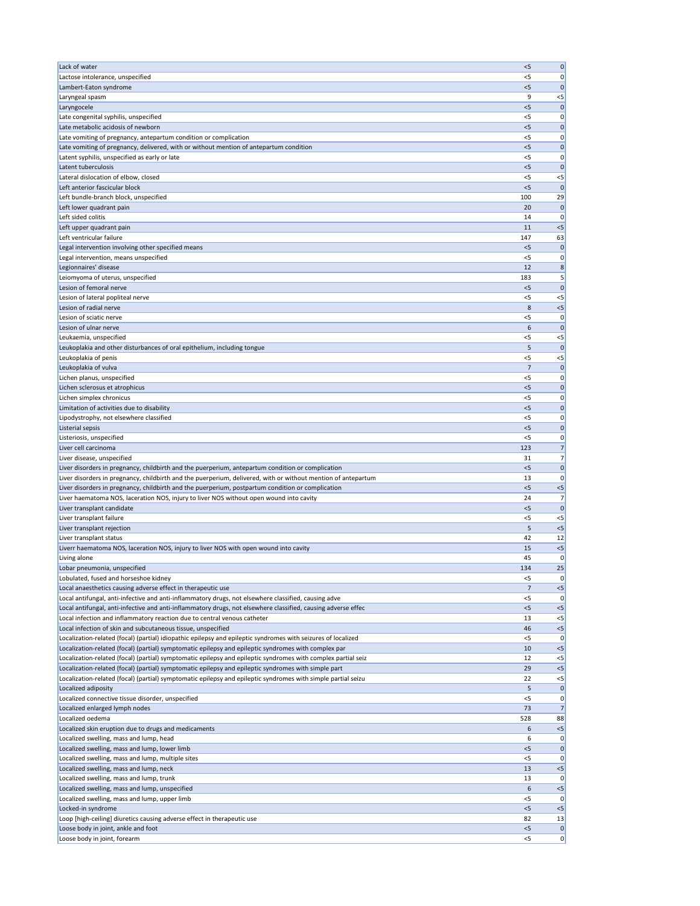| | | |
|---|---|---|
| Lack of water | <5 | 0 |
| Lactose intolerance, unspecified | <5 | 0 |
| Lambert-Eaton syndrome | <5 | 0 |
| Laryngeal spasm | 9 | <5 |
| Laryngocele | <5 | 0 |
| Late congenital syphilis, unspecified | <5 | 0 |
| Late metabolic acidosis of newborn | <5 | 0 |
| Late vomiting of pregnancy, antepartum condition or complication | <5 | 0 |
| Late vomiting of pregnancy, delivered, with or without mention of antepartum condition | <5 | 0 |
| Latent syphilis, unspecified as early or late | <5 | 0 |
| Latent tuberculosis | <5 | 0 |
| Lateral dislocation of elbow, closed | <5 | <5 |
| Left anterior fascicular block | <5 | 0 |
| Left bundle-branch block, unspecified | 100 | 29 |
| Left lower quadrant pain | 20 | 0 |
| Left sided colitis | 14 | 0 |
| Left upper quadrant pain | 11 | <5 |
| Left ventricular failure | 147 | 63 |
| Legal intervention involving other specified means | <5 | 0 |
| Legal intervention, means unspecified | <5 | 0 |
| Legionnaires' disease | 12 | 8 |
| Leiomyoma of uterus, unspecified | 183 | 5 |
| Lesion of femoral nerve | <5 | 0 |
| Lesion of lateral popliteal nerve | <5 | <5 |
| Lesion of radial nerve | 8 | <5 |
| Lesion of sciatic nerve | <5 | 0 |
| Lesion of ulnar nerve | 6 | 0 |
| Leukaemia, unspecified | <5 | <5 |
| Leukoplakia and other disturbances of oral epithelium, including tongue | 5 | 0 |
| Leukoplakia of penis | <5 | <5 |
| Leukoplakia of vulva | 7 | 0 |
| Lichen planus, unspecified | <5 | 0 |
| Lichen sclerosus et atrophicus | <5 | 0 |
| Lichen simplex chronicus | <5 | 0 |
| Limitation of activities due to disability | <5 | 0 |
| Lipodystrophy, not elsewhere classified | <5 | 0 |
| Listerial sepsis | <5 | 0 |
| Listeriosis, unspecified | <5 | 0 |
| Liver cell carcinoma | 123 | 7 |
| Liver disease, unspecified | 31 | 7 |
| Liver disorders in pregnancy, childbirth and the puerperium, antepartum condition or complication | <5 | 0 |
| Liver disorders in pregnancy, childbirth and the puerperium, delivered, with or without mention of antepartum | 13 | 0 |
| Liver disorders in pregnancy, childbirth and the puerperium, postpartum condition or complication | <5 | <5 |
| Liver haematoma NOS, laceration NOS, injury to liver NOS without open wound into cavity | 24 | 7 |
| Liver transplant candidate | <5 | 0 |
| Liver transplant failure | <5 | <5 |
| Liver transplant rejection | 5 | <5 |
| Liver transplant status | 42 | 12 |
| Liverr haematoma NOS, laceration NOS, injury to liver NOS with open wound into cavity | 15 | <5 |
| Living alone | 45 | 0 |
| Lobar pneumonia, unspecified | 134 | 25 |
| Lobulated, fused and horseshoe kidney | <5 | 0 |
| Local anaesthetics causing adverse effect in therapeutic use | 7 | <5 |
| Local antifungal, anti-infective and anti-inflammatory drugs, not elsewhere classified, causing adve | <5 | 0 |
| Local antifungal, anti-infective and anti-inflammatory drugs, not elsewhere classified, causing adverse effec | <5 | <5 |
| Local infection and inflammatory reaction due to central venous catheter | 13 | <5 |
| Local infection of skin and subcutaneous tissue, unspecified | 46 | <5 |
| Localization-related (focal) (partial) idiopathic epilepsy and epileptic syndromes with seizures of localized | <5 | 0 |
| Localization-related (focal) (partial) symptomatic epilepsy and epileptic syndromes with complex par | 10 | <5 |
| Localization-related (focal) (partial) symptomatic epilepsy and epileptic syndromes with complex partial seiz | 12 | <5 |
| Localization-related (focal) (partial) symptomatic epilepsy and epileptic syndromes with simple part | 29 | <5 |
| Localization-related (focal) (partial) symptomatic epilepsy and epileptic syndromes with simple partial seizu | 22 | <5 |
| Localized adiposity | 5 | 0 |
| Localized connective tissue disorder, unspecified | <5 | 0 |
| Localized enlarged lymph nodes | 73 | 7 |
| Localized oedema | 528 | 88 |
| Localized skin eruption due to drugs and medicaments | 6 | <5 |
| Localized swelling, mass and lump, head | 6 | 0 |
| Localized swelling, mass and lump, lower limb | <5 | 0 |
| Localized swelling, mass and lump, multiple sites | <5 | 0 |
| Localized swelling, mass and lump, neck | 13 | <5 |
| Localized swelling, mass and lump, trunk | 13 | 0 |
| Localized swelling, mass and lump, unspecified | 6 | <5 |
| Localized swelling, mass and lump, upper limb | <5 | 0 |
| Locked-in syndrome | <5 | <5 |
| Loop [high-ceiling] diuretics causing adverse effect in therapeutic use | 82 | 13 |
| Loose body in joint, ankle and foot | <5 | 0 |
| Loose body in joint, forearm | <5 | 0 |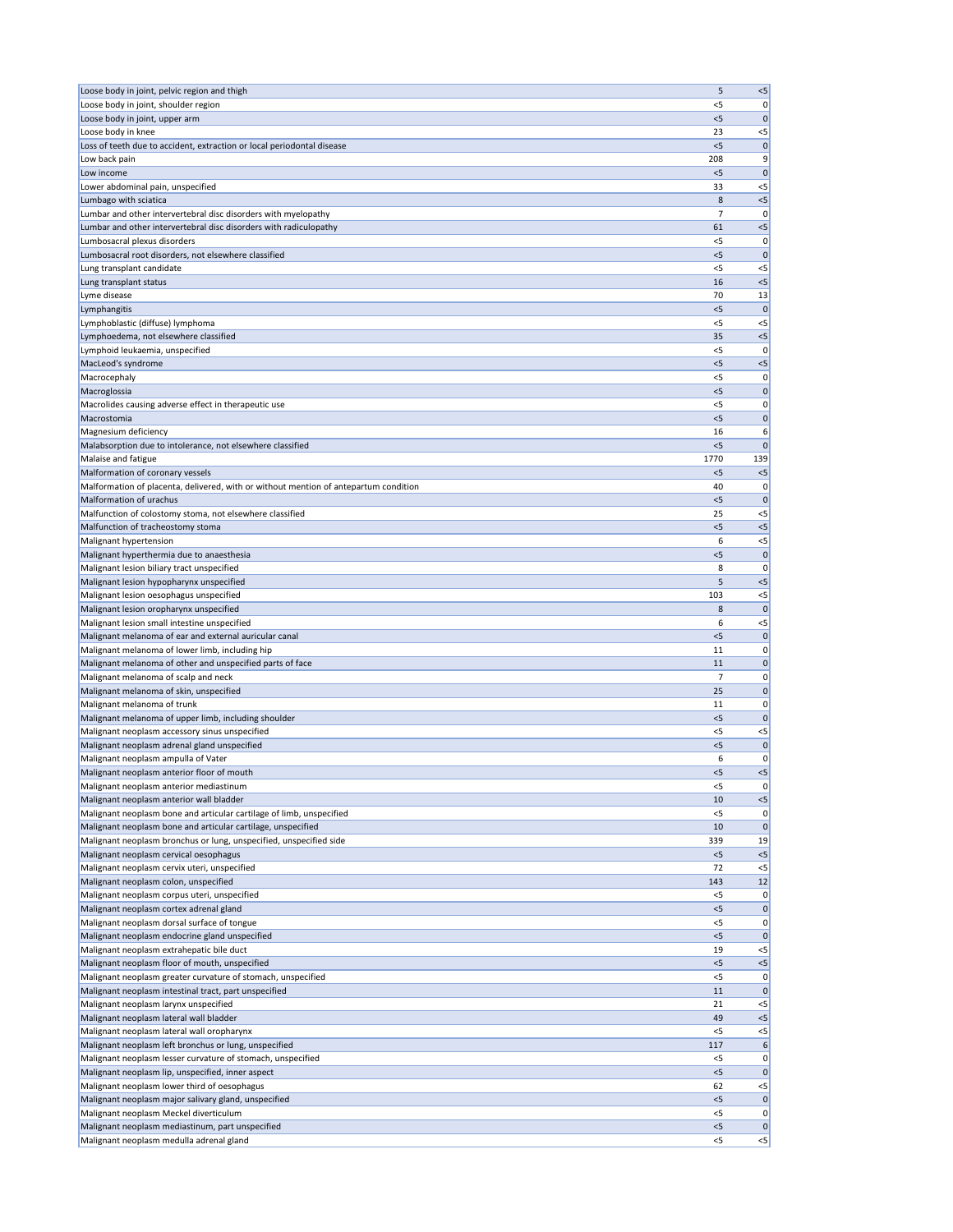| | | |
|---|---|---|
| Loose body in joint, pelvic region and thigh | 5 | <5 |
| Loose body in joint, shoulder region | <5 | 0 |
| Loose body in joint, upper arm | <5 | 0 |
| Loose body in knee | 23 | <5 |
| Loss of teeth due to accident, extraction or local periodontal disease | <5 | 0 |
| Low back pain | 208 | 9 |
| Low income | <5 | 0 |
| Lower abdominal pain, unspecified | 33 | <5 |
| Lumbago with sciatica | 8 | <5 |
| Lumbar and other intervertebral disc disorders with myelopathy | 7 | 0 |
| Lumbar and other intervertebral disc disorders with radiculopathy | 61 | <5 |
| Lumbosacral plexus disorders | <5 | 0 |
| Lumbosacral root disorders, not elsewhere classified | <5 | 0 |
| Lung transplant candidate | <5 | <5 |
| Lung transplant status | 16 | <5 |
| Lyme disease | 70 | 13 |
| Lymphangitis | <5 | 0 |
| Lymphoblastic (diffuse) lymphoma | <5 | <5 |
| Lymphoedema, not elsewhere classified | 35 | <5 |
| Lymphoid leukaemia, unspecified | <5 | 0 |
| MacLeod's syndrome | <5 | <5 |
| Macrocephaly | <5 | 0 |
| Macroglossia | <5 | 0 |
| Macrolides causing adverse effect in therapeutic use | <5 | 0 |
| Macrostomia | <5 | 0 |
| Magnesium deficiency | 16 | 6 |
| Malabsorption due to intolerance, not elsewhere classified | <5 | 0 |
| Malaise and fatigue | 1770 | 139 |
| Malformation of coronary vessels | <5 | <5 |
| Malformation of placenta, delivered, with or without mention of antepartum condition | 40 | 0 |
| Malformation of urachus | <5 | 0 |
| Malfunction of colostomy stoma, not elsewhere classified | 25 | <5 |
| Malfunction of tracheostomy stoma | <5 | <5 |
| Malignant hypertension | 6 | <5 |
| Malignant hyperthermia due to anaesthesia | <5 | 0 |
| Malignant lesion biliary tract unspecified | 8 | 0 |
| Malignant lesion hypopharynx unspecified | 5 | <5 |
| Malignant lesion oesophagus unspecified | 103 | <5 |
| Malignant lesion oropharynx unspecified | 8 | 0 |
| Malignant lesion small intestine unspecified | 6 | <5 |
| Malignant melanoma of ear and external auricular canal | <5 | 0 |
| Malignant melanoma of lower limb, including hip | 11 | 0 |
| Malignant melanoma of other and unspecified parts of face | 11 | 0 |
| Malignant melanoma of scalp and neck | 7 | 0 |
| Malignant melanoma of skin, unspecified | 25 | 0 |
| Malignant melanoma of trunk | 11 | 0 |
| Malignant melanoma of upper limb, including shoulder | <5 | 0 |
| Malignant neoplasm accessory sinus unspecified | <5 | <5 |
| Malignant neoplasm adrenal gland unspecified | <5 | 0 |
| Malignant neoplasm ampulla of Vater | 6 | 0 |
| Malignant neoplasm anterior floor of mouth | <5 | <5 |
| Malignant neoplasm anterior mediastinum | <5 | 0 |
| Malignant neoplasm anterior wall bladder | 10 | <5 |
| Malignant neoplasm bone and articular cartilage of limb, unspecified | <5 | 0 |
| Malignant neoplasm bone and articular cartilage, unspecified | 10 | 0 |
| Malignant neoplasm bronchus or lung, unspecified, unspecified side | 339 | 19 |
| Malignant neoplasm cervical oesophagus | <5 | <5 |
| Malignant neoplasm cervix uteri, unspecified | 72 | <5 |
| Malignant neoplasm colon, unspecified | 143 | 12 |
| Malignant neoplasm corpus uteri, unspecified | <5 | 0 |
| Malignant neoplasm cortex adrenal gland | <5 | 0 |
| Malignant neoplasm dorsal surface of tongue | <5 | 0 |
| Malignant neoplasm endocrine gland unspecified | <5 | 0 |
| Malignant neoplasm extrahepatic bile duct | 19 | <5 |
| Malignant neoplasm floor of mouth, unspecified | <5 | <5 |
| Malignant neoplasm greater curvature of stomach, unspecified | <5 | 0 |
| Malignant neoplasm intestinal tract, part unspecified | 11 | 0 |
| Malignant neoplasm larynx unspecified | 21 | <5 |
| Malignant neoplasm lateral wall bladder | 49 | <5 |
| Malignant neoplasm lateral wall oropharynx | <5 | <5 |
| Malignant neoplasm left bronchus or lung, unspecified | 117 | 6 |
| Malignant neoplasm lesser curvature of stomach, unspecified | <5 | 0 |
| Malignant neoplasm lip, unspecified, inner aspect | <5 | 0 |
| Malignant neoplasm lower third of oesophagus | 62 | <5 |
| Malignant neoplasm major salivary gland, unspecified | <5 | 0 |
| Malignant neoplasm Meckel diverticulum | <5 | 0 |
| Malignant neoplasm mediastinum, part unspecified | <5 | 0 |
| Malignant neoplasm medulla adrenal gland | <5 | <5 |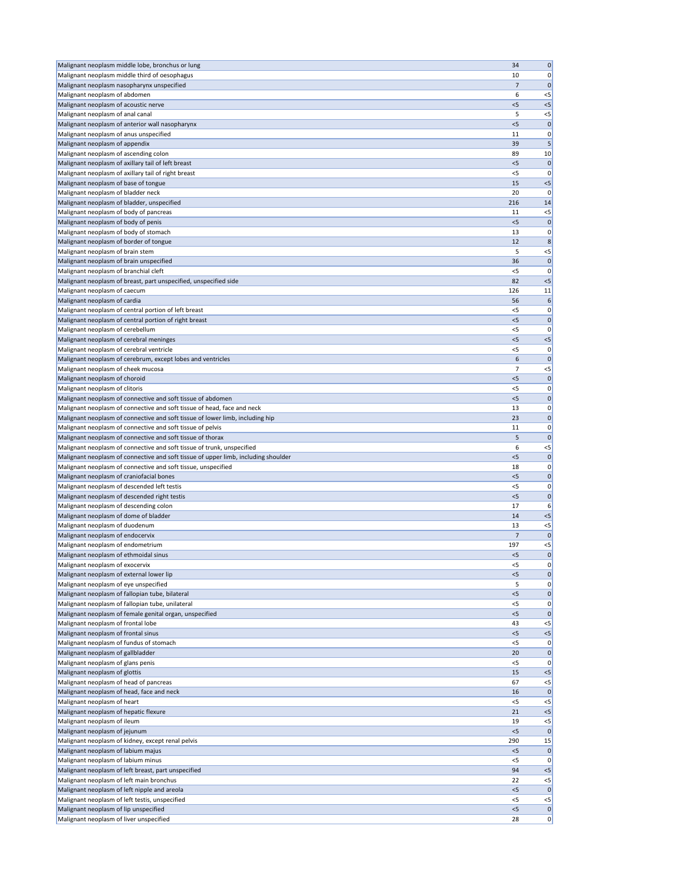| | | |
|---|---|---|
| Malignant neoplasm middle lobe, bronchus or lung | 34 | 0 |
| Malignant neoplasm middle third of oesophagus | 10 | 0 |
| Malignant neoplasm nasopharynx unspecified | 7 | 0 |
| Malignant neoplasm of abdomen | 6 | <5 |
| Malignant neoplasm of acoustic nerve | <5 | <5 |
| Malignant neoplasm of anal canal | 5 | <5 |
| Malignant neoplasm of anterior wall nasopharynx | <5 | 0 |
| Malignant neoplasm of anus unspecified | 11 | 0 |
| Malignant neoplasm of appendix | 39 | 5 |
| Malignant neoplasm of ascending colon | 89 | 10 |
| Malignant neoplasm of axillary tail of left breast | <5 | 0 |
| Malignant neoplasm of axillary tail of right breast | <5 | 0 |
| Malignant neoplasm of base of tongue | 15 | <5 |
| Malignant neoplasm of bladder neck | 20 | 0 |
| Malignant neoplasm of bladder, unspecified | 216 | 14 |
| Malignant neoplasm of body of pancreas | 11 | <5 |
| Malignant neoplasm of body of penis | <5 | 0 |
| Malignant neoplasm of body of stomach | 13 | 0 |
| Malignant neoplasm of border of tongue | 12 | 8 |
| Malignant neoplasm of brain stem | 5 | <5 |
| Malignant neoplasm of brain unspecified | 36 | 0 |
| Malignant neoplasm of branchial cleft | <5 | 0 |
| Malignant neoplasm of breast, part unspecified, unspecified side | 82 | <5 |
| Malignant neoplasm of caecum | 126 | 11 |
| Malignant neoplasm of cardia | 56 | 6 |
| Malignant neoplasm of central portion of left breast | <5 | 0 |
| Malignant neoplasm of central portion of right breast | <5 | 0 |
| Malignant neoplasm of cerebellum | <5 | 0 |
| Malignant neoplasm of cerebral meninges | <5 | <5 |
| Malignant neoplasm of cerebral ventricle | <5 | 0 |
| Malignant neoplasm of cerebrum, except lobes and ventricles | 6 | 0 |
| Malignant neoplasm of cheek mucosa | 7 | <5 |
| Malignant neoplasm of choroid | <5 | 0 |
| Malignant neoplasm of clitoris | <5 | 0 |
| Malignant neoplasm of connective and soft tissue of abdomen | <5 | 0 |
| Malignant neoplasm of connective and soft tissue of head, face and neck | 13 | 0 |
| Malignant neoplasm of connective and soft tissue of lower limb, including hip | 23 | 0 |
| Malignant neoplasm of connective and soft tissue of pelvis | 11 | 0 |
| Malignant neoplasm of connective and soft tissue of thorax | 5 | 0 |
| Malignant neoplasm of connective and soft tissue of trunk, unspecified | 6 | <5 |
| Malignant neoplasm of connective and soft tissue of upper limb, including shoulder | <5 | 0 |
| Malignant neoplasm of connective and soft tissue, unspecified | 18 | 0 |
| Malignant neoplasm of craniofacial bones | <5 | 0 |
| Malignant neoplasm of descended left testis | <5 | 0 |
| Malignant neoplasm of descended right testis | <5 | 0 |
| Malignant neoplasm of descending colon | 17 | 6 |
| Malignant neoplasm of dome of bladder | 14 | <5 |
| Malignant neoplasm of duodenum | 13 | <5 |
| Malignant neoplasm of endocervix | 7 | 0 |
| Malignant neoplasm of endometrium | 197 | <5 |
| Malignant neoplasm of ethmoidal sinus | <5 | 0 |
| Malignant neoplasm of exocervix | <5 | 0 |
| Malignant neoplasm of external lower lip | <5 | 0 |
| Malignant neoplasm of eye unspecified | 5 | 0 |
| Malignant neoplasm of fallopian tube, bilateral | <5 | 0 |
| Malignant neoplasm of fallopian tube, unilateral | <5 | 0 |
| Malignant neoplasm of female genital organ, unspecified | <5 | 0 |
| Malignant neoplasm of frontal lobe | 43 | <5 |
| Malignant neoplasm of frontal sinus | <5 | <5 |
| Malignant neoplasm of fundus of stomach | <5 | 0 |
| Malignant neoplasm of gallbladder | 20 | 0 |
| Malignant neoplasm of glans penis | <5 | 0 |
| Malignant neoplasm of glottis | 15 | <5 |
| Malignant neoplasm of head of pancreas | 67 | <5 |
| Malignant neoplasm of head, face and neck | 16 | 0 |
| Malignant neoplasm of heart | <5 | <5 |
| Malignant neoplasm of hepatic flexure | 21 | <5 |
| Malignant neoplasm of ileum | 19 | <5 |
| Malignant neoplasm of jejunum | <5 | 0 |
| Malignant neoplasm of kidney, except renal pelvis | 290 | 15 |
| Malignant neoplasm of labium majus | <5 | 0 |
| Malignant neoplasm of labium minus | <5 | 0 |
| Malignant neoplasm of left breast, part unspecified | 94 | <5 |
| Malignant neoplasm of left main bronchus | 22 | <5 |
| Malignant neoplasm of left nipple and areola | <5 | 0 |
| Malignant neoplasm of left testis, unspecified | <5 | <5 |
| Malignant neoplasm of lip unspecified | <5 | 0 |
| Malignant neoplasm of liver unspecified | 28 | 0 |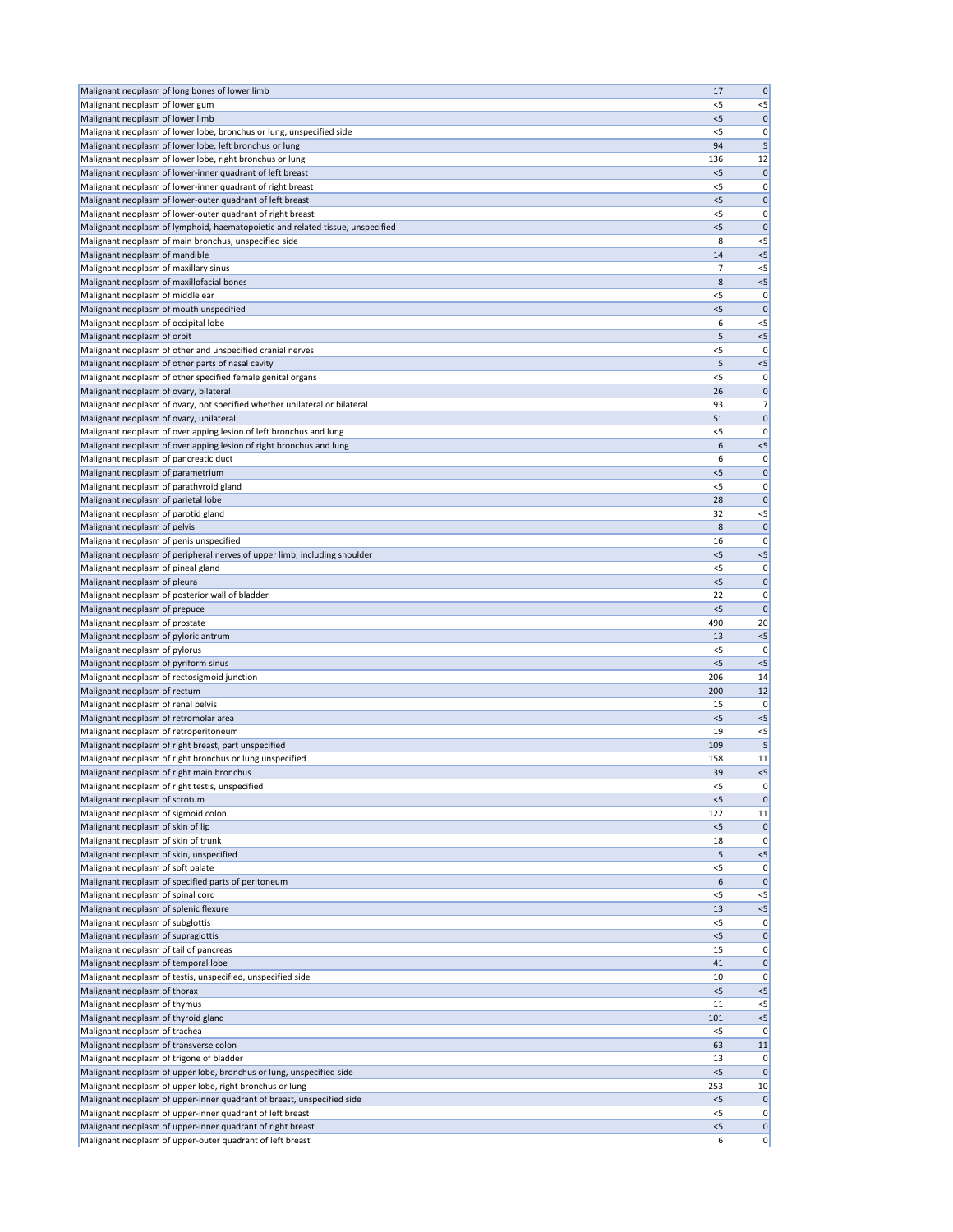| | | |
|---|---|---|
| Malignant neoplasm of long bones of lower limb | 17 | 0 |
| Malignant neoplasm of lower gum | <5 | <5 |
| Malignant neoplasm of lower limb | <5 | 0 |
| Malignant neoplasm of lower lobe, bronchus or lung, unspecified side | <5 | 0 |
| Malignant neoplasm of lower lobe, left bronchus or lung | 94 | 5 |
| Malignant neoplasm of lower lobe, right bronchus or lung | 136 | 12 |
| Malignant neoplasm of lower-inner quadrant of left breast | <5 | 0 |
| Malignant neoplasm of lower-inner quadrant of right breast | <5 | 0 |
| Malignant neoplasm of lower-outer quadrant of left breast | <5 | 0 |
| Malignant neoplasm of lower-outer quadrant of right breast | <5 | 0 |
| Malignant neoplasm of lymphoid, haematopoietic and related tissue, unspecified | <5 | 0 |
| Malignant neoplasm of main bronchus, unspecified side | 8 | <5 |
| Malignant neoplasm of mandible | 14 | <5 |
| Malignant neoplasm of maxillary sinus | 7 | <5 |
| Malignant neoplasm of maxillofacial bones | 8 | <5 |
| Malignant neoplasm of middle ear | <5 | 0 |
| Malignant neoplasm of mouth unspecified | <5 | 0 |
| Malignant neoplasm of occipital lobe | 6 | <5 |
| Malignant neoplasm of orbit | 5 | <5 |
| Malignant neoplasm of other and unspecified cranial nerves | <5 | 0 |
| Malignant neoplasm of other parts of nasal cavity | 5 | <5 |
| Malignant neoplasm of other specified female genital organs | <5 | 0 |
| Malignant neoplasm of ovary, bilateral | 26 | 0 |
| Malignant neoplasm of ovary, not specified whether unilateral or bilateral | 93 | 7 |
| Malignant neoplasm of ovary, unilateral | 51 | 0 |
| Malignant neoplasm of overlapping lesion of left bronchus and lung | <5 | 0 |
| Malignant neoplasm of overlapping lesion of right bronchus and lung | 6 | <5 |
| Malignant neoplasm of pancreatic duct | 6 | 0 |
| Malignant neoplasm of parametrium | <5 | 0 |
| Malignant neoplasm of parathyroid gland | <5 | 0 |
| Malignant neoplasm of parietal lobe | 28 | 0 |
| Malignant neoplasm of parotid gland | 32 | <5 |
| Malignant neoplasm of pelvis | 8 | 0 |
| Malignant neoplasm of penis unspecified | 16 | 0 |
| Malignant neoplasm of peripheral nerves of upper limb, including shoulder | <5 | <5 |
| Malignant neoplasm of pineal gland | <5 | 0 |
| Malignant neoplasm of pleura | <5 | 0 |
| Malignant neoplasm of posterior wall of bladder | 22 | 0 |
| Malignant neoplasm of prepuce | <5 | 0 |
| Malignant neoplasm of prostate | 490 | 20 |
| Malignant neoplasm of pyloric antrum | 13 | <5 |
| Malignant neoplasm of pylorus | <5 | 0 |
| Malignant neoplasm of pyriform sinus | <5 | <5 |
| Malignant neoplasm of rectosigmoid junction | 206 | 14 |
| Malignant neoplasm of rectum | 200 | 12 |
| Malignant neoplasm of renal pelvis | 15 | 0 |
| Malignant neoplasm of retromolar area | <5 | <5 |
| Malignant neoplasm of retroperitoneum | 19 | <5 |
| Malignant neoplasm of right breast, part unspecified | 109 | 5 |
| Malignant neoplasm of right bronchus or lung unspecified | 158 | 11 |
| Malignant neoplasm of right main bronchus | 39 | <5 |
| Malignant neoplasm of right testis, unspecified | <5 | 0 |
| Malignant neoplasm of scrotum | <5 | 0 |
| Malignant neoplasm of sigmoid colon | 122 | 11 |
| Malignant neoplasm of skin of lip | <5 | 0 |
| Malignant neoplasm of skin of trunk | 18 | 0 |
| Malignant neoplasm of skin, unspecified | 5 | <5 |
| Malignant neoplasm of soft palate | <5 | 0 |
| Malignant neoplasm of specified parts of peritoneum | 6 | 0 |
| Malignant neoplasm of spinal cord | <5 | <5 |
| Malignant neoplasm of splenic flexure | 13 | <5 |
| Malignant neoplasm of subglottis | <5 | 0 |
| Malignant neoplasm of supraglottis | <5 | 0 |
| Malignant neoplasm of tail of pancreas | 15 | 0 |
| Malignant neoplasm of temporal lobe | 41 | 0 |
| Malignant neoplasm of testis, unspecified, unspecified side | 10 | 0 |
| Malignant neoplasm of thorax | <5 | <5 |
| Malignant neoplasm of thymus | 11 | <5 |
| Malignant neoplasm of thyroid gland | 101 | <5 |
| Malignant neoplasm of trachea | <5 | 0 |
| Malignant neoplasm of transverse colon | 63 | 11 |
| Malignant neoplasm of trigone of bladder | 13 | 0 |
| Malignant neoplasm of upper lobe, bronchus or lung, unspecified side | <5 | 0 |
| Malignant neoplasm of upper lobe, right bronchus or lung | 253 | 10 |
| Malignant neoplasm of upper-inner quadrant of breast, unspecified side | <5 | 0 |
| Malignant neoplasm of upper-inner quadrant of left breast | <5 | 0 |
| Malignant neoplasm of upper-inner quadrant of right breast | <5 | 0 |
| Malignant neoplasm of upper-outer quadrant of left breast | 6 | 0 |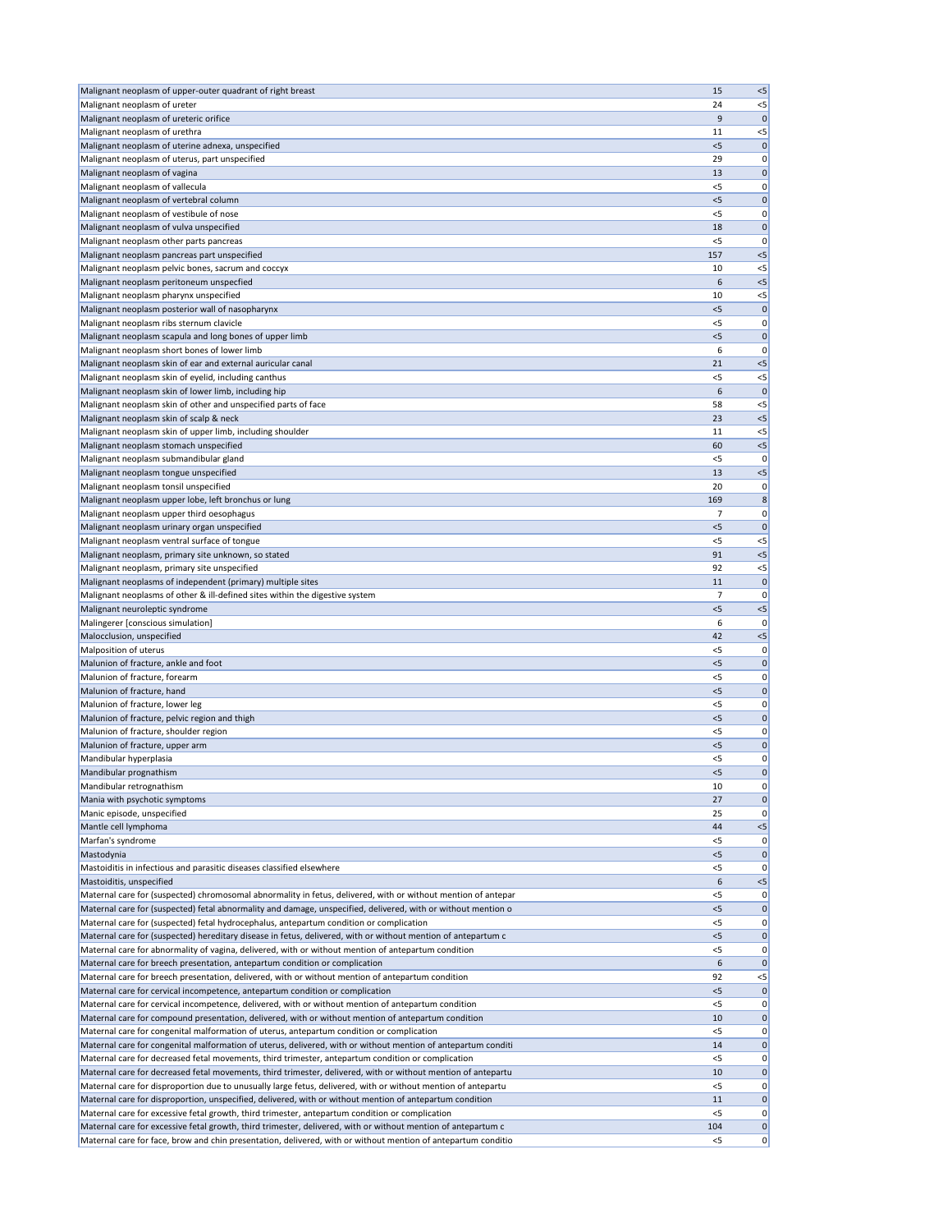| | | |
|---|---|---|
| Malignant neoplasm of upper-outer quadrant of right breast | 15 | <5 |
| Malignant neoplasm of ureter | 24 | <5 |
| Malignant neoplasm of ureteric orifice | 9 | 0 |
| Malignant neoplasm of urethra | 11 | <5 |
| Malignant neoplasm of uterine adnexa, unspecified | <5 | 0 |
| Malignant neoplasm of uterus, part unspecified | 29 | 0 |
| Malignant neoplasm of vagina | 13 | 0 |
| Malignant neoplasm of vallecula | <5 | 0 |
| Malignant neoplasm of vertebral column | <5 | 0 |
| Malignant neoplasm of vestibule of nose | <5 | 0 |
| Malignant neoplasm of vulva unspecified | 18 | 0 |
| Malignant neoplasm other parts pancreas | <5 | 0 |
| Malignant neoplasm pancreas part unspecified | 157 | <5 |
| Malignant neoplasm pelvic bones, sacrum and coccyx | 10 | <5 |
| Malignant neoplasm peritoneum unspecfied | 6 | <5 |
| Malignant neoplasm pharynx unspecified | 10 | <5 |
| Malignant neoplasm posterior wall of nasopharynx | <5 | 0 |
| Malignant neoplasm ribs sternum clavicle | <5 | 0 |
| Malignant neoplasm scapula and long bones of upper limb | <5 | 0 |
| Malignant neoplasm short bones of lower limb | 6 | 0 |
| Malignant neoplasm skin of ear and external auricular canal | 21 | <5 |
| Malignant neoplasm skin of eyelid, including canthus | <5 | <5 |
| Malignant neoplasm skin of lower limb, including hip | 6 | 0 |
| Malignant neoplasm skin of other and unspecified parts of face | 58 | <5 |
| Malignant neoplasm skin of scalp & neck | 23 | <5 |
| Malignant neoplasm skin of upper limb, including shoulder | 11 | <5 |
| Malignant neoplasm stomach unspecified | 60 | <5 |
| Malignant neoplasm submandibular gland | <5 | 0 |
| Malignant neoplasm tongue unspecified | 13 | <5 |
| Malignant neoplasm tonsil unspecified | 20 | 0 |
| Malignant neoplasm upper lobe, left bronchus or lung | 169 | 8 |
| Malignant neoplasm upper third oesophagus | 7 | 0 |
| Malignant neoplasm urinary organ unspecified | <5 | 0 |
| Malignant neoplasm ventral surface of tongue | <5 | <5 |
| Malignant neoplasm, primary site unknown, so stated | 91 | <5 |
| Malignant neoplasm, primary site unspecified | 92 | <5 |
| Malignant neoplasms of independent (primary) multiple sites | 11 | 0 |
| Malignant neoplasms of other & ill-defined sites within the digestive system | 7 | 0 |
| Malignant neuroleptic syndrome | <5 | <5 |
| Malingerer [conscious simulation] | 6 | 0 |
| Malocclusion, unspecified | 42 | <5 |
| Malposition of uterus | <5 | 0 |
| Malunion of fracture, ankle and foot | <5 | 0 |
| Malunion of fracture, forearm | <5 | 0 |
| Malunion of fracture, hand | <5 | 0 |
| Malunion of fracture, lower leg | <5 | 0 |
| Malunion of fracture, pelvic region and thigh | <5 | 0 |
| Malunion of fracture, shoulder region | <5 | 0 |
| Malunion of fracture, upper arm | <5 | 0 |
| Mandibular hyperplasia | <5 | 0 |
| Mandibular prognathism | <5 | 0 |
| Mandibular retrognathism | 10 | 0 |
| Mania with psychotic symptoms | 27 | 0 |
| Manic episode, unspecified | 25 | 0 |
| Mantle cell lymphoma | 44 | <5 |
| Marfan's syndrome | <5 | 0 |
| Mastodynia | <5 | 0 |
| Mastoiditis in infectious and parasitic diseases classified elsewhere | <5 | 0 |
| Mastoiditis, unspecified | 6 | <5 |
| Maternal care for (suspected) chromosomal abnormality in fetus, delivered, with or without mention of antepar | <5 | 0 |
| Maternal care for (suspected) fetal abnormality and damage, unspecified, delivered, with or without mention o | <5 | 0 |
| Maternal care for (suspected) fetal hydrocephalus, antepartum condition or complication | <5 | 0 |
| Maternal care for (suspected) hereditary disease in fetus, delivered, with or without mention of antepartum c | <5 | 0 |
| Maternal care for abnormality of vagina, delivered, with or without mention of antepartum condition | <5 | 0 |
| Maternal care for breech presentation, antepartum condition or complication | 6 | 0 |
| Maternal care for breech presentation, delivered, with or without mention of antepartum condition | 92 | <5 |
| Maternal care for cervical incompetence, antepartum condition or complication | <5 | 0 |
| Maternal care for cervical incompetence, delivered, with or without mention of antepartum condition | <5 | 0 |
| Maternal care for compound presentation, delivered, with or without mention of antepartum condition | 10 | 0 |
| Maternal care for congenital malformation of uterus, antepartum condition or complication | <5 | 0 |
| Maternal care for congenital malformation of uterus, delivered, with or without mention of antepartum conditi | 14 | 0 |
| Maternal care for decreased fetal movements, third trimester, antepartum condition or complication | <5 | 0 |
| Maternal care for decreased fetal movements, third trimester, delivered, with or without mention of antepartu | 10 | 0 |
| Maternal care for disproportion due to unusually large fetus, delivered, with or without mention of antepartu | <5 | 0 |
| Maternal care for disproportion, unspecified, delivered, with or without mention of antepartum condition | 11 | 0 |
| Maternal care for excessive fetal growth, third trimester, antepartum condition or complication | <5 | 0 |
| Maternal care for excessive fetal growth, third trimester, delivered, with or without mention of antepartum c | 104 | 0 |
| Maternal care for face, brow and chin presentation, delivered, with or without mention of antepartum conditio | <5 | 0 |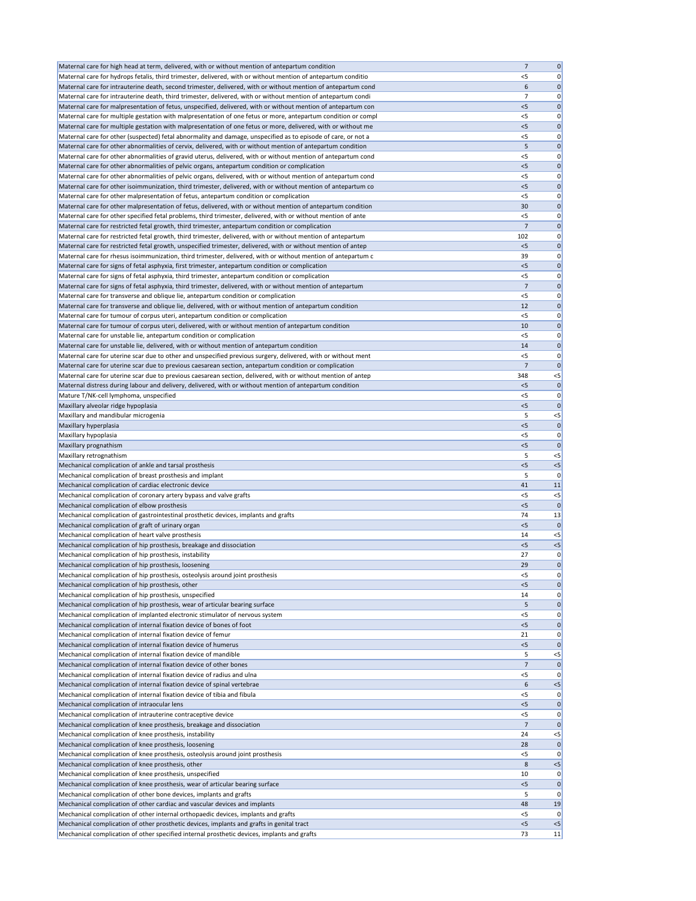| | | |
|---|---|---|
| Maternal care for high head at term, delivered, with or without mention of antepartum condition | 7 | 0 |
| Maternal care for hydrops fetalis, third trimester, delivered, with or without mention of antepartum conditio | <5 | 0 |
| Maternal care for intrauterine death, second trimester, delivered, with or without mention of antepartum cond | 6 | 0 |
| Maternal care for intrauterine death, third trimester, delivered, with or without mention of antepartum condi | 7 | 0 |
| Maternal care for malpresentation of fetus, unspecified, delivered, with or without mention of antepartum con | <5 | 0 |
| Maternal care for multiple gestation with malpresentation of one fetus or more, antepartum condition or compl | <5 | 0 |
| Maternal care for multiple gestation with malpresentation of one fetus or more, delivered, with or without me | <5 | 0 |
| Maternal care for other (suspected) fetal abnormality and damage, unspecified as to episode of care, or not a | <5 | 0 |
| Maternal care for other abnormalities of cervix, delivered, with or without mention of antepartum condition | 5 | 0 |
| Maternal care for other abnormalities of gravid uterus, delivered, with or without mention of antepartum cond | <5 | 0 |
| Maternal care for other abnormalities of pelvic organs, antepartum condition or complication | <5 | 0 |
| Maternal care for other abnormalities of pelvic organs, delivered, with or without mention of antepartum cond | <5 | 0 |
| Maternal care for other isoimmunization, third trimester, delivered, with or without mention of antepartum co | <5 | 0 |
| Maternal care for other malpresentation of fetus, antepartum condition or complication | <5 | 0 |
| Maternal care for other malpresentation of fetus, delivered, with or without mention of antepartum condition | 30 | 0 |
| Maternal care for other specified fetal problems, third trimester, delivered, with or without mention of ante | <5 | 0 |
| Maternal care for restricted fetal growth, third trimester, antepartum condition or complication | 7 | 0 |
| Maternal care for restricted fetal growth, third trimester, delivered, with or without mention of antepartum | 102 | 0 |
| Maternal care for restricted fetal growth, unspecified trimester, delivered, with or without mention of antep | <5 | 0 |
| Maternal care for rhesus isoimmunization, third trimester, delivered, with or without mention of antepartum c | 39 | 0 |
| Maternal care for signs of fetal asphyxia, first trimester, antepartum condition or complication | <5 | 0 |
| Maternal care for signs of fetal asphyxia, third trimester, antepartum condition or complication | <5 | 0 |
| Maternal care for signs of fetal asphyxia, third trimester, delivered, with or without mention of antepartum | 7 | 0 |
| Maternal care for transverse and oblique lie, antepartum condition or complication | <5 | 0 |
| Maternal care for transverse and oblique lie, delivered, with or without mention of antepartum condition | 12 | 0 |
| Maternal care for tumour of corpus uteri, antepartum condition or complication | <5 | 0 |
| Maternal care for tumour of corpus uteri, delivered, with or without mention of antepartum condition | 10 | 0 |
| Maternal care for unstable lie, antepartum condition or complication | <5 | 0 |
| Maternal care for unstable lie, delivered, with or without mention of antepartum condition | 14 | 0 |
| Maternal care for uterine scar due to other and unspecified previous surgery, delivered, with or without ment | <5 | 0 |
| Maternal care for uterine scar due to previous caesarean section, antepartum condition or complication | 7 | 0 |
| Maternal care for uterine scar due to previous caesarean section, delivered, with or without mention of antep | 348 | <5 |
| Maternal distress during labour and delivery, delivered, with or without mention of antepartum condition | <5 | 0 |
| Mature T/NK-cell lymphoma, unspecified | <5 | 0 |
| Maxillary alveolar ridge hypoplasia | <5 | 0 |
| Maxillary and mandibular microgenia | 5 | <5 |
| Maxillary hyperplasia | <5 | 0 |
| Maxillary hypoplasia | <5 | 0 |
| Maxillary prognathism | <5 | 0 |
| Maxillary retrognathism | 5 | <5 |
| Mechanical complication of ankle and tarsal prosthesis | <5 | <5 |
| Mechanical complication of breast prosthesis and implant | 5 | 0 |
| Mechanical complication of cardiac electronic device | 41 | 11 |
| Mechanical complication of coronary artery bypass and valve grafts | <5 | <5 |
| Mechanical complication of elbow prosthesis | <5 | 0 |
| Mechanical complication of gastrointestinal prosthetic devices, implants and grafts | 74 | 13 |
| Mechanical complication of graft of urinary organ | <5 | 0 |
| Mechanical complication of heart valve prosthesis | 14 | <5 |
| Mechanical complication of hip prosthesis, breakage and dissociation | <5 | <5 |
| Mechanical complication of hip prosthesis, instability | 27 | 0 |
| Mechanical complication of hip prosthesis, loosening | 29 | 0 |
| Mechanical complication of hip prosthesis, osteolysis around joint prosthesis | <5 | 0 |
| Mechanical complication of hip prosthesis, other | <5 | 0 |
| Mechanical complication of hip prosthesis, unspecified | 14 | 0 |
| Mechanical complication of hip prosthesis, wear of articular bearing surface | 5 | 0 |
| Mechanical complication of implanted electronic stimulator of nervous system | <5 | 0 |
| Mechanical complication of internal fixation device of bones of foot | <5 | 0 |
| Mechanical complication of internal fixation device of femur | 21 | 0 |
| Mechanical complication of internal fixation device of humerus | <5 | 0 |
| Mechanical complication of internal fixation device of mandible | 5 | <5 |
| Mechanical complication of internal fixation device of other bones | 7 | 0 |
| Mechanical complication of internal fixation device of radius and ulna | <5 | 0 |
| Mechanical complication of internal fixation device of spinal vertebrae | 6 | <5 |
| Mechanical complication of internal fixation device of tibia and fibula | <5 | 0 |
| Mechanical complication of intraocular lens | <5 | 0 |
| Mechanical complication of intrauterine contraceptive device | <5 | 0 |
| Mechanical complication of knee prosthesis, breakage and dissociation | 7 | 0 |
| Mechanical complication of knee prosthesis, instability | 24 | <5 |
| Mechanical complication of knee prosthesis, loosening | 28 | 0 |
| Mechanical complication of knee prosthesis, osteolysis around joint prosthesis | <5 | 0 |
| Mechanical complication of knee prosthesis, other | 8 | <5 |
| Mechanical complication of knee prosthesis, unspecified | 10 | 0 |
| Mechanical complication of knee prosthesis, wear of articular bearing surface | <5 | 0 |
| Mechanical complication of other bone devices, implants and grafts | 5 | 0 |
| Mechanical complication of other cardiac and vascular devices and implants | 48 | 19 |
| Mechanical complication of other internal orthopaedic devices, implants and grafts | <5 | 0 |
| Mechanical complication of other prosthetic devices, implants and grafts in genital tract | <5 | <5 |
| Mechanical complication of other specified internal prosthetic devices, implants and grafts | 73 | 11 |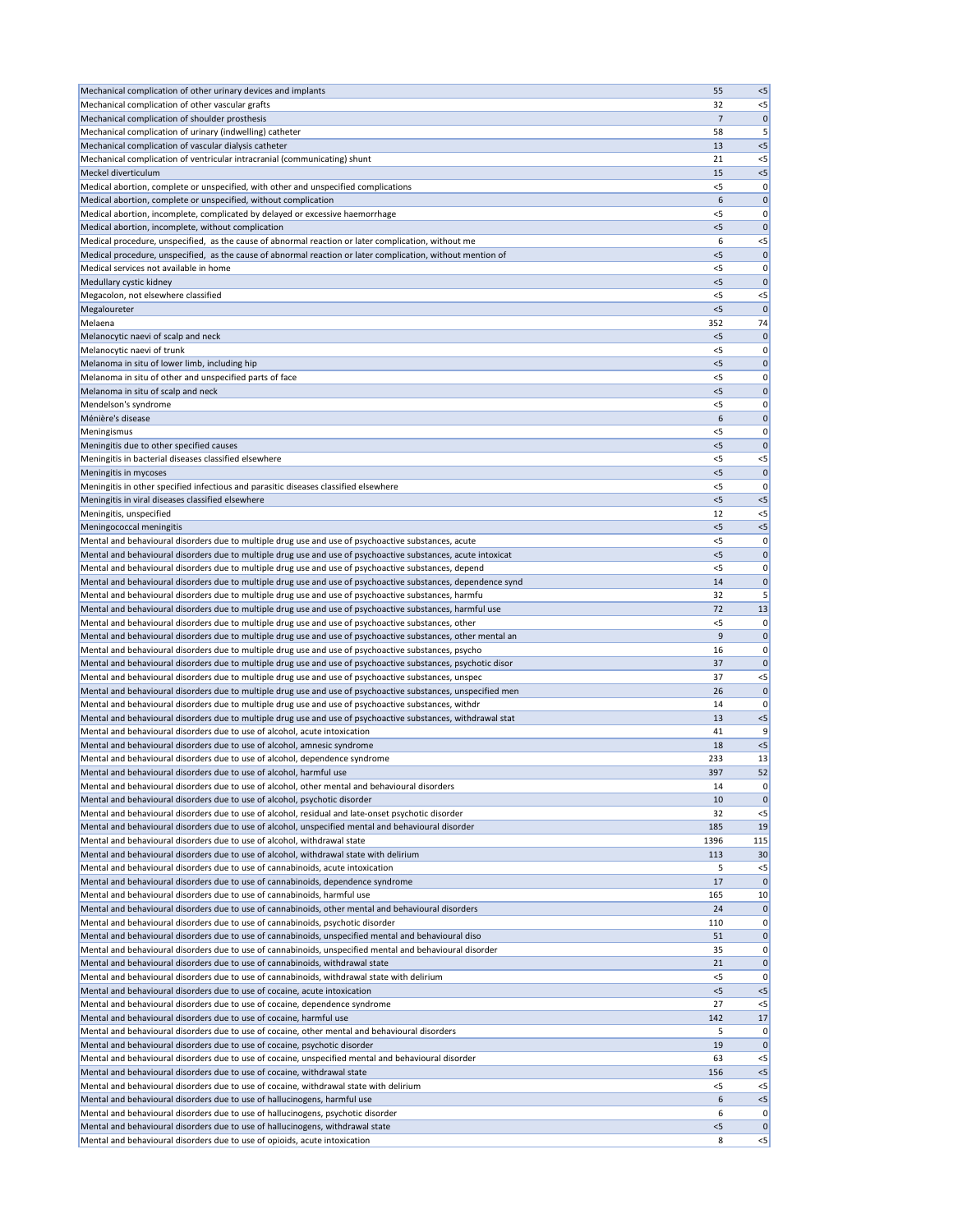| | | |
|---|---|---|
| Mechanical complication of other urinary devices and implants | 55 | <5 |
| Mechanical complication of other vascular grafts | 32 | <5 |
| Mechanical complication of shoulder prosthesis | 7 | 0 |
| Mechanical complication of urinary (indwelling) catheter | 58 | 5 |
| Mechanical complication of vascular dialysis catheter | 13 | <5 |
| Mechanical complication of ventricular intracranial (communicating) shunt | 21 | <5 |
| Meckel diverticulum | 15 | <5 |
| Medical abortion, complete or unspecified, with other and unspecified complications | <5 | 0 |
| Medical abortion, complete or unspecified, without complication | 6 | 0 |
| Medical abortion, incomplete, complicated by delayed or excessive haemorrhage | <5 | 0 |
| Medical abortion, incomplete, without complication | <5 | 0 |
| Medical procedure, unspecified, as the cause of abnormal reaction or later complication, without me | 6 | <5 |
| Medical procedure, unspecified, as the cause of abnormal reaction or later complication, without mention of | <5 | 0 |
| Medical services not available in home | <5 | 0 |
| Medullary cystic kidney | <5 | 0 |
| Megacolon, not elsewhere classified | <5 | <5 |
| Megaloureter | <5 | 0 |
| Melaena | 352 | 74 |
| Melanocytic naevi of scalp and neck | <5 | 0 |
| Melanocytic naevi of trunk | <5 | 0 |
| Melanoma in situ of lower limb, including hip | <5 | 0 |
| Melanoma in situ of other and unspecified parts of face | <5 | 0 |
| Melanoma in situ of scalp and neck | <5 | 0 |
| Mendelson's syndrome | <5 | 0 |
| Ménière's disease | 6 | 0 |
| Meningismus | <5 | 0 |
| Meningitis due to other specified causes | <5 | 0 |
| Meningitis in bacterial diseases classified elsewhere | <5 | <5 |
| Meningitis in mycoses | <5 | 0 |
| Meningitis in other specified infectious and parasitic diseases classified elsewhere | <5 | 0 |
| Meningitis in viral diseases classified elsewhere | <5 | <5 |
| Meningitis, unspecified | 12 | <5 |
| Meningococcal meningitis | <5 | <5 |
| Mental and behavioural disorders due to multiple drug use and use of psychoactive substances, acute | <5 | 0 |
| Mental and behavioural disorders due to multiple drug use and use of psychoactive substances, acute intoxicat | <5 | 0 |
| Mental and behavioural disorders due to multiple drug use and use of psychoactive substances, depend | <5 | 0 |
| Mental and behavioural disorders due to multiple drug use and use of psychoactive substances, dependence synd | 14 | 0 |
| Mental and behavioural disorders due to multiple drug use and use of psychoactive substances, harmfu | 32 | 5 |
| Mental and behavioural disorders due to multiple drug use and use of psychoactive substances, harmful use | 72 | 13 |
| Mental and behavioural disorders due to multiple drug use and use of psychoactive substances, other | <5 | 0 |
| Mental and behavioural disorders due to multiple drug use and use of psychoactive substances, other mental an | 9 | 0 |
| Mental and behavioural disorders due to multiple drug use and use of psychoactive substances, psycho | 16 | 0 |
| Mental and behavioural disorders due to multiple drug use and use of psychoactive substances, psychotic disor | 37 | 0 |
| Mental and behavioural disorders due to multiple drug use and use of psychoactive substances, unspec | 37 | <5 |
| Mental and behavioural disorders due to multiple drug use and use of psychoactive substances, unspecified men | 26 | 0 |
| Mental and behavioural disorders due to multiple drug use and use of psychoactive substances, withdr | 14 | 0 |
| Mental and behavioural disorders due to multiple drug use and use of psychoactive substances, withdrawal stat | 13 | <5 |
| Mental and behavioural disorders due to use of alcohol, acute intoxication | 41 | 9 |
| Mental and behavioural disorders due to use of alcohol, amnesic syndrome | 18 | <5 |
| Mental and behavioural disorders due to use of alcohol, dependence syndrome | 233 | 13 |
| Mental and behavioural disorders due to use of alcohol, harmful use | 397 | 52 |
| Mental and behavioural disorders due to use of alcohol, other mental and behavioural disorders | 14 | 0 |
| Mental and behavioural disorders due to use of alcohol, psychotic disorder | 10 | 0 |
| Mental and behavioural disorders due to use of alcohol, residual and late-onset psychotic disorder | 32 | <5 |
| Mental and behavioural disorders due to use of alcohol, unspecified mental and behavioural disorder | 185 | 19 |
| Mental and behavioural disorders due to use of alcohol, withdrawal state | 1396 | 115 |
| Mental and behavioural disorders due to use of alcohol, withdrawal state with delirium | 113 | 30 |
| Mental and behavioural disorders due to use of cannabinoids, acute intoxication | 5 | <5 |
| Mental and behavioural disorders due to use of cannabinoids, dependence syndrome | 17 | 0 |
| Mental and behavioural disorders due to use of cannabinoids, harmful use | 165 | 10 |
| Mental and behavioural disorders due to use of cannabinoids, other mental and behavioural disorders | 24 | 0 |
| Mental and behavioural disorders due to use of cannabinoids, psychotic disorder | 110 | 0 |
| Mental and behavioural disorders due to use of cannabinoids, unspecified mental and behavioural diso | 51 | 0 |
| Mental and behavioural disorders due to use of cannabinoids, unspecified mental and behavioural disorder | 35 | 0 |
| Mental and behavioural disorders due to use of cannabinoids, withdrawal state | 21 | 0 |
| Mental and behavioural disorders due to use of cannabinoids, withdrawal state with delirium | <5 | 0 |
| Mental and behavioural disorders due to use of cocaine, acute intoxication | <5 | <5 |
| Mental and behavioural disorders due to use of cocaine, dependence syndrome | 27 | <5 |
| Mental and behavioural disorders due to use of cocaine, harmful use | 142 | 17 |
| Mental and behavioural disorders due to use of cocaine, other mental and behavioural disorders | 5 | 0 |
| Mental and behavioural disorders due to use of cocaine, psychotic disorder | 19 | 0 |
| Mental and behavioural disorders due to use of cocaine, unspecified mental and behavioural disorder | 63 | <5 |
| Mental and behavioural disorders due to use of cocaine, withdrawal state | 156 | <5 |
| Mental and behavioural disorders due to use of cocaine, withdrawal state with delirium | <5 | <5 |
| Mental and behavioural disorders due to use of hallucinogens, harmful use | 6 | <5 |
| Mental and behavioural disorders due to use of hallucinogens, psychotic disorder | 6 | 0 |
| Mental and behavioural disorders due to use of hallucinogens, withdrawal state | <5 | 0 |
| Mental and behavioural disorders due to use of opioids, acute intoxication | 8 | <5 |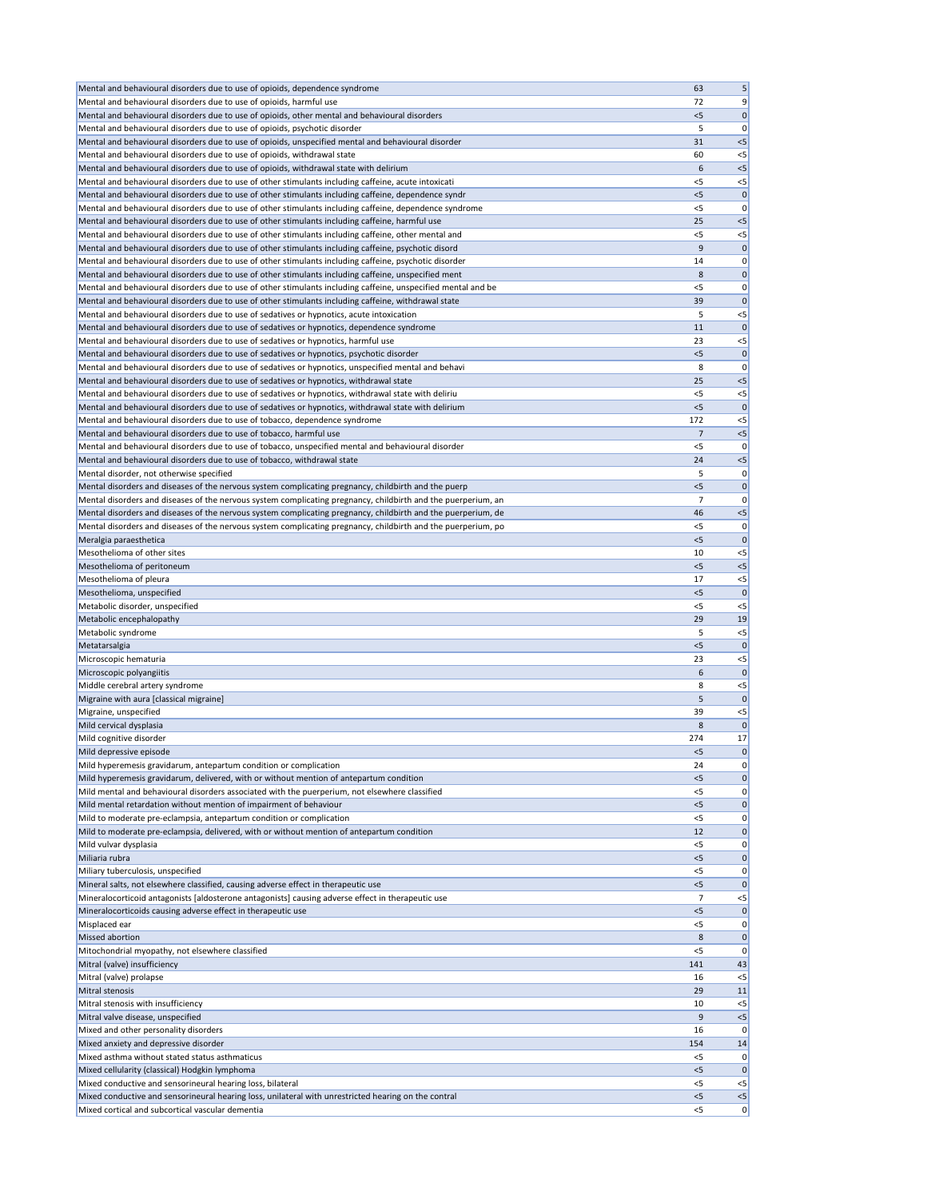| | | |
|---|---|---|
| Mental and behavioural disorders due to use of opioids, dependence syndrome | 63 | 5 |
| Mental and behavioural disorders due to use of opioids, harmful use | 72 | 9 |
| Mental and behavioural disorders due to use of opioids, other mental and behavioural disorders | <5 | 0 |
| Mental and behavioural disorders due to use of opioids, psychotic disorder | 5 | 0 |
| Mental and behavioural disorders due to use of opioids, unspecified mental and behavioural disorder | 31 | <5 |
| Mental and behavioural disorders due to use of opioids, withdrawal state | 60 | <5 |
| Mental and behavioural disorders due to use of opioids, withdrawal state with delirium | 6 | <5 |
| Mental and behavioural disorders due to use of other stimulants including caffeine, acute intoxicati | <5 | <5 |
| Mental and behavioural disorders due to use of other stimulants including caffeine, dependence syndr | <5 | 0 |
| Mental and behavioural disorders due to use of other stimulants including caffeine, dependence syndrome | <5 | 0 |
| Mental and behavioural disorders due to use of other stimulants including caffeine, harmful use | 25 | <5 |
| Mental and behavioural disorders due to use of other stimulants including caffeine, other mental and | <5 | <5 |
| Mental and behavioural disorders due to use of other stimulants including caffeine, psychotic disord | 9 | 0 |
| Mental and behavioural disorders due to use of other stimulants including caffeine, psychotic disorder | 14 | 0 |
| Mental and behavioural disorders due to use of other stimulants including caffeine, unspecified ment | 8 | 0 |
| Mental and behavioural disorders due to use of other stimulants including caffeine, unspecified mental and be | <5 | 0 |
| Mental and behavioural disorders due to use of other stimulants including caffeine, withdrawal state | 39 | 0 |
| Mental and behavioural disorders due to use of sedatives or hypnotics, acute intoxication | 5 | <5 |
| Mental and behavioural disorders due to use of sedatives or hypnotics, dependence syndrome | 11 | 0 |
| Mental and behavioural disorders due to use of sedatives or hypnotics, harmful use | 23 | <5 |
| Mental and behavioural disorders due to use of sedatives or hypnotics, psychotic disorder | <5 | 0 |
| Mental and behavioural disorders due to use of sedatives or hypnotics, unspecified mental and behavi | 8 | 0 |
| Mental and behavioural disorders due to use of sedatives or hypnotics, withdrawal state | 25 | <5 |
| Mental and behavioural disorders due to use of sedatives or hypnotics, withdrawal state with deliriu | <5 | <5 |
| Mental and behavioural disorders due to use of sedatives or hypnotics, withdrawal state with delirium | <5 | 0 |
| Mental and behavioural disorders due to use of tobacco, dependence syndrome | 172 | <5 |
| Mental and behavioural disorders due to use of tobacco, harmful use | 7 | <5 |
| Mental and behavioural disorders due to use of tobacco, unspecified mental and behavioural disorder | <5 | 0 |
| Mental and behavioural disorders due to use of tobacco, withdrawal state | 24 | <5 |
| Mental disorder, not otherwise specified | 5 | 0 |
| Mental disorders and diseases of the nervous system complicating pregnancy, childbirth and the puerp | <5 | 0 |
| Mental disorders and diseases of the nervous system complicating pregnancy, childbirth and the puerperium, an | 7 | 0 |
| Mental disorders and diseases of the nervous system complicating pregnancy, childbirth and the puerperium, de | 46 | <5 |
| Mental disorders and diseases of the nervous system complicating pregnancy, childbirth and the puerperium, po | <5 | 0 |
| Meralgia paraesthetica | <5 | 0 |
| Mesothelioma of other sites | 10 | <5 |
| Mesothelioma of peritoneum | <5 | <5 |
| Mesothelioma of pleura | 17 | <5 |
| Mesothelioma, unspecified | <5 | 0 |
| Metabolic disorder, unspecified | <5 | <5 |
| Metabolic encephalopathy | 29 | 19 |
| Metabolic syndrome | 5 | <5 |
| Metatarsalgia | <5 | 0 |
| Microscopic hematuria | 23 | <5 |
| Microscopic polyangiitis | 6 | 0 |
| Middle cerebral artery syndrome | 8 | <5 |
| Migraine with aura [classical migraine] | 5 | 0 |
| Migraine, unspecified | 39 | <5 |
| Mild cervical dysplasia | 8 | 0 |
| Mild cognitive disorder | 274 | 17 |
| Mild depressive episode | <5 | 0 |
| Mild hyperemesis gravidarum, antepartum condition or complication | 24 | 0 |
| Mild hyperemesis gravidarum, delivered, with or without mention of antepartum condition | <5 | 0 |
| Mild mental and behavioural disorders associated with the puerperium, not elsewhere classified | <5 | 0 |
| Mild mental retardation without mention of impairment of behaviour | <5 | 0 |
| Mild to moderate pre-eclampsia, antepartum condition or complication | <5 | 0 |
| Mild to moderate pre-eclampsia, delivered, with or without mention of antepartum condition | 12 | 0 |
| Mild vulvar dysplasia | <5 | 0 |
| Miliaria rubra | <5 | 0 |
| Miliary tuberculosis, unspecified | <5 | 0 |
| Mineral salts, not elsewhere classified, causing adverse effect in therapeutic use | <5 | 0 |
| Mineralocorticoid antagonists [aldosterone antagonists] causing adverse effect in therapeutic use | 7 | <5 |
| Mineralocorticoids causing adverse effect in therapeutic use | <5 | 0 |
| Misplaced ear | <5 | 0 |
| Missed abortion | 8 | 0 |
| Mitochondrial myopathy, not elsewhere classified | <5 | 0 |
| Mitral (valve) insufficiency | 141 | 43 |
| Mitral (valve) prolapse | 16 | <5 |
| Mitral stenosis | 29 | 11 |
| Mitral stenosis with insufficiency | 10 | <5 |
| Mitral valve disease, unspecified | 9 | <5 |
| Mixed and other personality disorders | 16 | 0 |
| Mixed anxiety and depressive disorder | 154 | 14 |
| Mixed asthma without stated status asthmaticus | <5 | 0 |
| Mixed cellularity (classical) Hodgkin lymphoma | <5 | 0 |
| Mixed conductive and sensorineural hearing loss, bilateral | <5 | <5 |
| Mixed conductive and sensorineural hearing loss, unilateral with unrestricted hearing on the contral | <5 | <5 |
| Mixed cortical and subcortical vascular dementia | <5 | 0 |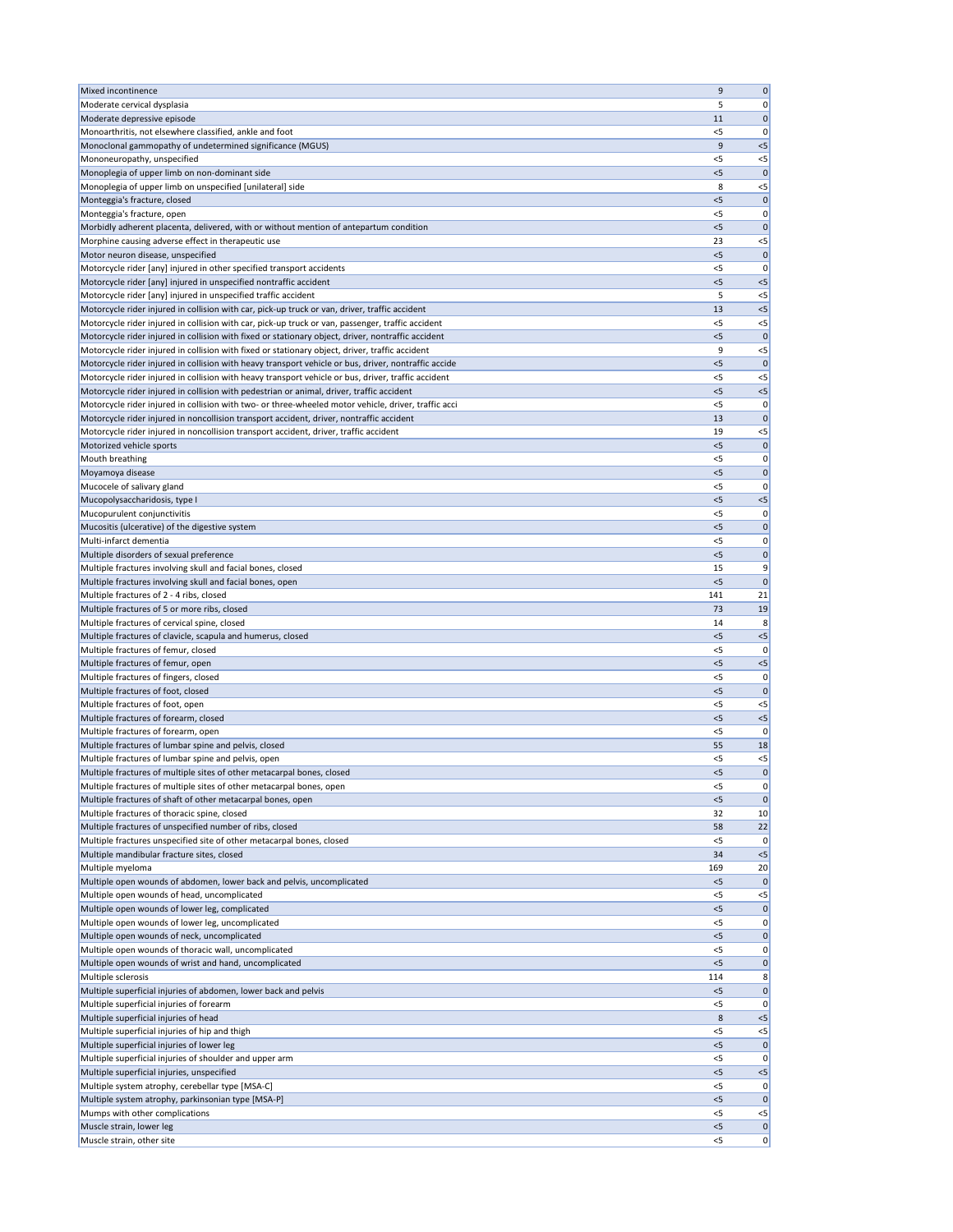| | | |
|---|---|---|
| Mixed incontinence | 9 | 0 |
| Moderate cervical dysplasia | 5 | 0 |
| Moderate depressive episode | 11 | 0 |
| Monoarthritis, not elsewhere classified, ankle and foot | <5 | 0 |
| Monoclonal gammopathy of undetermined significance (MGUS) | 9 | <5 |
| Mononeuropathy, unspecified | <5 | <5 |
| Monoplegia of upper limb on non-dominant side | <5 | 0 |
| Monoplegia of upper limb on unspecified [unilateral] side | 8 | <5 |
| Monteggia's fracture, closed | <5 | 0 |
| Monteggia's fracture, open | <5 | 0 |
| Morbidly adherent placenta, delivered, with or without mention of antepartum condition | <5 | 0 |
| Morphine causing adverse effect in therapeutic use | 23 | <5 |
| Motor neuron disease, unspecified | <5 | 0 |
| Motorcycle rider [any] injured in other specified transport accidents | <5 | 0 |
| Motorcycle rider [any] injured in unspecified nontraffic accident | <5 | <5 |
| Motorcycle rider [any] injured in unspecified traffic accident | 5 | <5 |
| Motorcycle rider injured in collision with car, pick-up truck or van, driver, traffic accident | 13 | <5 |
| Motorcycle rider injured in collision with car, pick-up truck or van, passenger, traffic accident | <5 | <5 |
| Motorcycle rider injured in collision with fixed or stationary object, driver, nontraffic accident | <5 | 0 |
| Motorcycle rider injured in collision with fixed or stationary object, driver, traffic accident | 9 | <5 |
| Motorcycle rider injured in collision with heavy transport vehicle or bus, driver, nontraffic accide | <5 | 0 |
| Motorcycle rider injured in collision with heavy transport vehicle or bus, driver, traffic accident | <5 | <5 |
| Motorcycle rider injured in collision with pedestrian or animal, driver, traffic accident | <5 | <5 |
| Motorcycle rider injured in collision with two- or three-wheeled motor vehicle, driver, traffic acci | <5 | 0 |
| Motorcycle rider injured in noncollision transport accident, driver, nontraffic accident | 13 | 0 |
| Motorcycle rider injured in noncollision transport accident, driver, traffic accident | 19 | <5 |
| Motorized vehicle sports | <5 | 0 |
| Mouth breathing | <5 | 0 |
| Moyamoya disease | <5 | 0 |
| Mucocele of salivary gland | <5 | 0 |
| Mucopolysaccharidosis, type I | <5 | <5 |
| Mucopurulent conjunctivitis | <5 | 0 |
| Mucositis (ulcerative) of the digestive system | <5 | 0 |
| Multi-infarct dementia | <5 | 0 |
| Multiple disorders of sexual preference | <5 | 0 |
| Multiple fractures involving skull and facial bones, closed | 15 | 9 |
| Multiple fractures involving skull and facial bones, open | <5 | 0 |
| Multiple fractures of 2 - 4 ribs, closed | 141 | 21 |
| Multiple fractures of 5 or more ribs, closed | 73 | 19 |
| Multiple fractures of cervical spine, closed | 14 | 8 |
| Multiple fractures of clavicle, scapula and humerus, closed | <5 | <5 |
| Multiple fractures of femur, closed | <5 | 0 |
| Multiple fractures of femur, open | <5 | <5 |
| Multiple fractures of fingers, closed | <5 | 0 |
| Multiple fractures of foot, closed | <5 | 0 |
| Multiple fractures of foot, open | <5 | <5 |
| Multiple fractures of forearm, closed | <5 | <5 |
| Multiple fractures of forearm, open | <5 | 0 |
| Multiple fractures of lumbar spine and pelvis, closed | 55 | 18 |
| Multiple fractures of lumbar spine and pelvis, open | <5 | <5 |
| Multiple fractures of multiple sites of other metacarpal bones, closed | <5 | 0 |
| Multiple fractures of multiple sites of other metacarpal bones, open | <5 | 0 |
| Multiple fractures of shaft of other metacarpal bones, open | <5 | 0 |
| Multiple fractures of thoracic spine, closed | 32 | 10 |
| Multiple fractures of unspecified number of ribs, closed | 58 | 22 |
| Multiple fractures unspecified site of other metacarpal bones, closed | <5 | 0 |
| Multiple mandibular fracture sites, closed | 34 | <5 |
| Multiple myeloma | 169 | 20 |
| Multiple open wounds of abdomen, lower back and pelvis, uncomplicated | <5 | 0 |
| Multiple open wounds of head, uncomplicated | <5 | <5 |
| Multiple open wounds of lower leg, complicated | <5 | 0 |
| Multiple open wounds of lower leg, uncomplicated | <5 | 0 |
| Multiple open wounds of neck, uncomplicated | <5 | 0 |
| Multiple open wounds of thoracic wall, uncomplicated | <5 | 0 |
| Multiple open wounds of wrist and hand, uncomplicated | <5 | 0 |
| Multiple sclerosis | 114 | 8 |
| Multiple superficial injuries of abdomen, lower back and pelvis | <5 | 0 |
| Multiple superficial injuries of forearm | <5 | 0 |
| Multiple superficial injuries of head | 8 | <5 |
| Multiple superficial injuries of hip and thigh | <5 | <5 |
| Multiple superficial injuries of lower leg | <5 | 0 |
| Multiple superficial injuries of shoulder and upper arm | <5 | 0 |
| Multiple superficial injuries, unspecified | <5 | <5 |
| Multiple system atrophy, cerebellar type [MSA-C] | <5 | 0 |
| Multiple system atrophy, parkinsonian type [MSA-P] | <5 | 0 |
| Mumps with other complications | <5 | <5 |
| Muscle strain, lower leg | <5 | 0 |
| Muscle strain, other site | <5 | 0 |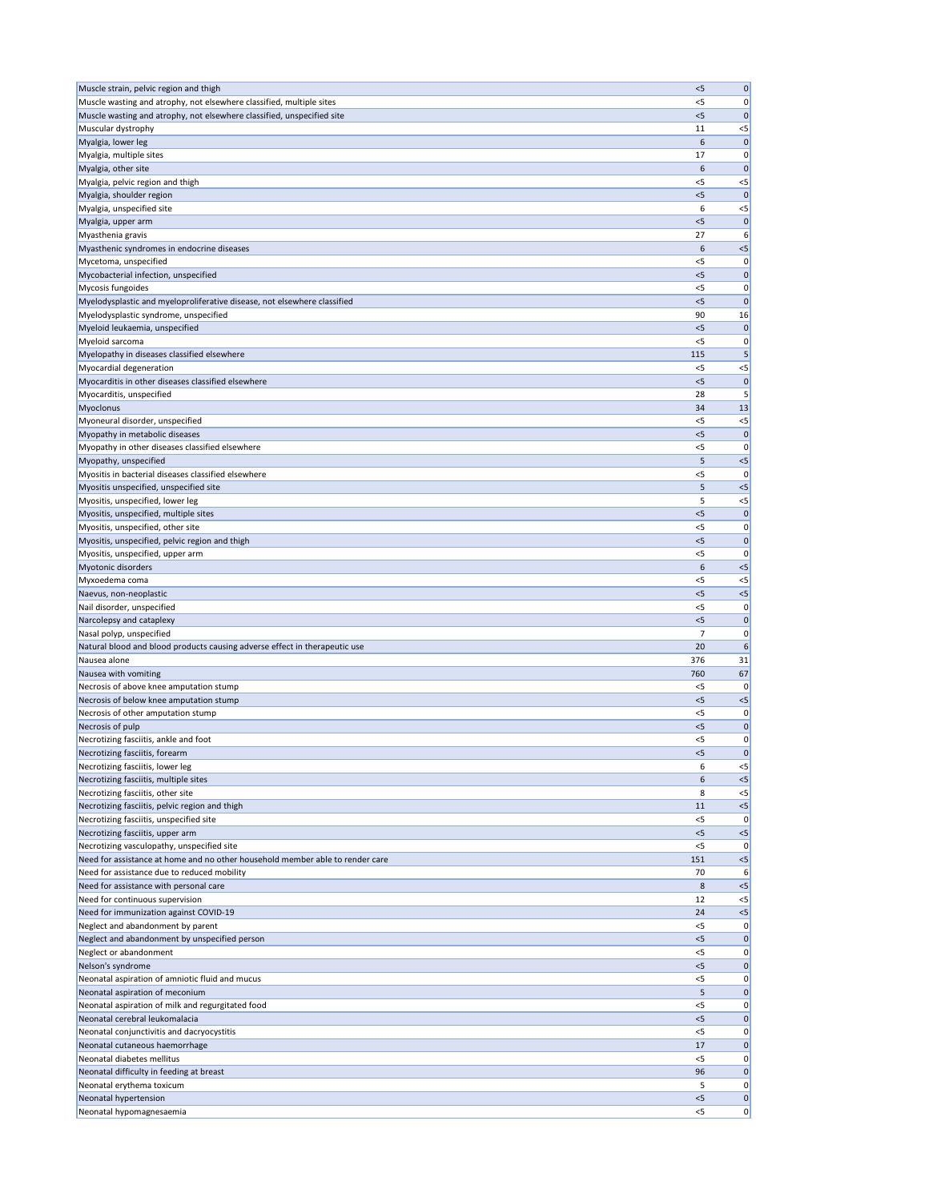| | | |
|---|---|---|
| Muscle strain, pelvic region and thigh | <5 | 0 |
| Muscle wasting and atrophy, not elsewhere classified, multiple sites | <5 | 0 |
| Muscle wasting and atrophy, not elsewhere classified, unspecified site | <5 | 0 |
| Muscular dystrophy | 11 | <5 |
| Myalgia, lower leg | 6 | 0 |
| Myalgia, multiple sites | 17 | 0 |
| Myalgia, other site | 6 | 0 |
| Myalgia, pelvic region and thigh | <5 | <5 |
| Myalgia, shoulder region | <5 | 0 |
| Myalgia, unspecified site | 6 | <5 |
| Myalgia, upper arm | <5 | 0 |
| Myasthenia gravis | 27 | 6 |
| Myasthenic syndromes in endocrine diseases | 6 | <5 |
| Mycetoma, unspecified | <5 | 0 |
| Mycobacterial infection, unspecified | <5 | 0 |
| Mycosis fungoides | <5 | 0 |
| Myelodysplastic and myeloproliferative disease, not elsewhere classified | <5 | 0 |
| Myelodysplastic syndrome, unspecified | 90 | 16 |
| Myeloid leukaemia, unspecified | <5 | 0 |
| Myeloid sarcoma | <5 | 0 |
| Myelopathy in diseases classified elsewhere | 115 | 5 |
| Myocardial degeneration | <5 | <5 |
| Myocarditis in other diseases classified elsewhere | <5 | 0 |
| Myocarditis, unspecified | 28 | 5 |
| Myoclonus | 34 | 13 |
| Myoneural disorder, unspecified | <5 | <5 |
| Myopathy in metabolic diseases | <5 | 0 |
| Myopathy in other diseases classified elsewhere | <5 | 0 |
| Myopathy, unspecified | 5 | <5 |
| Myositis in bacterial diseases classified elsewhere | <5 | 0 |
| Myositis unspecified, unspecified site | 5 | <5 |
| Myositis, unspecified, lower leg | 5 | <5 |
| Myositis, unspecified, multiple sites | <5 | 0 |
| Myositis, unspecified, other site | <5 | 0 |
| Myositis, unspecified, pelvic region and thigh | <5 | 0 |
| Myositis, unspecified, upper arm | <5 | 0 |
| Myotonic disorders | 6 | <5 |
| Myxoedema coma | <5 | <5 |
| Naevus, non-neoplastic | <5 | <5 |
| Nail disorder, unspecified | <5 | 0 |
| Narcolepsy and cataplexy | <5 | 0 |
| Nasal polyp, unspecified | 7 | 0 |
| Natural blood and blood products causing adverse effect in therapeutic use | 20 | 6 |
| Nausea alone | 376 | 31 |
| Nausea with vomiting | 760 | 67 |
| Necrosis of above knee amputation stump | <5 | 0 |
| Necrosis of below knee amputation stump | <5 | <5 |
| Necrosis of other amputation stump | <5 | 0 |
| Necrosis of pulp | <5 | 0 |
| Necrotizing fasciitis, ankle and foot | <5 | 0 |
| Necrotizing fasciitis, forearm | <5 | 0 |
| Necrotizing fasciitis, lower leg | 6 | <5 |
| Necrotizing fasciitis, multiple sites | 6 | <5 |
| Necrotizing fasciitis, other site | 8 | <5 |
| Necrotizing fasciitis, pelvic region and thigh | 11 | <5 |
| Necrotizing fasciitis, unspecified site | <5 | 0 |
| Necrotizing fasciitis, upper arm | <5 | <5 |
| Necrotizing vasculopathy, unspecified site | <5 | 0 |
| Need for assistance at home and no other household member able to render care | 151 | <5 |
| Need for assistance due to reduced mobility | 70 | 6 |
| Need for assistance with personal care | 8 | <5 |
| Need for continuous supervision | 12 | <5 |
| Need for immunization against COVID-19 | 24 | <5 |
| Neglect and abandonment by parent | <5 | 0 |
| Neglect and abandonment by unspecified person | <5 | 0 |
| Neglect or abandonment | <5 | 0 |
| Nelson's syndrome | <5 | 0 |
| Neonatal aspiration of amniotic fluid and mucus | <5 | 0 |
| Neonatal aspiration of meconium | 5 | 0 |
| Neonatal aspiration of milk and regurgitated food | <5 | 0 |
| Neonatal cerebral leukomalacia | <5 | 0 |
| Neonatal conjunctivitis and dacryocystitis | <5 | 0 |
| Neonatal cutaneous haemorrhage | 17 | 0 |
| Neonatal diabetes mellitus | <5 | 0 |
| Neonatal difficulty in feeding at breast | 96 | 0 |
| Neonatal erythema toxicum | 5 | 0 |
| Neonatal hypertension | <5 | 0 |
| Neonatal hypomagnesaemia | <5 | 0 |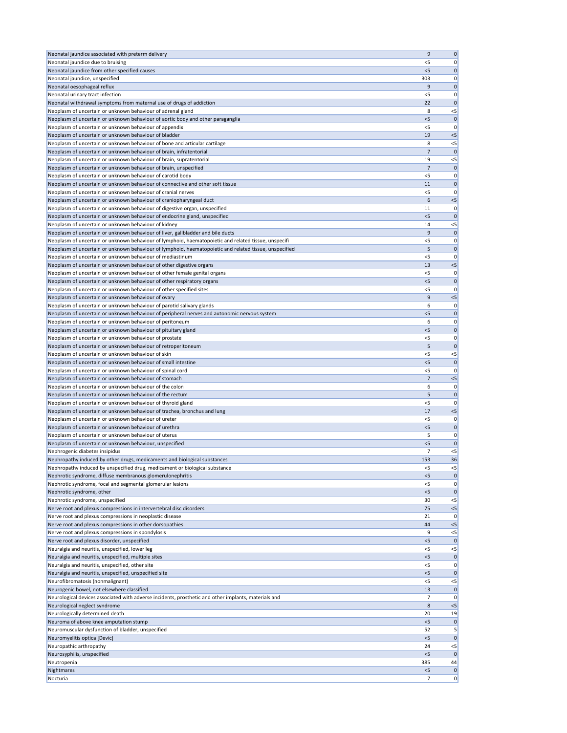| | | |
|---|---|---|
| Neonatal jaundice associated with preterm delivery | 9 | 0 |
| Neonatal jaundice due to bruising | <5 | 0 |
| Neonatal jaundice from other specified causes | <5 | 0 |
| Neonatal jaundice, unspecified | 303 | 0 |
| Neonatal oesophageal reflux | 9 | 0 |
| Neonatal urinary tract infection | <5 | 0 |
| Neonatal withdrawal symptoms from maternal use of drugs of addiction | 22 | 0 |
| Neoplasm of uncertain or unknown behaviour of adrenal gland | 8 | <5 |
| Neoplasm of uncertain or unknown behaviour of aortic body and other paraganglia | <5 | 0 |
| Neoplasm of uncertain or unknown behaviour of appendix | <5 | 0 |
| Neoplasm of uncertain or unknown behaviour of bladder | 19 | <5 |
| Neoplasm of uncertain or unknown behaviour of bone and articular cartilage | 8 | <5 |
| Neoplasm of uncertain or unknown behaviour of brain, infratentorial | 7 | 0 |
| Neoplasm of uncertain or unknown behaviour of brain, supratentorial | 19 | <5 |
| Neoplasm of uncertain or unknown behaviour of brain, unspecified | 7 | 0 |
| Neoplasm of uncertain or unknown behaviour of carotid body | <5 | 0 |
| Neoplasm of uncertain or unknown behaviour of connective and other soft tissue | 11 | 0 |
| Neoplasm of uncertain or unknown behaviour of cranial nerves | <5 | 0 |
| Neoplasm of uncertain or unknown behaviour of craniopharyngeal duct | 6 | <5 |
| Neoplasm of uncertain or unknown behaviour of digestive organ, unspecified | 11 | 0 |
| Neoplasm of uncertain or unknown behaviour of endocrine gland, unspecified | <5 | 0 |
| Neoplasm of uncertain or unknown behaviour of kidney | 14 | <5 |
| Neoplasm of uncertain or unknown behaviour of liver, gallbladder and bile ducts | 9 | 0 |
| Neoplasm of uncertain or unknown behaviour of lymphoid, haematopoietic and related tissue, unspecifi | <5 | 0 |
| Neoplasm of uncertain or unknown behaviour of lymphoid, haematopoietic and related tissue, unspecified | 5 | 0 |
| Neoplasm of uncertain or unknown behaviour of mediastinum | <5 | 0 |
| Neoplasm of uncertain or unknown behaviour of other digestive organs | 13 | <5 |
| Neoplasm of uncertain or unknown behaviour of other female genital organs | <5 | 0 |
| Neoplasm of uncertain or unknown behaviour of other respiratory organs | <5 | 0 |
| Neoplasm of uncertain or unknown behaviour of other specified sites | <5 | 0 |
| Neoplasm of uncertain or unknown behaviour of ovary | 9 | <5 |
| Neoplasm of uncertain or unknown behaviour of parotid salivary glands | 6 | 0 |
| Neoplasm of uncertain or unknown behaviour of peripheral nerves and autonomic nervous system | <5 | 0 |
| Neoplasm of uncertain or unknown behaviour of peritoneum | 6 | 0 |
| Neoplasm of uncertain or unknown behaviour of pituitary gland | <5 | 0 |
| Neoplasm of uncertain or unknown behaviour of prostate | <5 | 0 |
| Neoplasm of uncertain or unknown behaviour of retroperitoneum | 5 | 0 |
| Neoplasm of uncertain or unknown behaviour of skin | <5 | <5 |
| Neoplasm of uncertain or unknown behaviour of small intestine | <5 | 0 |
| Neoplasm of uncertain or unknown behaviour of spinal cord | <5 | 0 |
| Neoplasm of uncertain or unknown behaviour of stomach | 7 | <5 |
| Neoplasm of uncertain or unknown behaviour of the colon | 6 | 0 |
| Neoplasm of uncertain or unknown behaviour of the rectum | 5 | 0 |
| Neoplasm of uncertain or unknown behaviour of thyroid gland | <5 | 0 |
| Neoplasm of uncertain or unknown behaviour of trachea, bronchus and lung | 17 | <5 |
| Neoplasm of uncertain or unknown behaviour of ureter | <5 | 0 |
| Neoplasm of uncertain or unknown behaviour of urethra | <5 | 0 |
| Neoplasm of uncertain or unknown behaviour of uterus | 5 | 0 |
| Neoplasm of uncertain or unknown behaviour, unspecified | <5 | 0 |
| Nephrogenic diabetes insipidus | 7 | <5 |
| Nephropathy induced by other drugs, medicaments and biological substances | 153 | 36 |
| Nephropathy induced by unspecified drug, medicament or biological substance | <5 | <5 |
| Nephrotic syndrome, diffuse membranous glomerulonephritis | <5 | 0 |
| Nephrotic syndrome, focal and segmental glomerular lesions | <5 | 0 |
| Nephrotic syndrome, other | <5 | 0 |
| Nephrotic syndrome, unspecified | 30 | <5 |
| Nerve root and plexus compressions in intervertebral disc disorders | 75 | <5 |
| Nerve root and plexus compressions in neoplastic disease | 21 | 0 |
| Nerve root and plexus compressions in other dorsopathies | 44 | <5 |
| Nerve root and plexus compressions in spondylosis | 9 | <5 |
| Nerve root and plexus disorder, unspecified | <5 | 0 |
| Neuralgia and neuritis, unspecified, lower leg | <5 | <5 |
| Neuralgia and neuritis, unspecified, multiple sites | <5 | 0 |
| Neuralgia and neuritis, unspecified, other site | <5 | 0 |
| Neuralgia and neuritis, unspecified, unspecified site | <5 | 0 |
| Neurofibromatosis (nonmalignant) | <5 | <5 |
| Neurogenic bowel, not elsewhere classified | 13 | 0 |
| Neurological devices associated with adverse incidents, prosthetic and other implants, materials and | 7 | 0 |
| Neurological neglect syndrome | 8 | <5 |
| Neurologically determined death | 20 | 19 |
| Neuroma of above knee amputation stump | <5 | 0 |
| Neuromuscular dysfunction of bladder, unspecified | 52 | 5 |
| Neuromyelitis optica [Devic] | <5 | 0 |
| Neuropathic arthropathy | 24 | <5 |
| Neurosyphilis, unspecified | <5 | 0 |
| Neutropenia | 385 | 44 |
| Nightmares | <5 | 0 |
| Nocturia | 7 | 0 |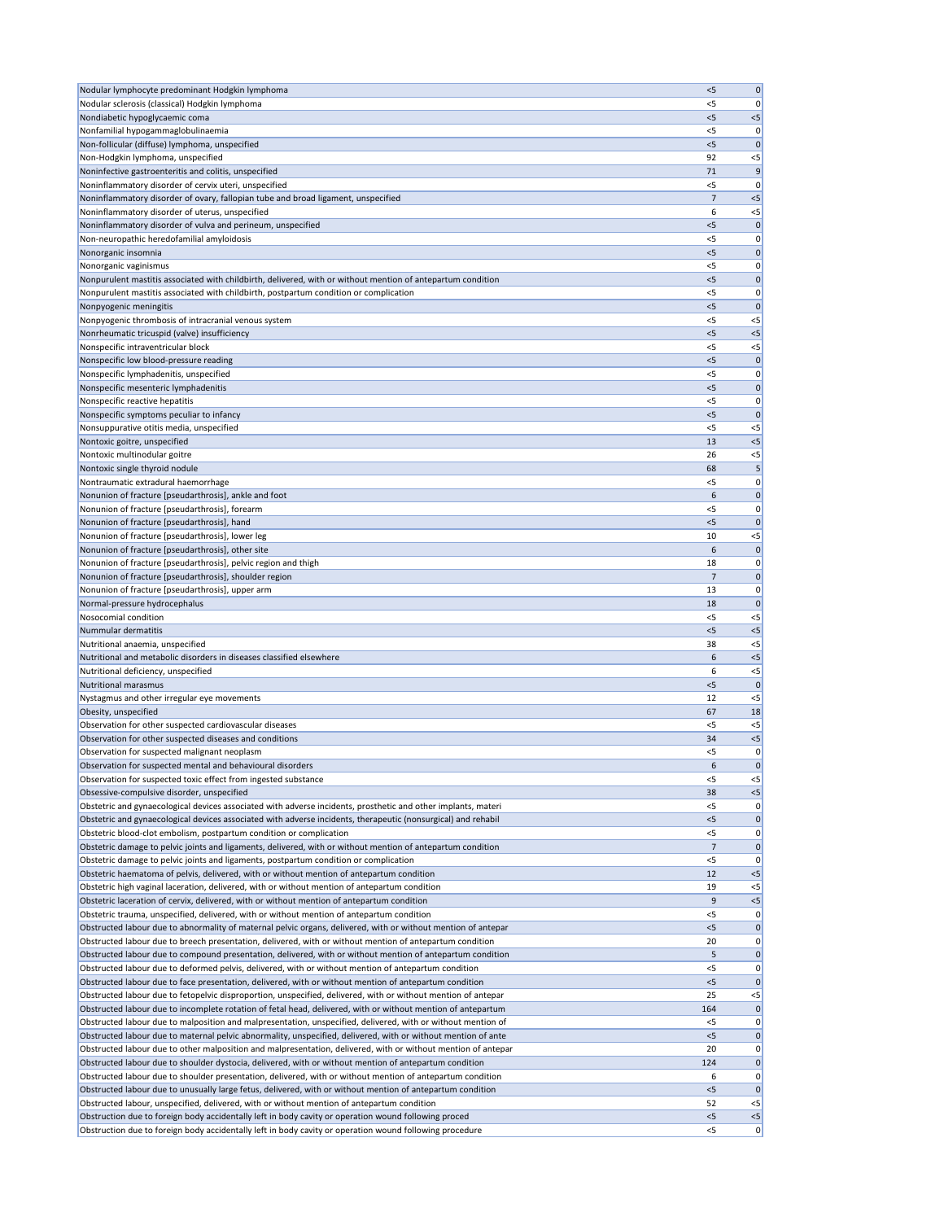| | | |
|---|---|---|
| Nodular lymphocyte predominant Hodgkin lymphoma | <5 | 0 |
| Nodular sclerosis (classical) Hodgkin lymphoma | <5 | 0 |
| Nondiabetic hypoglycaemic coma | <5 | <5 |
| Nonfamilial hypogammaglobulinaemia | <5 | 0 |
| Non-follicular (diffuse) lymphoma, unspecified | <5 | 0 |
| Non-Hodgkin lymphoma, unspecified | 92 | <5 |
| Noninfective gastroenteritis and colitis, unspecified | 71 | 9 |
| Noninflammatory disorder of cervix uteri, unspecified | <5 | 0 |
| Noninflammatory disorder of ovary, fallopian tube and broad ligament, unspecified | 7 | <5 |
| Noninflammatory disorder of uterus, unspecified | 6 | <5 |
| Noninflammatory disorder of vulva and perineum, unspecified | <5 | 0 |
| Non-neuropathic heredofamilial amyloidosis | <5 | 0 |
| Nonorganic insomnia | <5 | 0 |
| Nonorganic vaginismus | <5 | 0 |
| Nonpurulent mastitis associated with childbirth, delivered, with or without mention of antepartum condition | <5 | 0 |
| Nonpurulent mastitis associated with childbirth, postpartum condition or complication | <5 | 0 |
| Nonpyogenic meningitis | <5 | 0 |
| Nonpyogenic thrombosis of intracranial venous system | <5 | <5 |
| Nonrheumatic tricuspid (valve) insufficiency | <5 | <5 |
| Nonspecific intraventricular block | <5 | <5 |
| Nonspecific low blood-pressure reading | <5 | 0 |
| Nonspecific lymphadenitis, unspecified | <5 | 0 |
| Nonspecific mesenteric lymphadenitis | <5 | 0 |
| Nonspecific reactive hepatitis | <5 | 0 |
| Nonspecific symptoms peculiar to infancy | <5 | 0 |
| Nonsuppurative otitis media, unspecified | <5 | <5 |
| Nontoxic goitre, unspecified | 13 | <5 |
| Nontoxic multinodular goitre | 26 | <5 |
| Nontoxic single thyroid nodule | 68 | 5 |
| Nontraumatic extradural haemorrhage | <5 | 0 |
| Nonunion of fracture [pseudarthrosis], ankle and foot | 6 | 0 |
| Nonunion of fracture [pseudarthrosis], forearm | <5 | 0 |
| Nonunion of fracture [pseudarthrosis], hand | <5 | 0 |
| Nonunion of fracture [pseudarthrosis], lower leg | 10 | <5 |
| Nonunion of fracture [pseudarthrosis], other site | 6 | 0 |
| Nonunion of fracture [pseudarthrosis], pelvic region and thigh | 18 | 0 |
| Nonunion of fracture [pseudarthrosis], shoulder region | 7 | 0 |
| Nonunion of fracture [pseudarthrosis], upper arm | 13 | 0 |
| Normal-pressure hydrocephalus | 18 | 0 |
| Nosocomial condition | <5 | <5 |
| Nummular dermatitis | <5 | <5 |
| Nutritional anaemia, unspecified | 38 | <5 |
| Nutritional and metabolic disorders in diseases classified elsewhere | 6 | <5 |
| Nutritional deficiency, unspecified | 6 | <5 |
| Nutritional marasmus | <5 | 0 |
| Nystagmus and other irregular eye movements | 12 | <5 |
| Obesity, unspecified | 67 | 18 |
| Observation for other suspected cardiovascular diseases | <5 | <5 |
| Observation for other suspected diseases and conditions | 34 | <5 |
| Observation for suspected malignant neoplasm | <5 | 0 |
| Observation for suspected mental and behavioural disorders | 6 | 0 |
| Observation for suspected toxic effect from ingested substance | <5 | <5 |
| Obsessive-compulsive disorder, unspecified | 38 | <5 |
| Obstetric and gynaecological devices associated with adverse incidents, prosthetic and other implants, materi | <5 | 0 |
| Obstetric and gynaecological devices associated with adverse incidents, therapeutic (nonsurgical) and rehabil | <5 | 0 |
| Obstetric blood-clot embolism, postpartum condition or complication | <5 | 0 |
| Obstetric damage to pelvic joints and ligaments, delivered, with or without mention of antepartum condition | 7 | 0 |
| Obstetric damage to pelvic joints and ligaments, postpartum condition or complication | <5 | 0 |
| Obstetric haematoma of pelvis, delivered, with or without mention of antepartum condition | 12 | <5 |
| Obstetric high vaginal laceration, delivered, with or without mention of antepartum condition | 19 | <5 |
| Obstetric laceration of cervix, delivered, with or without mention of antepartum condition | 9 | <5 |
| Obstetric trauma, unspecified, delivered, with or without mention of antepartum condition | <5 | 0 |
| Obstructed labour due to abnormality of maternal pelvic organs, delivered, with or without mention of antepar | <5 | 0 |
| Obstructed labour due to breech presentation, delivered, with or without mention of antepartum condition | 20 | 0 |
| Obstructed labour due to compound presentation, delivered, with or without mention of antepartum condition | 5 | 0 |
| Obstructed labour due to deformed pelvis, delivered, with or without mention of antepartum condition | <5 | 0 |
| Obstructed labour due to face presentation, delivered, with or without mention of antepartum condition | <5 | 0 |
| Obstructed labour due to fetopelvic disproportion, unspecified, delivered, with or without mention of antepar | 25 | <5 |
| Obstructed labour due to incomplete rotation of fetal head, delivered, with or without mention of antepartum | 164 | 0 |
| Obstructed labour due to malposition and malpresentation, unspecified, delivered, with or without mention of | <5 | 0 |
| Obstructed labour due to maternal pelvic abnormality, unspecified, delivered, with or without mention of ante | <5 | 0 |
| Obstructed labour due to other malposition and malpresentation, delivered, with or without mention of antepar | 20 | 0 |
| Obstructed labour due to shoulder dystocia, delivered, with or without mention of antepartum condition | 124 | 0 |
| Obstructed labour due to shoulder presentation, delivered, with or without mention of antepartum condition | 6 | 0 |
| Obstructed labour due to unusually large fetus, delivered, with or without mention of antepartum condition | <5 | 0 |
| Obstructed labour, unspecified, delivered, with or without mention of antepartum condition | 52 | <5 |
| Obstruction due to foreign body accidentally left in body cavity or operation wound following proced | <5 | <5 |
| Obstruction due to foreign body accidentally left in body cavity or operation wound following procedure | <5 | 0 |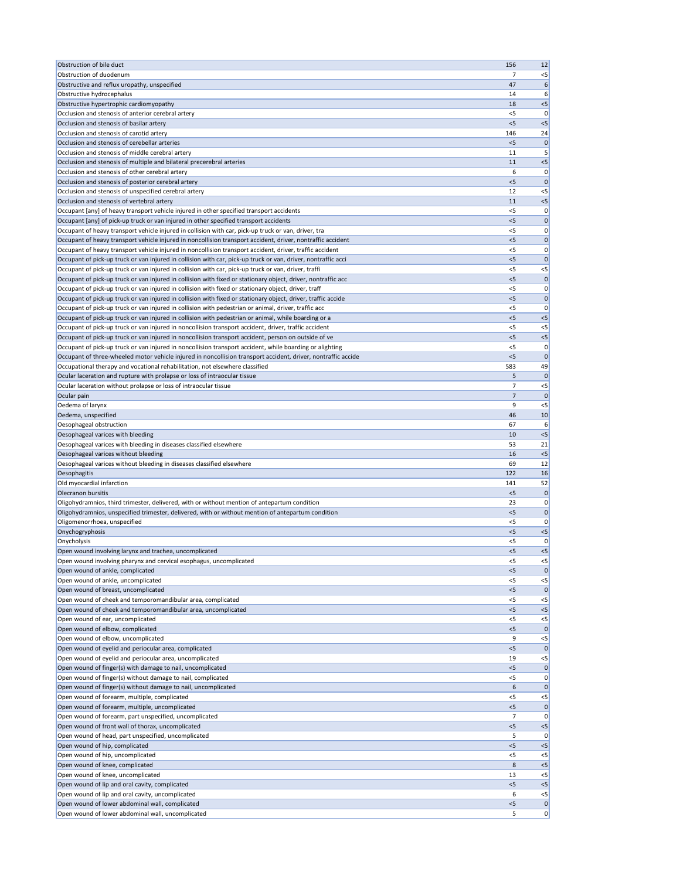| | | |
|---|---|---|
| Obstruction of bile duct | 156 | 12 |
| Obstruction of duodenum | 7 | <5 |
| Obstructive and reflux uropathy, unspecified | 47 | 6 |
| Obstructive hydrocephalus | 14 | 6 |
| Obstructive hypertrophic cardiomyopathy | 18 | <5 |
| Occlusion and stenosis of anterior cerebral artery | <5 | 0 |
| Occlusion and stenosis of basilar artery | <5 | <5 |
| Occlusion and stenosis of carotid artery | 146 | 24 |
| Occlusion and stenosis of cerebellar arteries | <5 | 0 |
| Occlusion and stenosis of middle cerebral artery | 11 | 5 |
| Occlusion and stenosis of multiple and bilateral precerebral arteries | 11 | <5 |
| Occlusion and stenosis of other cerebral artery | 6 | 0 |
| Occlusion and stenosis of posterior cerebral artery | <5 | 0 |
| Occlusion and stenosis of unspecified cerebral artery | 12 | <5 |
| Occlusion and stenosis of vertebral artery | 11 | <5 |
| Occupant [any] of heavy transport vehicle injured in other specified transport accidents | <5 | 0 |
| Occupant [any] of pick-up truck or van injured in other specified transport accidents | <5 | 0 |
| Occupant of heavy transport vehicle injured in collision with car, pick-up truck or van, driver, tra | <5 | 0 |
| Occupant of heavy transport vehicle injured in noncollision transport accident, driver, nontraffic accident | <5 | 0 |
| Occupant of heavy transport vehicle injured in noncollision transport accident, driver, traffic accident | <5 | 0 |
| Occupant of pick-up truck or van injured in collision with car, pick-up truck or van, driver, nontraffic acci | <5 | 0 |
| Occupant of pick-up truck or van injured in collision with car, pick-up truck or van, driver, traffi | <5 | <5 |
| Occupant of pick-up truck or van injured in collision with fixed or stationary object, driver, nontraffic acc | <5 | 0 |
| Occupant of pick-up truck or van injured in collision with fixed or stationary object, driver, traff | <5 | 0 |
| Occupant of pick-up truck or van injured in collision with fixed or stationary object, driver, traffic accide | <5 | 0 |
| Occupant of pick-up truck or van injured in collision with pedestrian or animal, driver, traffic acc | <5 | 0 |
| Occupant of pick-up truck or van injured in collision with pedestrian or animal, while boarding or a | <5 | <5 |
| Occupant of pick-up truck or van injured in noncollision transport accident, driver, traffic accident | <5 | <5 |
| Occupant of pick-up truck or van injured in noncollision transport accident, person on outside of ve | <5 | <5 |
| Occupant of pick-up truck or van injured in noncollision transport accident, while boarding or alighting | <5 | 0 |
| Occupant of three-wheeled motor vehicle injured in noncollision transport accident, driver, nontraffic accide | <5 | 0 |
| Occupational therapy and vocational rehabilitation, not elsewhere classified | 583 | 49 |
| Ocular laceration and rupture with prolapse or loss of intraocular tissue | 5 | 0 |
| Ocular laceration without prolapse or loss of intraocular tissue | 7 | <5 |
| Ocular pain | 7 | 0 |
| Oedema of larynx | 9 | <5 |
| Oedema, unspecified | 46 | 10 |
| Oesophageal obstruction | 67 | 6 |
| Oesophageal varices with bleeding | 10 | <5 |
| Oesophageal varices with bleeding in diseases classified elsewhere | 53 | 21 |
| Oesophageal varices without bleeding | 16 | <5 |
| Oesophageal varices without bleeding in diseases classified elsewhere | 69 | 12 |
| Oesophagitis | 122 | 16 |
| Old myocardial infarction | 141 | 52 |
| Olecranon bursitis | <5 | 0 |
| Oligohydramnios, third trimester, delivered, with or without mention of antepartum condition | 23 | 0 |
| Oligohydramnios, unspecified trimester, delivered, with or without mention of antepartum condition | <5 | 0 |
| Oligomenorrhoea, unspecified | <5 | 0 |
| Onychogryphosis | <5 | <5 |
| Onycholysis | <5 | 0 |
| Open wound involving larynx and trachea, uncomplicated | <5 | <5 |
| Open wound involving pharynx and cervical esophagus, uncomplicated | <5 | <5 |
| Open wound of ankle, complicated | <5 | 0 |
| Open wound of ankle, uncomplicated | <5 | <5 |
| Open wound of breast, uncomplicated | <5 | 0 |
| Open wound of cheek and temporomandibular area, complicated | <5 | <5 |
| Open wound of cheek and temporomandibular area, uncomplicated | <5 | <5 |
| Open wound of ear, uncomplicated | <5 | <5 |
| Open wound of elbow, complicated | <5 | 0 |
| Open wound of elbow, uncomplicated | 9 | <5 |
| Open wound of eyelid and periocular area, complicated | <5 | 0 |
| Open wound of eyelid and periocular area, uncomplicated | 19 | <5 |
| Open wound of finger(s) with damage to nail, uncomplicated | <5 | 0 |
| Open wound of finger(s) without damage to nail, complicated | <5 | 0 |
| Open wound of finger(s) without damage to nail, uncomplicated | 6 | 0 |
| Open wound of forearm, multiple, complicated | <5 | <5 |
| Open wound of forearm, multiple, uncomplicated | <5 | 0 |
| Open wound of forearm, part unspecified, uncomplicated | 7 | 0 |
| Open wound of front wall of thorax, uncomplicated | <5 | <5 |
| Open wound of head, part unspecified, uncomplicated | 5 | 0 |
| Open wound of hip, complicated | <5 | <5 |
| Open wound of hip, uncomplicated | <5 | <5 |
| Open wound of knee, complicated | 8 | <5 |
| Open wound of knee, uncomplicated | 13 | <5 |
| Open wound of lip and oral cavity, complicated | <5 | <5 |
| Open wound of lip and oral cavity, uncomplicated | 6 | <5 |
| Open wound of lower abdominal wall, complicated | <5 | 0 |
| Open wound of lower abdominal wall, uncomplicated | 5 | 0 |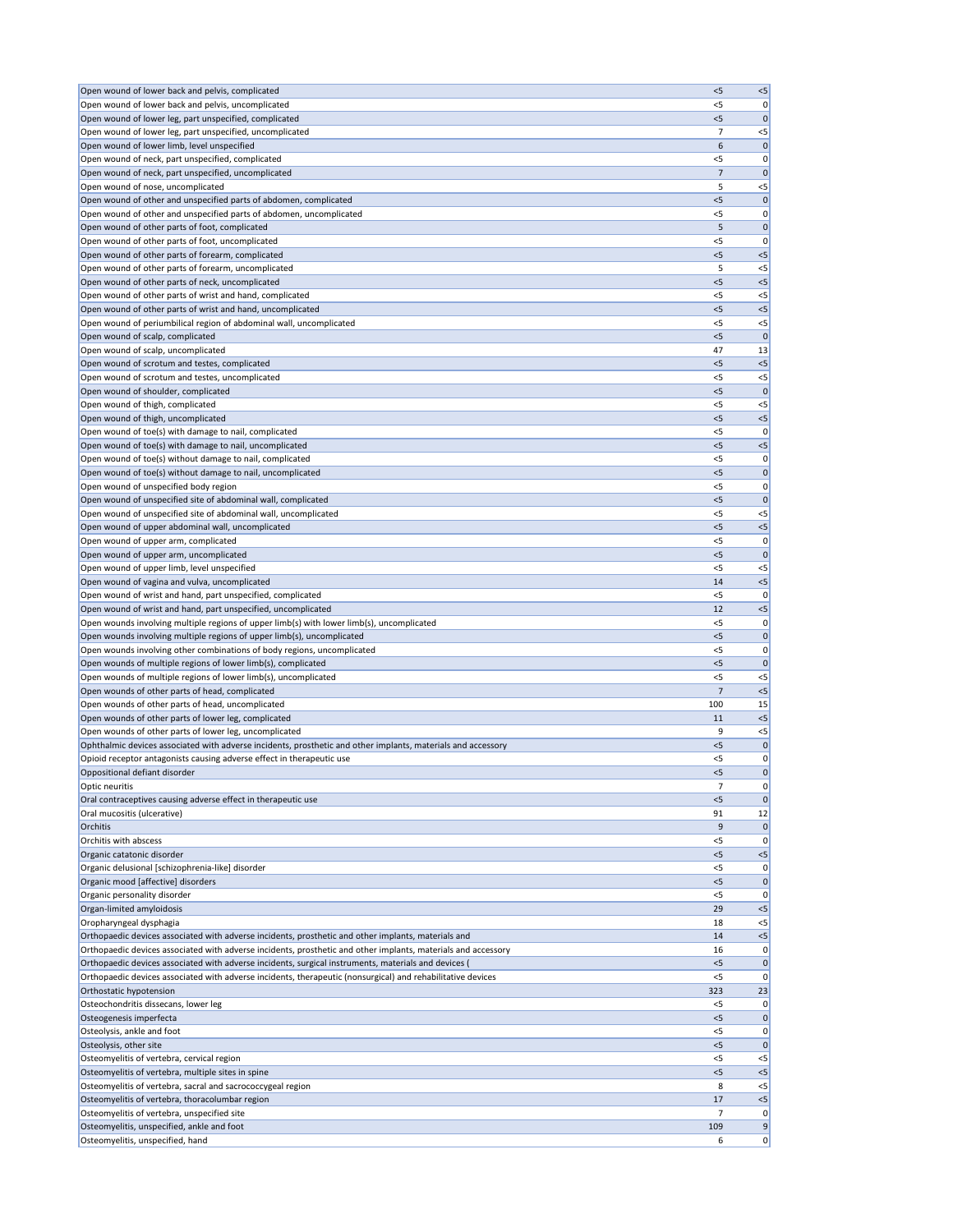| | | |
|---|---|---|
| Open wound of lower back and pelvis, complicated | <5 | <5 |
| Open wound of lower back and pelvis, uncomplicated | <5 | 0 |
| Open wound of lower leg, part unspecified, complicated | <5 | 0 |
| Open wound of lower leg, part unspecified, uncomplicated | 7 | <5 |
| Open wound of lower limb, level unspecified | 6 | 0 |
| Open wound of neck, part unspecified, complicated | <5 | 0 |
| Open wound of neck, part unspecified, uncomplicated | 7 | 0 |
| Open wound of nose, uncomplicated | 5 | <5 |
| Open wound of other and unspecified parts of abdomen, complicated | <5 | 0 |
| Open wound of other and unspecified parts of abdomen, uncomplicated | <5 | 0 |
| Open wound of other parts of foot, complicated | 5 | 0 |
| Open wound of other parts of foot, uncomplicated | <5 | 0 |
| Open wound of other parts of forearm, complicated | <5 | <5 |
| Open wound of other parts of forearm, uncomplicated | 5 | <5 |
| Open wound of other parts of neck, uncomplicated | <5 | <5 |
| Open wound of other parts of wrist and hand, complicated | <5 | <5 |
| Open wound of other parts of wrist and hand, uncomplicated | <5 | <5 |
| Open wound of periumbilical region of abdominal wall, uncomplicated | <5 | <5 |
| Open wound of scalp, complicated | <5 | 0 |
| Open wound of scalp, uncomplicated | 47 | 13 |
| Open wound of scrotum and testes, complicated | <5 | <5 |
| Open wound of scrotum and testes, uncomplicated | <5 | <5 |
| Open wound of shoulder, complicated | <5 | 0 |
| Open wound of thigh, complicated | <5 | <5 |
| Open wound of thigh, uncomplicated | <5 | <5 |
| Open wound of toe(s) with damage to nail, complicated | <5 | 0 |
| Open wound of toe(s) with damage to nail, uncomplicated | <5 | <5 |
| Open wound of toe(s) without damage to nail, complicated | <5 | 0 |
| Open wound of toe(s) without damage to nail, uncomplicated | <5 | 0 |
| Open wound of unspecified body region | <5 | 0 |
| Open wound of unspecified site of abdominal wall, complicated | <5 | 0 |
| Open wound of unspecified site of abdominal wall, uncomplicated | <5 | <5 |
| Open wound of upper abdominal wall, uncomplicated | <5 | <5 |
| Open wound of upper arm, complicated | <5 | 0 |
| Open wound of upper arm, uncomplicated | <5 | 0 |
| Open wound of upper limb, level unspecified | <5 | <5 |
| Open wound of vagina and vulva, uncomplicated | 14 | <5 |
| Open wound of wrist and hand, part unspecified, complicated | <5 | 0 |
| Open wound of wrist and hand, part unspecified, uncomplicated | 12 | <5 |
| Open wounds involving multiple regions of upper limb(s) with lower limb(s), uncomplicated | <5 | 0 |
| Open wounds involving multiple regions of upper limb(s), uncomplicated | <5 | 0 |
| Open wounds involving other combinations of body regions, uncomplicated | <5 | 0 |
| Open wounds of multiple regions of lower limb(s), complicated | <5 | 0 |
| Open wounds of multiple regions of lower limb(s), uncomplicated | <5 | <5 |
| Open wounds of other parts of head, complicated | 7 | <5 |
| Open wounds of other parts of head, uncomplicated | 100 | 15 |
| Open wounds of other parts of lower leg, complicated | 11 | <5 |
| Open wounds of other parts of lower leg, uncomplicated | 9 | <5 |
| Ophthalmic devices associated with adverse incidents, prosthetic and other implants, materials and accessory | <5 | 0 |
| Opioid receptor antagonists causing adverse effect in therapeutic use | <5 | 0 |
| Oppositional defiant disorder | <5 | 0 |
| Optic neuritis | 7 | 0 |
| Oral contraceptives causing adverse effect in therapeutic use | <5 | 0 |
| Oral mucositis (ulcerative) | 91 | 12 |
| Orchitis | 9 | 0 |
| Orchitis with abscess | <5 | 0 |
| Organic catatonic disorder | <5 | <5 |
| Organic delusional [schizophrenia-like] disorder | <5 | 0 |
| Organic mood [affective] disorders | <5 | 0 |
| Organic personality disorder | <5 | 0 |
| Organ-limited amyloidosis | 29 | <5 |
| Oropharyngeal dysphagia | 18 | <5 |
| Orthopaedic devices associated with adverse incidents, prosthetic and other implants, materials and | 14 | <5 |
| Orthopaedic devices associated with adverse incidents, prosthetic and other implants, materials and accessory | 16 | 0 |
| Orthopaedic devices associated with adverse incidents, surgical instruments, materials and devices ( | <5 | 0 |
| Orthopaedic devices associated with adverse incidents, therapeutic (nonsurgical) and rehabilitative devices | <5 | 0 |
| Orthostatic hypotension | 323 | 23 |
| Osteochondritis dissecans, lower leg | <5 | 0 |
| Osteogenesis imperfecta | <5 | 0 |
| Osteolysis, ankle and foot | <5 | 0 |
| Osteolysis, other site | <5 | 0 |
| Osteomyelitis of vertebra, cervical region | <5 | <5 |
| Osteomyelitis of vertebra, multiple sites in spine | <5 | <5 |
| Osteomyelitis of vertebra, sacral and sacrococcygeal region | 8 | <5 |
| Osteomyelitis of vertebra, thoracolumbar region | 17 | <5 |
| Osteomyelitis of vertebra, unspecified site | 7 | 0 |
| Osteomyelitis, unspecified, ankle and foot | 109 | 9 |
| Osteomyelitis, unspecified, hand | 6 | 0 |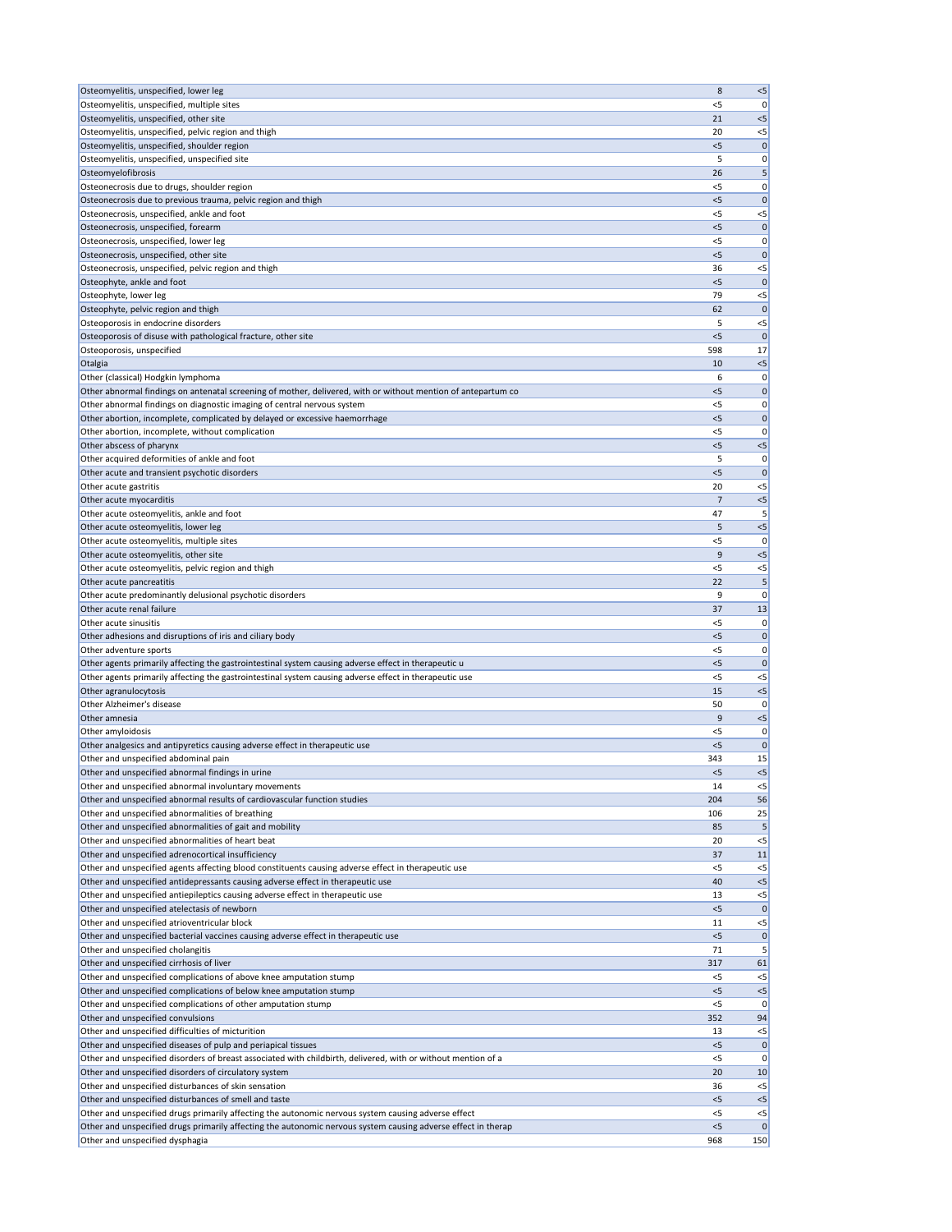| | | |
|---|---|---|
| Osteomyelitis, unspecified, lower leg | 8 | <5 |
| Osteomyelitis, unspecified, multiple sites | <5 | 0 |
| Osteomyelitis, unspecified, other site | 21 | <5 |
| Osteomyelitis, unspecified, pelvic region and thigh | 20 | <5 |
| Osteomyelitis, unspecified, shoulder region | <5 | 0 |
| Osteomyelitis, unspecified, unspecified site | 5 | 0 |
| Osteomyelofibrosis | 26 | 5 |
| Osteonecrosis due to drugs, shoulder region | <5 | 0 |
| Osteonecrosis due to previous trauma, pelvic region and thigh | <5 | 0 |
| Osteonecrosis, unspecified, ankle and foot | <5 | <5 |
| Osteonecrosis, unspecified, forearm | <5 | 0 |
| Osteonecrosis, unspecified, lower leg | <5 | 0 |
| Osteonecrosis, unspecified, other site | <5 | 0 |
| Osteonecrosis, unspecified, pelvic region and thigh | 36 | <5 |
| Osteophyte, ankle and foot | <5 | 0 |
| Osteophyte, lower leg | 79 | <5 |
| Osteophyte, pelvic region and thigh | 62 | 0 |
| Osteoporosis in endocrine disorders | 5 | <5 |
| Osteoporosis of disuse with pathological fracture, other site | <5 | 0 |
| Osteoporosis, unspecified | 598 | 17 |
| Otalgia | 10 | <5 |
| Other (classical) Hodgkin lymphoma | 6 | 0 |
| Other abnormal findings on antenatal screening of mother, delivered, with or without mention of antepartum co | <5 | 0 |
| Other abnormal findings on diagnostic imaging of central nervous system | <5 | 0 |
| Other abortion, incomplete, complicated by delayed or excessive haemorrhage | <5 | 0 |
| Other abortion, incomplete, without complication | <5 | 0 |
| Other abscess of pharynx | <5 | <5 |
| Other acquired deformities of ankle and foot | 5 | 0 |
| Other acute and transient psychotic disorders | <5 | 0 |
| Other acute gastritis | 20 | <5 |
| Other acute myocarditis | 7 | <5 |
| Other acute osteomyelitis, ankle and foot | 47 | 5 |
| Other acute osteomyelitis, lower leg | 5 | <5 |
| Other acute osteomyelitis, multiple sites | <5 | 0 |
| Other acute osteomyelitis, other site | 9 | <5 |
| Other acute osteomyelitis, pelvic region and thigh | <5 | <5 |
| Other acute pancreatitis | 22 | 5 |
| Other acute predominantly delusional psychotic disorders | 9 | 0 |
| Other acute renal failure | 37 | 13 |
| Other acute sinusitis | <5 | 0 |
| Other adhesions and disruptions of iris and ciliary body | <5 | 0 |
| Other adventure sports | <5 | 0 |
| Other agents primarily affecting the gastrointestinal system causing adverse effect in therapeutic u | <5 | 0 |
| Other agents primarily affecting the gastrointestinal system causing adverse effect in therapeutic use | <5 | <5 |
| Other agranulocytosis | 15 | <5 |
| Other Alzheimer's disease | 50 | 0 |
| Other amnesia | 9 | <5 |
| Other amyloidosis | <5 | 0 |
| Other analgesics and antipyretics causing adverse effect in therapeutic use | <5 | 0 |
| Other and unspecified abdominal pain | 343 | 15 |
| Other and unspecified abnormal findings in urine | <5 | <5 |
| Other and unspecified abnormal involuntary movements | 14 | <5 |
| Other and unspecified abnormal results of cardiovascular function studies | 204 | 56 |
| Other and unspecified abnormalities of breathing | 106 | 25 |
| Other and unspecified abnormalities of gait and mobility | 85 | 5 |
| Other and unspecified abnormalities of heart beat | 20 | <5 |
| Other and unspecified adrenocortical insufficiency | 37 | 11 |
| Other and unspecified agents affecting blood constituents causing adverse effect in therapeutic use | <5 | <5 |
| Other and unspecified antidepressants causing adverse effect in therapeutic use | 40 | <5 |
| Other and unspecified antiepileptics causing adverse effect in therapeutic use | 13 | <5 |
| Other and unspecified atelectasis of newborn | <5 | 0 |
| Other and unspecified atrioventricular block | 11 | <5 |
| Other and unspecified bacterial vaccines causing adverse effect in therapeutic use | <5 | 0 |
| Other and unspecified cholangitis | 71 | 5 |
| Other and unspecified cirrhosis of liver | 317 | 61 |
| Other and unspecified complications of above knee amputation stump | <5 | <5 |
| Other and unspecified complications of below knee amputation stump | <5 | <5 |
| Other and unspecified complications of other amputation stump | <5 | 0 |
| Other and unspecified convulsions | 352 | 94 |
| Other and unspecified difficulties of micturition | 13 | <5 |
| Other and unspecified diseases of pulp and periapical tissues | <5 | 0 |
| Other and unspecified disorders of breast associated with childbirth, delivered, with or without mention of a | <5 | 0 |
| Other and unspecified disorders of circulatory system | 20 | 10 |
| Other and unspecified disturbances of skin sensation | 36 | <5 |
| Other and unspecified disturbances of smell and taste | <5 | <5 |
| Other and unspecified drugs primarily affecting the autonomic nervous system causing adverse effect | <5 | <5 |
| Other and unspecified drugs primarily affecting the autonomic nervous system causing adverse effect in therap | <5 | 0 |
| Other and unspecified dysphagia | 968 | 150 |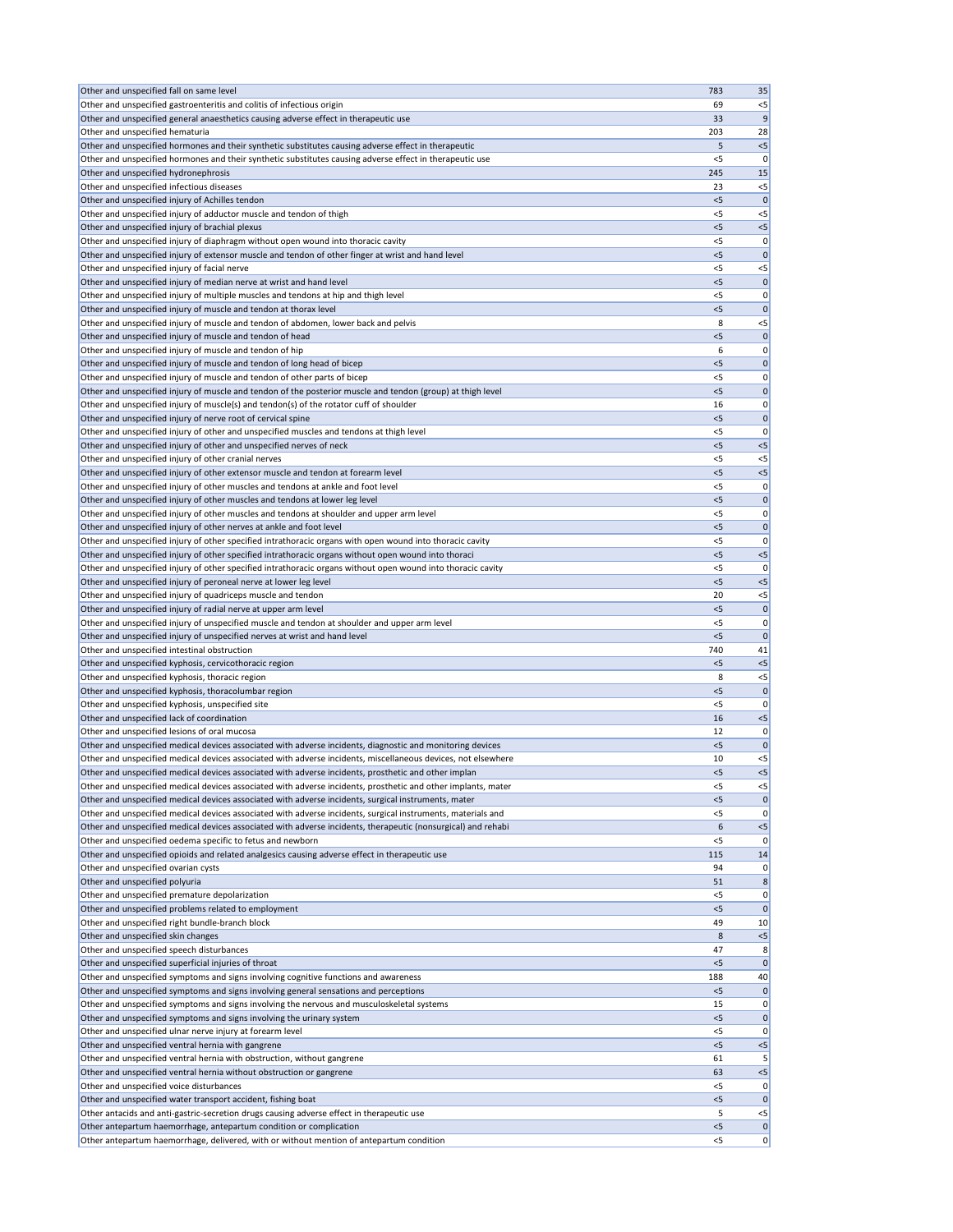| | | |
|---|---|---|
| Other and unspecified fall on same level | 783 | 35 |
| Other and unspecified gastroenteritis and colitis of infectious origin | 69 | <5 |
| Other and unspecified general anaesthetics causing adverse effect in therapeutic use | 33 | 9 |
| Other and unspecified hematuria | 203 | 28 |
| Other and unspecified hormones and their synthetic substitutes causing adverse effect in therapeutic | 5 | <5 |
| Other and unspecified hormones and their synthetic substitutes causing adverse effect in therapeutic use | <5 | 0 |
| Other and unspecified hydronephrosis | 245 | 15 |
| Other and unspecified infectious diseases | 23 | <5 |
| Other and unspecified injury of Achilles tendon | <5 | 0 |
| Other and unspecified injury of adductor muscle and tendon of thigh | <5 | <5 |
| Other and unspecified injury of brachial plexus | <5 | <5 |
| Other and unspecified injury of diaphragm without open wound into thoracic cavity | <5 | 0 |
| Other and unspecified injury of extensor muscle and tendon of other finger at wrist and hand level | <5 | 0 |
| Other and unspecified injury of facial nerve | <5 | <5 |
| Other and unspecified injury of median nerve at wrist and hand level | <5 | 0 |
| Other and unspecified injury of multiple muscles and tendons at hip and thigh level | <5 | 0 |
| Other and unspecified injury of muscle and tendon at thorax level | <5 | 0 |
| Other and unspecified injury of muscle and tendon of abdomen, lower back and pelvis | 8 | <5 |
| Other and unspecified injury of muscle and tendon of head | <5 | 0 |
| Other and unspecified injury of muscle and tendon of hip | 6 | 0 |
| Other and unspecified injury of muscle and tendon of long head of bicep | <5 | 0 |
| Other and unspecified injury of muscle and tendon of other parts of bicep | <5 | 0 |
| Other and unspecified injury of muscle and tendon of the posterior muscle and tendon (group) at thigh level | <5 | 0 |
| Other and unspecified injury of muscle(s) and tendon(s) of the rotator cuff of shoulder | 16 | 0 |
| Other and unspecified injury of nerve root of cervical spine | <5 | 0 |
| Other and unspecified injury of other and unspecified muscles and tendons at thigh level | <5 | 0 |
| Other and unspecified injury of other and unspecified nerves of neck | <5 | <5 |
| Other and unspecified injury of other cranial nerves | <5 | <5 |
| Other and unspecified injury of other extensor muscle and tendon at forearm level | <5 | <5 |
| Other and unspecified injury of other muscles and tendons at ankle and foot level | <5 | 0 |
| Other and unspecified injury of other muscles and tendons at lower leg level | <5 | 0 |
| Other and unspecified injury of other muscles and tendons at shoulder and upper arm level | <5 | 0 |
| Other and unspecified injury of other nerves at ankle and foot level | <5 | 0 |
| Other and unspecified injury of other specified intrathoracic organs with open wound into thoracic cavity | <5 | 0 |
| Other and unspecified injury of other specified intrathoracic organs without open wound into thoraci | <5 | <5 |
| Other and unspecified injury of other specified intrathoracic organs without open wound into thoracic cavity | <5 | 0 |
| Other and unspecified injury of peroneal nerve at lower leg level | <5 | <5 |
| Other and unspecified injury of quadriceps muscle and tendon | 20 | <5 |
| Other and unspecified injury of radial nerve at upper arm level | <5 | 0 |
| Other and unspecified injury of unspecified muscle and tendon at shoulder and upper arm level | <5 | 0 |
| Other and unspecified injury of unspecified nerves at wrist and hand level | <5 | 0 |
| Other and unspecified intestinal obstruction | 740 | 41 |
| Other and unspecified kyphosis, cervicothoracic region | <5 | <5 |
| Other and unspecified kyphosis, thoracic region | 8 | <5 |
| Other and unspecified kyphosis, thoracolumbar region | <5 | 0 |
| Other and unspecified kyphosis, unspecified site | <5 | 0 |
| Other and unspecified lack of coordination | 16 | <5 |
| Other and unspecified lesions of oral mucosa | 12 | 0 |
| Other and unspecified medical devices associated with adverse incidents, diagnostic and monitoring devices | <5 | 0 |
| Other and unspecified medical devices associated with adverse incidents, miscellaneous devices, not elsewhere | 10 | <5 |
| Other and unspecified medical devices associated with adverse incidents, prosthetic and other implan | <5 | <5 |
| Other and unspecified medical devices associated with adverse incidents, prosthetic and other implants, mater | <5 | <5 |
| Other and unspecified medical devices associated with adverse incidents, surgical instruments, mater | <5 | 0 |
| Other and unspecified medical devices associated with adverse incidents, surgical instruments, materials and | <5 | 0 |
| Other and unspecified medical devices associated with adverse incidents, therapeutic (nonsurgical) and rehabi | 6 | <5 |
| Other and unspecified oedema specific to fetus and newborn | <5 | 0 |
| Other and unspecified opioids and related analgesics causing adverse effect in therapeutic use | 115 | 14 |
| Other and unspecified ovarian cysts | 94 | 0 |
| Other and unspecified polyuria | 51 | 8 |
| Other and unspecified premature depolarization | <5 | 0 |
| Other and unspecified problems related to employment | <5 | 0 |
| Other and unspecified right bundle-branch block | 49 | 10 |
| Other and unspecified skin changes | 8 | <5 |
| Other and unspecified speech disturbances | 47 | 8 |
| Other and unspecified superficial injuries of throat | <5 | 0 |
| Other and unspecified symptoms and signs involving cognitive functions and awareness | 188 | 40 |
| Other and unspecified symptoms and signs involving general sensations and perceptions | <5 | 0 |
| Other and unspecified symptoms and signs involving the nervous and musculoskeletal systems | 15 | 0 |
| Other and unspecified symptoms and signs involving the urinary system | <5 | 0 |
| Other and unspecified ulnar nerve injury at forearm level | <5 | 0 |
| Other and unspecified ventral hernia with gangrene | <5 | <5 |
| Other and unspecified ventral hernia with obstruction, without gangrene | 61 | 5 |
| Other and unspecified ventral hernia without obstruction or gangrene | 63 | <5 |
| Other and unspecified voice disturbances | <5 | 0 |
| Other and unspecified water transport accident, fishing boat | <5 | 0 |
| Other antacids and anti-gastric-secretion drugs causing adverse effect in therapeutic use | 5 | <5 |
| Other antepartum haemorrhage, antepartum condition or complication | <5 | 0 |
| Other antepartum haemorrhage, delivered, with or without mention of antepartum condition | <5 | 0 |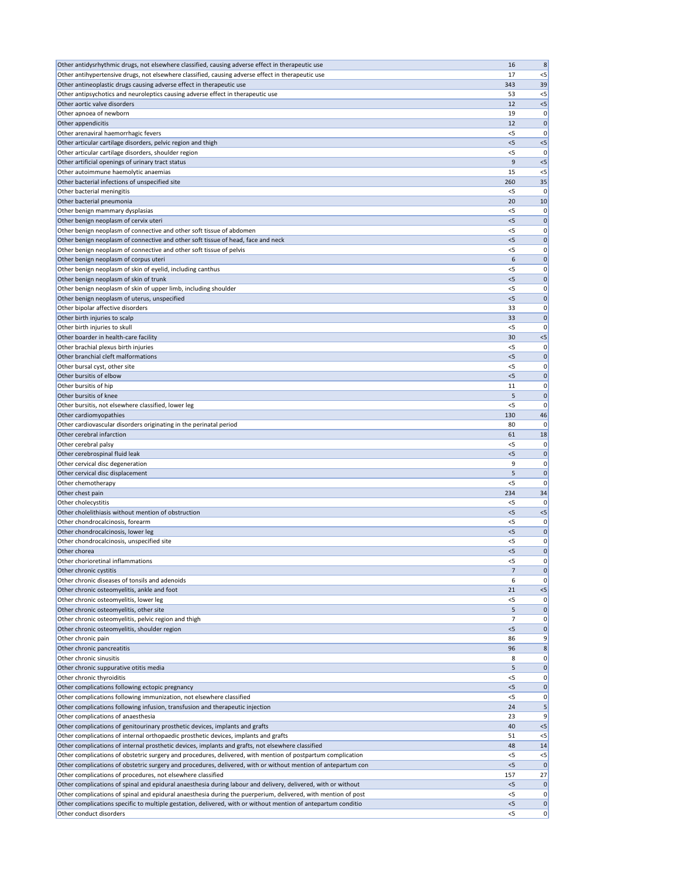| | | |
|---|---|---|
| Other antidysrhythmic drugs, not elsewhere classified, causing adverse effect in therapeutic use | 16 | 8 |
| Other antihypertensive drugs, not elsewhere classified, causing adverse effect in therapeutic use | 17 | <5 |
| Other antineoplastic drugs causing adverse effect in therapeutic use | 343 | 39 |
| Other antipsychotics and neuroleptics causing adverse effect in therapeutic use | 53 | <5 |
| Other aortic valve disorders | 12 | <5 |
| Other apnoea of newborn | 19 | 0 |
| Other appendicitis | 12 | 0 |
| Other arenaviral haemorrhagic fevers | <5 | 0 |
| Other articular cartilage disorders, pelvic region and thigh | <5 | <5 |
| Other articular cartilage disorders, shoulder region | <5 | 0 |
| Other artificial openings of urinary tract status | 9 | <5 |
| Other autoimmune haemolytic anaemias | 15 | <5 |
| Other bacterial infections of unspecified site | 260 | 35 |
| Other bacterial meningitis | <5 | 0 |
| Other bacterial pneumonia | 20 | 10 |
| Other benign mammary dysplasias | <5 | 0 |
| Other benign neoplasm of cervix uteri | <5 | 0 |
| Other benign neoplasm of connective and other soft tissue of abdomen | <5 | 0 |
| Other benign neoplasm of connective and other soft tissue of head, face and neck | <5 | 0 |
| Other benign neoplasm of connective and other soft tissue of pelvis | <5 | 0 |
| Other benign neoplasm of corpus uteri | 6 | 0 |
| Other benign neoplasm of skin of eyelid, including canthus | <5 | 0 |
| Other benign neoplasm of skin of trunk | <5 | 0 |
| Other benign neoplasm of skin of upper limb, including shoulder | <5 | 0 |
| Other benign neoplasm of uterus, unspecified | <5 | 0 |
| Other bipolar affective disorders | 33 | 0 |
| Other birth injuries to scalp | 33 | 0 |
| Other birth injuries to skull | <5 | 0 |
| Other boarder in health-care facility | 30 | <5 |
| Other brachial plexus birth injuries | <5 | 0 |
| Other branchial cleft malformations | <5 | 0 |
| Other bursal cyst, other site | <5 | 0 |
| Other bursitis of elbow | <5 | 0 |
| Other bursitis of hip | 11 | 0 |
| Other bursitis of knee | 5 | 0 |
| Other bursitis, not elsewhere classified, lower leg | <5 | 0 |
| Other cardiomyopathies | 130 | 46 |
| Other cardiovascular disorders originating in the perinatal period | 80 | 0 |
| Other cerebral infarction | 61 | 18 |
| Other cerebral palsy | <5 | 0 |
| Other cerebrospinal fluid leak | <5 | 0 |
| Other cervical disc degeneration | 9 | 0 |
| Other cervical disc displacement | 5 | 0 |
| Other chemotherapy | <5 | 0 |
| Other chest pain | 234 | 34 |
| Other cholecystitis | <5 | 0 |
| Other cholelithiasis without mention of obstruction | <5 | <5 |
| Other chondrocalcinosis, forearm | <5 | 0 |
| Other chondrocalcinosis, lower leg | <5 | 0 |
| Other chondrocalcinosis, unspecified site | <5 | 0 |
| Other chorea | <5 | 0 |
| Other chorioretinal inflammations | <5 | 0 |
| Other chronic cystitis | 7 | 0 |
| Other chronic diseases of tonsils and adenoids | 6 | 0 |
| Other chronic osteomyelitis, ankle and foot | 21 | <5 |
| Other chronic osteomyelitis, lower leg | <5 | 0 |
| Other chronic osteomyelitis, other site | 5 | 0 |
| Other chronic osteomyelitis, pelvic region and thigh | 7 | 0 |
| Other chronic osteomyelitis, shoulder region | <5 | 0 |
| Other chronic pain | 86 | 9 |
| Other chronic pancreatitis | 96 | 8 |
| Other chronic sinusitis | 8 | 0 |
| Other chronic suppurative otitis media | 5 | 0 |
| Other chronic thyroiditis | <5 | 0 |
| Other complications following ectopic pregnancy | <5 | 0 |
| Other complications following immunization, not elsewhere classified | <5 | 0 |
| Other complications following infusion, transfusion and therapeutic injection | 24 | 5 |
| Other complications of anaesthesia | 23 | 9 |
| Other complications of genitourinary prosthetic devices, implants and grafts | 40 | <5 |
| Other complications of internal orthopaedic prosthetic devices, implants and grafts | 51 | <5 |
| Other complications of internal prosthetic devices, implants and grafts, not elsewhere classified | 48 | 14 |
| Other complications of obstetric surgery and procedures, delivered, with mention of postpartum complication | <5 | <5 |
| Other complications of obstetric surgery and procedures, delivered, with or without mention of antepartum con | <5 | 0 |
| Other complications of procedures, not elsewhere classified | 157 | 27 |
| Other complications of spinal and epidural anaesthesia during labour and delivery, delivered, with or without | <5 | 0 |
| Other complications of spinal and epidural anaesthesia during the puerperium, delivered, with mention of post | <5 | 0 |
| Other complications specific to multiple gestation, delivered, with or without mention of antepartum conditio | <5 | 0 |
| Other conduct disorders | <5 | 0 |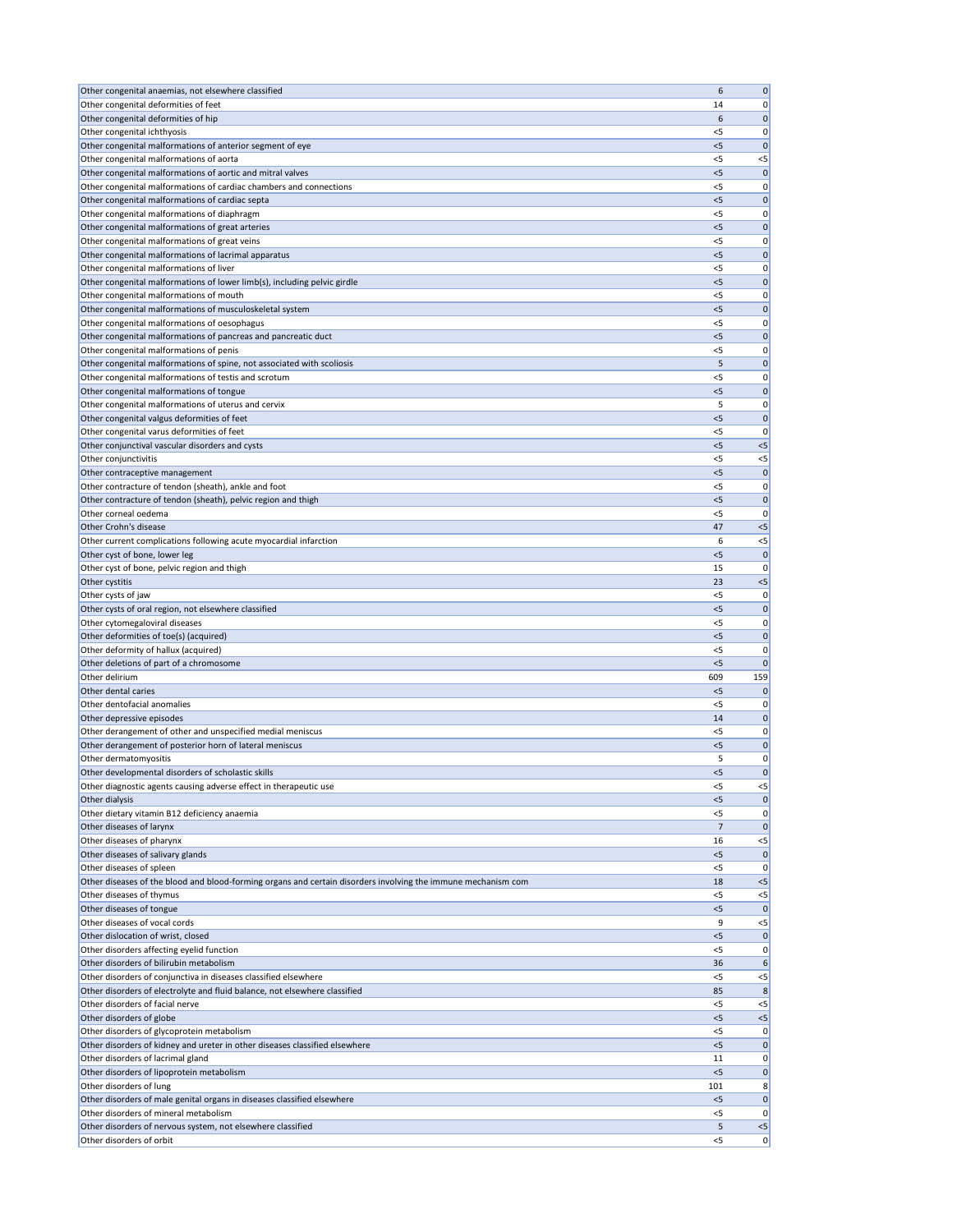| | | |
|---|---|---|
| Other congenital anaemias, not elsewhere classified | 6 | 0 |
| Other congenital deformities of feet | 14 | 0 |
| Other congenital deformities of hip | 6 | 0 |
| Other congenital ichthyosis | <5 | 0 |
| Other congenital malformations of anterior segment of eye | <5 | 0 |
| Other congenital malformations of aorta | <5 | <5 |
| Other congenital malformations of aortic and mitral valves | <5 | 0 |
| Other congenital malformations of cardiac chambers and connections | <5 | 0 |
| Other congenital malformations of cardiac septa | <5 | 0 |
| Other congenital malformations of diaphragm | <5 | 0 |
| Other congenital malformations of great arteries | <5 | 0 |
| Other congenital malformations of great veins | <5 | 0 |
| Other congenital malformations of lacrimal apparatus | <5 | 0 |
| Other congenital malformations of liver | <5 | 0 |
| Other congenital malformations of lower limb(s), including pelvic girdle | <5 | 0 |
| Other congenital malformations of mouth | <5 | 0 |
| Other congenital malformations of musculoskeletal system | <5 | 0 |
| Other congenital malformations of oesophagus | <5 | 0 |
| Other congenital malformations of pancreas and pancreatic duct | <5 | 0 |
| Other congenital malformations of penis | <5 | 0 |
| Other congenital malformations of spine, not associated with scoliosis | 5 | 0 |
| Other congenital malformations of testis and scrotum | <5 | 0 |
| Other congenital malformations of tongue | <5 | 0 |
| Other congenital malformations of uterus and cervix | 5 | 0 |
| Other congenital valgus deformities of feet | <5 | 0 |
| Other congenital varus deformities of feet | <5 | 0 |
| Other conjunctival vascular disorders and cysts | <5 | <5 |
| Other conjunctivitis | <5 | <5 |
| Other contraceptive management | <5 | 0 |
| Other contracture of tendon (sheath), ankle and foot | <5 | 0 |
| Other contracture of tendon (sheath), pelvic region and thigh | <5 | 0 |
| Other corneal oedema | <5 | 0 |
| Other Crohn's disease | 47 | <5 |
| Other current complications following acute myocardial infarction | 6 | <5 |
| Other cyst of bone, lower leg | <5 | 0 |
| Other cyst of bone, pelvic region and thigh | 15 | 0 |
| Other cystitis | 23 | <5 |
| Other cysts of jaw | <5 | 0 |
| Other cysts of oral region, not elsewhere classified | <5 | 0 |
| Other cytomegaloviral diseases | <5 | 0 |
| Other deformities of toe(s) (acquired) | <5 | 0 |
| Other deformity of hallux (acquired) | <5 | 0 |
| Other deletions of part of a chromosome | <5 | 0 |
| Other delirium | 609 | 159 |
| Other dental caries | <5 | 0 |
| Other dentofacial anomalies | <5 | 0 |
| Other depressive episodes | 14 | 0 |
| Other derangement of other and unspecified medial meniscus | <5 | 0 |
| Other derangement of posterior horn of lateral meniscus | <5 | 0 |
| Other dermatomyositis | 5 | 0 |
| Other developmental disorders of scholastic skills | <5 | 0 |
| Other diagnostic agents causing adverse effect in therapeutic use | <5 | <5 |
| Other dialysis | <5 | 0 |
| Other dietary vitamin B12 deficiency anaemia | <5 | 0 |
| Other diseases of larynx | 7 | 0 |
| Other diseases of pharynx | 16 | <5 |
| Other diseases of salivary glands | <5 | 0 |
| Other diseases of spleen | <5 | 0 |
| Other diseases of the blood and blood-forming organs and certain disorders involving the immune mechanism com | 18 | <5 |
| Other diseases of thymus | <5 | <5 |
| Other diseases of tongue | <5 | 0 |
| Other diseases of vocal cords | 9 | <5 |
| Other dislocation of wrist, closed | <5 | 0 |
| Other disorders affecting eyelid function | <5 | 0 |
| Other disorders of bilirubin metabolism | 36 | 6 |
| Other disorders of conjunctiva in diseases classified elsewhere | <5 | <5 |
| Other disorders of electrolyte and fluid balance, not elsewhere classified | 85 | 8 |
| Other disorders of facial nerve | <5 | <5 |
| Other disorders of globe | <5 | <5 |
| Other disorders of glycoprotein metabolism | <5 | 0 |
| Other disorders of kidney and ureter in other diseases classified elsewhere | <5 | 0 |
| Other disorders of lacrimal gland | 11 | 0 |
| Other disorders of lipoprotein metabolism | <5 | 0 |
| Other disorders of lung | 101 | 8 |
| Other disorders of male genital organs in diseases classified elsewhere | <5 | 0 |
| Other disorders of mineral metabolism | <5 | 0 |
| Other disorders of nervous system, not elsewhere classified | 5 | <5 |
| Other disorders of orbit | <5 | 0 |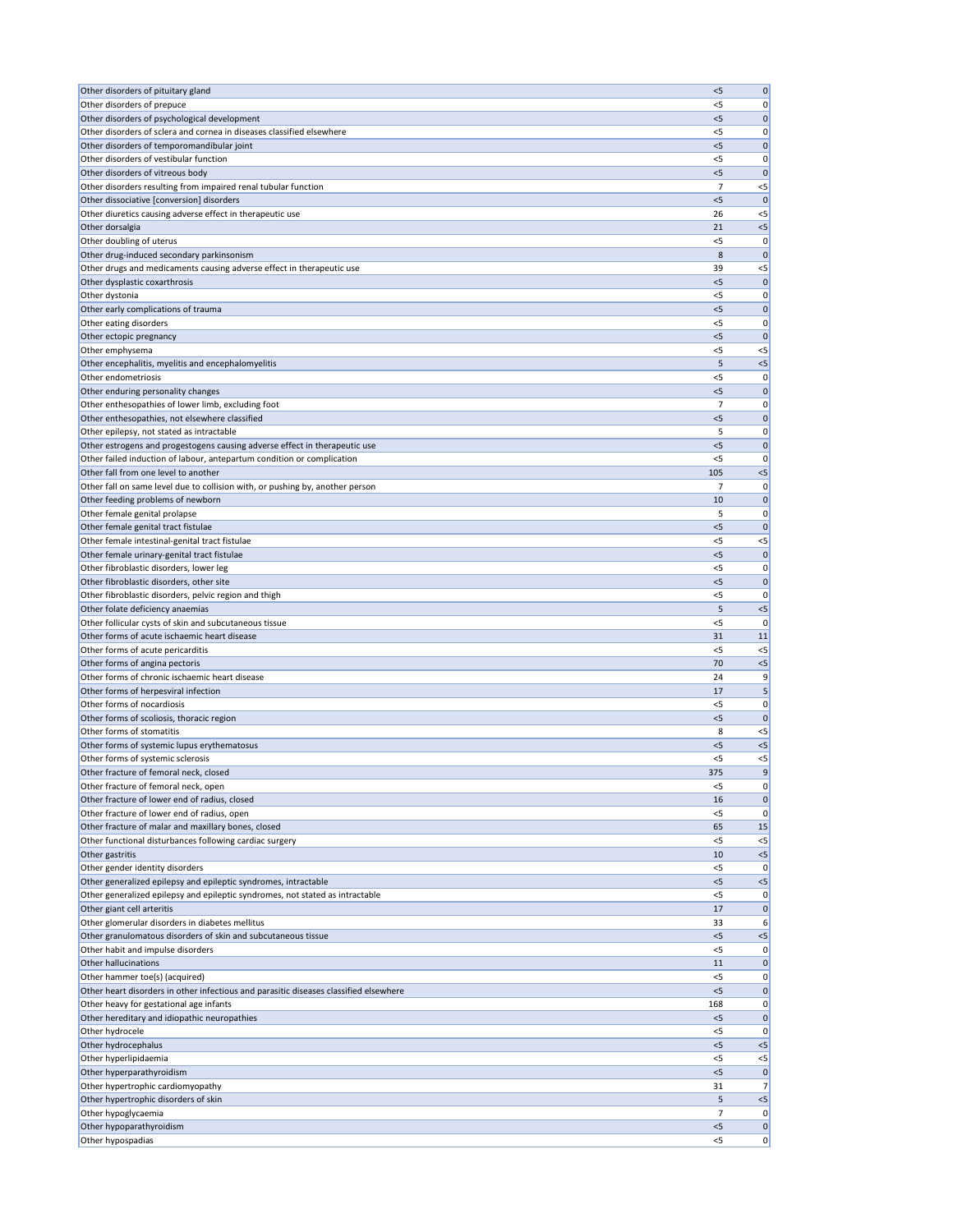| | | |
|---|---|---|
| Other disorders of pituitary gland | <5 | 0 |
| Other disorders of prepuce | <5 | 0 |
| Other disorders of psychological development | <5 | 0 |
| Other disorders of sclera and cornea in diseases classified elsewhere | <5 | 0 |
| Other disorders of temporomandibular joint | <5 | 0 |
| Other disorders of vestibular function | <5 | 0 |
| Other disorders of vitreous body | <5 | 0 |
| Other disorders resulting from impaired renal tubular function | 7 | <5 |
| Other dissociative [conversion] disorders | <5 | 0 |
| Other diuretics causing adverse effect in therapeutic use | 26 | <5 |
| Other dorsalgia | 21 | <5 |
| Other doubling of uterus | <5 | 0 |
| Other drug-induced secondary parkinsonism | 8 | 0 |
| Other drugs and medicaments causing adverse effect in therapeutic use | 39 | <5 |
| Other dysplastic coxarthrosis | <5 | 0 |
| Other dystonia | <5 | 0 |
| Other early complications of trauma | <5 | 0 |
| Other eating disorders | <5 | 0 |
| Other ectopic pregnancy | <5 | 0 |
| Other emphysema | <5 | <5 |
| Other encephalitis, myelitis and encephalomyelitis | 5 | <5 |
| Other endometriosis | <5 | 0 |
| Other enduring personality changes | <5 | 0 |
| Other enthesopathies of lower limb, excluding foot | 7 | 0 |
| Other enthesopathies, not elsewhere classified | <5 | 0 |
| Other epilepsy, not stated as intractable | 5 | 0 |
| Other estrogens and progestogens causing adverse effect in therapeutic use | <5 | 0 |
| Other failed induction of labour, antepartum condition or complication | <5 | 0 |
| Other fall from one level to another | 105 | <5 |
| Other fall on same level due to collision with, or pushing by, another person | 7 | 0 |
| Other feeding problems of newborn | 10 | 0 |
| Other female genital prolapse | 5 | 0 |
| Other female genital tract fistulae | <5 | 0 |
| Other female intestinal-genital tract fistulae | <5 | <5 |
| Other female urinary-genital tract fistulae | <5 | 0 |
| Other fibroblastic disorders, lower leg | <5 | 0 |
| Other fibroblastic disorders, other site | <5 | 0 |
| Other fibroblastic disorders, pelvic region and thigh | <5 | 0 |
| Other folate deficiency anaemias | 5 | <5 |
| Other follicular cysts of skin and subcutaneous tissue | <5 | 0 |
| Other forms of acute ischaemic heart disease | 31 | 11 |
| Other forms of acute pericarditis | <5 | <5 |
| Other forms of angina pectoris | 70 | <5 |
| Other forms of chronic ischaemic heart disease | 24 | 9 |
| Other forms of herpesviral infection | 17 | 5 |
| Other forms of nocardiosis | <5 | 0 |
| Other forms of scoliosis, thoracic region | <5 | 0 |
| Other forms of stomatitis | 8 | <5 |
| Other forms of systemic lupus erythematosus | <5 | <5 |
| Other forms of systemic sclerosis | <5 | <5 |
| Other fracture of femoral neck, closed | 375 | 9 |
| Other fracture of femoral neck, open | <5 | 0 |
| Other fracture of lower end of radius, closed | 16 | 0 |
| Other fracture of lower end of radius, open | <5 | 0 |
| Other fracture of malar and maxillary bones, closed | 65 | 15 |
| Other functional disturbances following cardiac surgery | <5 | <5 |
| Other gastritis | 10 | <5 |
| Other gender identity disorders | <5 | 0 |
| Other generalized epilepsy and epileptic syndromes, intractable | <5 | <5 |
| Other generalized epilepsy and epileptic syndromes, not stated as intractable | <5 | 0 |
| Other giant cell arteritis | 17 | 0 |
| Other glomerular disorders in diabetes mellitus | 33 | 6 |
| Other granulomatous disorders of skin and subcutaneous tissue | <5 | <5 |
| Other habit and impulse disorders | <5 | 0 |
| Other hallucinations | 11 | 0 |
| Other hammer toe(s) (acquired) | <5 | 0 |
| Other heart disorders in other infectious and parasitic diseases classified elsewhere | <5 | 0 |
| Other heavy for gestational age infants | 168 | 0 |
| Other hereditary and idiopathic neuropathies | <5 | 0 |
| Other hydrocele | <5 | 0 |
| Other hydrocephalus | <5 | <5 |
| Other hyperlipidaemia | <5 | <5 |
| Other hyperparathyroidism | <5 | 0 |
| Other hypertrophic cardiomyopathy | 31 | 7 |
| Other hypertrophic disorders of skin | 5 | <5 |
| Other hypoglycaemia | 7 | 0 |
| Other hypoparathyroidism | <5 | 0 |
| Other hypospadias | <5 | 0 |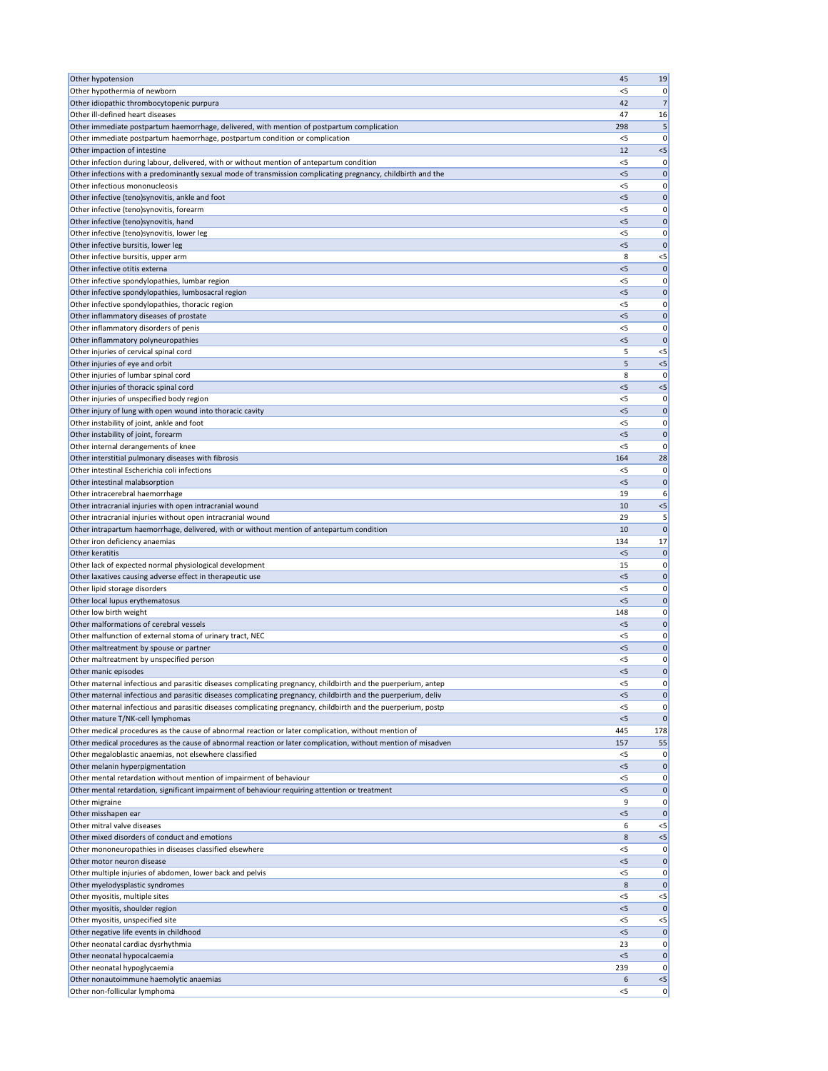| | | |
|---|---|---|
| Other hypotension | 45 | 19 |
| Other hypothermia of newborn | <5 | 0 |
| Other idiopathic thrombocytopenic purpura | 42 | 7 |
| Other ill-defined heart diseases | 47 | 16 |
| Other immediate postpartum haemorrhage, delivered, with mention of postpartum complication | 298 | 5 |
| Other immediate postpartum haemorrhage, postpartum condition or complication | <5 | 0 |
| Other impaction of intestine | 12 | <5 |
| Other infection during labour, delivered, with or without mention of antepartum condition | <5 | 0 |
| Other infections with a predominantly sexual mode of transmission complicating pregnancy, childbirth and the | <5 | 0 |
| Other infectious mononucleosis | <5 | 0 |
| Other infective (teno)synovitis, ankle and foot | <5 | 0 |
| Other infective (teno)synovitis, forearm | <5 | 0 |
| Other infective (teno)synovitis, hand | <5 | 0 |
| Other infective (teno)synovitis, lower leg | <5 | 0 |
| Other infective bursitis, lower leg | <5 | 0 |
| Other infective bursitis, upper arm | 8 | <5 |
| Other infective otitis externa | <5 | 0 |
| Other infective spondylopathies, lumbar region | <5 | 0 |
| Other infective spondylopathies, lumbosacral region | <5 | 0 |
| Other infective spondylopathies, thoracic region | <5 | 0 |
| Other inflammatory diseases of prostate | <5 | 0 |
| Other inflammatory disorders of penis | <5 | 0 |
| Other inflammatory polyneuropathies | <5 | 0 |
| Other injuries of cervical spinal cord | 5 | <5 |
| Other injuries of eye and orbit | 5 | <5 |
| Other injuries of lumbar spinal cord | 8 | 0 |
| Other injuries of thoracic spinal cord | <5 | <5 |
| Other injuries of unspecified body region | <5 | 0 |
| Other injury of lung with open wound into thoracic cavity | <5 | 0 |
| Other instability of joint, ankle and foot | <5 | 0 |
| Other instability of joint, forearm | <5 | 0 |
| Other internal derangements of knee | <5 | 0 |
| Other interstitial pulmonary diseases with fibrosis | 164 | 28 |
| Other intestinal Escherichia coli infections | <5 | 0 |
| Other intestinal malabsorption | <5 | 0 |
| Other intracerebral haemorrhage | 19 | 6 |
| Other intracranial injuries with open intracranial wound | 10 | <5 |
| Other intracranial injuries without open intracranial wound | 29 | 5 |
| Other intrapartum haemorrhage, delivered, with or without mention of antepartum condition | 10 | 0 |
| Other iron deficiency anaemias | 134 | 17 |
| Other keratitis | <5 | 0 |
| Other lack of expected normal physiological development | 15 | 0 |
| Other laxatives causing adverse effect in therapeutic use | <5 | 0 |
| Other lipid storage disorders | <5 | 0 |
| Other local lupus erythematosus | <5 | 0 |
| Other low birth weight | 148 | 0 |
| Other malformations of cerebral vessels | <5 | 0 |
| Other malfunction of external stoma of urinary tract, NEC | <5 | 0 |
| Other maltreatment by spouse or partner | <5 | 0 |
| Other maltreatment by unspecified person | <5 | 0 |
| Other manic episodes | <5 | 0 |
| Other maternal infectious and parasitic diseases complicating pregnancy, childbirth and the puerperium, antep | <5 | 0 |
| Other maternal infectious and parasitic diseases complicating pregnancy, childbirth and the puerperium, deliv | <5 | 0 |
| Other maternal infectious and parasitic diseases complicating pregnancy, childbirth and the puerperium, postp | <5 | 0 |
| Other mature T/NK-cell lymphomas | <5 | 0 |
| Other medical procedures as the cause of abnormal reaction or later complication, without mention of | 445 | 178 |
| Other medical procedures as the cause of abnormal reaction or later complication, without mention of misadven | 157 | 55 |
| Other megaloblastic anaemias, not elsewhere classified | <5 | 0 |
| Other melanin hyperpigmentation | <5 | 0 |
| Other mental retardation without mention of impairment of behaviour | <5 | 0 |
| Other mental retardation, significant impairment of behaviour requiring attention or treatment | <5 | 0 |
| Other migraine | 9 | 0 |
| Other misshapen ear | <5 | 0 |
| Other mitral valve diseases | 6 | <5 |
| Other mixed disorders of conduct and emotions | 8 | <5 |
| Other mononeuropathies in diseases classified elsewhere | <5 | 0 |
| Other motor neuron disease | <5 | 0 |
| Other multiple injuries of abdomen, lower back and pelvis | <5 | 0 |
| Other myelodysplastic syndromes | 8 | 0 |
| Other myositis, multiple sites | <5 | <5 |
| Other myositis, shoulder region | <5 | 0 |
| Other myositis, unspecified site | <5 | <5 |
| Other negative life events in childhood | <5 | 0 |
| Other neonatal cardiac dysrhythmia | 23 | 0 |
| Other neonatal hypocalcaemia | <5 | 0 |
| Other neonatal hypoglycaemia | 239 | 0 |
| Other nonautoimmune haemolytic anaemias | 6 | <5 |
| Other non-follicular lymphoma | <5 | 0 |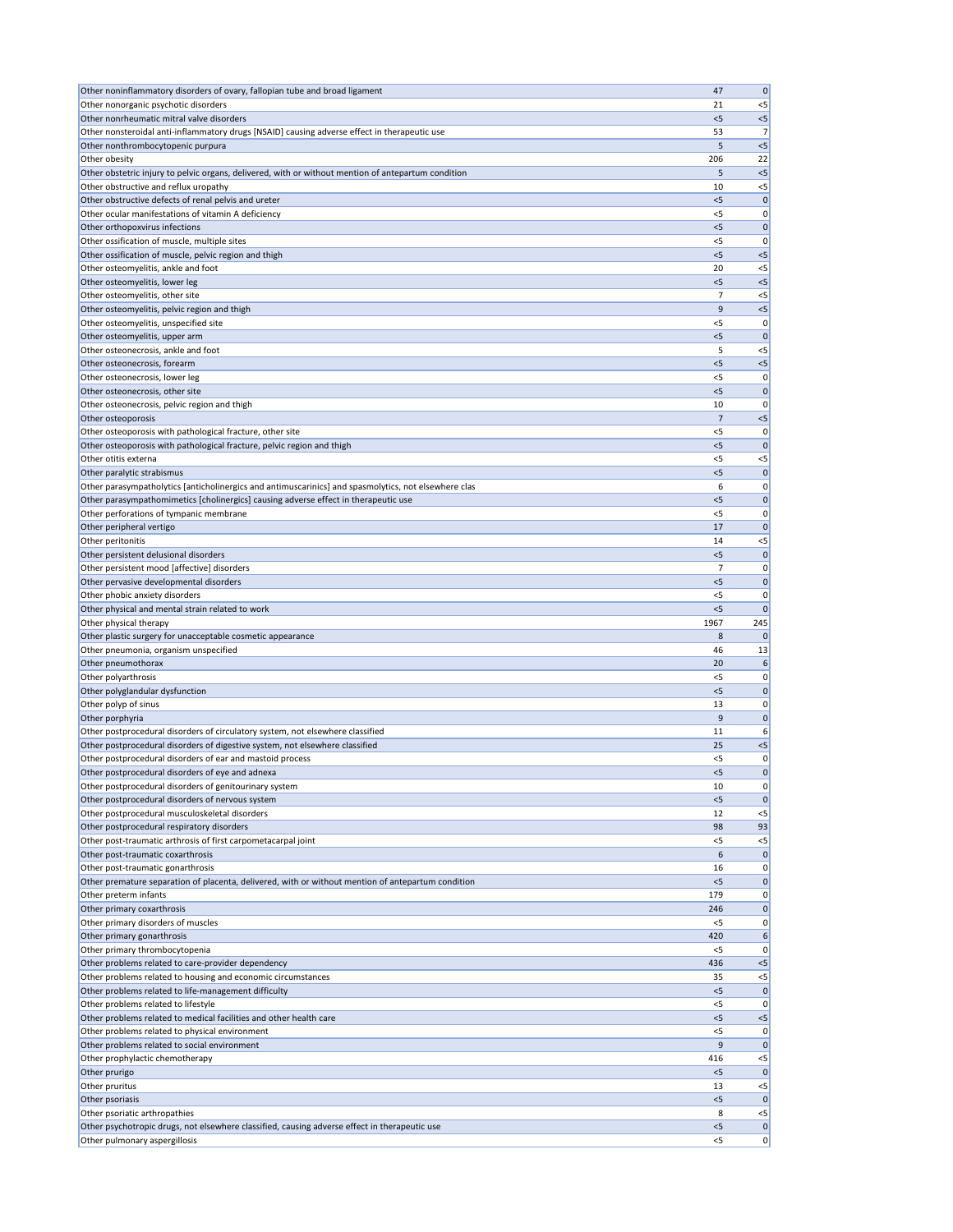| | | |
|---|---|---|
| Other noninflammatory disorders of ovary, fallopian tube and broad ligament | 47 | 0 |
| Other nonorganic psychotic disorders | 21 | <5 |
| Other nonrheumatic mitral valve disorders | <5 | <5 |
| Other nonsteroidal anti-inflammatory drugs [NSAID] causing adverse effect in therapeutic use | 53 | 7 |
| Other nonthrombocytopenic purpura | 5 | <5 |
| Other obesity | 206 | 22 |
| Other obstetric injury to pelvic organs, delivered, with or without mention of antepartum condition | 5 | <5 |
| Other obstructive and reflux uropathy | 10 | <5 |
| Other obstructive defects of renal pelvis and ureter | <5 | 0 |
| Other ocular manifestations of vitamin A deficiency | <5 | 0 |
| Other orthopoxvirus infections | <5 | 0 |
| Other ossification of muscle, multiple sites | <5 | 0 |
| Other ossification of muscle, pelvic region and thigh | <5 | <5 |
| Other osteomyelitis, ankle and foot | 20 | <5 |
| Other osteomyelitis, lower leg | <5 | <5 |
| Other osteomyelitis, other site | 7 | <5 |
| Other osteomyelitis, pelvic region and thigh | 9 | <5 |
| Other osteomyelitis, unspecified site | <5 | 0 |
| Other osteomyelitis, upper arm | <5 | 0 |
| Other osteonecrosis, ankle and foot | 5 | <5 |
| Other osteonecrosis, forearm | <5 | <5 |
| Other osteonecrosis, lower leg | <5 | 0 |
| Other osteonecrosis, other site | <5 | 0 |
| Other osteonecrosis, pelvic region and thigh | 10 | 0 |
| Other osteoporosis | 7 | <5 |
| Other osteoporosis with pathological fracture, other site | <5 | 0 |
| Other osteoporosis with pathological fracture, pelvic region and thigh | <5 | 0 |
| Other otitis externa | <5 | <5 |
| Other paralytic strabismus | <5 | 0 |
| Other parasympatholytics [anticholinergics and antimuscarinics] and spasmolytics, not elsewhere clas | 6 | 0 |
| Other parasympathomimetics [cholinergics] causing adverse effect in therapeutic use | <5 | 0 |
| Other perforations of tympanic membrane | <5 | 0 |
| Other peripheral vertigo | 17 | 0 |
| Other peritonitis | 14 | <5 |
| Other persistent delusional disorders | <5 | 0 |
| Other persistent mood [affective] disorders | 7 | 0 |
| Other pervasive developmental disorders | <5 | 0 |
| Other phobic anxiety disorders | <5 | 0 |
| Other physical and mental strain related to work | <5 | 0 |
| Other physical therapy | 1967 | 245 |
| Other plastic surgery for unacceptable cosmetic appearance | 8 | 0 |
| Other pneumonia, organism unspecified | 46 | 13 |
| Other pneumothorax | 20 | 6 |
| Other polyarthrosis | <5 | 0 |
| Other polyglandular dysfunction | <5 | 0 |
| Other polyp of sinus | 13 | 0 |
| Other porphyria | 9 | 0 |
| Other postprocedural disorders of circulatory system, not elsewhere classified | 11 | 6 |
| Other postprocedural disorders of digestive system, not elsewhere classified | 25 | <5 |
| Other postprocedural disorders of ear and mastoid process | <5 | 0 |
| Other postprocedural disorders of eye and adnexa | <5 | 0 |
| Other postprocedural disorders of genitourinary system | 10 | 0 |
| Other postprocedural disorders of nervous system | <5 | 0 |
| Other postprocedural musculoskeletal disorders | 12 | <5 |
| Other postprocedural respiratory disorders | 98 | 93 |
| Other post-traumatic arthrosis of first carpometacarpal joint | <5 | <5 |
| Other post-traumatic coxarthrosis | 6 | 0 |
| Other post-traumatic gonarthrosis | 16 | 0 |
| Other premature separation of placenta, delivered, with or without mention of antepartum condition | <5 | 0 |
| Other preterm infants | 179 | 0 |
| Other primary coxarthrosis | 246 | 0 |
| Other primary disorders of muscles | <5 | 0 |
| Other primary gonarthrosis | 420 | 6 |
| Other primary thrombocytopenia | <5 | 0 |
| Other problems related to care-provider dependency | 436 | <5 |
| Other problems related to housing and economic circumstances | 35 | <5 |
| Other problems related to life-management difficulty | <5 | 0 |
| Other problems related to lifestyle | <5 | 0 |
| Other problems related to medical facilities and other health care | <5 | <5 |
| Other problems related to physical environment | <5 | 0 |
| Other problems related to social environment | 9 | 0 |
| Other prophylactic chemotherapy | 416 | <5 |
| Other prurigo | <5 | 0 |
| Other pruritus | 13 | <5 |
| Other psoriasis | <5 | 0 |
| Other psoriatic arthropathies | 8 | <5 |
| Other psychotropic drugs, not elsewhere classified, causing adverse effect in therapeutic use | <5 | 0 |
| Other pulmonary aspergillosis | <5 | 0 |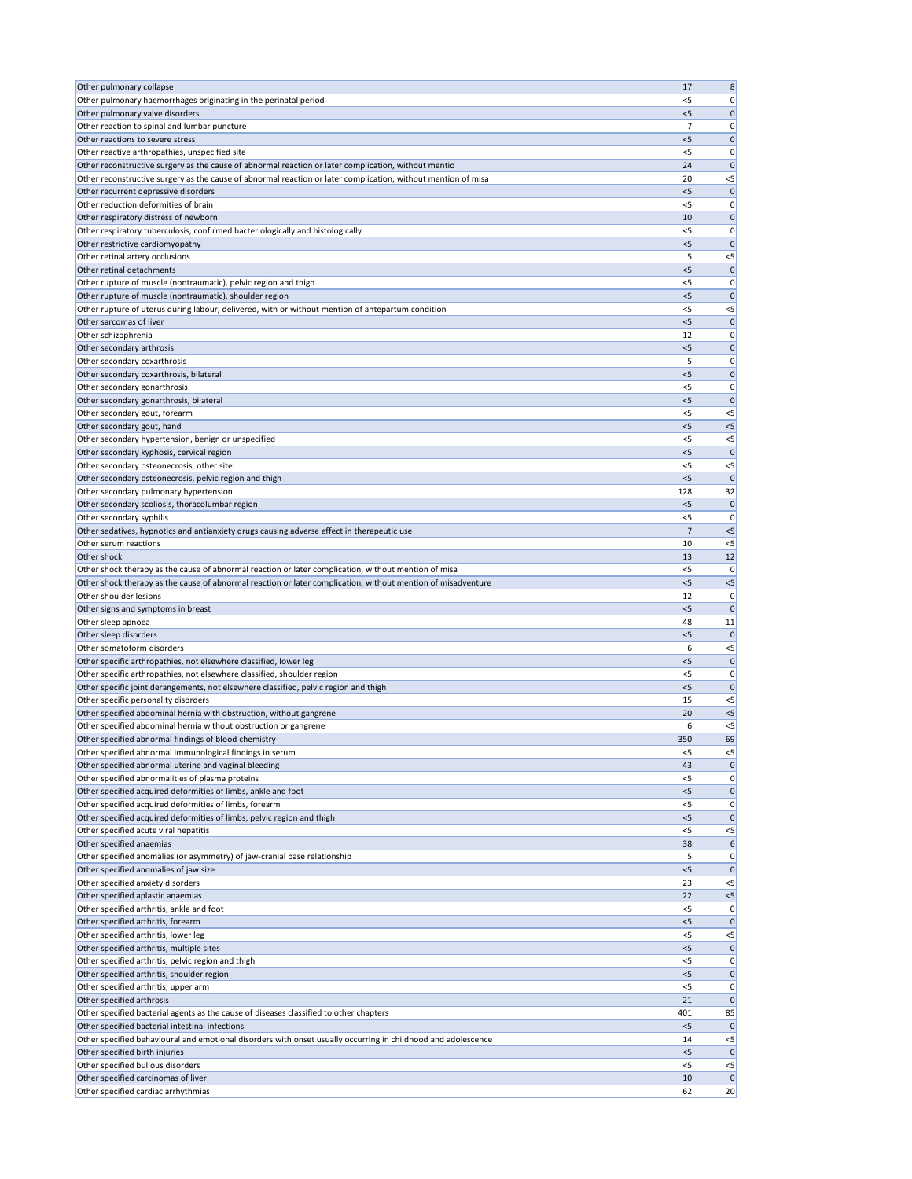| | | |
|---|---|---|
| Other pulmonary collapse | 17 | 8 |
| Other pulmonary haemorrhages originating in the perinatal period | <5 | 0 |
| Other pulmonary valve disorders | <5 | 0 |
| Other reaction to spinal and lumbar puncture | 7 | 0 |
| Other reactions to severe stress | <5 | 0 |
| Other reactive arthropathies, unspecified site | <5 | 0 |
| Other reconstructive surgery as the cause of abnormal reaction or later complication, without mentio | 24 | 0 |
| Other reconstructive surgery as the cause of abnormal reaction or later complication, without mention of misa | 20 | <5 |
| Other recurrent depressive disorders | <5 | 0 |
| Other reduction deformities of brain | <5 | 0 |
| Other respiratory distress of newborn | 10 | 0 |
| Other respiratory tuberculosis, confirmed bacteriologically and histologically | <5 | 0 |
| Other restrictive cardiomyopathy | <5 | 0 |
| Other retinal artery occlusions | 5 | <5 |
| Other retinal detachments | <5 | 0 |
| Other rupture of muscle (nontraumatic), pelvic region and thigh | <5 | 0 |
| Other rupture of muscle (nontraumatic), shoulder region | <5 | 0 |
| Other rupture of uterus during labour, delivered, with or without mention of antepartum condition | <5 | <5 |
| Other sarcomas of liver | <5 | 0 |
| Other schizophrenia | 12 | 0 |
| Other secondary arthrosis | <5 | 0 |
| Other secondary coxarthrosis | 5 | 0 |
| Other secondary coxarthrosis, bilateral | <5 | 0 |
| Other secondary gonarthrosis | <5 | 0 |
| Other secondary gonarthrosis, bilateral | <5 | 0 |
| Other secondary gout, forearm | <5 | <5 |
| Other secondary gout, hand | <5 | <5 |
| Other secondary hypertension, benign or unspecified | <5 | <5 |
| Other secondary kyphosis, cervical region | <5 | 0 |
| Other secondary osteonecrosis, other site | <5 | <5 |
| Other secondary osteonecrosis, pelvic region and thigh | <5 | 0 |
| Other secondary pulmonary hypertension | 128 | 32 |
| Other secondary scoliosis, thoracolumbar region | <5 | 0 |
| Other secondary syphilis | <5 | 0 |
| Other sedatives, hypnotics and antianxiety drugs causing adverse effect in therapeutic use | 7 | <5 |
| Other serum reactions | 10 | <5 |
| Other shock | 13 | 12 |
| Other shock therapy as the cause of abnormal reaction or later complication, without mention of misa | <5 | 0 |
| Other shock therapy as the cause of abnormal reaction or later complication, without mention of misadventure | <5 | <5 |
| Other shoulder lesions | 12 | 0 |
| Other signs and symptoms in breast | <5 | 0 |
| Other sleep apnoea | 48 | 11 |
| Other sleep disorders | <5 | 0 |
| Other somatoform disorders | 6 | <5 |
| Other specific arthropathies, not elsewhere classified, lower leg | <5 | 0 |
| Other specific arthropathies, not elsewhere classified, shoulder region | <5 | 0 |
| Other specific joint derangements, not elsewhere classified, pelvic region and thigh | <5 | 0 |
| Other specific personality disorders | 15 | <5 |
| Other specified abdominal hernia with obstruction, without gangrene | 20 | <5 |
| Other specified abdominal hernia without obstruction or gangrene | 6 | <5 |
| Other specified abnormal findings of blood chemistry | 350 | 69 |
| Other specified abnormal immunological findings in serum | <5 | <5 |
| Other specified abnormal uterine and vaginal bleeding | 43 | 0 |
| Other specified abnormalities of plasma proteins | <5 | 0 |
| Other specified acquired deformities of limbs, ankle and foot | <5 | 0 |
| Other specified acquired deformities of limbs, forearm | <5 | 0 |
| Other specified acquired deformities of limbs, pelvic region and thigh | <5 | 0 |
| Other specified acute viral hepatitis | <5 | <5 |
| Other specified anaemias | 38 | 6 |
| Other specified anomalies (or asymmetry) of jaw-cranial base relationship | 5 | 0 |
| Other specified anomalies of jaw size | <5 | 0 |
| Other specified anxiety disorders | 23 | <5 |
| Other specified aplastic anaemias | 22 | <5 |
| Other specified arthritis, ankle and foot | <5 | 0 |
| Other specified arthritis, forearm | <5 | 0 |
| Other specified arthritis, lower leg | <5 | <5 |
| Other specified arthritis, multiple sites | <5 | 0 |
| Other specified arthritis, pelvic region and thigh | <5 | 0 |
| Other specified arthritis, shoulder region | <5 | 0 |
| Other specified arthritis, upper arm | <5 | 0 |
| Other specified arthrosis | 21 | 0 |
| Other specified bacterial agents as the cause of diseases classified to other chapters | 401 | 85 |
| Other specified bacterial intestinal infections | <5 | 0 |
| Other specified behavioural and emotional disorders with onset usually occurring in childhood and adolescence | 14 | <5 |
| Other specified birth injuries | <5 | 0 |
| Other specified bullous disorders | <5 | <5 |
| Other specified carcinomas of liver | 10 | 0 |
| Other specified cardiac arrhythmias | 62 | 20 |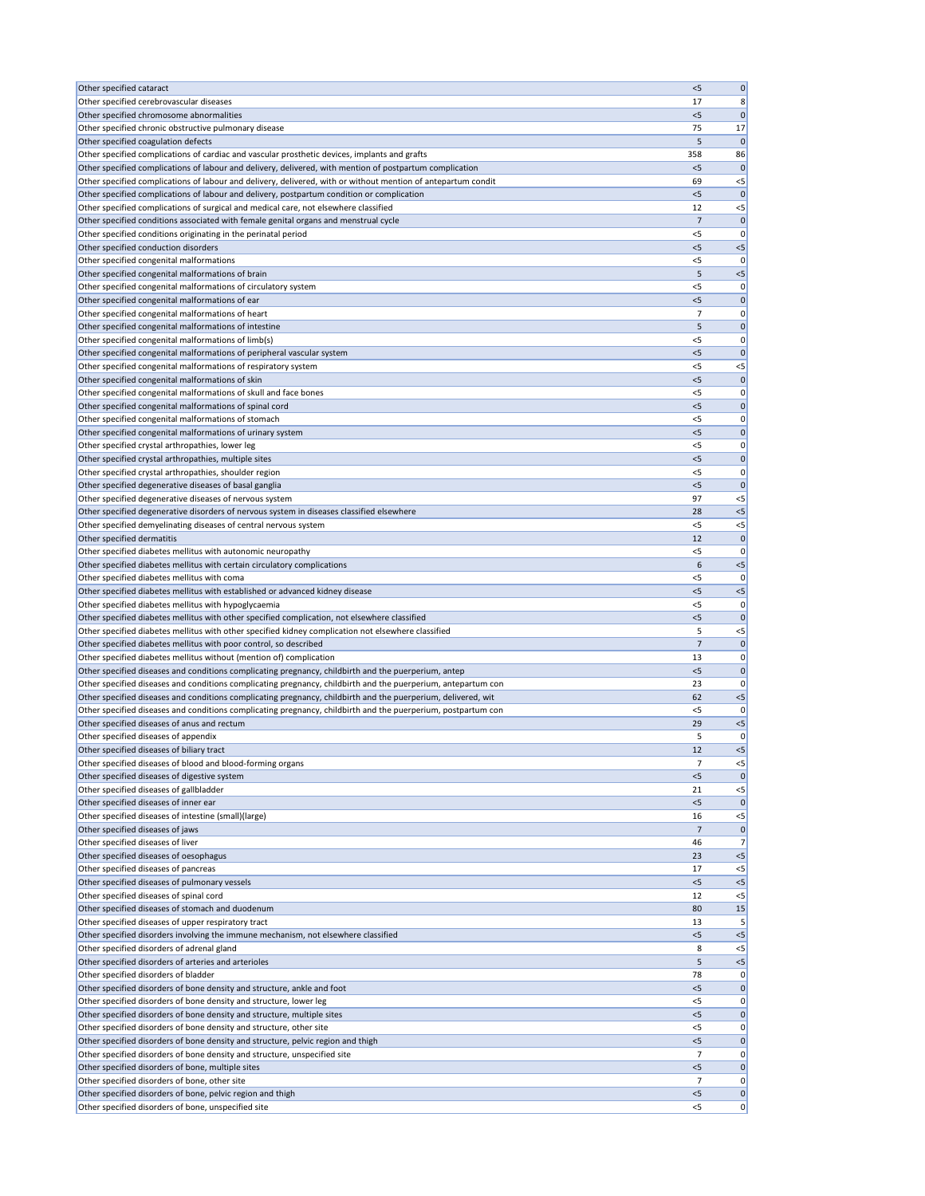| | | |
|---|---|---|
| Other specified cataract | <5 | 0 |
| Other specified cerebrovascular diseases | 17 | 8 |
| Other specified chromosome abnormalities | <5 | 0 |
| Other specified chronic obstructive pulmonary disease | 75 | 17 |
| Other specified coagulation defects | 5 | 0 |
| Other specified complications of cardiac and vascular prosthetic devices, implants and grafts | 358 | 86 |
| Other specified complications of labour and delivery, delivered, with mention of postpartum complication | <5 | 0 |
| Other specified complications of labour and delivery, delivered, with or without mention of antepartum condit | 69 | <5 |
| Other specified complications of labour and delivery, postpartum condition or complication | <5 | 0 |
| Other specified complications of surgical and medical care, not elsewhere classified | 12 | <5 |
| Other specified conditions associated with female genital organs and menstrual cycle | 7 | 0 |
| Other specified conditions originating in the perinatal period | <5 | 0 |
| Other specified conduction disorders | <5 | <5 |
| Other specified congenital malformations | <5 | 0 |
| Other specified congenital malformations of brain | 5 | <5 |
| Other specified congenital malformations of circulatory system | <5 | 0 |
| Other specified congenital malformations of ear | <5 | 0 |
| Other specified congenital malformations of heart | 7 | 0 |
| Other specified congenital malformations of intestine | 5 | 0 |
| Other specified congenital malformations of limb(s) | <5 | 0 |
| Other specified congenital malformations of peripheral vascular system | <5 | 0 |
| Other specified congenital malformations of respiratory system | <5 | <5 |
| Other specified congenital malformations of skin | <5 | 0 |
| Other specified congenital malformations of skull and face bones | <5 | 0 |
| Other specified congenital malformations of spinal cord | <5 | 0 |
| Other specified congenital malformations of stomach | <5 | 0 |
| Other specified congenital malformations of urinary system | <5 | 0 |
| Other specified crystal arthropathies, lower leg | <5 | 0 |
| Other specified crystal arthropathies, multiple sites | <5 | 0 |
| Other specified crystal arthropathies, shoulder region | <5 | 0 |
| Other specified degenerative diseases of basal ganglia | <5 | 0 |
| Other specified degenerative diseases of nervous system | 97 | <5 |
| Other specified degenerative disorders of nervous system in diseases classified elsewhere | 28 | <5 |
| Other specified demyelinating diseases of central nervous system | <5 | <5 |
| Other specified dermatitis | 12 | 0 |
| Other specified diabetes mellitus with autonomic neuropathy | <5 | 0 |
| Other specified diabetes mellitus with certain circulatory complications | 6 | <5 |
| Other specified diabetes mellitus with coma | <5 | 0 |
| Other specified diabetes mellitus with established or advanced kidney disease | <5 | <5 |
| Other specified diabetes mellitus with hypoglycaemia | <5 | 0 |
| Other specified diabetes mellitus with other specified complication, not elsewhere classified | <5 | 0 |
| Other specified diabetes mellitus with other specified kidney complication not elsewhere classified | 5 | <5 |
| Other specified diabetes mellitus with poor control, so described | 7 | 0 |
| Other specified diabetes mellitus without (mention of) complication | 13 | 0 |
| Other specified diseases and conditions complicating pregnancy, childbirth and the puerperium, antep | <5 | 0 |
| Other specified diseases and conditions complicating pregnancy, childbirth and the puerperium, antepartum con | 23 | 0 |
| Other specified diseases and conditions complicating pregnancy, childbirth and the puerperium, delivered, wit | 62 | <5 |
| Other specified diseases and conditions complicating pregnancy, childbirth and the puerperium, postpartum con | <5 | 0 |
| Other specified diseases of anus and rectum | 29 | <5 |
| Other specified diseases of appendix | 5 | 0 |
| Other specified diseases of biliary tract | 12 | <5 |
| Other specified diseases of blood and blood-forming organs | 7 | <5 |
| Other specified diseases of digestive system | <5 | 0 |
| Other specified diseases of gallbladder | 21 | <5 |
| Other specified diseases of inner ear | <5 | 0 |
| Other specified diseases of intestine (small)(large) | 16 | <5 |
| Other specified diseases of jaws | 7 | 0 |
| Other specified diseases of liver | 46 | 7 |
| Other specified diseases of oesophagus | 23 | <5 |
| Other specified diseases of pancreas | 17 | <5 |
| Other specified diseases of pulmonary vessels | <5 | <5 |
| Other specified diseases of spinal cord | 12 | <5 |
| Other specified diseases of stomach and duodenum | 80 | 15 |
| Other specified diseases of upper respiratory tract | 13 | 5 |
| Other specified disorders involving the immune mechanism, not elsewhere classified | <5 | <5 |
| Other specified disorders of adrenal gland | 8 | <5 |
| Other specified disorders of arteries and arterioles | 5 | <5 |
| Other specified disorders of bladder | 78 | 0 |
| Other specified disorders of bone density and structure, ankle and foot | <5 | 0 |
| Other specified disorders of bone density and structure, lower leg | <5 | 0 |
| Other specified disorders of bone density and structure, multiple sites | <5 | 0 |
| Other specified disorders of bone density and structure, other site | <5 | 0 |
| Other specified disorders of bone density and structure, pelvic region and thigh | <5 | 0 |
| Other specified disorders of bone density and structure, unspecified site | 7 | 0 |
| Other specified disorders of bone, multiple sites | <5 | 0 |
| Other specified disorders of bone, other site | 7 | 0 |
| Other specified disorders of bone, pelvic region and thigh | <5 | 0 |
| Other specified disorders of bone, unspecified site | <5 | 0 |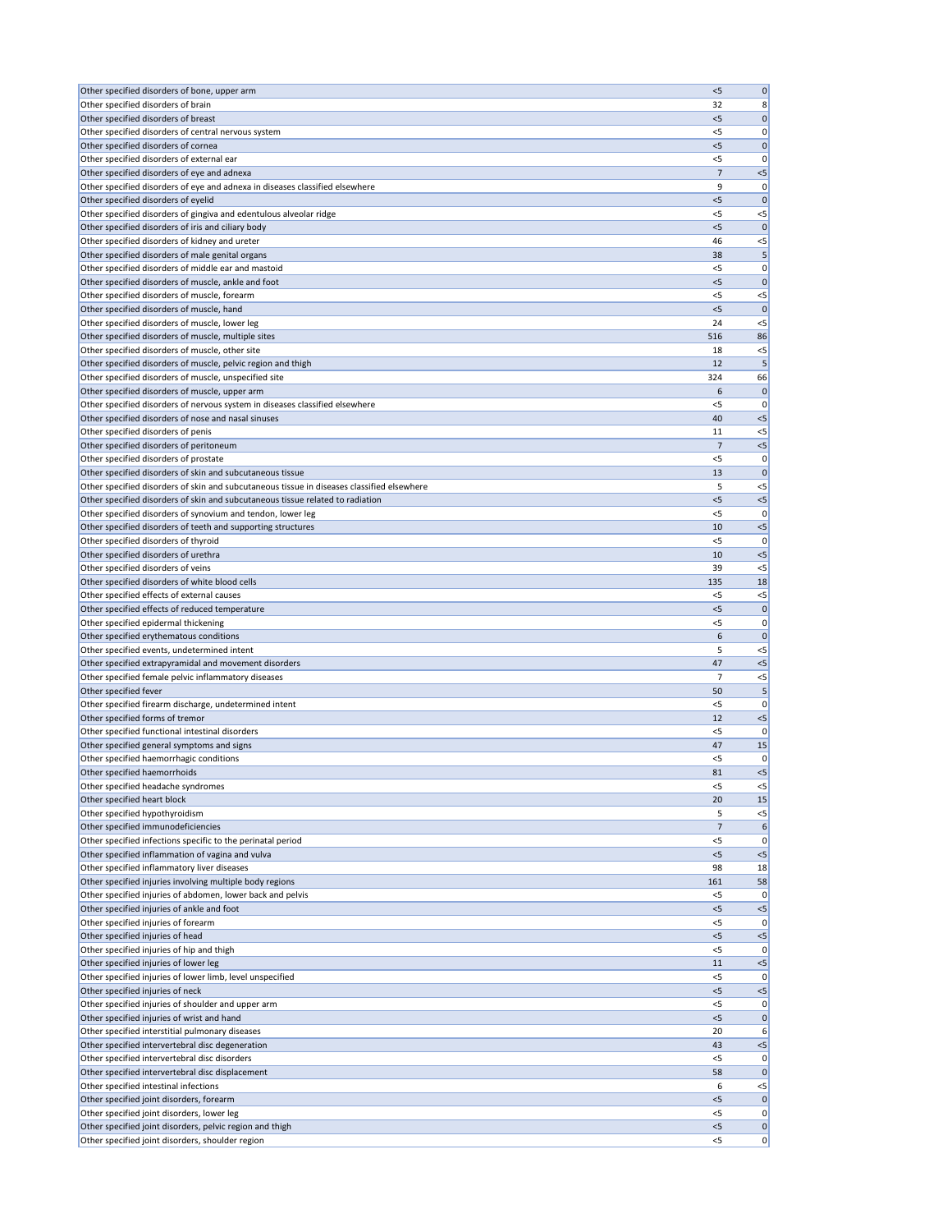| | | |
|---|---|---|
| Other specified disorders of bone, upper arm | <5 | 0 |
| Other specified disorders of brain | 32 | 8 |
| Other specified disorders of breast | <5 | 0 |
| Other specified disorders of central nervous system | <5 | 0 |
| Other specified disorders of cornea | <5 | 0 |
| Other specified disorders of external ear | <5 | 0 |
| Other specified disorders of eye and adnexa | 7 | <5 |
| Other specified disorders of eye and adnexa in diseases classified elsewhere | 9 | 0 |
| Other specified disorders of eyelid | <5 | 0 |
| Other specified disorders of gingiva and edentulous alveolar ridge | <5 | <5 |
| Other specified disorders of iris and ciliary body | <5 | 0 |
| Other specified disorders of kidney and ureter | 46 | <5 |
| Other specified disorders of male genital organs | 38 | 5 |
| Other specified disorders of middle ear and mastoid | <5 | 0 |
| Other specified disorders of muscle, ankle and foot | <5 | 0 |
| Other specified disorders of muscle, forearm | <5 | <5 |
| Other specified disorders of muscle, hand | <5 | 0 |
| Other specified disorders of muscle, lower leg | 24 | <5 |
| Other specified disorders of muscle, multiple sites | 516 | 86 |
| Other specified disorders of muscle, other site | 18 | <5 |
| Other specified disorders of muscle, pelvic region and thigh | 12 | 5 |
| Other specified disorders of muscle, unspecified site | 324 | 66 |
| Other specified disorders of muscle, upper arm | 6 | 0 |
| Other specified disorders of nervous system in diseases classified elsewhere | <5 | 0 |
| Other specified disorders of nose and nasal sinuses | 40 | <5 |
| Other specified disorders of penis | 11 | <5 |
| Other specified disorders of peritoneum | 7 | <5 |
| Other specified disorders of prostate | <5 | 0 |
| Other specified disorders of skin and subcutaneous tissue | 13 | 0 |
| Other specified disorders of skin and subcutaneous tissue in diseases classified elsewhere | 5 | <5 |
| Other specified disorders of skin and subcutaneous tissue related to radiation | <5 | <5 |
| Other specified disorders of synovium and tendon, lower leg | <5 | 0 |
| Other specified disorders of teeth and supporting structures | 10 | <5 |
| Other specified disorders of thyroid | <5 | 0 |
| Other specified disorders of urethra | 10 | <5 |
| Other specified disorders of veins | 39 | <5 |
| Other specified disorders of white blood cells | 135 | 18 |
| Other specified effects of external causes | <5 | <5 |
| Other specified effects of reduced temperature | <5 | 0 |
| Other specified epidermal thickening | <5 | 0 |
| Other specified erythematous conditions | 6 | 0 |
| Other specified events, undetermined intent | 5 | <5 |
| Other specified extrapyramidal and movement disorders | 47 | <5 |
| Other specified female pelvic inflammatory diseases | 7 | <5 |
| Other specified fever | 50 | 5 |
| Other specified firearm discharge, undetermined intent | <5 | 0 |
| Other specified forms of tremor | 12 | <5 |
| Other specified functional intestinal disorders | <5 | 0 |
| Other specified general symptoms and signs | 47 | 15 |
| Other specified haemorrhagic conditions | <5 | 0 |
| Other specified haemorrhoids | 81 | <5 |
| Other specified headache syndromes | <5 | <5 |
| Other specified heart block | 20 | 15 |
| Other specified hypothyroidism | 5 | <5 |
| Other specified immunodeficiencies | 7 | 6 |
| Other specified infections specific to the perinatal period | <5 | 0 |
| Other specified inflammation of vagina and vulva | <5 | <5 |
| Other specified inflammatory liver diseases | 98 | 18 |
| Other specified injuries involving multiple body regions | 161 | 58 |
| Other specified injuries of abdomen, lower back and pelvis | <5 | 0 |
| Other specified injuries of ankle and foot | <5 | <5 |
| Other specified injuries of forearm | <5 | 0 |
| Other specified injuries of head | <5 | <5 |
| Other specified injuries of hip and thigh | <5 | 0 |
| Other specified injuries of lower leg | 11 | <5 |
| Other specified injuries of lower limb, level unspecified | <5 | 0 |
| Other specified injuries of neck | <5 | <5 |
| Other specified injuries of shoulder and upper arm | <5 | 0 |
| Other specified injuries of wrist and hand | <5 | 0 |
| Other specified interstitial pulmonary diseases | 20 | 6 |
| Other specified intervertebral disc degeneration | 43 | <5 |
| Other specified intervertebral disc disorders | <5 | 0 |
| Other specified intervertebral disc displacement | 58 | 0 |
| Other specified intestinal infections | 6 | <5 |
| Other specified joint disorders, forearm | <5 | 0 |
| Other specified joint disorders, lower leg | <5 | 0 |
| Other specified joint disorders, pelvic region and thigh | <5 | 0 |
| Other specified joint disorders, shoulder region | <5 | 0 |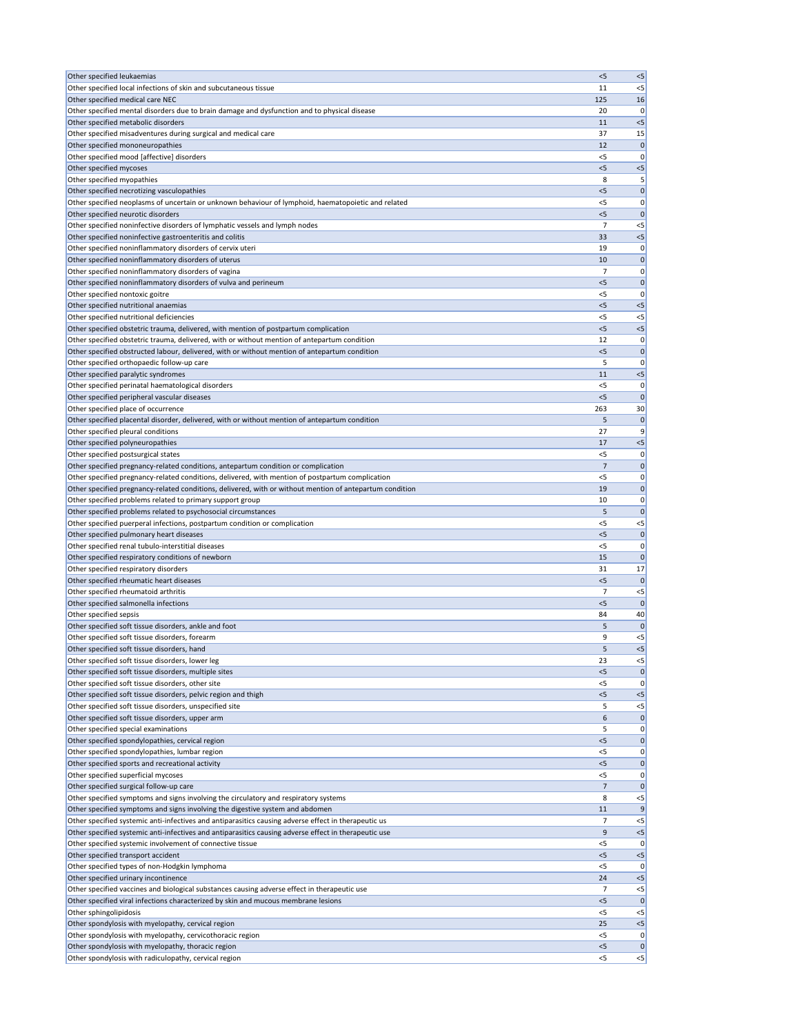| | | |
|---|---|---|
| Other specified leukaemias | <5 | <5 |
| Other specified local infections of skin and subcutaneous tissue | 11 | <5 |
| Other specified medical care NEC | 125 | 16 |
| Other specified mental disorders due to brain damage and dysfunction and to physical disease | 20 | 0 |
| Other specified metabolic disorders | 11 | <5 |
| Other specified misadventures during surgical and medical care | 37 | 15 |
| Other specified mononeuropathies | 12 | 0 |
| Other specified mood [affective] disorders | <5 | 0 |
| Other specified mycoses | <5 | <5 |
| Other specified myopathies | 8 | 5 |
| Other specified necrotizing vasculopathies | <5 | 0 |
| Other specified neoplasms of uncertain or unknown behaviour of lymphoid, haematopoietic and related | <5 | 0 |
| Other specified neurotic disorders | <5 | 0 |
| Other specified noninfective disorders of lymphatic vessels and lymph nodes | 7 | <5 |
| Other specified noninfective gastroenteritis and colitis | 33 | <5 |
| Other specified noninflammatory disorders of cervix uteri | 19 | 0 |
| Other specified noninflammatory disorders of uterus | 10 | 0 |
| Other specified noninflammatory disorders of vagina | 7 | 0 |
| Other specified noninflammatory disorders of vulva and perineum | <5 | 0 |
| Other specified nontoxic goitre | <5 | 0 |
| Other specified nutritional anaemias | <5 | <5 |
| Other specified nutritional deficiencies | <5 | <5 |
| Other specified obstetric trauma, delivered, with mention of postpartum complication | <5 | <5 |
| Other specified obstetric trauma, delivered, with or without mention of antepartum condition | 12 | 0 |
| Other specified obstructed labour, delivered, with or without mention of antepartum condition | <5 | 0 |
| Other specified orthopaedic follow-up care | 5 | 0 |
| Other specified paralytic syndromes | 11 | <5 |
| Other specified perinatal haematological disorders | <5 | 0 |
| Other specified peripheral vascular diseases | <5 | 0 |
| Other specified place of occurrence | 263 | 30 |
| Other specified placental disorder, delivered, with or without mention of antepartum condition | 5 | 0 |
| Other specified pleural conditions | 27 | 9 |
| Other specified polyneuropathies | 17 | <5 |
| Other specified postsurgical states | <5 | 0 |
| Other specified pregnancy-related conditions, antepartum condition or complication | 7 | 0 |
| Other specified pregnancy-related conditions, delivered, with mention of postpartum complication | <5 | 0 |
| Other specified pregnancy-related conditions, delivered, with or without mention of antepartum condition | 19 | 0 |
| Other specified problems related to primary support group | 10 | 0 |
| Other specified problems related to psychosocial circumstances | 5 | 0 |
| Other specified puerperal infections, postpartum condition or complication | <5 | <5 |
| Other specified pulmonary heart diseases | <5 | 0 |
| Other specified renal tubulo-interstitial diseases | <5 | 0 |
| Other specified respiratory conditions of newborn | 15 | 0 |
| Other specified respiratory disorders | 31 | 17 |
| Other specified rheumatic heart diseases | <5 | 0 |
| Other specified rheumatoid arthritis | 7 | <5 |
| Other specified salmonella infections | <5 | 0 |
| Other specified sepsis | 84 | 40 |
| Other specified soft tissue disorders, ankle and foot | 5 | 0 |
| Other specified soft tissue disorders, forearm | 9 | <5 |
| Other specified soft tissue disorders, hand | 5 | <5 |
| Other specified soft tissue disorders, lower leg | 23 | <5 |
| Other specified soft tissue disorders, multiple sites | <5 | 0 |
| Other specified soft tissue disorders, other site | <5 | 0 |
| Other specified soft tissue disorders, pelvic region and thigh | <5 | <5 |
| Other specified soft tissue disorders, unspecified site | 5 | <5 |
| Other specified soft tissue disorders, upper arm | 6 | 0 |
| Other specified special examinations | 5 | 0 |
| Other specified spondylopathies, cervical region | <5 | 0 |
| Other specified spondylopathies, lumbar region | <5 | 0 |
| Other specified sports and recreational activity | <5 | 0 |
| Other specified superficial mycoses | <5 | 0 |
| Other specified surgical follow-up care | 7 | 0 |
| Other specified symptoms and signs involving the circulatory and respiratory systems | 8 | <5 |
| Other specified symptoms and signs involving the digestive system and abdomen | 11 | 9 |
| Other specified systemic anti-infectives and antiparasitics causing adverse effect in therapeutic us | 7 | <5 |
| Other specified systemic anti-infectives and antiparasitics causing adverse effect in therapeutic use | 9 | <5 |
| Other specified systemic involvement of connective tissue | <5 | 0 |
| Other specified transport accident | <5 | <5 |
| Other specified types of non-Hodgkin lymphoma | <5 | 0 |
| Other specified urinary incontinence | 24 | <5 |
| Other specified vaccines and biological substances causing adverse effect in therapeutic use | 7 | <5 |
| Other specified viral infections characterized by skin and mucous membrane lesions | <5 | 0 |
| Other sphingolipidosis | <5 | <5 |
| Other spondylosis with myelopathy, cervical region | 25 | <5 |
| Other spondylosis with myelopathy, cervicothoracic region | <5 | 0 |
| Other spondylosis with myelopathy, thoracic region | <5 | 0 |
| Other spondylosis with radiculopathy, cervical region | <5 | <5 |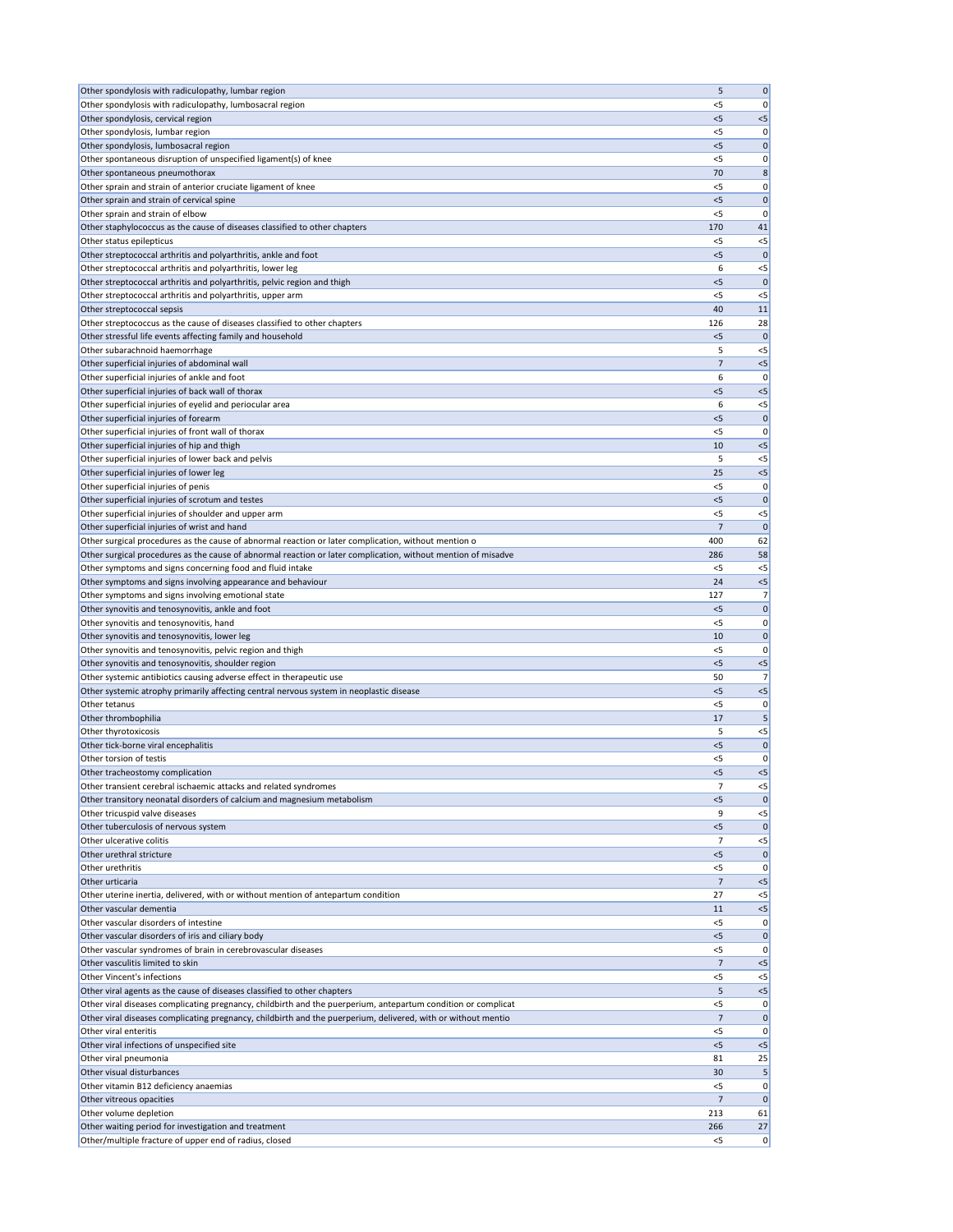| | | |
|---|---|---|
| Other spondylosis with radiculopathy, lumbar region | 5 | 0 |
| Other spondylosis with radiculopathy, lumbosacral region | <5 | 0 |
| Other spondylosis, cervical region | <5 | <5 |
| Other spondylosis, lumbar region | <5 | 0 |
| Other spondylosis, lumbosacral region | <5 | 0 |
| Other spontaneous disruption of unspecified ligament(s) of knee | <5 | 0 |
| Other spontaneous pneumothorax | 70 | 8 |
| Other sprain and strain of anterior cruciate ligament of knee | <5 | 0 |
| Other sprain and strain of cervical spine | <5 | 0 |
| Other sprain and strain of elbow | <5 | 0 |
| Other staphylococcus as the cause of diseases classified to other chapters | 170 | 41 |
| Other status epilepticus | <5 | <5 |
| Other streptococcal arthritis and polyarthritis, ankle and foot | <5 | 0 |
| Other streptococcal arthritis and polyarthritis, lower leg | 6 | <5 |
| Other streptococcal arthritis and polyarthritis, pelvic region and thigh | <5 | 0 |
| Other streptococcal arthritis and polyarthritis, upper arm | <5 | <5 |
| Other streptococcal sepsis | 40 | 11 |
| Other streptococcus as the cause of diseases classified to other chapters | 126 | 28 |
| Other stressful life events affecting family and household | <5 | 0 |
| Other subarachnoid haemorrhage | 5 | <5 |
| Other superficial injuries of abdominal wall | 7 | <5 |
| Other superficial injuries of ankle and foot | 6 | 0 |
| Other superficial injuries of back wall of thorax | <5 | <5 |
| Other superficial injuries of eyelid and periocular area | 6 | <5 |
| Other superficial injuries of forearm | <5 | 0 |
| Other superficial injuries of front wall of thorax | <5 | 0 |
| Other superficial injuries of hip and thigh | 10 | <5 |
| Other superficial injuries of lower back and pelvis | 5 | <5 |
| Other superficial injuries of lower leg | 25 | <5 |
| Other superficial injuries of penis | <5 | 0 |
| Other superficial injuries of scrotum and testes | <5 | 0 |
| Other superficial injuries of shoulder and upper arm | <5 | <5 |
| Other superficial injuries of wrist and hand | 7 | 0 |
| Other surgical procedures as the cause of abnormal reaction or later complication, without mention o | 400 | 62 |
| Other surgical procedures as the cause of abnormal reaction or later complication, without mention of misadve | 286 | 58 |
| Other symptoms and signs concerning food and fluid intake | <5 | <5 |
| Other symptoms and signs involving appearance and behaviour | 24 | <5 |
| Other symptoms and signs involving emotional state | 127 | 7 |
| Other synovitis and tenosynovitis, ankle and foot | <5 | 0 |
| Other synovitis and tenosynovitis, hand | <5 | 0 |
| Other synovitis and tenosynovitis, lower leg | 10 | 0 |
| Other synovitis and tenosynovitis, pelvic region and thigh | <5 | 0 |
| Other synovitis and tenosynovitis, shoulder region | <5 | <5 |
| Other systemic antibiotics causing adverse effect in therapeutic use | 50 | 7 |
| Other systemic atrophy primarily affecting central nervous system in neoplastic disease | <5 | <5 |
| Other tetanus | <5 | 0 |
| Other thrombophilia | 17 | 5 |
| Other thyrotoxicosis | 5 | <5 |
| Other tick-borne viral encephalitis | <5 | 0 |
| Other torsion of testis | <5 | 0 |
| Other tracheostomy complication | <5 | <5 |
| Other transient cerebral ischaemic attacks and related syndromes | 7 | <5 |
| Other transitory neonatal disorders of calcium and magnesium metabolism | <5 | 0 |
| Other tricuspid valve diseases | 9 | <5 |
| Other tuberculosis of nervous system | <5 | 0 |
| Other ulcerative colitis | 7 | <5 |
| Other urethral stricture | <5 | 0 |
| Other urethritis | <5 | 0 |
| Other urticaria | 7 | <5 |
| Other uterine inertia, delivered, with or without mention of antepartum condition | 27 | <5 |
| Other vascular dementia | 11 | <5 |
| Other vascular disorders of intestine | <5 | 0 |
| Other vascular disorders of iris and ciliary body | <5 | 0 |
| Other vascular syndromes of brain in cerebrovascular diseases | <5 | 0 |
| Other vasculitis limited to skin | 7 | <5 |
| Other Vincent's infections | <5 | <5 |
| Other viral agents as the cause of diseases classified to other chapters | 5 | <5 |
| Other viral diseases complicating pregnancy, childbirth and the puerperium, antepartum condition or complicat | <5 | 0 |
| Other viral diseases complicating pregnancy, childbirth and the puerperium, delivered, with or without mentio | 7 | 0 |
| Other viral enteritis | <5 | 0 |
| Other viral infections of unspecified site | <5 | <5 |
| Other viral pneumonia | 81 | 25 |
| Other visual disturbances | 30 | 5 |
| Other vitamin B12 deficiency anaemias | <5 | 0 |
| Other vitreous opacities | 7 | 0 |
| Other volume depletion | 213 | 61 |
| Other waiting period for investigation and treatment | 266 | 27 |
| Other/multiple fracture of upper end of radius, closed | <5 | 0 |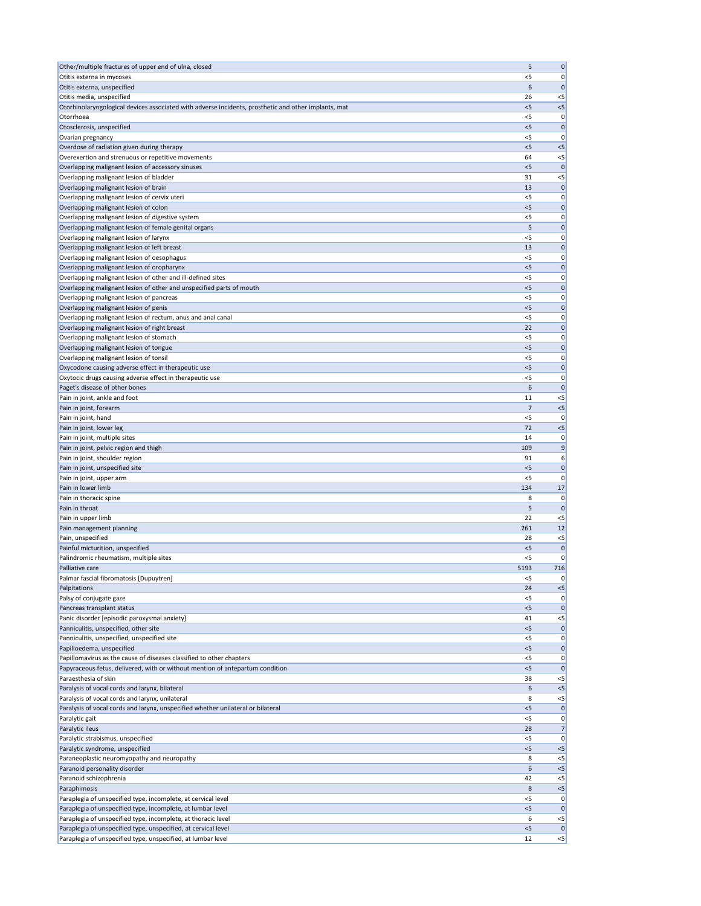| | | |
|---|---|---|
| Other/multiple fractures of upper end of ulna, closed | 5 | 0 |
| Otitis externa in mycoses | <5 | 0 |
| Otitis externa, unspecified | 6 | 0 |
| Otitis media, unspecified | 26 | <5 |
| Otorhinolaryngological devices associated with adverse incidents, prosthetic and other implants, mat | <5 | <5 |
| Otorrhoea | <5 | 0 |
| Otosclerosis, unspecified | <5 | 0 |
| Ovarian pregnancy | <5 | 0 |
| Overdose of radiation given during therapy | <5 | <5 |
| Overexertion and strenuous or repetitive movements | 64 | <5 |
| Overlapping malignant lesion of accessory sinuses | <5 | 0 |
| Overlapping malignant lesion of bladder | 31 | <5 |
| Overlapping malignant lesion of brain | 13 | 0 |
| Overlapping malignant lesion of cervix uteri | <5 | 0 |
| Overlapping malignant lesion of colon | <5 | 0 |
| Overlapping malignant lesion of digestive system | <5 | 0 |
| Overlapping malignant lesion of female genital organs | 5 | 0 |
| Overlapping malignant lesion of larynx | <5 | 0 |
| Overlapping malignant lesion of left breast | 13 | 0 |
| Overlapping malignant lesion of oesophagus | <5 | 0 |
| Overlapping malignant lesion of oropharynx | <5 | 0 |
| Overlapping malignant lesion of other and ill-defined sites | <5 | 0 |
| Overlapping malignant lesion of other and unspecified parts of mouth | <5 | 0 |
| Overlapping malignant lesion of pancreas | <5 | 0 |
| Overlapping malignant lesion of penis | <5 | 0 |
| Overlapping malignant lesion of rectum, anus and anal canal | <5 | 0 |
| Overlapping malignant lesion of right breast | 22 | 0 |
| Overlapping malignant lesion of stomach | <5 | 0 |
| Overlapping malignant lesion of tongue | <5 | 0 |
| Overlapping malignant lesion of tonsil | <5 | 0 |
| Oxycodone causing adverse effect in therapeutic use | <5 | 0 |
| Oxytocic drugs causing adverse effect in therapeutic use | <5 | 0 |
| Paget's disease of other bones | 6 | 0 |
| Pain in joint, ankle and foot | 11 | <5 |
| Pain in joint, forearm | 7 | <5 |
| Pain in joint, hand | <5 | 0 |
| Pain in joint, lower leg | 72 | <5 |
| Pain in joint, multiple sites | 14 | 0 |
| Pain in joint, pelvic region and thigh | 109 | 9 |
| Pain in joint, shoulder region | 91 | 6 |
| Pain in joint, unspecified site | <5 | 0 |
| Pain in joint, upper arm | <5 | 0 |
| Pain in lower limb | 134 | 17 |
| Pain in thoracic spine | 8 | 0 |
| Pain in throat | 5 | 0 |
| Pain in upper limb | 22 | <5 |
| Pain management planning | 261 | 12 |
| Pain, unspecified | 28 | <5 |
| Painful micturition, unspecified | <5 | 0 |
| Palindromic rheumatism, multiple sites | <5 | 0 |
| Palliative care | 5193 | 716 |
| Palmar fascial fibromatosis [Dupuytren] | <5 | 0 |
| Palpitations | 24 | <5 |
| Palsy of conjugate gaze | <5 | 0 |
| Pancreas transplant status | <5 | 0 |
| Panic disorder [episodic paroxysmal anxiety] | 41 | <5 |
| Panniculitis, unspecified, other site | <5 | 0 |
| Panniculitis, unspecified, unspecified site | <5 | 0 |
| Papilloedema, unspecified | <5 | 0 |
| Papillomavirus as the cause of diseases classified to other chapters | <5 | 0 |
| Papyraceous fetus, delivered, with or without mention of antepartum condition | <5 | 0 |
| Paraesthesia of skin | 38 | <5 |
| Paralysis of vocal cords and larynx, bilateral | 6 | <5 |
| Paralysis of vocal cords and larynx, unilateral | 8 | <5 |
| Paralysis of vocal cords and larynx, unspecified whether unilateral or bilateral | <5 | 0 |
| Paralytic gait | <5 | 0 |
| Paralytic ileus | 28 | 7 |
| Paralytic strabismus, unspecified | <5 | 0 |
| Paralytic syndrome, unspecified | <5 | <5 |
| Paraneoplastic neuromyopathy and neuropathy | 8 | <5 |
| Paranoid personality disorder | 6 | <5 |
| Paranoid schizophrenia | 42 | <5 |
| Paraphimosis | 8 | <5 |
| Paraplegia of unspecified type, incomplete, at cervical level | <5 | 0 |
| Paraplegia of unspecified type, incomplete, at lumbar level | <5 | 0 |
| Paraplegia of unspecified type, incomplete, at thoracic level | 6 | <5 |
| Paraplegia of unspecified type, unspecified, at cervical level | <5 | 0 |
| Paraplegia of unspecified type, unspecified, at lumbar level | 12 | <5 |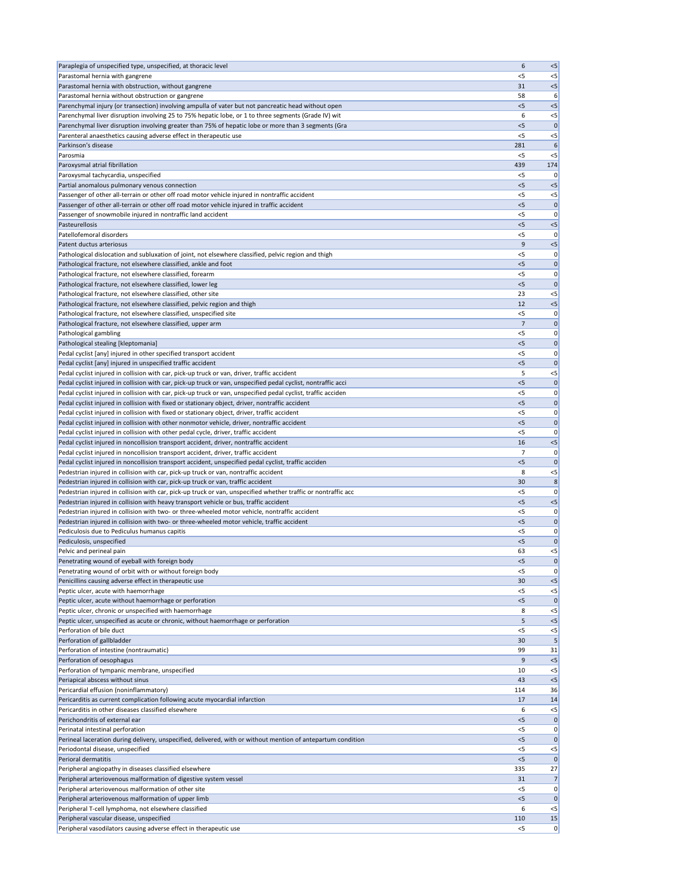| | | |
|---|---|---|
| Paraplegia of unspecified type, unspecified, at thoracic level | 6 | <5 |
| Parastomal hernia with gangrene | <5 | <5 |
| Parastomal hernia with obstruction, without gangrene | 31 | <5 |
| Parastomal hernia without obstruction or gangrene | 58 | 6 |
| Parenchymal injury (or transection) involving ampulla of vater but not pancreatic head without open | <5 | <5 |
| Parenchymal liver disruption involving 25 to 75% hepatic lobe, or 1 to three segments (Grade IV) wit | 6 | <5 |
| Parenchymal liver disruption involving greater than 75% of hepatic lobe or more than 3 segments (Gra | <5 | 0 |
| Parenteral anaesthetics causing adverse effect in therapeutic use | <5 | <5 |
| Parkinson's disease | 281 | 6 |
| Parosmia | <5 | <5 |
| Paroxysmal atrial fibrillation | 439 | 174 |
| Paroxysmal tachycardia, unspecified | <5 | 0 |
| Partial anomalous pulmonary venous connection | <5 | <5 |
| Passenger of other all-terrain or other off road motor vehicle injured in nontraffic accident | <5 | <5 |
| Passenger of other all-terrain or other off road motor vehicle injured in traffic accident | <5 | 0 |
| Passenger of snowmobile injured in nontraffic land accident | <5 | 0 |
| Pasteurellosis | <5 | <5 |
| Patellofemoral disorders | <5 | 0 |
| Patent ductus arteriosus | 9 | <5 |
| Pathological dislocation and subluxation of joint, not elsewhere classified, pelvic region and thigh | <5 | 0 |
| Pathological fracture, not elsewhere classified, ankle and foot | <5 | 0 |
| Pathological fracture, not elsewhere classified, forearm | <5 | 0 |
| Pathological fracture, not elsewhere classified, lower leg | <5 | 0 |
| Pathological fracture, not elsewhere classified, other site | 23 | <5 |
| Pathological fracture, not elsewhere classified, pelvic region and thigh | 12 | <5 |
| Pathological fracture, not elsewhere classified, unspecified site | <5 | 0 |
| Pathological fracture, not elsewhere classified, upper arm | 7 | 0 |
| Pathological gambling | <5 | 0 |
| Pathological stealing [kleptomania] | <5 | 0 |
| Pedal cyclist [any] injured in other specified transport accident | <5 | 0 |
| Pedal cyclist [any] injured in unspecified traffic accident | <5 | 0 |
| Pedal cyclist injured in collision with car, pick-up truck or van, driver, traffic accident | 5 | <5 |
| Pedal cyclist injured in collision with car, pick-up truck or van, unspecified pedal cyclist, nontraffic acci | <5 | 0 |
| Pedal cyclist injured in collision with car, pick-up truck or van, unspecified pedal cyclist, traffic acciden | <5 | 0 |
| Pedal cyclist injured in collision with fixed or stationary object, driver, nontraffic accident | <5 | 0 |
| Pedal cyclist injured in collision with fixed or stationary object, driver, traffic accident | <5 | 0 |
| Pedal cyclist injured in collision with other nonmotor vehicle, driver, nontraffic accident | <5 | 0 |
| Pedal cyclist injured in collision with other pedal cycle, driver, traffic accident | <5 | 0 |
| Pedal cyclist injured in noncollision transport accident, driver, nontraffic accident | 16 | <5 |
| Pedal cyclist injured in noncollision transport accident, driver, traffic accident | 7 | 0 |
| Pedal cyclist injured in noncollision transport accident, unspecified pedal cyclist, traffic acciden | <5 | 0 |
| Pedestrian injured in collision with car, pick-up truck or van, nontraffic accident | 8 | <5 |
| Pedestrian injured in collision with car, pick-up truck or van, traffic accident | 30 | 8 |
| Pedestrian injured in collision with car, pick-up truck or van, unspecified whether traffic or nontraffic acc | <5 | 0 |
| Pedestrian injured in collision with heavy transport vehicle or bus, traffic accident | <5 | <5 |
| Pedestrian injured in collision with two- or three-wheeled motor vehicle, nontraffic accident | <5 | 0 |
| Pedestrian injured in collision with two- or three-wheeled motor vehicle, traffic accident | <5 | 0 |
| Pediculosis due to Pediculus humanus capitis | <5 | 0 |
| Pediculosis, unspecified | <5 | 0 |
| Pelvic and perineal pain | 63 | <5 |
| Penetrating wound of eyeball with foreign body | <5 | 0 |
| Penetrating wound of orbit with or without foreign body | <5 | 0 |
| Penicillins causing adverse effect in therapeutic use | 30 | <5 |
| Peptic ulcer, acute with haemorrhage | <5 | <5 |
| Peptic ulcer, acute without haemorrhage or perforation | <5 | 0 |
| Peptic ulcer, chronic or unspecified with haemorrhage | 8 | <5 |
| Peptic ulcer, unspecified as acute or chronic, without haemorrhage or perforation | 5 | <5 |
| Perforation of bile duct | <5 | <5 |
| Perforation of gallbladder | 30 | 5 |
| Perforation of intestine (nontraumatic) | 99 | 31 |
| Perforation of oesophagus | 9 | <5 |
| Perforation of tympanic membrane, unspecified | 10 | <5 |
| Periapical abscess without sinus | 43 | <5 |
| Pericardial effusion (noninflammatory) | 114 | 36 |
| Pericarditis as current complication following acute myocardial infarction | 17 | 14 |
| Pericarditis in other diseases classified elsewhere | 6 | <5 |
| Perichondritis of external ear | <5 | 0 |
| Perinatal intestinal perforation | <5 | 0 |
| Perineal laceration during delivery, unspecified, delivered, with or without mention of antepartum condition | <5 | 0 |
| Periodontal disease, unspecified | <5 | <5 |
| Perioral dermatitis | <5 | 0 |
| Peripheral angiopathy in diseases classified elsewhere | 335 | 27 |
| Peripheral arteriovenous malformation of digestive system vessel | 31 | 7 |
| Peripheral arteriovenous malformation of other site | <5 | 0 |
| Peripheral arteriovenous malformation of upper limb | <5 | 0 |
| Peripheral T-cell lymphoma, not elsewhere classified | 6 | <5 |
| Peripheral vascular disease, unspecified | 110 | 15 |
| Peripheral vasodilators causing adverse effect in therapeutic use | <5 | 0 |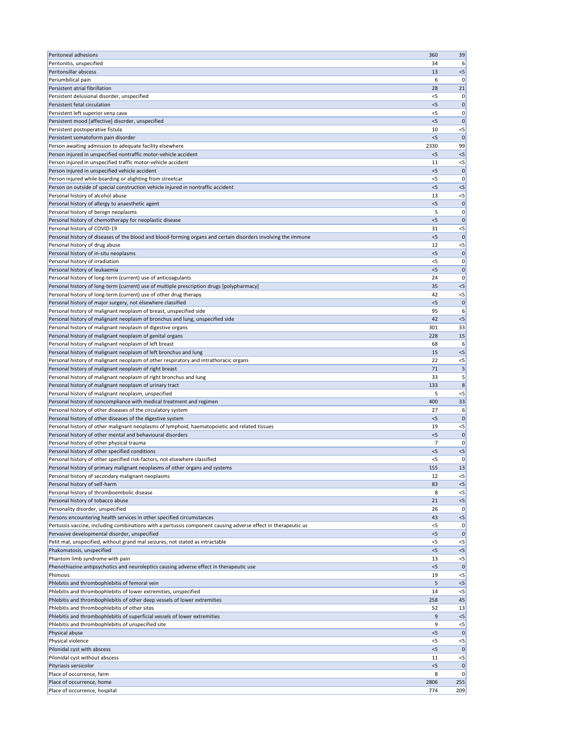| | | |
|---|---|---|
| Peritoneal adhesions | 360 | 39 |
| Peritonitis, unspecified | 34 | 6 |
| Peritonsillar abscess | 13 | <5 |
| Periumbilical pain | 6 | 0 |
| Persistent atrial fibrillation | 28 | 21 |
| Persistent delusional disorder, unspecified | <5 | 0 |
| Persistent fetal circulation | <5 | 0 |
| Persistent left superior vena cava | <5 | 0 |
| Persistent mood [affective] disorder, unspecified | <5 | 0 |
| Persistent postoperative fistula | 10 | <5 |
| Persistent somatoform pain disorder | <5 | 0 |
| Person awaiting admission to adequate facility elsewhere | 2330 | 99 |
| Person injured in unspecified nontraffic motor-vehicle accident | <5 | <5 |
| Person injured in unspecified traffic motor-vehicle accident | 11 | <5 |
| Person injured in unspecified vehicle accident | <5 | 0 |
| Person injured while boarding or alighting from streetcar | <5 | 0 |
| Person on outside of special construction vehicle injured in nontraffic accident | <5 | <5 |
| Personal history of alcohol abuse | 13 | <5 |
| Personal history of allergy to anaesthetic agent | <5 | 0 |
| Personal history of benign neoplasms | 5 | 0 |
| Personal history of chemotherapy for neoplastic disease | <5 | 0 |
| Personal history of COVID-19 | 31 | <5 |
| Personal history of diseases of the blood and blood-forming organs and certain disorders involving the immune | <5 | 0 |
| Personal history of drug abuse | 12 | <5 |
| Personal history of in-situ neoplasms | <5 | 0 |
| Personal history of irradiation | <5 | 0 |
| Personal history of leukaemia | <5 | 0 |
| Personal history of long-term (current) use of anticoagulants | 24 | 0 |
| Personal history of long-term (current) use of multiple prescription drugs [polypharmacy] | 35 | <5 |
| Personal history of long-term (current) use of other drug therapy | 42 | <5 |
| Personal history of major surgery, not elsewhere classified | <5 | 0 |
| Personal history of malignant neoplasm of breast, unspecified side | 95 | 6 |
| Personal history of malignant neoplasm of bronchus and lung, unspecified side | 42 | <5 |
| Personal history of malignant neoplasm of digestive organs | 301 | 33 |
| Personal history of malignant neoplasm of genital organs | 228 | 15 |
| Personal history of malignant neoplasm of left breast | 68 | 6 |
| Personal history of malignant neoplasm of left bronchus and lung | 15 | <5 |
| Personal history of malignant neoplasm of other respiratory and intrathoracic organs | 22 | <5 |
| Personal history of malignant neoplasm of right breast | 71 | 5 |
| Personal history of malignant neoplasm of right bronchus and lung | 33 | 5 |
| Personal history of malignant neoplasm of urinary tract | 133 | 8 |
| Personal history of malignant neoplasm, unspecified | 5 | <5 |
| Personal history of noncompliance with medical treatment and regimen | 400 | 33 |
| Personal history of other diseases of the circulatory system | 27 | 6 |
| Personal history of other diseases of the digestive system | <5 | 0 |
| Personal history of other malignant neoplasms of lymphoid, haematopoietic and related tissues | 19 | <5 |
| Personal history of other mental and behavioural disorders | <5 | 0 |
| Personal history of other physical trauma | 7 | 0 |
| Personal history of other specified conditions | <5 | <5 |
| Personal history of other specified risk-factors, not elsewhere classified | <5 | 0 |
| Personal history of primary malignant neoplasms of other organs and systems | 155 | 13 |
| Personal history of secondary malignant neoplasms | 12 | <5 |
| Personal history of self-harm | 83 | <5 |
| Personal history of thromboembolic disease | 8 | <5 |
| Personal history of tobacco abuse | 21 | <5 |
| Personality disorder, unspecified | 26 | 0 |
| Persons encountering health services in other specified circumstances | 43 | <5 |
| Pertussis vaccine, including combinations with a pertussis component causing adverse effect in therapeutic us | <5 | 0 |
| Pervasive developmental disorder, unspecified | <5 | 0 |
| Petit mal, unspecified, without grand mal seizures, not stated as intractable | <5 | <5 |
| Phakomatosis, unspecified | <5 | <5 |
| Phantom limb syndrome with pain | 13 | <5 |
| Phenothiazine antipsychotics and neuroleptics causing adverse effect in therapeutic use | <5 | 0 |
| Phimosis | 19 | <5 |
| Phlebitis and thrombophlebitis of femoral vein | 5 | <5 |
| Phlebitis and thrombophlebitis of lower extremities, unspecified | 14 | <5 |
| Phlebitis and thrombophlebitis of other deep vessels of lower extremities | 258 | 45 |
| Phlebitis and thrombophlebitis of other sites | 52 | 13 |
| Phlebitis and thrombophlebitis of superficial vessels of lower extremities | 9 | <5 |
| Phlebitis and thrombophlebitis of unspecified site | 9 | <5 |
| Physical abuse | <5 | 0 |
| Physical violence | <5 | <5 |
| Pilonidal cyst with abscess | <5 | 0 |
| Pilonidal cyst without abscess | 11 | <5 |
| Pityriasis versicolor | <5 | 0 |
| Place of occurrence, farm | 8 | 0 |
| Place of occurrence, home | 2806 | 255 |
| Place of occurrence, hospital | 774 | 209 |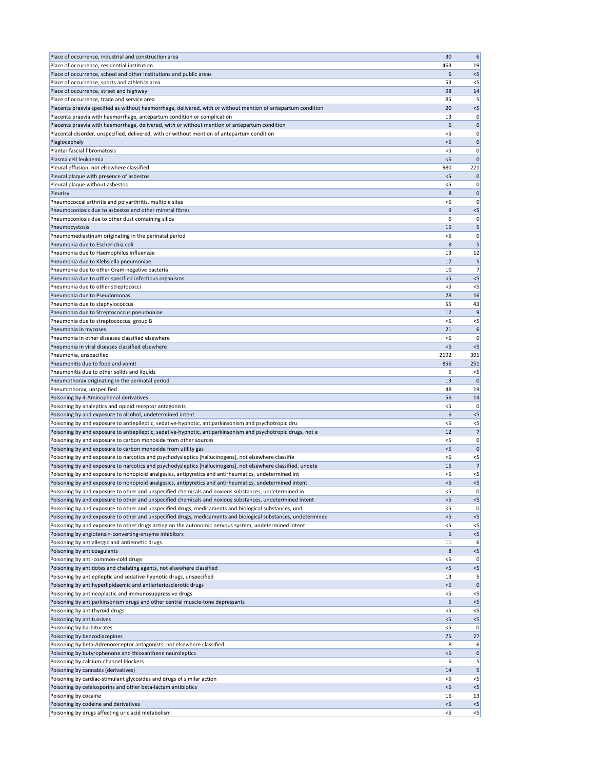| | | |
|---|---|---|
| Place of occurrence, industrial and construction area | 30 | 6 |
| Place of occurrence, residential institution | 463 | 19 |
| Place of occurrence, school and other institutions and public areas | 6 | <5 |
| Place of occurrence, sports and athletics area | 53 | <5 |
| Place of occurrence, street and highway | 98 | 14 |
| Place of occurrence, trade and service area | 85 | 5 |
| Placenta praevia specified as without haemorrhage, delivered, with or without mention of antepartum condition | 20 | <5 |
| Placenta praevia with haemorrhage, antepartum condition or complication | 13 | 0 |
| Placenta praevia with haemorrhage, delivered, with or without mention of antepartum condition | 6 | 0 |
| Placental disorder, unspecified, delivered, with or without mention of antepartum condition | <5 | 0 |
| Plagiocephaly | <5 | 0 |
| Plantar fascial fibromatosis | <5 | 0 |
| Plasma cell leukaemia | <5 | 0 |
| Pleural effusion, not elsewhere classified | 980 | 221 |
| Pleural plaque with presence of asbestos | <5 | 0 |
| Pleural plaque without asbestos | <5 | 0 |
| Pleurisy | 8 | 0 |
| Pneumococcal arthritis and polyarthritis, multiple sites | <5 | 0 |
| Pneumoconiosis due to asbestos and other mineral fibres | 9 | <5 |
| Pneumoconiosis due to other dust containing silica | 6 | 0 |
| Pneumocystosis | 15 | 5 |
| Pneumomediastinum originating in the perinatal period | <5 | 0 |
| Pneumonia due to Escherichia coli | 8 | 5 |
| Pneumonia due to Haemophilus influenzae | 13 | 12 |
| Pneumonia due to Klebsiella pneumoniae | 17 | 5 |
| Pneumonia due to other Gram-negative bacteria | 10 | 7 |
| Pneumonia due to other specified infectious organisms | <5 | <5 |
| Pneumonia due to other streptococci | <5 | <5 |
| Pneumonia due to Pseudomonas | 28 | 16 |
| Pneumonia due to staphylococcus | 55 | 43 |
| Pneumonia due to Streptococcus pneumoniae | 12 | 9 |
| Pneumonia due to streptococcus, group B | <5 | <5 |
| Pneumonia in mycoses | 21 | 6 |
| Pneumonia in other diseases classified elsewhere | <5 | 0 |
| Pneumonia in viral diseases classified elsewhere | <5 | <5 |
| Pneumonia, unspecified | 2192 | 391 |
| Pneumonitis due to food and vomit | 856 | 251 |
| Pneumonitis due to other solids and liquids | 5 | <5 |
| Pneumothorax originating in the perinatal period | 13 | 0 |
| Pneumothorax, unspecified | 48 | 19 |
| Poisoning by 4-Aminophenol derivatives | 56 | 14 |
| Poisoning by analeptics and opioid receptor antagonists | <5 | 0 |
| Poisoning by and exposure to alcohol, undetermined intent | 6 | <5 |
| Poisoning by and exposure to antiepileptic, sedative-hypnotic, antiparkinsonism and psychotropic dru | <5 | <5 |
| Poisoning by and exposure to antiepileptic, sedative-hypnotic, antiparkinsonism and psychotropic drugs, not e | 12 | 7 |
| Poisoning by and exposure to carbon monoxide from other sources | <5 | 0 |
| Poisoning by and exposure to carbon monoxide from utility gas | <5 | 0 |
| Poisoning by and exposure to narcotics and psychodysleptics [hallucinogens], not elsewhere classifie | <5 | <5 |
| Poisoning by and exposure to narcotics and psychodysleptics [hallucinogens], not elsewhere classified, undete | 15 | 7 |
| Poisoning by and exposure to nonopioid analgesics, antipyretics and antirheumatics, undetermined int | <5 | <5 |
| Poisoning by and exposure to nonopioid analgesics, antipyretics and antirheumatics, undetermined intent | <5 | <5 |
| Poisoning by and exposure to other and unspecified chemicals and noxious substances, undetermined in | <5 | 0 |
| Poisoning by and exposure to other and unspecified chemicals and noxious substances, undetermined intent | <5 | <5 |
| Poisoning by and exposure to other and unspecified drugs, medicaments and biological substances, und | <5 | 0 |
| Poisoning by and exposure to other and unspecified drugs, medicaments and biological substances, undetermined | <5 | <5 |
| Poisoning by and exposure to other drugs acting on the autonomic nervous system, undetermined intent | <5 | <5 |
| Poisoning by angiotensin-converting-enzyme inhibitors | 5 | <5 |
| Poisoning by antiallergic and antiemetic drugs | 11 | 6 |
| Poisoning by anticoagulants | 8 | <5 |
| Poisoning by anti-common-cold drugs | <5 | 0 |
| Poisoning by antidotes and chelating agents, not elsewhere classified | <5 | <5 |
| Poisoning by antiepileptic and sedative-hypnotic drugs, unspecified | 13 | 5 |
| Poisoning by antihyperlipidaemic and antiarteriosclerotic drugs | <5 | 0 |
| Poisoning by antineoplastic and immunosuppressive drugs | <5 | <5 |
| Poisoning by antiparkinsonism drugs and other central muscle-tone depressants | 5 | <5 |
| Poisoning by antithyroid drugs | <5 | <5 |
| Poisoning by antitussives | <5 | <5 |
| Poisoning by barbiturates | <5 | 0 |
| Poisoning by benzodiazepines | 75 | 27 |
| Poisoning by beta-Adrenoreceptor antagonists, not elsewhere classified | 8 | 6 |
| Poisoning by butyrophenone and thioxanthene neuroleptics | <5 | 0 |
| Poisoning by calcium-channel blockers | 6 | 5 |
| Poisoning by cannabis (derivatives) | 14 | 5 |
| Poisoning by cardiac-stimulant glycosides and drugs of similar action | <5 | <5 |
| Poisoning by cefalosporins and other beta-lactam antibiotics | <5 | <5 |
| Poisoning by cocaine | 16 | 13 |
| Poisoning by codeine and derivatives | <5 | <5 |
| Poisoning by drugs affecting uric acid metabolism | <5 | <5 |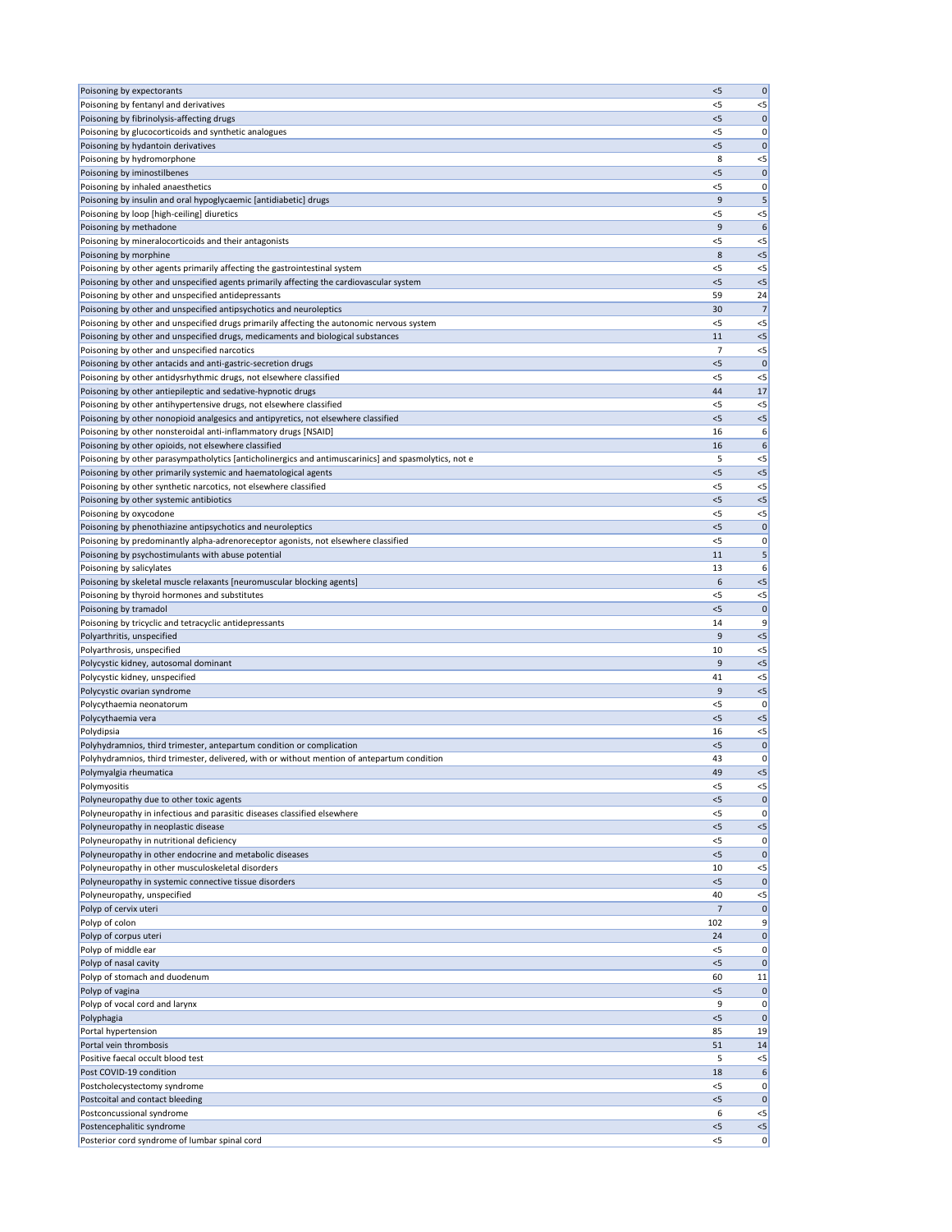| | | |
|---|---|---|
| Poisoning by expectorants | <5 | 0 |
| Poisoning by fentanyl and derivatives | <5 | <5 |
| Poisoning by fibrinolysis-affecting drugs | <5 | 0 |
| Poisoning by glucocorticoids and synthetic analogues | <5 | 0 |
| Poisoning by hydantoin derivatives | <5 | 0 |
| Poisoning by hydromorphone | 8 | <5 |
| Poisoning by iminostilbenes | <5 | 0 |
| Poisoning by inhaled anaesthetics | <5 | 0 |
| Poisoning by insulin and oral hypoglycaemic [antidiabetic] drugs | 9 | 5 |
| Poisoning by loop [high-ceiling] diuretics | <5 | <5 |
| Poisoning by methadone | 9 | 6 |
| Poisoning by mineralocorticoids and their antagonists | <5 | <5 |
| Poisoning by morphine | 8 | <5 |
| Poisoning by other agents primarily affecting the gastrointestinal system | <5 | <5 |
| Poisoning by other and unspecified agents primarily affecting the cardiovascular system | <5 | <5 |
| Poisoning by other and unspecified antidepressants | 59 | 24 |
| Poisoning by other and unspecified antipsychotics and neuroleptics | 30 | 7 |
| Poisoning by other and unspecified drugs primarily affecting the autonomic nervous system | <5 | <5 |
| Poisoning by other and unspecified drugs, medicaments and biological substances | 11 | <5 |
| Poisoning by other and unspecified narcotics | 7 | <5 |
| Poisoning by other antacids and anti-gastric-secretion drugs | <5 | 0 |
| Poisoning by other antidysrhythmic drugs, not elsewhere classified | <5 | <5 |
| Poisoning by other antiepileptic and sedative-hypnotic drugs | 44 | 17 |
| Poisoning by other antihypertensive drugs, not elsewhere classified | <5 | <5 |
| Poisoning by other nonopioid analgesics and antipyretics, not elsewhere classified | <5 | <5 |
| Poisoning by other nonsteroidal anti-inflammatory drugs [NSAID] | 16 | 6 |
| Poisoning by other opioids, not elsewhere classified | 16 | 6 |
| Poisoning by other parasympatholytics [anticholinergics and antimuscarinics] and spasmolytics, not e | 5 | <5 |
| Poisoning by other primarily systemic and haematological agents | <5 | <5 |
| Poisoning by other synthetic narcotics, not elsewhere classified | <5 | <5 |
| Poisoning by other systemic antibiotics | <5 | <5 |
| Poisoning by oxycodone | <5 | <5 |
| Poisoning by phenothiazine antipsychotics and neuroleptics | <5 | 0 |
| Poisoning by predominantly alpha-adrenoreceptor agonists, not elsewhere classified | <5 | 0 |
| Poisoning by psychostimulants with abuse potential | 11 | 5 |
| Poisoning by salicylates | 13 | 6 |
| Poisoning by skeletal muscle relaxants [neuromuscular blocking agents] | 6 | <5 |
| Poisoning by thyroid hormones and substitutes | <5 | <5 |
| Poisoning by tramadol | <5 | 0 |
| Poisoning by tricyclic and tetracyclic antidepressants | 14 | 9 |
| Polyarthritis, unspecified | 9 | <5 |
| Polyarthrosis, unspecified | 10 | <5 |
| Polycystic kidney, autosomal dominant | 9 | <5 |
| Polycystic kidney, unspecified | 41 | <5 |
| Polycystic ovarian syndrome | 9 | <5 |
| Polycythaemia neonatorum | <5 | 0 |
| Polycythaemia vera | <5 | <5 |
| Polydipsia | 16 | <5 |
| Polyhydramnios, third trimester, antepartum condition or complication | <5 | 0 |
| Polyhydramnios, third trimester, delivered, with or without mention of antepartum condition | 43 | 0 |
| Polymyalgia rheumatica | 49 | <5 |
| Polymyositis | <5 | <5 |
| Polyneuropathy due to other toxic agents | <5 | 0 |
| Polyneuropathy in infectious and parasitic diseases classified elsewhere | <5 | 0 |
| Polyneuropathy in neoplastic disease | <5 | <5 |
| Polyneuropathy in nutritional deficiency | <5 | 0 |
| Polyneuropathy in other endocrine and metabolic diseases | <5 | 0 |
| Polyneuropathy in other musculoskeletal disorders | 10 | <5 |
| Polyneuropathy in systemic connective tissue disorders | <5 | 0 |
| Polyneuropathy, unspecified | 40 | <5 |
| Polyp of cervix uteri | 7 | 0 |
| Polyp of colon | 102 | 9 |
| Polyp of corpus uteri | 24 | 0 |
| Polyp of middle ear | <5 | 0 |
| Polyp of nasal cavity | <5 | 0 |
| Polyp of stomach and duodenum | 60 | 11 |
| Polyp of vagina | <5 | 0 |
| Polyp of vocal cord and larynx | 9 | 0 |
| Polyphagia | <5 | 0 |
| Portal hypertension | 85 | 19 |
| Portal vein thrombosis | 51 | 14 |
| Positive faecal occult blood test | 5 | <5 |
| Post COVID-19 condition | 18 | 6 |
| Postcholecystectomy syndrome | <5 | 0 |
| Postcoital and contact bleeding | <5 | 0 |
| Postconcussional syndrome | 6 | <5 |
| Postencephalitic syndrome | <5 | <5 |
| Posterior cord syndrome of lumbar spinal cord | <5 | 0 |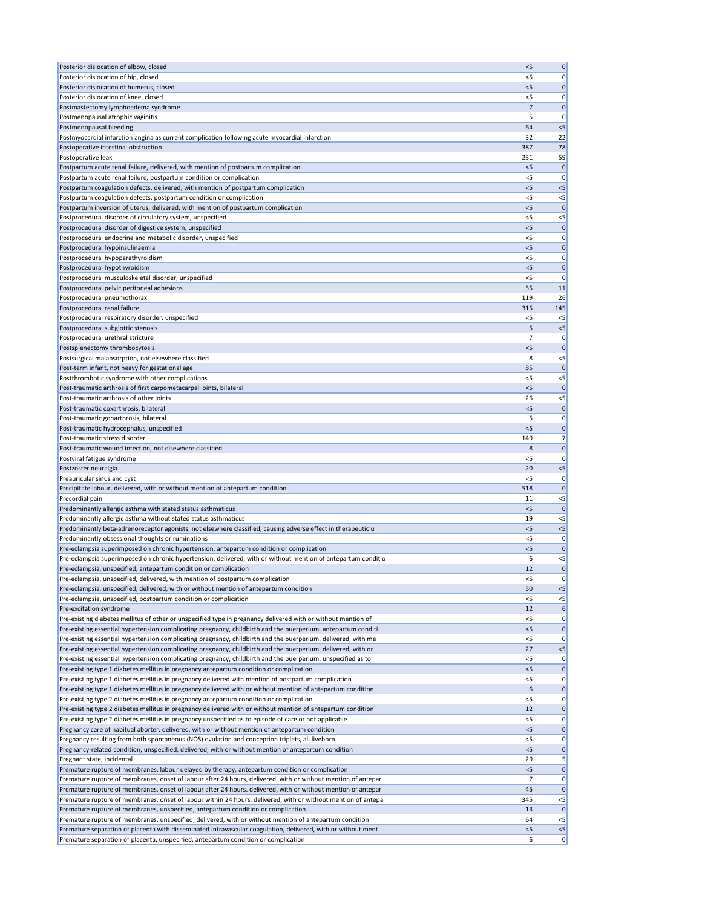| | | |
|---|---|---|
| Posterior dislocation of elbow, closed | <5 | 0 |
| Posterior dislocation of hip, closed | <5 | 0 |
| Posterior dislocation of humerus, closed | <5 | 0 |
| Posterior dislocation of knee, closed | <5 | 0 |
| Postmastectomy lymphoedema syndrome | 7 | 0 |
| Postmenopausal atrophic vaginitis | 5 | 0 |
| Postmenopausal bleeding | 64 | <5 |
| Postmyocardial infarction angina as current complication following acute myocardial infarction | 32 | 22 |
| Postoperative intestinal obstruction | 387 | 78 |
| Postoperative leak | 231 | 59 |
| Postpartum acute renal failure, delivered, with mention of postpartum complication | <5 | 0 |
| Postpartum acute renal failure, postpartum condition or complication | <5 | 0 |
| Postpartum coagulation defects, delivered, with mention of postpartum complication | <5 | <5 |
| Postpartum coagulation defects, postpartum condition or complication | <5 | <5 |
| Postpartum inversion of uterus, delivered, with mention of postpartum complication | <5 | 0 |
| Postprocedural disorder of circulatory system, unspecified | <5 | <5 |
| Postprocedural disorder of digestive system, unspecified | <5 | 0 |
| Postprocedural endocrine and metabolic disorder, unspecified | <5 | 0 |
| Postprocedural hypoinsulinaemia | <5 | 0 |
| Postprocedural hypoparathyroidism | <5 | 0 |
| Postprocedural hypothyroidism | <5 | 0 |
| Postprocedural musculoskeletal disorder, unspecified | <5 | 0 |
| Postprocedural pelvic peritoneal adhesions | 55 | 11 |
| Postprocedural pneumothorax | 119 | 26 |
| Postprocedural renal failure | 315 | 145 |
| Postprocedural respiratory disorder, unspecified | <5 | <5 |
| Postprocedural subglottic stenosis | 5 | <5 |
| Postprocedural urethral stricture | 7 | 0 |
| Postsplenectomy thrombocytosis | <5 | 0 |
| Postsurgical malabsorption, not elsewhere classified | 8 | <5 |
| Post-term infant, not heavy for gestational age | 85 | 0 |
| Postthrombotic syndrome with other complications | <5 | <5 |
| Post-traumatic arthrosis of first carpometacarpal joints, bilateral | <5 | 0 |
| Post-traumatic arthrosis of other joints | 26 | <5 |
| Post-traumatic coxarthrosis, bilateral | <5 | 0 |
| Post-traumatic gonarthrosis, bilateral | 5 | 0 |
| Post-traumatic hydrocephalus, unspecified | <5 | 0 |
| Post-traumatic stress disorder | 149 | 7 |
| Post-traumatic wound infection, not elsewhere classified | 8 | 0 |
| Postviral fatigue syndrome | <5 | 0 |
| Postzoster neuralgia | 20 | <5 |
| Preauricular sinus and cyst | <5 | 0 |
| Precipitate labour, delivered, with or without mention of antepartum condition | 518 | 0 |
| Precordial pain | 11 | <5 |
| Predominantly allergic asthma with stated status asthmaticus | <5 | 0 |
| Predominantly allergic asthma without stated status asthmaticus | 19 | <5 |
| Predominantly beta-adrenoreceptor agonists, not elsewhere classified, causing adverse effect in therapeutic u | <5 | <5 |
| Predominantly obsessional thoughts or ruminations | <5 | 0 |
| Pre-eclampsia superimposed on chronic hypertension, antepartum condition or complication | <5 | 0 |
| Pre-eclampsia superimposed on chronic hypertension, delivered, with or without mention of antepartum conditio | 6 | <5 |
| Pre-eclampsia, unspecified, antepartum condition or complication | 12 | 0 |
| Pre-eclampsia, unspecified, delivered, with mention of postpartum complication | <5 | 0 |
| Pre-eclampsia, unspecified, delivered, with or without mention of antepartum condition | 50 | <5 |
| Pre-eclampsia, unspecified, postpartum condition or complication | <5 | <5 |
| Pre-excitation syndrome | 12 | 6 |
| Pre-existing diabetes mellitus of other or unspecified type in pregnancy delivered with or without mention of | <5 | 0 |
| Pre-existing essential hypertension complicating pregnancy, childbirth and the puerperium, antepartum conditi | <5 | 0 |
| Pre-existing essential hypertension complicating pregnancy, childbirth and the puerperium, delivered, with me | <5 | 0 |
| Pre-existing essential hypertension complicating pregnancy, childbirth and the puerperium, delivered, with or | 27 | <5 |
| Pre-existing essential hypertension complicating pregnancy, childbirth and the puerperium, unspecified as to | <5 | 0 |
| Pre-existing type 1 diabetes mellitus in pregnancy antepartum condition or complication | <5 | 0 |
| Pre-existing type 1 diabetes mellitus in pregnancy delivered with mention of postpartum complication | <5 | 0 |
| Pre-existing type 1 diabetes mellitus in pregnancy delivered with or without mention of antepartum condition | 6 | 0 |
| Pre-existing type 2 diabetes mellitus in pregnancy antepartum condition or complication | <5 | 0 |
| Pre-existing type 2 diabetes mellitus in pregnancy delivered with or without mention of antepartum condition | 12 | 0 |
| Pre-existing type 2 diabetes mellitus in pregnancy unspecified as to episode of care or not applicable | <5 | 0 |
| Pregnancy care of habitual aborter, delivered, with or without mention of antepartum condition | <5 | 0 |
| Pregnancy resulting from both spontaneous (NOS) ovulation and conception triplets, all liveborn | <5 | 0 |
| Pregnancy-related condition, unspecified, delivered, with or without mention of antepartum condition | <5 | 0 |
| Pregnant state, incidental | 29 | 5 |
| Premature rupture of membranes, labour delayed by therapy, antepartum condition or complication | <5 | 0 |
| Premature rupture of membranes, onset of labour after 24 hours, delivered, with or without mention of antepar | 7 | 0 |
| Premature rupture of membranes, onset of labour after 24 hours. delivered, with or without mention of antepar | 45 | 0 |
| Premature rupture of membranes, onset of labour within 24 hours, delivered, with or without mention of antepa | 345 | <5 |
| Premature rupture of membranes, unspecified, antepartum condition or complication | 13 | 0 |
| Premature rupture of membranes, unspecified, delivered, with or without mention of antepartum condition | 64 | <5 |
| Premature separation of placenta with disseminated intravascular coagulation, delivered, with or without ment | <5 | <5 |
| Premature separation of placenta, unspecified, antepartum condition or complication | 6 | 0 |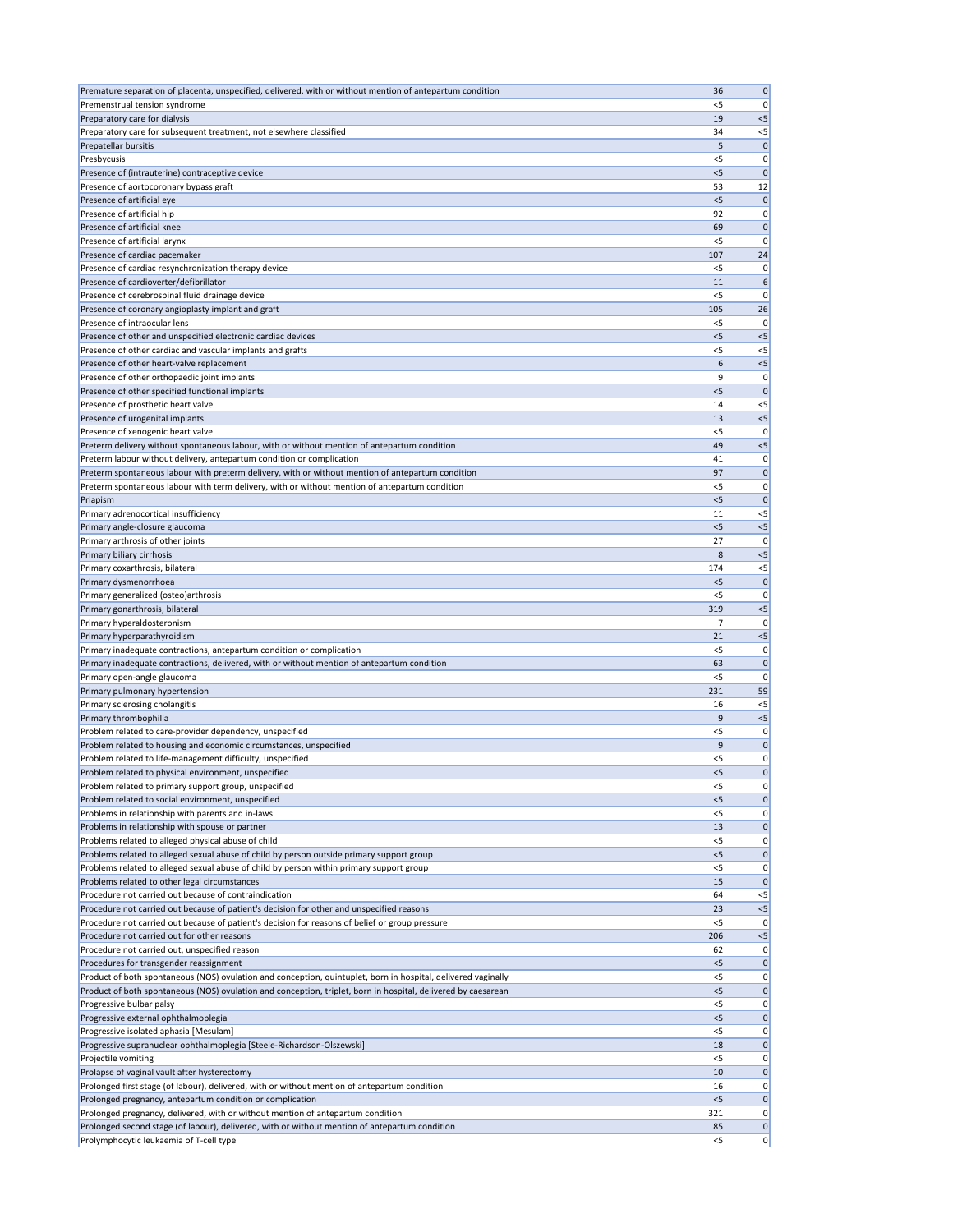| | | |
|---|---|---|
| Premature separation of placenta, unspecified, delivered, with or without mention of antepartum condition | 36 | 0 |
| Premenstrual tension syndrome | <5 | 0 |
| Preparatory care for dialysis | 19 | <5 |
| Preparatory care for subsequent treatment, not elsewhere classified | 34 | <5 |
| Prepatellar bursitis | 5 | 0 |
| Presbycusis | <5 | 0 |
| Presence of (intrauterine) contraceptive device | <5 | 0 |
| Presence of aortocoronary bypass graft | 53 | 12 |
| Presence of artificial eye | <5 | 0 |
| Presence of artificial hip | 92 | 0 |
| Presence of artificial knee | 69 | 0 |
| Presence of artificial larynx | <5 | 0 |
| Presence of cardiac pacemaker | 107 | 24 |
| Presence of cardiac resynchronization therapy device | <5 | 0 |
| Presence of cardioverter/defibrillator | 11 | 6 |
| Presence of cerebrospinal fluid drainage device | <5 | 0 |
| Presence of coronary angioplasty implant and graft | 105 | 26 |
| Presence of intraocular lens | <5 | 0 |
| Presence of other and unspecified electronic cardiac devices | <5 | <5 |
| Presence of other cardiac and vascular implants and grafts | <5 | <5 |
| Presence of other heart-valve replacement | 6 | <5 |
| Presence of other orthopaedic joint implants | 9 | 0 |
| Presence of other specified functional implants | <5 | 0 |
| Presence of prosthetic heart valve | 14 | <5 |
| Presence of urogenital implants | 13 | <5 |
| Presence of xenogenic heart valve | <5 | 0 |
| Preterm delivery without spontaneous labour, with or without mention of antepartum condition | 49 | <5 |
| Preterm labour without delivery, antepartum condition or complication | 41 | 0 |
| Preterm spontaneous labour with preterm delivery, with or without mention of antepartum condition | 97 | 0 |
| Preterm spontaneous labour with term delivery, with or without mention of antepartum condition | <5 | 0 |
| Priapism | <5 | 0 |
| Primary adrenocortical insufficiency | 11 | <5 |
| Primary angle-closure glaucoma | <5 | <5 |
| Primary arthrosis of other joints | 27 | 0 |
| Primary biliary cirrhosis | 8 | <5 |
| Primary coxarthrosis, bilateral | 174 | <5 |
| Primary dysmenorrhoea | <5 | 0 |
| Primary generalized (osteo)arthrosis | <5 | 0 |
| Primary gonarthrosis, bilateral | 319 | <5 |
| Primary hyperaldosteronism | 7 | 0 |
| Primary hyperparathyroidism | 21 | <5 |
| Primary inadequate contractions, antepartum condition or complication | <5 | 0 |
| Primary inadequate contractions, delivered, with or without mention of antepartum condition | 63 | 0 |
| Primary open-angle glaucoma | <5 | 0 |
| Primary pulmonary hypertension | 231 | 59 |
| Primary sclerosing cholangitis | 16 | <5 |
| Primary thrombophilia | 9 | <5 |
| Problem related to care-provider dependency, unspecified | <5 | 0 |
| Problem related to housing and economic circumstances, unspecified | 9 | 0 |
| Problem related to life-management difficulty, unspecified | <5 | 0 |
| Problem related to physical environment, unspecified | <5 | 0 |
| Problem related to primary support group, unspecified | <5 | 0 |
| Problem related to social environment, unspecified | <5 | 0 |
| Problems in relationship with parents and in-laws | <5 | 0 |
| Problems in relationship with spouse or partner | 13 | 0 |
| Problems related to alleged physical abuse of child | <5 | 0 |
| Problems related to alleged sexual abuse of child by person outside primary support group | <5 | 0 |
| Problems related to alleged sexual abuse of child by person within primary support group | <5 | 0 |
| Problems related to other legal circumstances | 15 | 0 |
| Procedure not carried out because of contraindication | 64 | <5 |
| Procedure not carried out because of patient's decision for other and unspecified reasons | 23 | <5 |
| Procedure not carried out because of patient's decision for reasons of belief or group pressure | <5 | 0 |
| Procedure not carried out for other reasons | 206 | <5 |
| Procedure not carried out, unspecified reason | 62 | 0 |
| Procedures for transgender reassignment | <5 | 0 |
| Product of both spontaneous (NOS) ovulation and conception, quintuplet, born in hospital, delivered vaginally | <5 | 0 |
| Product of both spontaneous (NOS) ovulation and conception, triplet, born in hospital, delivered by caesarean | <5 | 0 |
| Progressive bulbar palsy | <5 | 0 |
| Progressive external ophthalmoplegia | <5 | 0 |
| Progressive isolated aphasia [Mesulam] | <5 | 0 |
| Progressive supranuclear ophthalmoplegia [Steele-Richardson-Olszewski] | 18 | 0 |
| Projectile vomiting | <5 | 0 |
| Prolapse of vaginal vault after hysterectomy | 10 | 0 |
| Prolonged first stage (of labour), delivered, with or without mention of antepartum condition | 16 | 0 |
| Prolonged pregnancy, antepartum condition or complication | <5 | 0 |
| Prolonged pregnancy, delivered, with or without mention of antepartum condition | 321 | 0 |
| Prolonged second stage (of labour), delivered, with or without mention of antepartum condition | 85 | 0 |
| Prolymphocytic leukaemia of T-cell type | <5 | 0 |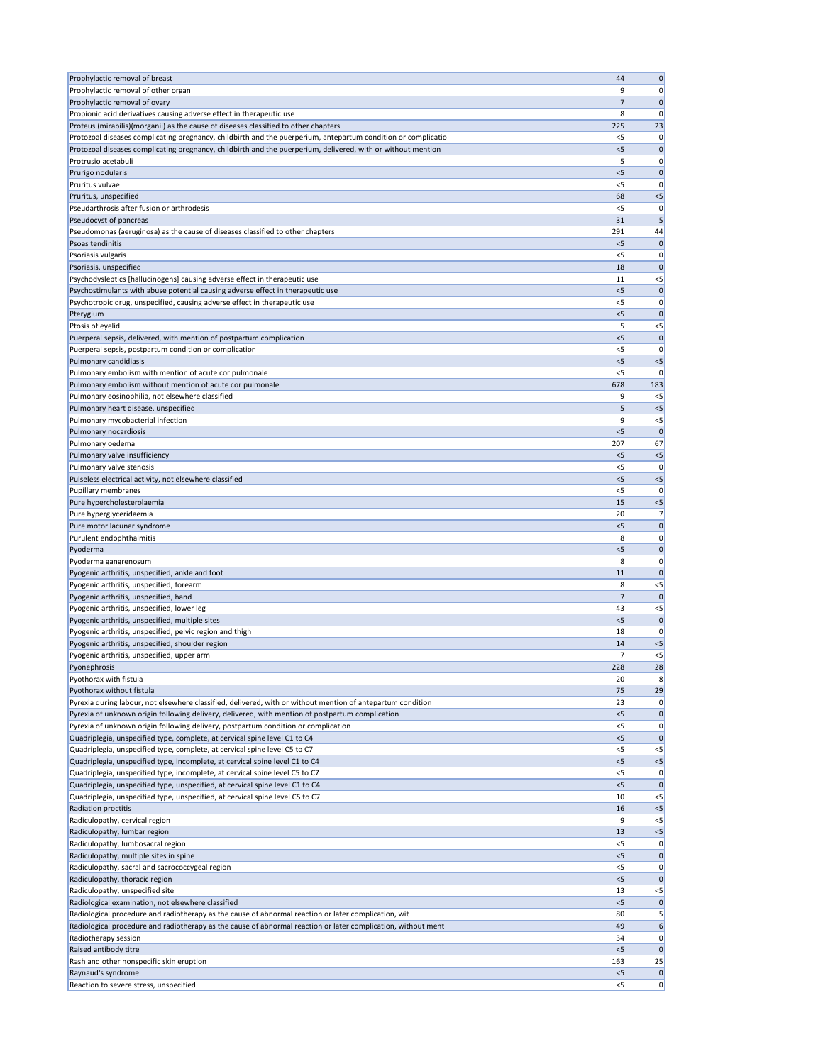| | | |
|---|---|---|
| Prophylactic removal of breast | 44 | 0 |
| Prophylactic removal of other organ | 9 | 0 |
| Prophylactic removal of ovary | 7 | 0 |
| Propionic acid derivatives causing adverse effect in therapeutic use | 8 | 0 |
| Proteus (mirabilis)(morganii) as the cause of diseases classified to other chapters | 225 | 23 |
| Protozoal diseases complicating pregnancy, childbirth and the puerperium, antepartum condition or complicatio | <5 | 0 |
| Protozoal diseases complicating pregnancy, childbirth and the puerperium, delivered, with or without mention | <5 | 0 |
| Protrusio acetabuli | 5 | 0 |
| Prurigo nodularis | <5 | 0 |
| Pruritus vulvae | <5 | 0 |
| Pruritus, unspecified | 68 | <5 |
| Pseudarthrosis after fusion or arthrodesis | <5 | 0 |
| Pseudocyst of pancreas | 31 | 5 |
| Pseudomonas (aeruginosa) as the cause of diseases classified to other chapters | 291 | 44 |
| Psoas tendinitis | <5 | 0 |
| Psoriasis vulgaris | <5 | 0 |
| Psoriasis, unspecified | 18 | 0 |
| Psychodysleptics [hallucinogens] causing adverse effect in therapeutic use | 11 | <5 |
| Psychostimulants with abuse potential causing adverse effect in therapeutic use | <5 | 0 |
| Psychotropic drug, unspecified, causing adverse effect in therapeutic use | <5 | 0 |
| Pterygium | <5 | 0 |
| Ptosis of eyelid | 5 | <5 |
| Puerperal sepsis, delivered, with mention of postpartum complication | <5 | 0 |
| Puerperal sepsis, postpartum condition or complication | <5 | 0 |
| Pulmonary candidiasis | <5 | <5 |
| Pulmonary embolism with mention of acute cor pulmonale | <5 | 0 |
| Pulmonary embolism without mention of acute cor pulmonale | 678 | 183 |
| Pulmonary eosinophilia, not elsewhere classified | 9 | <5 |
| Pulmonary heart disease, unspecified | 5 | <5 |
| Pulmonary mycobacterial infection | 9 | <5 |
| Pulmonary nocardiosis | <5 | 0 |
| Pulmonary oedema | 207 | 67 |
| Pulmonary valve insufficiency | <5 | <5 |
| Pulmonary valve stenosis | <5 | 0 |
| Pulseless electrical activity, not elsewhere classified | <5 | <5 |
| Pupillary membranes | <5 | 0 |
| Pure hypercholesterolaemia | 15 | <5 |
| Pure hyperglyceridaemia | 20 | 7 |
| Pure motor lacunar syndrome | <5 | 0 |
| Purulent endophthalmitis | 8 | 0 |
| Pyoderma | <5 | 0 |
| Pyoderma gangrenosum | 8 | 0 |
| Pyogenic arthritis, unspecified, ankle and foot | 11 | 0 |
| Pyogenic arthritis, unspecified, forearm | 8 | <5 |
| Pyogenic arthritis, unspecified, hand | 7 | 0 |
| Pyogenic arthritis, unspecified, lower leg | 43 | <5 |
| Pyogenic arthritis, unspecified, multiple sites | <5 | 0 |
| Pyogenic arthritis, unspecified, pelvic region and thigh | 18 | 0 |
| Pyogenic arthritis, unspecified, shoulder region | 14 | <5 |
| Pyogenic arthritis, unspecified, upper arm | 7 | <5 |
| Pyonephrosis | 228 | 28 |
| Pyothorax with fistula | 20 | 8 |
| Pyothorax without fistula | 75 | 29 |
| Pyrexia during labour, not elsewhere classified, delivered, with or without mention of antepartum condition | 23 | 0 |
| Pyrexia of unknown origin following delivery, delivered, with mention of postpartum complication | <5 | 0 |
| Pyrexia of unknown origin following delivery, postpartum condition or complication | <5 | 0 |
| Quadriplegia, unspecified type, complete, at cervical spine level C1 to C4 | <5 | 0 |
| Quadriplegia, unspecified type, complete, at cervical spine level C5 to C7 | <5 | <5 |
| Quadriplegia, unspecified type, incomplete, at cervical spine level C1 to C4 | <5 | <5 |
| Quadriplegia, unspecified type, incomplete, at cervical spine level C5 to C7 | <5 | 0 |
| Quadriplegia, unspecified type, unspecified, at cervical spine level C1 to C4 | <5 | 0 |
| Quadriplegia, unspecified type, unspecified, at cervical spine level C5 to C7 | 10 | <5 |
| Radiation proctitis | 16 | <5 |
| Radiculopathy, cervical region | 9 | <5 |
| Radiculopathy, lumbar region | 13 | <5 |
| Radiculopathy, lumbosacral region | <5 | 0 |
| Radiculopathy, multiple sites in spine | <5 | 0 |
| Radiculopathy, sacral and sacrococcygeal region | <5 | 0 |
| Radiculopathy, thoracic region | <5 | 0 |
| Radiculopathy, unspecified site | 13 | <5 |
| Radiological examination, not elsewhere classified | <5 | 0 |
| Radiological procedure and radiotherapy as the cause of abnormal reaction or later complication, wit | 80 | 5 |
| Radiological procedure and radiotherapy as the cause of abnormal reaction or later complication, without ment | 49 | 6 |
| Radiotherapy session | 34 | 0 |
| Raised antibody titre | <5 | 0 |
| Rash and other nonspecific skin eruption | 163 | 25 |
| Raynaud's syndrome | <5 | 0 |
| Reaction to severe stress, unspecified | <5 | 0 |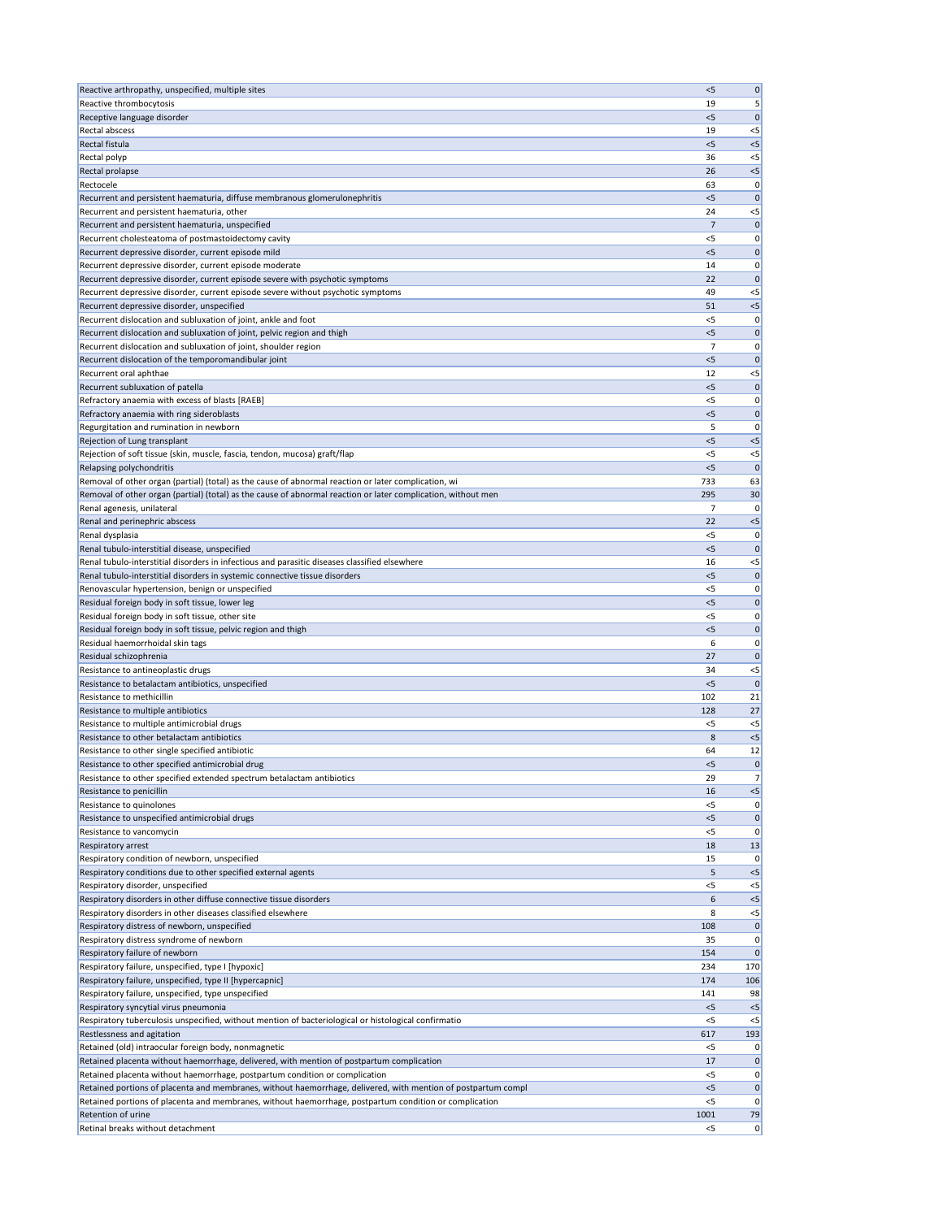| | | |
|---|---|---|
| Reactive arthropathy, unspecified, multiple sites | <5 | 0 |
| Reactive thrombocytosis | 19 | 5 |
| Receptive language disorder | <5 | 0 |
| Rectal abscess | 19 | <5 |
| Rectal fistula | <5 | <5 |
| Rectal polyp | 36 | <5 |
| Rectal prolapse | 26 | <5 |
| Rectocele | 63 | 0 |
| Recurrent and persistent haematuria, diffuse membranous glomerulonephritis | <5 | 0 |
| Recurrent and persistent haematuria, other | 24 | <5 |
| Recurrent and persistent haematuria, unspecified | 7 | 0 |
| Recurrent cholesteatoma of postmastoidectomy cavity | <5 | 0 |
| Recurrent depressive disorder, current episode mild | <5 | 0 |
| Recurrent depressive disorder, current episode moderate | 14 | 0 |
| Recurrent depressive disorder, current episode severe with psychotic symptoms | 22 | 0 |
| Recurrent depressive disorder, current episode severe without psychotic symptoms | 49 | <5 |
| Recurrent depressive disorder, unspecified | 51 | <5 |
| Recurrent dislocation and subluxation of joint, ankle and foot | <5 | 0 |
| Recurrent dislocation and subluxation of joint, pelvic region and thigh | <5 | 0 |
| Recurrent dislocation and subluxation of joint, shoulder region | 7 | 0 |
| Recurrent dislocation of the temporomandibular joint | <5 | 0 |
| Recurrent oral aphthae | 12 | <5 |
| Recurrent subluxation of patella | <5 | 0 |
| Refractory anaemia with excess of blasts [RAEB] | <5 | 0 |
| Refractory anaemia with ring sideroblasts | <5 | 0 |
| Regurgitation and rumination in newborn | 5 | 0 |
| Rejection of Lung transplant | <5 | <5 |
| Rejection of soft tissue (skin, muscle, fascia, tendon, mucosa) graft/flap | <5 | <5 |
| Relapsing polychondritis | <5 | 0 |
| Removal of other organ (partial) (total) as the cause of abnormal reaction or later complication, wi | 733 | 63 |
| Removal of other organ (partial) (total) as the cause of abnormal reaction or later complication, without men | 295 | 30 |
| Renal agenesis, unilateral | 7 | 0 |
| Renal and perinephric abscess | 22 | <5 |
| Renal dysplasia | <5 | 0 |
| Renal tubulo-interstitial disease, unspecified | <5 | 0 |
| Renal tubulo-interstitial disorders in infectious and parasitic diseases classified elsewhere | 16 | <5 |
| Renal tubulo-interstitial disorders in systemic connective tissue disorders | <5 | 0 |
| Renovascular hypertension, benign or unspecified | <5 | 0 |
| Residual foreign body in soft tissue, lower leg | <5 | 0 |
| Residual foreign body in soft tissue, other site | <5 | 0 |
| Residual foreign body in soft tissue, pelvic region and thigh | <5 | 0 |
| Residual haemorrhoidal skin tags | 6 | 0 |
| Residual schizophrenia | 27 | 0 |
| Resistance to antineoplastic drugs | 34 | <5 |
| Resistance to betalactam antibiotics, unspecified | <5 | 0 |
| Resistance to methicillin | 102 | 21 |
| Resistance to multiple antibiotics | 128 | 27 |
| Resistance to multiple antimicrobial drugs | <5 | <5 |
| Resistance to other betalactam antibiotics | 8 | <5 |
| Resistance to other single specified antibiotic | 64 | 12 |
| Resistance to other specified antimicrobial drug | <5 | 0 |
| Resistance to other specified extended spectrum betalactam antibiotics | 29 | 7 |
| Resistance to penicillin | 16 | <5 |
| Resistance to quinolones | <5 | 0 |
| Resistance to unspecified antimicrobial drugs | <5 | 0 |
| Resistance to vancomycin | <5 | 0 |
| Respiratory arrest | 18 | 13 |
| Respiratory condition of newborn, unspecified | 15 | 0 |
| Respiratory conditions due to other specified external agents | 5 | <5 |
| Respiratory disorder, unspecified | <5 | <5 |
| Respiratory disorders in other diffuse connective tissue disorders | 6 | <5 |
| Respiratory disorders in other diseases classified elsewhere | 8 | <5 |
| Respiratory distress of newborn, unspecified | 108 | 0 |
| Respiratory distress syndrome of newborn | 35 | 0 |
| Respiratory failure of newborn | 154 | 0 |
| Respiratory failure, unspecified, type I [hypoxic] | 234 | 170 |
| Respiratory failure, unspecified, type II [hypercapnic] | 174 | 106 |
| Respiratory failure, unspecified, type unspecified | 141 | 98 |
| Respiratory syncytial virus pneumonia | <5 | <5 |
| Respiratory tuberculosis unspecified, without mention of bacteriological or histological confirmatio | <5 | <5 |
| Restlessness and agitation | 617 | 193 |
| Retained (old) intraocular foreign body, nonmagnetic | <5 | 0 |
| Retained placenta without haemorrhage, delivered, with mention of postpartum complication | 17 | 0 |
| Retained placenta without haemorrhage, postpartum condition or complication | <5 | 0 |
| Retained portions of placenta and membranes, without haemorrhage, delivered, with mention of postpartum compl | <5 | 0 |
| Retained portions of placenta and membranes, without haemorrhage, postpartum condition or complication | <5 | 0 |
| Retention of urine | 1001 | 79 |
| Retinal breaks without detachment | <5 | 0 |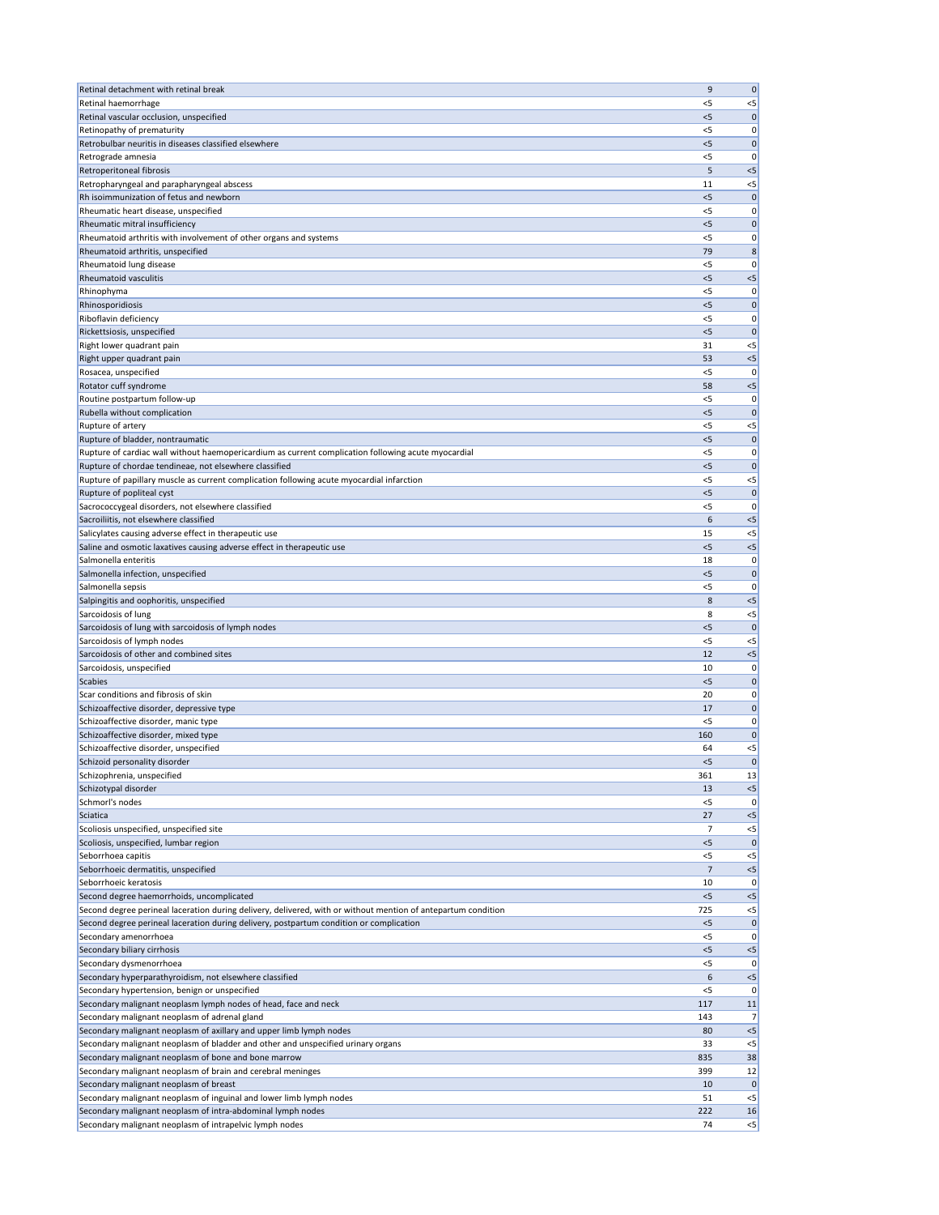| | | |
|---|---|---|
| Retinal detachment with retinal break | 9 | 0 |
| Retinal haemorrhage | <5 | <5 |
| Retinal vascular occlusion, unspecified | <5 | 0 |
| Retinopathy of prematurity | <5 | 0 |
| Retrobulbar neuritis in diseases classified elsewhere | <5 | 0 |
| Retrograde amnesia | <5 | 0 |
| Retroperitoneal fibrosis | 5 | <5 |
| Retropharyngeal and parapharyngeal abscess | 11 | <5 |
| Rh isoimmunization of fetus and newborn | <5 | 0 |
| Rheumatic heart disease, unspecified | <5 | 0 |
| Rheumatic mitral insufficiency | <5 | 0 |
| Rheumatoid arthritis with involvement of other organs and systems | <5 | 0 |
| Rheumatoid arthritis, unspecified | 79 | 8 |
| Rheumatoid lung disease | <5 | 0 |
| Rheumatoid vasculitis | <5 | <5 |
| Rhinophyma | <5 | 0 |
| Rhinosporidiosis | <5 | 0 |
| Riboflavin deficiency | <5 | 0 |
| Rickettsiosis, unspecified | <5 | 0 |
| Right lower quadrant pain | 31 | <5 |
| Right upper quadrant pain | 53 | <5 |
| Rosacea, unspecified | <5 | 0 |
| Rotator cuff syndrome | 58 | <5 |
| Routine postpartum follow-up | <5 | 0 |
| Rubella without complication | <5 | 0 |
| Rupture of artery | <5 | <5 |
| Rupture of bladder, nontraumatic | <5 | 0 |
| Rupture of cardiac wall without haemopericardium as current complication following acute myocardial | <5 | 0 |
| Rupture of chordae tendineae, not elsewhere classified | <5 | 0 |
| Rupture of papillary muscle as current complication following acute myocardial infarction | <5 | <5 |
| Rupture of popliteal cyst | <5 | 0 |
| Sacrococcygeal disorders, not elsewhere classified | <5 | 0 |
| Sacroiliitis, not elsewhere classified | 6 | <5 |
| Salicylates causing adverse effect in therapeutic use | 15 | <5 |
| Saline and osmotic laxatives causing adverse effect in therapeutic use | <5 | <5 |
| Salmonella enteritis | 18 | 0 |
| Salmonella infection, unspecified | <5 | 0 |
| Salmonella sepsis | <5 | 0 |
| Salpingitis and oophoritis, unspecified | 8 | <5 |
| Sarcoidosis of lung | 8 | <5 |
| Sarcoidosis of lung with sarcoidosis of lymph nodes | <5 | 0 |
| Sarcoidosis of lymph nodes | <5 | <5 |
| Sarcoidosis of other and combined sites | 12 | <5 |
| Sarcoidosis, unspecified | 10 | 0 |
| Scabies | <5 | 0 |
| Scar conditions and fibrosis of skin | 20 | 0 |
| Schizoaffective disorder, depressive type | 17 | 0 |
| Schizoaffective disorder, manic type | <5 | 0 |
| Schizoaffective disorder, mixed type | 160 | 0 |
| Schizoaffective disorder, unspecified | 64 | <5 |
| Schizoid personality disorder | <5 | 0 |
| Schizophrenia, unspecified | 361 | 13 |
| Schizotypal disorder | 13 | <5 |
| Schmorl's nodes | <5 | 0 |
| Sciatica | 27 | <5 |
| Scoliosis unspecified, unspecified site | 7 | <5 |
| Scoliosis, unspecified, lumbar region | <5 | 0 |
| Seborrhoea capitis | <5 | <5 |
| Seborrhoeic dermatitis, unspecified | 7 | <5 |
| Seborrhoeic keratosis | 10 | 0 |
| Second degree haemorrhoids, uncomplicated | <5 | <5 |
| Second degree perineal laceration during delivery, delivered, with or without mention of antepartum condition | 725 | <5 |
| Second degree perineal laceration during delivery, postpartum condition or complication | <5 | 0 |
| Secondary amenorrhoea | <5 | 0 |
| Secondary biliary cirrhosis | <5 | <5 |
| Secondary dysmenorrhoea | <5 | 0 |
| Secondary hyperparathyroidism, not elsewhere classified | 6 | <5 |
| Secondary hypertension, benign or unspecified | <5 | 0 |
| Secondary malignant neoplasm lymph nodes of head, face and neck | 117 | 11 |
| Secondary malignant neoplasm of adrenal gland | 143 | 7 |
| Secondary malignant neoplasm of axillary and upper limb lymph nodes | 80 | <5 |
| Secondary malignant neoplasm of bladder and other and unspecified urinary organs | 33 | <5 |
| Secondary malignant neoplasm of bone and bone marrow | 835 | 38 |
| Secondary malignant neoplasm of brain and cerebral meninges | 399 | 12 |
| Secondary malignant neoplasm of breast | 10 | 0 |
| Secondary malignant neoplasm of inguinal and lower limb lymph nodes | 51 | <5 |
| Secondary malignant neoplasm of intra-abdominal lymph nodes | 222 | 16 |
| Secondary malignant neoplasm of intrapelvic lymph nodes | 74 | <5 |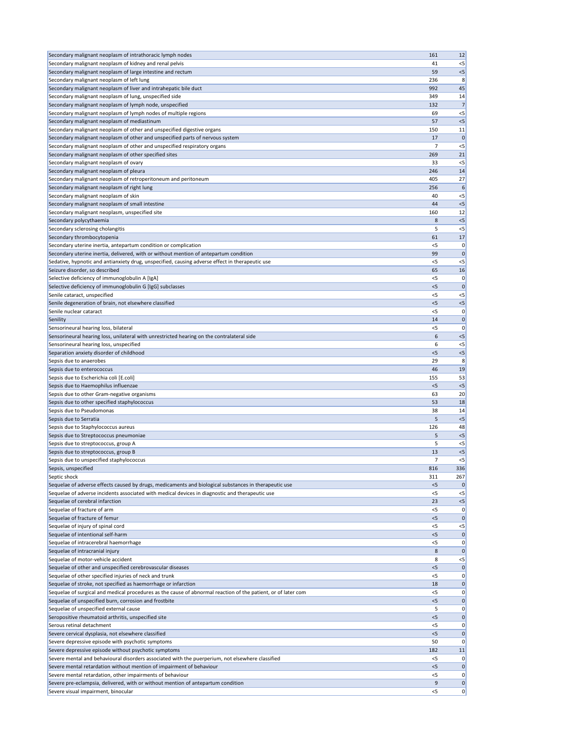| | | |
|---|---|---|
| Secondary malignant neoplasm of intrathoracic lymph nodes | 161 | 12 |
| Secondary malignant neoplasm of kidney and renal pelvis | 41 | <5 |
| Secondary malignant neoplasm of large intestine and rectum | 59 | <5 |
| Secondary malignant neoplasm of left lung | 236 | 8 |
| Secondary malignant neoplasm of liver and intrahepatic bile duct | 992 | 45 |
| Secondary malignant neoplasm of lung, unspecified side | 349 | 14 |
| Secondary malignant neoplasm of lymph node, unspecified | 132 | 7 |
| Secondary malignant neoplasm of lymph nodes of multiple regions | 69 | <5 |
| Secondary malignant neoplasm of mediastinum | 57 | <5 |
| Secondary malignant neoplasm of other and unspecified digestive organs | 150 | 11 |
| Secondary malignant neoplasm of other and unspecified parts of nervous system | 17 | 0 |
| Secondary malignant neoplasm of other and unspecified respiratory organs | 7 | <5 |
| Secondary malignant neoplasm of other specified sites | 269 | 21 |
| Secondary malignant neoplasm of ovary | 33 | <5 |
| Secondary malignant neoplasm of pleura | 246 | 14 |
| Secondary malignant neoplasm of retroperitoneum and peritoneum | 405 | 27 |
| Secondary malignant neoplasm of right lung | 256 | 6 |
| Secondary malignant neoplasm of skin | 40 | <5 |
| Secondary malignant neoplasm of small intestine | 44 | <5 |
| Secondary malignant neoplasm, unspecified site | 160 | 12 |
| Secondary polycythaemia | 8 | <5 |
| Secondary sclerosing cholangitis | 5 | <5 |
| Secondary thrombocytopenia | 61 | 17 |
| Secondary uterine inertia, antepartum condition or complication | <5 | 0 |
| Secondary uterine inertia, delivered, with or without mention of antepartum condition | 99 | 0 |
| Sedative, hypnotic and antianxiety drug, unspecified, causing adverse effect in therapeutic use | <5 | <5 |
| Seizure disorder, so described | 65 | 16 |
| Selective deficiency of immunoglobulin A [IgA] | <5 | 0 |
| Selective deficiency of immunoglobulin G [IgG] subclasses | <5 | 0 |
| Senile cataract, unspecified | <5 | <5 |
| Senile degeneration of brain, not elsewhere classified | <5 | <5 |
| Senile nuclear cataract | <5 | 0 |
| Senility | 14 | 0 |
| Sensorineural hearing loss, bilateral | <5 | 0 |
| Sensorineural hearing loss, unilateral with unrestricted hearing on the contralateral side | 6 | <5 |
| Sensorineural hearing loss, unspecified | 6 | <5 |
| Separation anxiety disorder of childhood | <5 | <5 |
| Sepsis due to anaerobes | 29 | 8 |
| Sepsis due to enterococcus | 46 | 19 |
| Sepsis due to Escherichia coli [E.coli] | 155 | 53 |
| Sepsis due to Haemophilus influenzae | <5 | <5 |
| Sepsis due to other Gram-negative organisms | 63 | 20 |
| Sepsis due to other specified staphylococcus | 53 | 18 |
| Sepsis due to Pseudomonas | 38 | 14 |
| Sepsis due to Serratia | 5 | <5 |
| Sepsis due to Staphylococcus aureus | 126 | 48 |
| Sepsis due to Streptococcus pneumoniae | 5 | <5 |
| Sepsis due to streptococcus, group A | 5 | <5 |
| Sepsis due to streptococcus, group B | 13 | <5 |
| Sepsis due to unspecified staphylococcus | 7 | <5 |
| Sepsis, unspecified | 816 | 336 |
| Septic shock | 311 | 267 |
| Sequelae of adverse effects caused by drugs, medicaments and biological substances in therapeutic use | <5 | 0 |
| Sequelae of adverse incidents associated with medical devices in diagnostic and therapeutic use | <5 | <5 |
| Sequelae of cerebral infarction | 23 | <5 |
| Sequelae of fracture of arm | <5 | 0 |
| Sequelae of fracture of femur | <5 | 0 |
| Sequelae of injury of spinal cord | <5 | <5 |
| Sequelae of intentional self-harm | <5 | 0 |
| Sequelae of intracerebral haemorrhage | <5 | 0 |
| Sequelae of intracranial injury | 8 | 0 |
| Sequelae of motor-vehicle accident | 8 | <5 |
| Sequelae of other and unspecified cerebrovascular diseases | <5 | 0 |
| Sequelae of other specified injuries of neck and trunk | <5 | 0 |
| Sequelae of stroke, not specified as haemorrhage or infarction | 18 | 0 |
| Sequelae of surgical and medical procedures as the cause of abnormal reaction of the patient, or of later com | <5 | 0 |
| Sequelae of unspecified burn, corrosion and frostbite | <5 | 0 |
| Sequelae of unspecified external cause | 5 | 0 |
| Seropositive rheumatoid arthritis, unspecified site | <5 | 0 |
| Serous retinal detachment | <5 | 0 |
| Severe cervical dysplasia, not elsewhere classified | <5 | 0 |
| Severe depressive episode with psychotic symptoms | 50 | 0 |
| Severe depressive episode without psychotic symptoms | 182 | 11 |
| Severe mental and behavioural disorders associated with the puerperium, not elsewhere classified | <5 | 0 |
| Severe mental retardation without mention of impairment of behaviour | <5 | 0 |
| Severe mental retardation, other impairments of behaviour | <5 | 0 |
| Severe pre-eclampsia, delivered, with or without mention of antepartum condition | 9 | 0 |
| Severe visual impairment, binocular | <5 | 0 |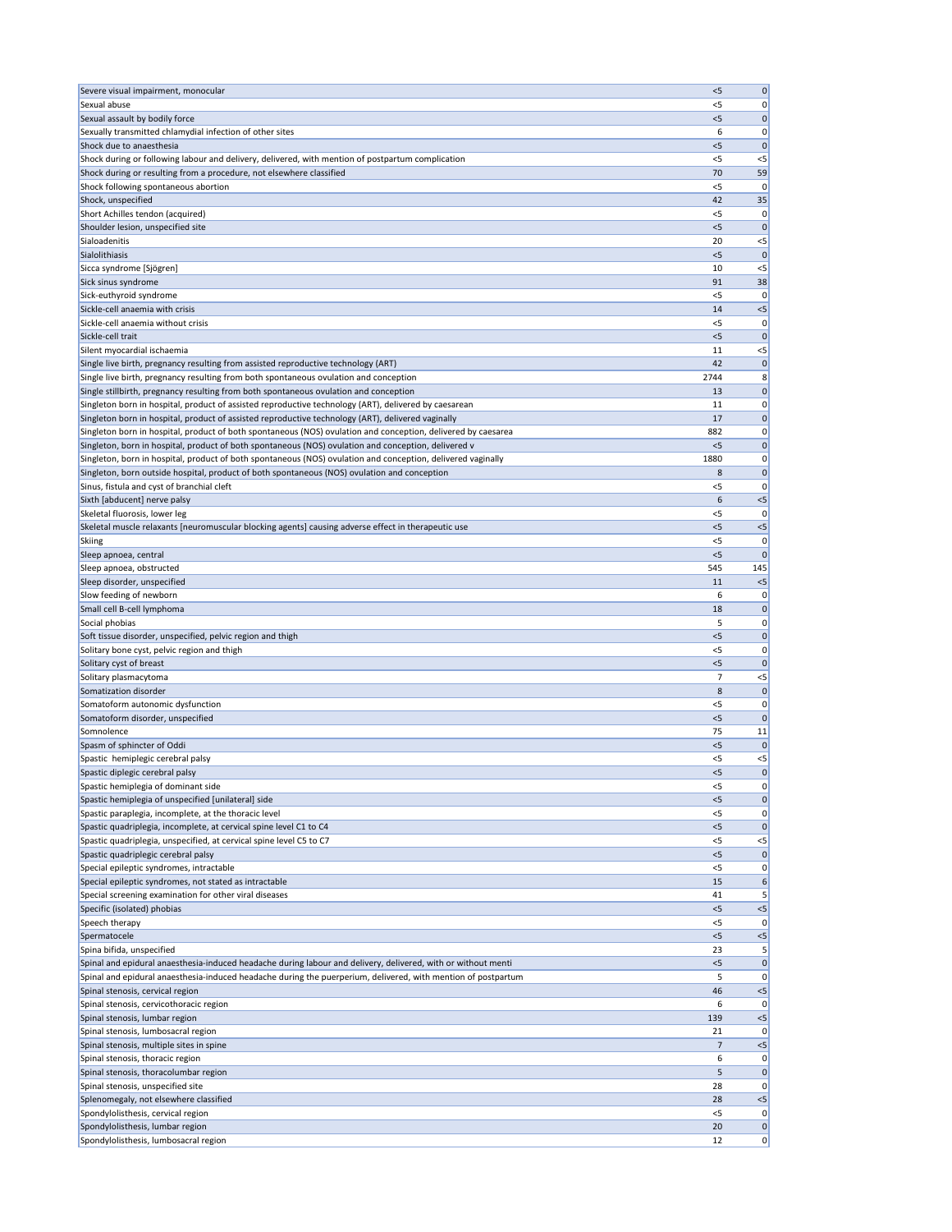| | | |
|---|---|---|
| Severe visual impairment, monocular | <5 | 0 |
| Sexual abuse | <5 | 0 |
| Sexual assault by bodily force | <5 | 0 |
| Sexually transmitted chlamydial infection of other sites | 6 | 0 |
| Shock due to anaesthesia | <5 | 0 |
| Shock during or following labour and delivery, delivered, with mention of postpartum complication | <5 | <5 |
| Shock during or resulting from a procedure, not elsewhere classified | 70 | 59 |
| Shock following spontaneous abortion | <5 | 0 |
| Shock, unspecified | 42 | 35 |
| Short Achilles tendon (acquired) | <5 | 0 |
| Shoulder lesion, unspecified site | <5 | 0 |
| Sialoadenitis | 20 | <5 |
| Sialolithiasis | <5 | 0 |
| Sicca syndrome [Sjögren] | 10 | <5 |
| Sick sinus syndrome | 91 | 38 |
| Sick-euthyroid syndrome | <5 | 0 |
| Sickle-cell anaemia with crisis | 14 | <5 |
| Sickle-cell anaemia without crisis | <5 | 0 |
| Sickle-cell trait | <5 | 0 |
| Silent myocardial ischaemia | 11 | <5 |
| Single live birth, pregnancy resulting from assisted reproductive technology (ART) | 42 | 0 |
| Single live birth, pregnancy resulting from both spontaneous ovulation and conception | 2744 | 8 |
| Single stillbirth, pregnancy resulting from both spontaneous ovulation and conception | 13 | 0 |
| Singleton born in hospital, product of assisted reproductive technology (ART), delivered by caesarean | 11 | 0 |
| Singleton born in hospital, product of assisted reproductive technology (ART), delivered vaginally | 17 | 0 |
| Singleton born in hospital, product of both spontaneous (NOS) ovulation and conception, delivered by caesarea | 882 | 0 |
| Singleton, born in hospital, product of both spontaneous (NOS) ovulation and conception, delivered v | <5 | 0 |
| Singleton, born in hospital, product of both spontaneous (NOS) ovulation and conception, delivered vaginally | 1880 | 0 |
| Singleton, born outside hospital, product of both spontaneous (NOS) ovulation and conception | 8 | 0 |
| Sinus, fistula and cyst of branchial cleft | <5 | 0 |
| Sixth [abducent] nerve palsy | 6 | <5 |
| Skeletal fluorosis, lower leg | <5 | 0 |
| Skeletal muscle relaxants [neuromuscular blocking agents] causing adverse effect in therapeutic use | <5 | <5 |
| Skiing | <5 | 0 |
| Sleep apnoea, central | <5 | 0 |
| Sleep apnoea, obstructed | 545 | 145 |
| Sleep disorder, unspecified | 11 | <5 |
| Slow feeding of newborn | 6 | 0 |
| Small cell B-cell lymphoma | 18 | 0 |
| Social phobias | 5 | 0 |
| Soft tissue disorder, unspecified, pelvic region and thigh | <5 | 0 |
| Solitary bone cyst, pelvic region and thigh | <5 | 0 |
| Solitary cyst of breast | <5 | 0 |
| Solitary plasmacytoma | 7 | <5 |
| Somatization disorder | 8 | 0 |
| Somatoform autonomic dysfunction | <5 | 0 |
| Somatoform disorder, unspecified | <5 | 0 |
| Somnolence | 75 | 11 |
| Spasm of sphincter of Oddi | <5 | 0 |
| Spastic  hemiplegic cerebral palsy | <5 | <5 |
| Spastic diplegic cerebral palsy | <5 | 0 |
| Spastic hemiplegia of dominant side | <5 | 0 |
| Spastic hemiplegia of unspecified [unilateral] side | <5 | 0 |
| Spastic paraplegia, incomplete, at the thoracic level | <5 | 0 |
| Spastic quadriplegia, incomplete, at cervical spine level C1 to C4 | <5 | 0 |
| Spastic quadriplegia, unspecified, at cervical spine level C5 to C7 | <5 | <5 |
| Spastic quadriplegic cerebral palsy | <5 | 0 |
| Special epileptic syndromes, intractable | <5 | 0 |
| Special epileptic syndromes, not stated as intractable | 15 | 6 |
| Special screening examination for other viral diseases | 41 | 5 |
| Specific (isolated) phobias | <5 | <5 |
| Speech therapy | <5 | 0 |
| Spermatocele | <5 | <5 |
| Spina bifida, unspecified | 23 | 5 |
| Spinal and epidural anaesthesia-induced headache during labour and delivery, delivered, with or without menti | <5 | 0 |
| Spinal and epidural anaesthesia-induced headache during the puerperium, delivered, with mention of postpartum | 5 | 0 |
| Spinal stenosis, cervical region | 46 | <5 |
| Spinal stenosis, cervicothoracic region | 6 | 0 |
| Spinal stenosis, lumbar region | 139 | <5 |
| Spinal stenosis, lumbosacral region | 21 | 0 |
| Spinal stenosis, multiple sites in spine | 7 | <5 |
| Spinal stenosis, thoracic region | 6 | 0 |
| Spinal stenosis, thoracolumbar region | 5 | 0 |
| Spinal stenosis, unspecified site | 28 | 0 |
| Splenomegaly, not elsewhere classified | 28 | <5 |
| Spondylolisthesis, cervical region | <5 | 0 |
| Spondylolisthesis, lumbar region | 20 | 0 |
| Spondylolisthesis, lumbosacral region | 12 | 0 |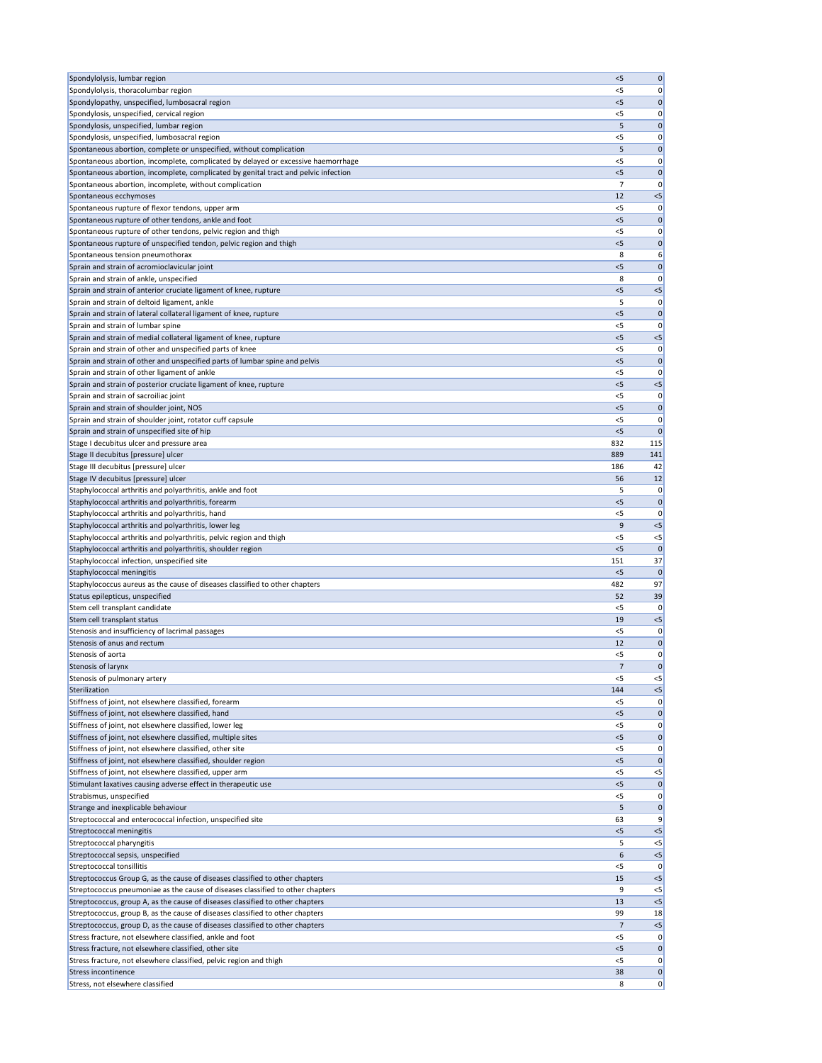| | | |
|---|---|---|
| Spondylolysis, lumbar region | <5 | 0 |
| Spondylolysis, thoracolumbar region | <5 | 0 |
| Spondylopathy, unspecified, lumbosacral region | <5 | 0 |
| Spondylosis, unspecified, cervical region | <5 | 0 |
| Spondylosis, unspecified, lumbar region | 5 | 0 |
| Spondylosis, unspecified, lumbosacral region | <5 | 0 |
| Spontaneous abortion, complete or unspecified, without complication | 5 | 0 |
| Spontaneous abortion, incomplete, complicated by delayed or excessive haemorrhage | <5 | 0 |
| Spontaneous abortion, incomplete, complicated by genital tract and pelvic infection | <5 | 0 |
| Spontaneous abortion, incomplete, without complication | 7 | 0 |
| Spontaneous ecchymoses | 12 | <5 |
| Spontaneous rupture of flexor tendons, upper arm | <5 | 0 |
| Spontaneous rupture of other tendons, ankle and foot | <5 | 0 |
| Spontaneous rupture of other tendons, pelvic region and thigh | <5 | 0 |
| Spontaneous rupture of unspecified tendon, pelvic region and thigh | <5 | 0 |
| Spontaneous tension pneumothorax | 8 | 6 |
| Sprain and strain of acromioclavicular joint | <5 | 0 |
| Sprain and strain of ankle, unspecified | 8 | 0 |
| Sprain and strain of anterior cruciate ligament of knee, rupture | <5 | <5 |
| Sprain and strain of deltoid ligament, ankle | 5 | 0 |
| Sprain and strain of lateral collateral ligament of knee, rupture | <5 | 0 |
| Sprain and strain of lumbar spine | <5 | 0 |
| Sprain and strain of medial collateral ligament of knee, rupture | <5 | <5 |
| Sprain and strain of other and unspecified parts of knee | <5 | 0 |
| Sprain and strain of other and unspecified parts of lumbar spine and pelvis | <5 | 0 |
| Sprain and strain of other ligament of ankle | <5 | 0 |
| Sprain and strain of posterior cruciate ligament of knee, rupture | <5 | <5 |
| Sprain and strain of sacroiliac joint | <5 | 0 |
| Sprain and strain of shoulder joint, NOS | <5 | 0 |
| Sprain and strain of shoulder joint, rotator cuff capsule | <5 | 0 |
| Sprain and strain of unspecified site of hip | <5 | 0 |
| Stage I decubitus ulcer and pressure area | 832 | 115 |
| Stage II decubitus [pressure] ulcer | 889 | 141 |
| Stage III decubitus [pressure] ulcer | 186 | 42 |
| Stage IV decubitus [pressure] ulcer | 56 | 12 |
| Staphylococcal arthritis and polyarthritis, ankle and foot | 5 | 0 |
| Staphylococcal arthritis and polyarthritis, forearm | <5 | 0 |
| Staphylococcal arthritis and polyarthritis, hand | <5 | 0 |
| Staphylococcal arthritis and polyarthritis, lower leg | 9 | <5 |
| Staphylococcal arthritis and polyarthritis, pelvic region and thigh | <5 | <5 |
| Staphylococcal arthritis and polyarthritis, shoulder region | <5 | 0 |
| Staphylococcal infection, unspecified site | 151 | 37 |
| Staphylococcal meningitis | <5 | 0 |
| Staphylococcus aureus as the cause of diseases classified to other chapters | 482 | 97 |
| Status epilepticus, unspecified | 52 | 39 |
| Stem cell transplant candidate | <5 | 0 |
| Stem cell transplant status | 19 | <5 |
| Stenosis and insufficiency of lacrimal passages | <5 | 0 |
| Stenosis of anus and rectum | 12 | 0 |
| Stenosis of aorta | <5 | 0 |
| Stenosis of larynx | 7 | 0 |
| Stenosis of pulmonary artery | <5 | <5 |
| Sterilization | 144 | <5 |
| Stiffness of joint, not elsewhere classified, forearm | <5 | 0 |
| Stiffness of joint, not elsewhere classified, hand | <5 | 0 |
| Stiffness of joint, not elsewhere classified, lower leg | <5 | 0 |
| Stiffness of joint, not elsewhere classified, multiple sites | <5 | 0 |
| Stiffness of joint, not elsewhere classified, other site | <5 | 0 |
| Stiffness of joint, not elsewhere classified, shoulder region | <5 | 0 |
| Stiffness of joint, not elsewhere classified, upper arm | <5 | <5 |
| Stimulant laxatives causing adverse effect in therapeutic use | <5 | 0 |
| Strabismus, unspecified | <5 | 0 |
| Strange and inexplicable behaviour | 5 | 0 |
| Streptococcal and enterococcal infection, unspecified site | 63 | 9 |
| Streptococcal meningitis | <5 | <5 |
| Streptococcal pharyngitis | 5 | <5 |
| Streptococcal sepsis, unspecified | 6 | <5 |
| Streptococcal tonsillitis | <5 | 0 |
| Streptococcus Group G, as the cause of diseases classified to other chapters | 15 | <5 |
| Streptococcus pneumoniae as the cause of diseases classified to other chapters | 9 | <5 |
| Streptococcus, group A, as the cause of diseases classified to other chapters | 13 | <5 |
| Streptococcus, group B, as the cause of diseases classified to other chapters | 99 | 18 |
| Streptococcus, group D, as the cause of diseases classified to other chapters | 7 | <5 |
| Stress fracture, not elsewhere classified, ankle and foot | <5 | 0 |
| Stress fracture, not elsewhere classified, other site | <5 | 0 |
| Stress fracture, not elsewhere classified, pelvic region and thigh | <5 | 0 |
| Stress incontinence | 38 | 0 |
| Stress, not elsewhere classified | 8 | 0 |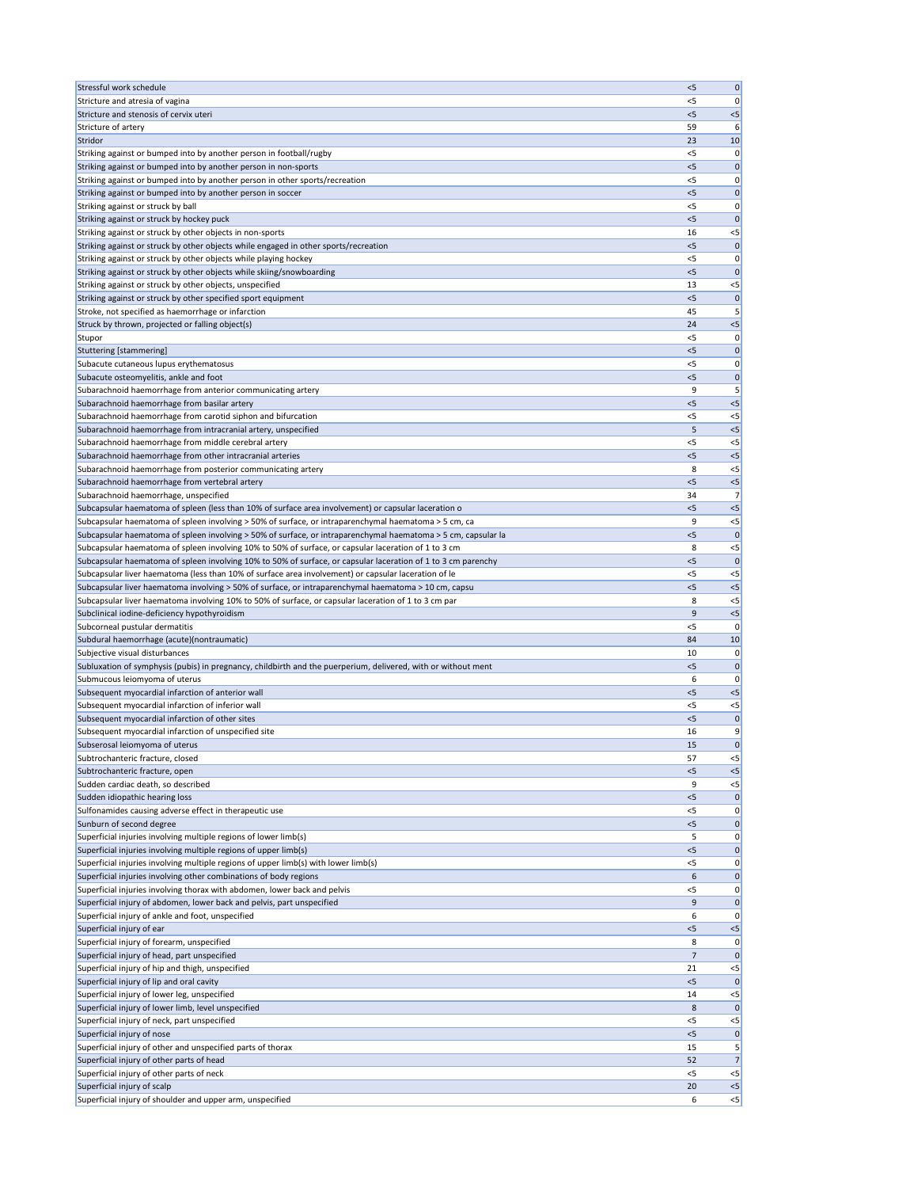| | | |
|---|---|---|
| Stressful work schedule | <5 | 0 |
| Stricture and atresia of vagina | <5 | 0 |
| Stricture and stenosis of cervix uteri | <5 | <5 |
| Stricture of artery | 59 | 6 |
| Stridor | 23 | 10 |
| Striking against or bumped into by another person in football/rugby | <5 | 0 |
| Striking against or bumped into by another person in non-sports | <5 | 0 |
| Striking against or bumped into by another person in other sports/recreation | <5 | 0 |
| Striking against or bumped into by another person in soccer | <5 | 0 |
| Striking against or struck by ball | <5 | 0 |
| Striking against or struck by hockey puck | <5 | 0 |
| Striking against or struck by other objects in non-sports | 16 | <5 |
| Striking against or struck by other objects while engaged in other sports/recreation | <5 | 0 |
| Striking against or struck by other objects while playing hockey | <5 | 0 |
| Striking against or struck by other objects while skiing/snowboarding | <5 | 0 |
| Striking against or struck by other objects, unspecified | 13 | <5 |
| Striking against or struck by other specified sport equipment | <5 | 0 |
| Stroke, not specified as haemorrhage or infarction | 45 | 5 |
| Struck by thrown, projected or falling object(s) | 24 | <5 |
| Stupor | <5 | 0 |
| Stuttering [stammering] | <5 | 0 |
| Subacute cutaneous lupus erythematosus | <5 | 0 |
| Subacute osteomyelitis, ankle and foot | <5 | 0 |
| Subarachnoid haemorrhage from anterior communicating artery | 9 | 5 |
| Subarachnoid haemorrhage from basilar artery | <5 | <5 |
| Subarachnoid haemorrhage from carotid siphon and bifurcation | <5 | <5 |
| Subarachnoid haemorrhage from intracranial artery, unspecified | 5 | <5 |
| Subarachnoid haemorrhage from middle cerebral artery | <5 | <5 |
| Subarachnoid haemorrhage from other intracranial arteries | <5 | <5 |
| Subarachnoid haemorrhage from posterior communicating artery | 8 | <5 |
| Subarachnoid haemorrhage from vertebral artery | <5 | <5 |
| Subarachnoid haemorrhage, unspecified | 34 | 7 |
| Subcapsular haematoma of spleen (less than 10% of surface area involvement) or capsular laceration o | <5 | <5 |
| Subcapsular haematoma of spleen involving > 50% of surface, or intraparenchymal haematoma > 5 cm, ca | 9 | <5 |
| Subcapsular haematoma of spleen involving > 50% of surface, or intraparenchymal haematoma > 5 cm, capsular la | <5 | 0 |
| Subcapsular haematoma of spleen involving 10% to 50% of surface, or capsular laceration of 1 to 3 cm | 8 | <5 |
| Subcapsular haematoma of spleen involving 10% to 50% of surface, or capsular laceration of 1 to 3 cm parenchy | <5 | 0 |
| Subcapsular liver haematoma (less than 10% of surface area involvement) or capsular laceration of le | <5 | <5 |
| Subcapsular liver haematoma involving > 50% of surface, or intraparenchymal haematoma > 10 cm, capsu | <5 | <5 |
| Subcapsular liver haematoma involving 10% to 50% of surface, or capsular laceration of 1 to 3 cm par | 8 | <5 |
| Subclinical iodine-deficiency hypothyroidism | 9 | <5 |
| Subcorneal pustular dermatitis | <5 | 0 |
| Subdural haemorrhage (acute)(nontraumatic) | 84 | 10 |
| Subjective visual disturbances | 10 | 0 |
| Subluxation of symphysis (pubis) in pregnancy, childbirth and the puerperium, delivered, with or without ment | <5 | 0 |
| Submucous leiomyoma of uterus | 6 | 0 |
| Subsequent myocardial infarction of anterior wall | <5 | <5 |
| Subsequent myocardial infarction of inferior wall | <5 | <5 |
| Subsequent myocardial infarction of other sites | <5 | 0 |
| Subsequent myocardial infarction of unspecified site | 16 | 9 |
| Subserosal leiomyoma of uterus | 15 | 0 |
| Subtrochanteric fracture, closed | 57 | <5 |
| Subtrochanteric fracture, open | <5 | <5 |
| Sudden cardiac death, so described | 9 | <5 |
| Sudden idiopathic hearing loss | <5 | 0 |
| Sulfonamides causing adverse effect in therapeutic use | <5 | 0 |
| Sunburn of second degree | <5 | 0 |
| Superficial injuries involving multiple regions of lower limb(s) | 5 | 0 |
| Superficial injuries involving multiple regions of upper limb(s) | <5 | 0 |
| Superficial injuries involving multiple regions of upper limb(s) with lower limb(s) | <5 | 0 |
| Superficial injuries involving other combinations of body regions | 6 | 0 |
| Superficial injuries involving thorax with abdomen, lower back and pelvis | <5 | 0 |
| Superficial injury of abdomen, lower back and pelvis, part unspecified | 9 | 0 |
| Superficial injury of ankle and foot, unspecified | 6 | 0 |
| Superficial injury of ear | <5 | <5 |
| Superficial injury of forearm, unspecified | 8 | 0 |
| Superficial injury of head, part unspecified | 7 | 0 |
| Superficial injury of hip and thigh, unspecified | 21 | <5 |
| Superficial injury of lip and oral cavity | <5 | 0 |
| Superficial injury of lower leg, unspecified | 14 | <5 |
| Superficial injury of lower limb, level unspecified | 8 | 0 |
| Superficial injury of neck, part unspecified | <5 | <5 |
| Superficial injury of nose | <5 | 0 |
| Superficial injury of other and unspecified parts of thorax | 15 | 5 |
| Superficial injury of other parts of head | 52 | 7 |
| Superficial injury of other parts of neck | <5 | <5 |
| Superficial injury of scalp | 20 | <5 |
| Superficial injury of shoulder and upper arm, unspecified | 6 | <5 |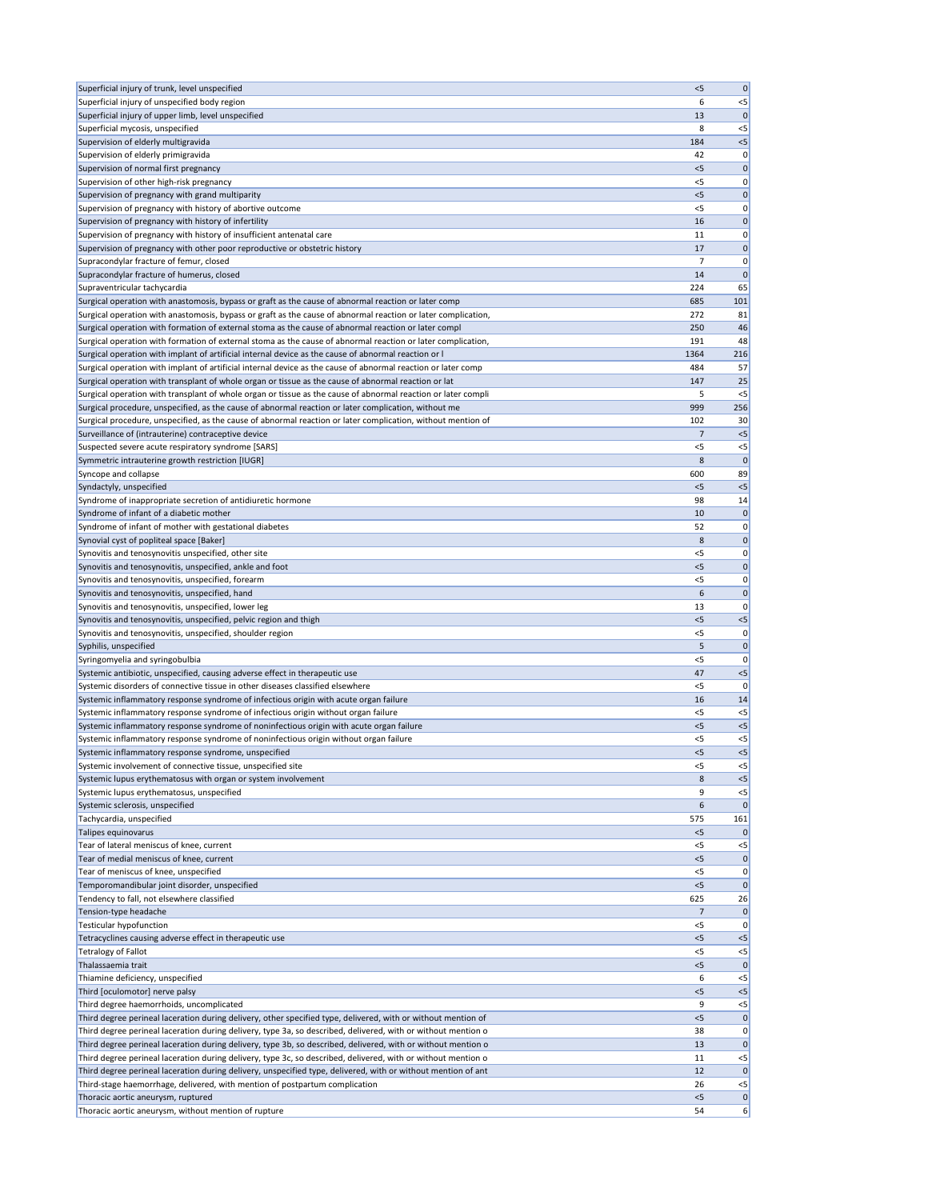| | | |
|---|---|---|
| Superficial injury of trunk, level unspecified | <5 | 0 |
| Superficial injury of unspecified body region | 6 | <5 |
| Superficial injury of upper limb, level unspecified | 13 | 0 |
| Superficial mycosis, unspecified | 8 | <5 |
| Supervision of elderly multigravida | 184 | <5 |
| Supervision of elderly primigravida | 42 | 0 |
| Supervision of normal first pregnancy | <5 | 0 |
| Supervision of other high-risk pregnancy | <5 | 0 |
| Supervision of pregnancy with grand multiparity | <5 | 0 |
| Supervision of pregnancy with history of abortive outcome | <5 | 0 |
| Supervision of pregnancy with history of infertility | 16 | 0 |
| Supervision of pregnancy with history of insufficient antenatal care | 11 | 0 |
| Supervision of pregnancy with other poor reproductive or obstetric history | 17 | 0 |
| Supracondylar fracture of femur, closed | 7 | 0 |
| Supracondylar fracture of humerus, closed | 14 | 0 |
| Supraventricular tachycardia | 224 | 65 |
| Surgical operation with anastomosis, bypass or graft as the cause of abnormal reaction or later comp | 685 | 101 |
| Surgical operation with anastomosis, bypass or graft as the cause of abnormal reaction or later complication, | 272 | 81 |
| Surgical operation with formation of external stoma as the cause of abnormal reaction or later compl | 250 | 46 |
| Surgical operation with formation of external stoma as the cause of abnormal reaction or later complication, | 191 | 48 |
| Surgical operation with implant of artificial internal device as the cause of abnormal reaction or l | 1364 | 216 |
| Surgical operation with implant of artificial internal device as the cause of abnormal reaction or later comp | 484 | 57 |
| Surgical operation with transplant of whole organ or tissue as the cause of abnormal reaction or lat | 147 | 25 |
| Surgical operation with transplant of whole organ or tissue as the cause of abnormal reaction or later compli | 5 | <5 |
| Surgical procedure, unspecified, as the cause of abnormal reaction or later complication, without me | 999 | 256 |
| Surgical procedure, unspecified, as the cause of abnormal reaction or later complication, without mention of | 102 | 30 |
| Surveillance of (intrauterine) contraceptive device | 7 | <5 |
| Suspected severe acute respiratory syndrome [SARS] | <5 | <5 |
| Symmetric intrauterine growth restriction [IUGR] | 8 | 0 |
| Syncope and collapse | 600 | 89 |
| Syndactyly, unspecified | <5 | <5 |
| Syndrome of inappropriate secretion of antidiuretic hormone | 98 | 14 |
| Syndrome of infant of a diabetic mother | 10 | 0 |
| Syndrome of infant of mother with gestational diabetes | 52 | 0 |
| Synovial cyst of popliteal space [Baker] | 8 | 0 |
| Synovitis and tenosynovitis unspecified, other site | <5 | 0 |
| Synovitis and tenosynovitis, unspecified, ankle and foot | <5 | 0 |
| Synovitis and tenosynovitis, unspecified, forearm | <5 | 0 |
| Synovitis and tenosynovitis, unspecified, hand | 6 | 0 |
| Synovitis and tenosynovitis, unspecified, lower leg | 13 | 0 |
| Synovitis and tenosynovitis, unspecified, pelvic region and thigh | <5 | <5 |
| Synovitis and tenosynovitis, unspecified, shoulder region | <5 | 0 |
| Syphilis, unspecified | 5 | 0 |
| Syringomyelia and syringobulbia | <5 | 0 |
| Systemic antibiotic, unspecified, causing adverse effect in therapeutic use | 47 | <5 |
| Systemic disorders of connective tissue in other diseases classified elsewhere | <5 | 0 |
| Systemic inflammatory response syndrome of infectious origin with acute organ failure | 16 | 14 |
| Systemic inflammatory response syndrome of infectious origin without organ failure | <5 | <5 |
| Systemic inflammatory response syndrome of noninfectious origin with acute organ failure | <5 | <5 |
| Systemic inflammatory response syndrome of noninfectious origin without organ failure | <5 | <5 |
| Systemic inflammatory response syndrome, unspecified | <5 | <5 |
| Systemic involvement of connective tissue, unspecified site | <5 | <5 |
| Systemic lupus erythematosus with organ or system involvement | 8 | <5 |
| Systemic lupus erythematosus, unspecified | 9 | <5 |
| Systemic sclerosis, unspecified | 6 | 0 |
| Tachycardia, unspecified | 575 | 161 |
| Talipes equinovarus | <5 | 0 |
| Tear of lateral meniscus of knee, current | <5 | <5 |
| Tear of medial meniscus of knee, current | <5 | 0 |
| Tear of meniscus of knee, unspecified | <5 | 0 |
| Temporomandibular joint disorder, unspecified | <5 | 0 |
| Tendency to fall, not elsewhere classified | 625 | 26 |
| Tension-type headache | 7 | 0 |
| Testicular hypofunction | <5 | 0 |
| Tetracyclines causing adverse effect in therapeutic use | <5 | <5 |
| Tetralogy of Fallot | <5 | <5 |
| Thalassaemia trait | <5 | 0 |
| Thiamine deficiency, unspecified | 6 | <5 |
| Third [oculomotor] nerve palsy | <5 | <5 |
| Third degree haemorrhoids, uncomplicated | 9 | <5 |
| Third degree perineal laceration during delivery, other specified type, delivered, with or without mention of | <5 | 0 |
| Third degree perineal laceration during delivery, type 3a, so described, delivered, with or without mention o | 38 | 0 |
| Third degree perineal laceration during delivery, type 3b, so described, delivered, with or without mention o | 13 | 0 |
| Third degree perineal laceration during delivery, type 3c, so described, delivered, with or without mention o | 11 | <5 |
| Third degree perineal laceration during delivery, unspecified type, delivered, with or without mention of ant | 12 | 0 |
| Third-stage haemorrhage, delivered, with mention of postpartum complication | 26 | <5 |
| Thoracic aortic aneurysm, ruptured | <5 | 0 |
| Thoracic aortic aneurysm, without mention of rupture | 54 | 6 |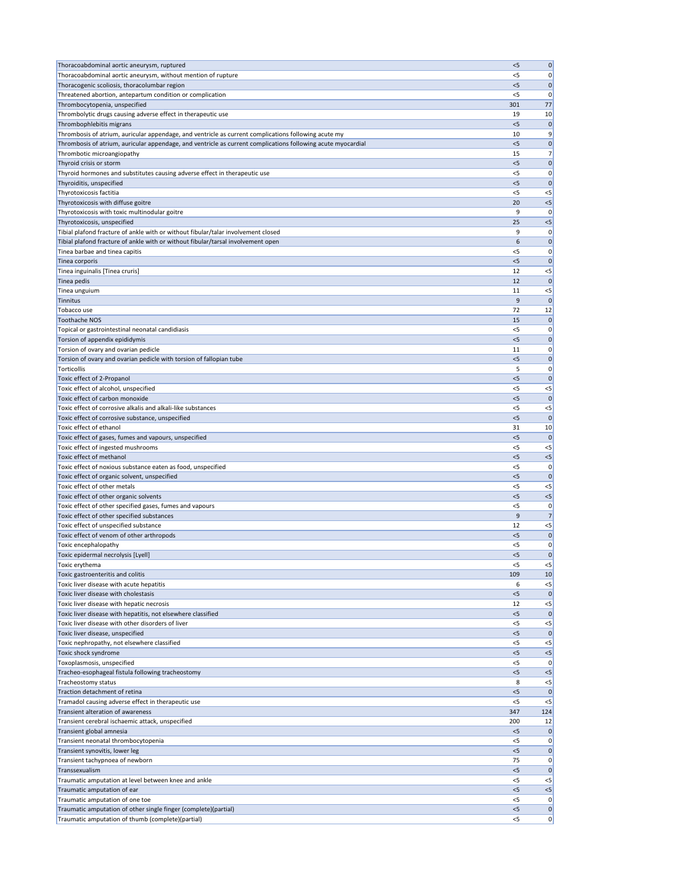| | | |
|---|---|---|
| Thoracoabdominal aortic aneurysm, ruptured | <5 | 0 |
| Thoracoabdominal aortic aneurysm, without mention of rupture | <5 | 0 |
| Thoracogenic scoliosis, thoracolumbar region | <5 | 0 |
| Threatened abortion, antepartum condition or complication | <5 | 0 |
| Thrombocytopenia, unspecified | 301 | 77 |
| Thrombolytic drugs causing adverse effect in therapeutic use | 19 | 10 |
| Thrombophlebitis migrans | <5 | 0 |
| Thrombosis of atrium, auricular appendage, and ventricle as current complications following acute my | 10 | 9 |
| Thrombosis of atrium, auricular appendage, and ventricle as current complications following acute myocardial | <5 | 0 |
| Thrombotic microangiopathy | 15 | 7 |
| Thyroid crisis or storm | <5 | 0 |
| Thyroid hormones and substitutes causing adverse effect in therapeutic use | <5 | 0 |
| Thyroiditis, unspecified | <5 | 0 |
| Thyrotoxicosis factitia | <5 | <5 |
| Thyrotoxicosis with diffuse goitre | 20 | <5 |
| Thyrotoxicosis with toxic multinodular goitre | 9 | 0 |
| Thyrotoxicosis, unspecified | 25 | <5 |
| Tibial plafond fracture of ankle with or without fibular/talar involvement closed | 9 | 0 |
| Tibial plafond fracture of ankle with or without fibular/tarsal involvement open | 6 | 0 |
| Tinea barbae and tinea capitis | <5 | 0 |
| Tinea corporis | <5 | 0 |
| Tinea inguinalis [Tinea cruris] | 12 | <5 |
| Tinea pedis | 12 | 0 |
| Tinea unguium | 11 | <5 |
| Tinnitus | 9 | 0 |
| Tobacco use | 72 | 12 |
| Toothache NOS | 15 | 0 |
| Topical or gastrointestinal neonatal candidiasis | <5 | 0 |
| Torsion of appendix epididymis | <5 | 0 |
| Torsion of ovary and ovarian pedicle | 11 | 0 |
| Torsion of ovary and ovarian pedicle with torsion of fallopian tube | <5 | 0 |
| Torticollis | 5 | 0 |
| Toxic effect of 2-Propanol | <5 | 0 |
| Toxic effect of alcohol, unspecified | <5 | <5 |
| Toxic effect of carbon monoxide | <5 | 0 |
| Toxic effect of corrosive alkalis and alkali-like substances | <5 | <5 |
| Toxic effect of corrosive substance, unspecified | <5 | 0 |
| Toxic effect of ethanol | 31 | 10 |
| Toxic effect of gases, fumes and vapours, unspecified | <5 | 0 |
| Toxic effect of ingested mushrooms | <5 | <5 |
| Toxic effect of methanol | <5 | <5 |
| Toxic effect of noxious substance eaten as food, unspecified | <5 | 0 |
| Toxic effect of organic solvent, unspecified | <5 | 0 |
| Toxic effect of other metals | <5 | <5 |
| Toxic effect of other organic solvents | <5 | <5 |
| Toxic effect of other specified gases, fumes and vapours | <5 | 0 |
| Toxic effect of other specified substances | 9 | 7 |
| Toxic effect of unspecified substance | 12 | <5 |
| Toxic effect of venom of other arthropods | <5 | 0 |
| Toxic encephalopathy | <5 | 0 |
| Toxic epidermal necrolysis [Lyell] | <5 | 0 |
| Toxic erythema | <5 | <5 |
| Toxic gastroenteritis and colitis | 109 | 10 |
| Toxic liver disease with acute hepatitis | 6 | <5 |
| Toxic liver disease with cholestasis | <5 | 0 |
| Toxic liver disease with hepatic necrosis | 12 | <5 |
| Toxic liver disease with hepatitis, not elsewhere classified | <5 | 0 |
| Toxic liver disease with other disorders of liver | <5 | <5 |
| Toxic liver disease, unspecified | <5 | 0 |
| Toxic nephropathy, not elsewhere classified | <5 | <5 |
| Toxic shock syndrome | <5 | <5 |
| Toxoplasmosis, unspecified | <5 | 0 |
| Tracheo-esophageal fistula following tracheostomy | <5 | <5 |
| Tracheostomy status | 8 | <5 |
| Traction detachment of retina | <5 | 0 |
| Tramadol causing adverse effect in therapeutic use | <5 | <5 |
| Transient alteration of awareness | 347 | 124 |
| Transient cerebral ischaemic attack, unspecified | 200 | 12 |
| Transient global amnesia | <5 | 0 |
| Transient neonatal thrombocytopenia | <5 | 0 |
| Transient synovitis, lower leg | <5 | 0 |
| Transient tachypnoea of newborn | 75 | 0 |
| Transsexualism | <5 | 0 |
| Traumatic amputation at level between knee and ankle | <5 | <5 |
| Traumatic amputation of ear | <5 | <5 |
| Traumatic amputation of one toe | <5 | 0 |
| Traumatic amputation of other single finger (complete)(partial) | <5 | 0 |
| Traumatic amputation of thumb (complete)(partial) | <5 | 0 |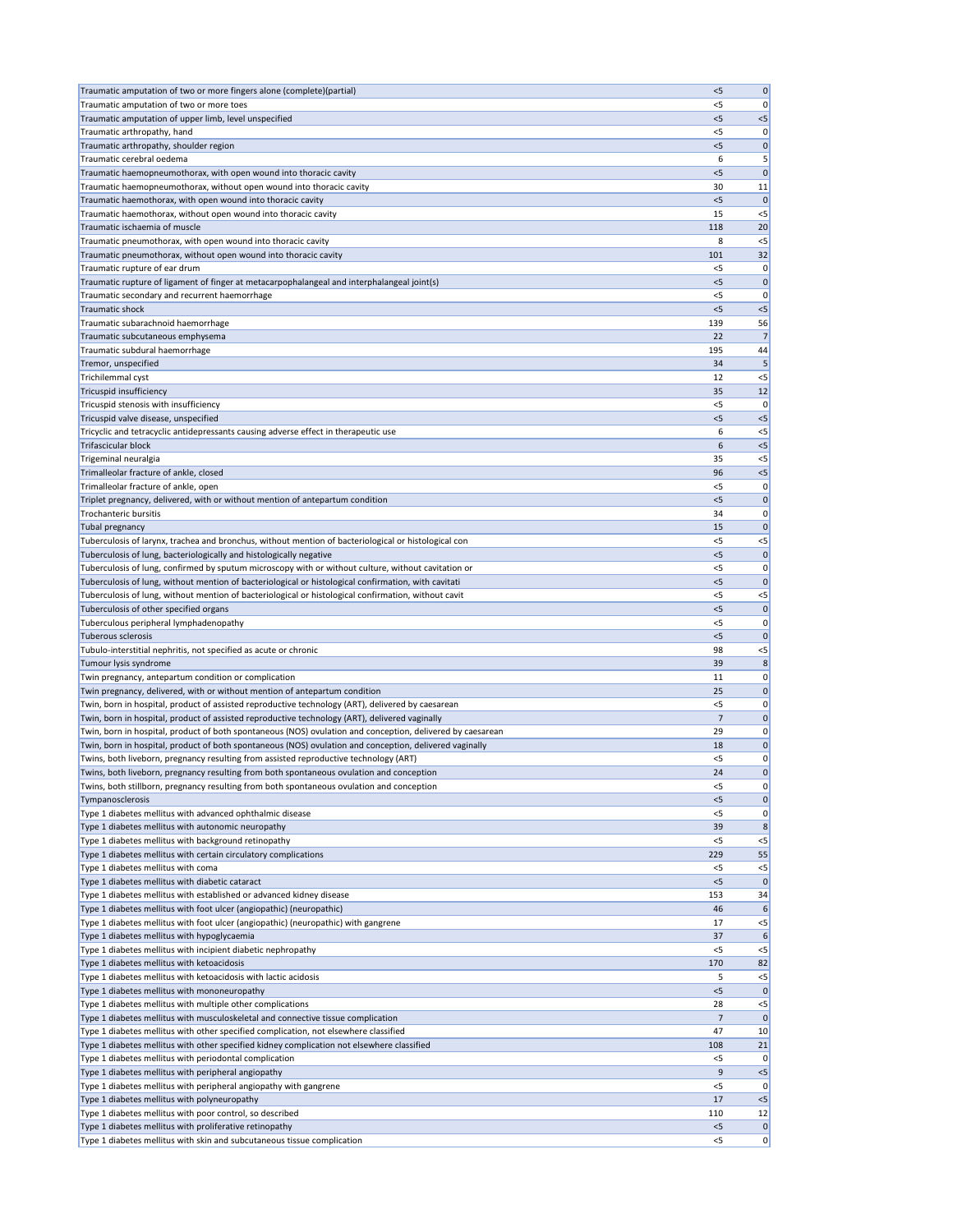| | | |
|---|---|---|
| Traumatic amputation of two or more fingers alone (complete)(partial) | <5 | 0 |
| Traumatic amputation of two or more toes | <5 | 0 |
| Traumatic amputation of upper limb, level unspecified | <5 | <5 |
| Traumatic arthropathy, hand | <5 | 0 |
| Traumatic arthropathy, shoulder region | <5 | 0 |
| Traumatic cerebral oedema | 6 | 5 |
| Traumatic haemopneumothorax, with open wound into thoracic cavity | <5 | 0 |
| Traumatic haemopneumothorax, without open wound into thoracic cavity | 30 | 11 |
| Traumatic haemothorax, with open wound into thoracic cavity | <5 | 0 |
| Traumatic haemothorax, without open wound into thoracic cavity | 15 | <5 |
| Traumatic ischaemia of muscle | 118 | 20 |
| Traumatic pneumothorax, with open wound into thoracic cavity | 8 | <5 |
| Traumatic pneumothorax, without open wound into thoracic cavity | 101 | 32 |
| Traumatic rupture of ear drum | <5 | 0 |
| Traumatic rupture of ligament of finger at metacarpophalangeal and interphalangeal joint(s) | <5 | 0 |
| Traumatic secondary and recurrent haemorrhage | <5 | 0 |
| Traumatic shock | <5 | <5 |
| Traumatic subarachnoid haemorrhage | 139 | 56 |
| Traumatic subcutaneous emphysema | 22 | 7 |
| Traumatic subdural haemorrhage | 195 | 44 |
| Tremor, unspecified | 34 | 5 |
| Trichilemmal cyst | 12 | <5 |
| Tricuspid insufficiency | 35 | 12 |
| Tricuspid stenosis with insufficiency | <5 | 0 |
| Tricuspid valve disease, unspecified | <5 | <5 |
| Tricyclic and tetracyclic antidepressants causing adverse effect in therapeutic use | 6 | <5 |
| Trifascicular block | 6 | <5 |
| Trigeminal neuralgia | 35 | <5 |
| Trimalleolar fracture of ankle, closed | 96 | <5 |
| Trimalleolar fracture of ankle, open | <5 | 0 |
| Triplet pregnancy, delivered, with or without mention of antepartum condition | <5 | 0 |
| Trochanteric bursitis | 34 | 0 |
| Tubal pregnancy | 15 | 0 |
| Tuberculosis of larynx, trachea and bronchus, without mention of bacteriological or histological con | <5 | <5 |
| Tuberculosis of lung, bacteriologically and histologically negative | <5 | 0 |
| Tuberculosis of lung, confirmed by sputum microscopy with or without culture, without cavitation or | <5 | 0 |
| Tuberculosis of lung, without mention of bacteriological or histological confirmation, with cavitati | <5 | 0 |
| Tuberculosis of lung, without mention of bacteriological or histological confirmation, without cavit | <5 | <5 |
| Tuberculosis of other specified organs | <5 | 0 |
| Tuberculous peripheral lymphadenopathy | <5 | 0 |
| Tuberous sclerosis | <5 | 0 |
| Tubulo-interstitial nephritis, not specified as acute or chronic | 98 | <5 |
| Tumour lysis syndrome | 39 | 8 |
| Twin pregnancy, antepartum condition or complication | 11 | 0 |
| Twin pregnancy, delivered, with or without mention of antepartum condition | 25 | 0 |
| Twin, born in hospital, product of assisted reproductive technology (ART), delivered by caesarean | <5 | 0 |
| Twin, born in hospital, product of assisted reproductive technology (ART), delivered vaginally | 7 | 0 |
| Twin, born in hospital, product of both spontaneous (NOS) ovulation and conception, delivered by caesarean | 29 | 0 |
| Twin, born in hospital, product of both spontaneous (NOS) ovulation and conception, delivered vaginally | 18 | 0 |
| Twins, both liveborn, pregnancy resulting from assisted reproductive technology (ART) | <5 | 0 |
| Twins, both liveborn, pregnancy resulting from both spontaneous ovulation and conception | 24 | 0 |
| Twins, both stillborn, pregnancy resulting from both spontaneous ovulation and conception | <5 | 0 |
| Tympanosclerosis | <5 | 0 |
| Type 1 diabetes mellitus with advanced ophthalmic disease | <5 | 0 |
| Type 1 diabetes mellitus with autonomic neuropathy | 39 | 8 |
| Type 1 diabetes mellitus with background retinopathy | <5 | <5 |
| Type 1 diabetes mellitus with certain circulatory complications | 229 | 55 |
| Type 1 diabetes mellitus with coma | <5 | <5 |
| Type 1 diabetes mellitus with diabetic cataract | <5 | 0 |
| Type 1 diabetes mellitus with established or advanced kidney disease | 153 | 34 |
| Type 1 diabetes mellitus with foot ulcer (angiopathic) (neuropathic) | 46 | 6 |
| Type 1 diabetes mellitus with foot ulcer (angiopathic) (neuropathic) with gangrene | 17 | <5 |
| Type 1 diabetes mellitus with hypoglycaemia | 37 | 6 |
| Type 1 diabetes mellitus with incipient diabetic nephropathy | <5 | <5 |
| Type 1 diabetes mellitus with ketoacidosis | 170 | 82 |
| Type 1 diabetes mellitus with ketoacidosis with lactic acidosis | 5 | <5 |
| Type 1 diabetes mellitus with mononeuropathy | <5 | 0 |
| Type 1 diabetes mellitus with multiple other complications | 28 | <5 |
| Type 1 diabetes mellitus with musculoskeletal and connective tissue complication | 7 | 0 |
| Type 1 diabetes mellitus with other specified complication, not elsewhere classified | 47 | 10 |
| Type 1 diabetes mellitus with other specified kidney complication not elsewhere classified | 108 | 21 |
| Type 1 diabetes mellitus with periodontal complication | <5 | 0 |
| Type 1 diabetes mellitus with peripheral angiopathy | 9 | <5 |
| Type 1 diabetes mellitus with peripheral angiopathy with gangrene | <5 | 0 |
| Type 1 diabetes mellitus with polyneuropathy | 17 | <5 |
| Type 1 diabetes mellitus with poor control, so described | 110 | 12 |
| Type 1 diabetes mellitus with proliferative retinopathy | <5 | 0 |
| Type 1 diabetes mellitus with skin and subcutaneous tissue complication | <5 | 0 |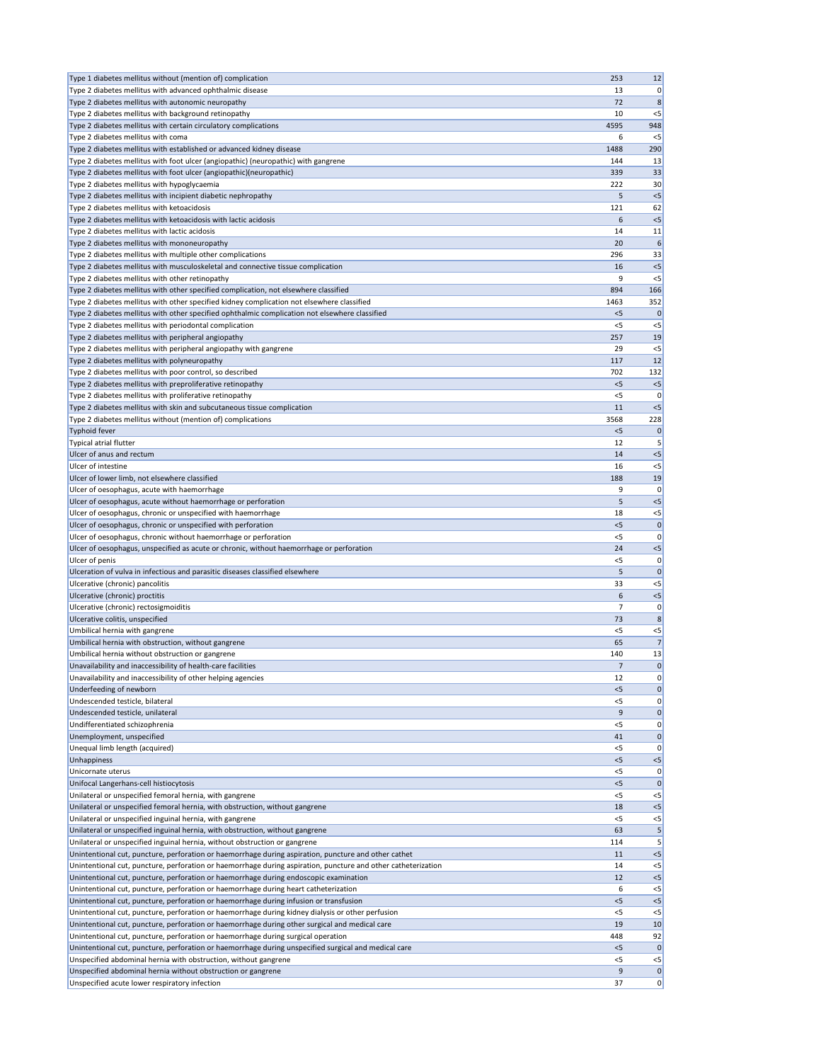| | | |
|---|---|---|
| Type 1 diabetes mellitus without (mention of) complication | 253 | 12 |
| Type 2 diabetes mellitus with advanced ophthalmic disease | 13 | 0 |
| Type 2 diabetes mellitus with autonomic neuropathy | 72 | 8 |
| Type 2 diabetes mellitus with background retinopathy | 10 | <5 |
| Type 2 diabetes mellitus with certain circulatory complications | 4595 | 948 |
| Type 2 diabetes mellitus with coma | 6 | <5 |
| Type 2 diabetes mellitus with established or advanced kidney disease | 1488 | 290 |
| Type 2 diabetes mellitus with foot ulcer (angiopathic) (neuropathic) with gangrene | 144 | 13 |
| Type 2 diabetes mellitus with foot ulcer (angiopathic)(neuropathic) | 339 | 33 |
| Type 2 diabetes mellitus with hypoglycaemia | 222 | 30 |
| Type 2 diabetes mellitus with incipient diabetic nephropathy | 5 | <5 |
| Type 2 diabetes mellitus with ketoacidosis | 121 | 62 |
| Type 2 diabetes mellitus with ketoacidosis with lactic acidosis | 6 | <5 |
| Type 2 diabetes mellitus with lactic acidosis | 14 | 11 |
| Type 2 diabetes mellitus with mononeuropathy | 20 | 6 |
| Type 2 diabetes mellitus with multiple other complications | 296 | 33 |
| Type 2 diabetes mellitus with musculoskeletal and connective tissue complication | 16 | <5 |
| Type 2 diabetes mellitus with other retinopathy | 9 | <5 |
| Type 2 diabetes mellitus with other specified complication, not elsewhere classified | 894 | 166 |
| Type 2 diabetes mellitus with other specified kidney complication not elsewhere classified | 1463 | 352 |
| Type 2 diabetes mellitus with other specified ophthalmic complication not elsewhere classified | <5 | 0 |
| Type 2 diabetes mellitus with periodontal complication | <5 | <5 |
| Type 2 diabetes mellitus with peripheral angiopathy | 257 | 19 |
| Type 2 diabetes mellitus with peripheral angiopathy with gangrene | 29 | <5 |
| Type 2 diabetes mellitus with polyneuropathy | 117 | 12 |
| Type 2 diabetes mellitus with poor control, so described | 702 | 132 |
| Type 2 diabetes mellitus with preproliferative retinopathy | <5 | <5 |
| Type 2 diabetes mellitus with proliferative retinopathy | <5 | 0 |
| Type 2 diabetes mellitus with skin and subcutaneous tissue complication | 11 | <5 |
| Type 2 diabetes mellitus without (mention of) complications | 3568 | 228 |
| Typhoid fever | <5 | 0 |
| Typical atrial flutter | 12 | 5 |
| Ulcer of anus and rectum | 14 | <5 |
| Ulcer of intestine | 16 | <5 |
| Ulcer of lower limb, not elsewhere classified | 188 | 19 |
| Ulcer of oesophagus, acute with haemorrhage | 9 | 0 |
| Ulcer of oesophagus, acute without haemorrhage or perforation | 5 | <5 |
| Ulcer of oesophagus, chronic or unspecified with haemorrhage | 18 | <5 |
| Ulcer of oesophagus, chronic or unspecified with perforation | <5 | 0 |
| Ulcer of oesophagus, chronic without haemorrhage or perforation | <5 | 0 |
| Ulcer of oesophagus, unspecified as acute or chronic, without haemorrhage or perforation | 24 | <5 |
| Ulcer of penis | <5 | 0 |
| Ulceration of vulva in infectious and parasitic diseases classified elsewhere | 5 | 0 |
| Ulcerative (chronic) pancolitis | 33 | <5 |
| Ulcerative (chronic) proctitis | 6 | <5 |
| Ulcerative (chronic) rectosigmoiditis | 7 | 0 |
| Ulcerative colitis, unspecified | 73 | 8 |
| Umbilical hernia with gangrene | <5 | <5 |
| Umbilical hernia with obstruction, without gangrene | 65 | 7 |
| Umbilical hernia without obstruction or gangrene | 140 | 13 |
| Unavailability and inaccessibility of health-care facilities | 7 | 0 |
| Unavailability and inaccessibility of other helping agencies | 12 | 0 |
| Underfeeding of newborn | <5 | 0 |
| Undescended testicle, bilateral | <5 | 0 |
| Undescended testicle, unilateral | 9 | 0 |
| Undifferentiated schizophrenia | <5 | 0 |
| Unemployment, unspecified | 41 | 0 |
| Unequal limb length (acquired) | <5 | 0 |
| Unhappiness | <5 | <5 |
| Unicornate uterus | <5 | 0 |
| Unifocal Langerhans-cell histiocytosis | <5 | 0 |
| Unilateral or unspecified femoral hernia, with gangrene | <5 | <5 |
| Unilateral or unspecified femoral hernia, with obstruction, without gangrene | 18 | <5 |
| Unilateral or unspecified inguinal hernia, with gangrene | <5 | <5 |
| Unilateral or unspecified inguinal hernia, with obstruction, without gangrene | 63 | 5 |
| Unilateral or unspecified inguinal hernia, without obstruction or gangrene | 114 | 5 |
| Unintentional cut, puncture, perforation or haemorrhage during aspiration, puncture and other cathet | 11 | <5 |
| Unintentional cut, puncture, perforation or haemorrhage during aspiration, puncture and other catheterization | 14 | <5 |
| Unintentional cut, puncture, perforation or haemorrhage during endoscopic examination | 12 | <5 |
| Unintentional cut, puncture, perforation or haemorrhage during heart catheterization | 6 | <5 |
| Unintentional cut, puncture, perforation or haemorrhage during infusion or transfusion | <5 | <5 |
| Unintentional cut, puncture, perforation or haemorrhage during kidney dialysis or other perfusion | <5 | <5 |
| Unintentional cut, puncture, perforation or haemorrhage during other surgical and medical care | 19 | 10 |
| Unintentional cut, puncture, perforation or haemorrhage during surgical operation | 448 | 92 |
| Unintentional cut, puncture, perforation or haemorrhage during unspecified surgical and medical care | <5 | 0 |
| Unspecified abdominal hernia with obstruction, without gangrene | <5 | <5 |
| Unspecified abdominal hernia without obstruction or gangrene | 9 | 0 |
| Unspecified acute lower respiratory infection | 37 | 0 |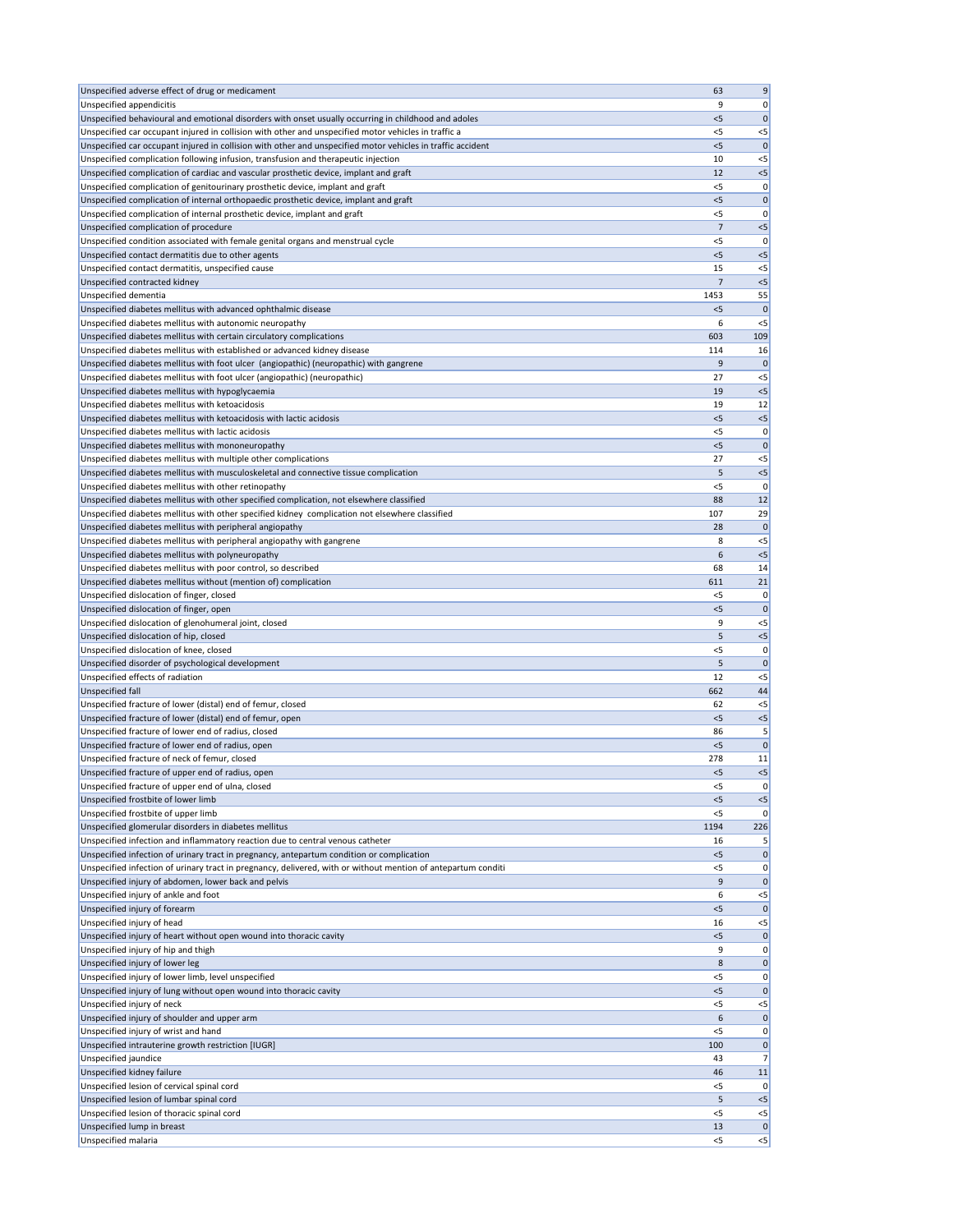| | | |
|---|---|---|
| Unspecified adverse effect of drug or medicament | 63 | 9 |
| Unspecified appendicitis | 9 | 0 |
| Unspecified behavioural and emotional disorders with onset usually occurring in childhood and adoles | <5 | 0 |
| Unspecified car occupant injured in collision with other and unspecified motor vehicles in traffic a | <5 | <5 |
| Unspecified car occupant injured in collision with other and unspecified motor vehicles in traffic accident | <5 | 0 |
| Unspecified complication following infusion, transfusion and therapeutic injection | 10 | <5 |
| Unspecified complication of cardiac and vascular prosthetic device, implant and graft | 12 | <5 |
| Unspecified complication of genitourinary prosthetic device, implant and graft | <5 | 0 |
| Unspecified complication of internal orthopaedic prosthetic device, implant and graft | <5 | 0 |
| Unspecified complication of internal prosthetic device, implant and graft | <5 | 0 |
| Unspecified complication of procedure | 7 | <5 |
| Unspecified condition associated with female genital organs and menstrual cycle | <5 | 0 |
| Unspecified contact dermatitis due to other agents | <5 | <5 |
| Unspecified contact dermatitis, unspecified cause | 15 | <5 |
| Unspecified contracted kidney | 7 | <5 |
| Unspecified dementia | 1453 | 55 |
| Unspecified diabetes mellitus with advanced ophthalmic disease | <5 | 0 |
| Unspecified diabetes mellitus with autonomic neuropathy | 6 | <5 |
| Unspecified diabetes mellitus with certain circulatory complications | 603 | 109 |
| Unspecified diabetes mellitus with established or advanced kidney disease | 114 | 16 |
| Unspecified diabetes mellitus with foot ulcer (angiopathic) (neuropathic) with gangrene | 9 | 0 |
| Unspecified diabetes mellitus with foot ulcer (angiopathic) (neuropathic) | 27 | <5 |
| Unspecified diabetes mellitus with hypoglycaemia | 19 | <5 |
| Unspecified diabetes mellitus with ketoacidosis | 19 | 12 |
| Unspecified diabetes mellitus with ketoacidosis with lactic acidosis | <5 | <5 |
| Unspecified diabetes mellitus with lactic acidosis | <5 | 0 |
| Unspecified diabetes mellitus with mononeuropathy | <5 | 0 |
| Unspecified diabetes mellitus with multiple other complications | 27 | <5 |
| Unspecified diabetes mellitus with musculoskeletal and connective tissue complication | 5 | <5 |
| Unspecified diabetes mellitus with other retinopathy | <5 | 0 |
| Unspecified diabetes mellitus with other specified complication, not elsewhere classified | 88 | 12 |
| Unspecified diabetes mellitus with other specified kidney complication not elsewhere classified | 107 | 29 |
| Unspecified diabetes mellitus with peripheral angiopathy | 28 | 0 |
| Unspecified diabetes mellitus with peripheral angiopathy with gangrene | 8 | <5 |
| Unspecified diabetes mellitus with polyneuropathy | 6 | <5 |
| Unspecified diabetes mellitus with poor control, so described | 68 | 14 |
| Unspecified diabetes mellitus without (mention of) complication | 611 | 21 |
| Unspecified dislocation of finger, closed | <5 | 0 |
| Unspecified dislocation of finger, open | <5 | 0 |
| Unspecified dislocation of glenohumeral joint, closed | 9 | <5 |
| Unspecified dislocation of hip, closed | 5 | <5 |
| Unspecified dislocation of knee, closed | <5 | 0 |
| Unspecified disorder of psychological development | 5 | 0 |
| Unspecified effects of radiation | 12 | <5 |
| Unspecified fall | 662 | 44 |
| Unspecified fracture of lower (distal) end of femur, closed | 62 | <5 |
| Unspecified fracture of lower (distal) end of femur, open | <5 | <5 |
| Unspecified fracture of lower end of radius, closed | 86 | 5 |
| Unspecified fracture of lower end of radius, open | <5 | 0 |
| Unspecified fracture of neck of femur, closed | 278 | 11 |
| Unspecified fracture of upper end of radius, open | <5 | <5 |
| Unspecified fracture of upper end of ulna, closed | <5 | 0 |
| Unspecified frostbite of lower limb | <5 | <5 |
| Unspecified frostbite of upper limb | <5 | 0 |
| Unspecified glomerular disorders in diabetes mellitus | 1194 | 226 |
| Unspecified infection and inflammatory reaction due to central venous catheter | 16 | 5 |
| Unspecified infection of urinary tract in pregnancy, antepartum condition or complication | <5 | 0 |
| Unspecified infection of urinary tract in pregnancy, delivered, with or without mention of antepartum conditi | <5 | 0 |
| Unspecified injury of abdomen, lower back and pelvis | 9 | 0 |
| Unspecified injury of ankle and foot | 6 | <5 |
| Unspecified injury of forearm | <5 | 0 |
| Unspecified injury of head | 16 | <5 |
| Unspecified injury of heart without open wound into thoracic cavity | <5 | 0 |
| Unspecified injury of hip and thigh | 9 | 0 |
| Unspecified injury of lower leg | 8 | 0 |
| Unspecified injury of lower limb, level unspecified | <5 | 0 |
| Unspecified injury of lung without open wound into thoracic cavity | <5 | 0 |
| Unspecified injury of neck | <5 | <5 |
| Unspecified injury of shoulder and upper arm | 6 | 0 |
| Unspecified injury of wrist and hand | <5 | 0 |
| Unspecified intrauterine growth restriction [IUGR] | 100 | 0 |
| Unspecified jaundice | 43 | 7 |
| Unspecified kidney failure | 46 | 11 |
| Unspecified lesion of cervical spinal cord | <5 | 0 |
| Unspecified lesion of lumbar spinal cord | 5 | <5 |
| Unspecified lesion of thoracic spinal cord | <5 | <5 |
| Unspecified lump in breast | 13 | 0 |
| Unspecified malaria | <5 | <5 |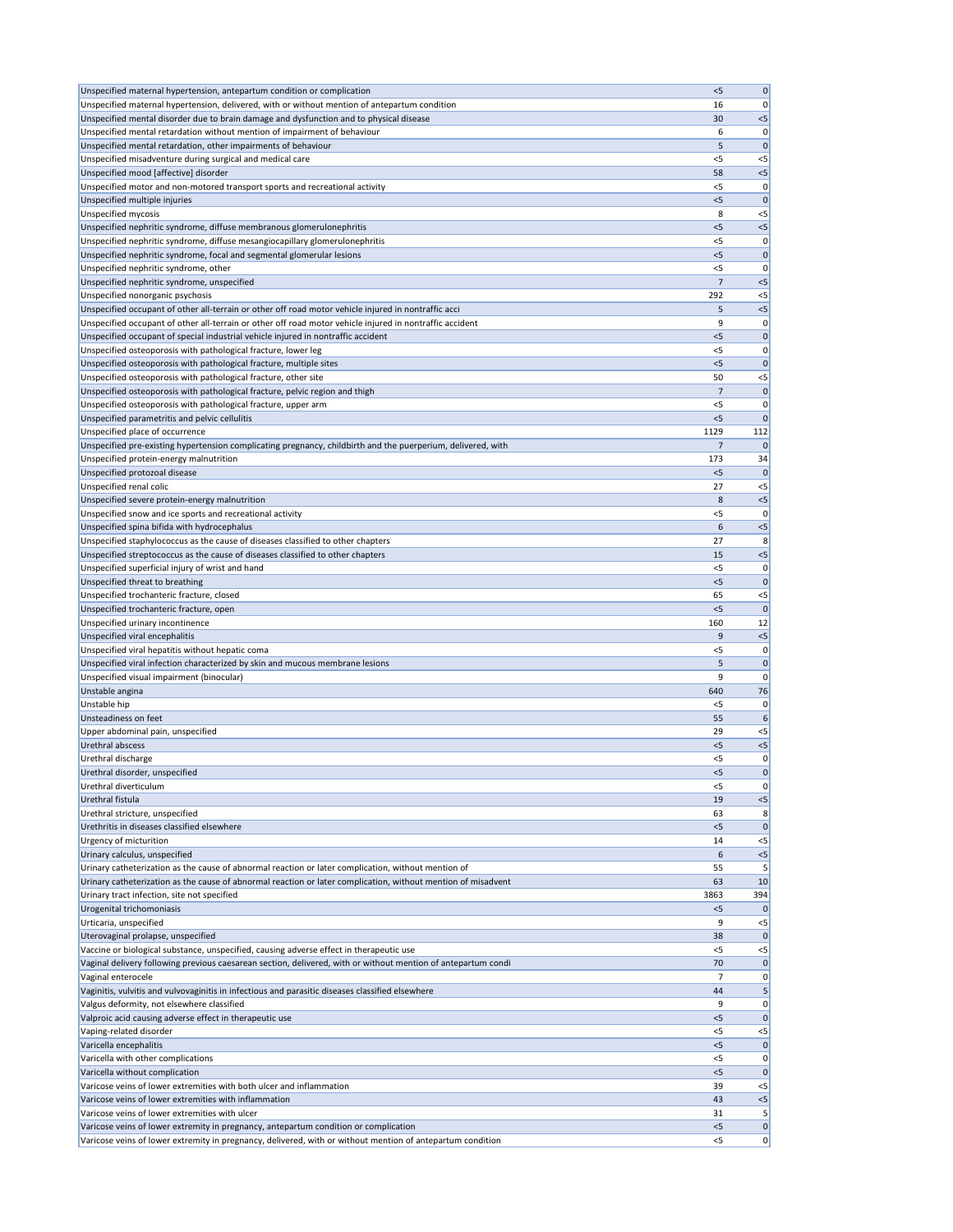| | | |
|---|---|---|
| Unspecified maternal hypertension, antepartum condition or complication | <5 | 0 |
| Unspecified maternal hypertension, delivered, with or without mention of antepartum condition | 16 | 0 |
| Unspecified mental disorder due to brain damage and dysfunction and to physical disease | 30 | <5 |
| Unspecified mental retardation without mention of impairment of behaviour | 6 | 0 |
| Unspecified mental retardation, other impairments of behaviour | 5 | 0 |
| Unspecified misadventure during surgical and medical care | <5 | <5 |
| Unspecified mood [affective] disorder | 58 | <5 |
| Unspecified motor and non-motored transport sports and recreational activity | <5 | 0 |
| Unspecified multiple injuries | <5 | 0 |
| Unspecified mycosis | 8 | <5 |
| Unspecified nephritic syndrome, diffuse membranous glomerulonephritis | <5 | <5 |
| Unspecified nephritic syndrome, diffuse mesangiocapillary glomerulonephritis | <5 | 0 |
| Unspecified nephritic syndrome, focal and segmental glomerular lesions | <5 | 0 |
| Unspecified nephritic syndrome, other | <5 | 0 |
| Unspecified nephritic syndrome, unspecified | 7 | <5 |
| Unspecified nonorganic psychosis | 292 | <5 |
| Unspecified occupant of other all-terrain or other off road motor vehicle injured in nontraffic acci | 5 | <5 |
| Unspecified occupant of other all-terrain or other off road motor vehicle injured in nontraffic accident | 9 | 0 |
| Unspecified occupant of special industrial vehicle injured in nontraffic accident | <5 | 0 |
| Unspecified osteoporosis with pathological fracture, lower leg | <5 | 0 |
| Unspecified osteoporosis with pathological fracture, multiple sites | <5 | 0 |
| Unspecified osteoporosis with pathological fracture, other site | 50 | <5 |
| Unspecified osteoporosis with pathological fracture, pelvic region and thigh | 7 | 0 |
| Unspecified osteoporosis with pathological fracture, upper arm | <5 | 0 |
| Unspecified parametritis and pelvic cellulitis | <5 | 0 |
| Unspecified place of occurrence | 1129 | 112 |
| Unspecified pre-existing hypertension complicating pregnancy, childbirth and the puerperium, delivered, with | 7 | 0 |
| Unspecified protein-energy malnutrition | 173 | 34 |
| Unspecified protozoal disease | <5 | 0 |
| Unspecified renal colic | 27 | <5 |
| Unspecified severe protein-energy malnutrition | 8 | <5 |
| Unspecified snow and ice sports and recreational activity | <5 | 0 |
| Unspecified spina bifida with hydrocephalus | 6 | <5 |
| Unspecified staphylococcus as the cause of diseases classified to other chapters | 27 | 8 |
| Unspecified streptococcus as the cause of diseases classified to other chapters | 15 | <5 |
| Unspecified superficial injury of wrist and hand | <5 | 0 |
| Unspecified threat to breathing | <5 | 0 |
| Unspecified trochanteric fracture, closed | 65 | <5 |
| Unspecified trochanteric fracture, open | <5 | 0 |
| Unspecified urinary incontinence | 160 | 12 |
| Unspecified viral encephalitis | 9 | <5 |
| Unspecified viral hepatitis without hepatic coma | <5 | 0 |
| Unspecified viral infection characterized by skin and mucous membrane lesions | 5 | 0 |
| Unspecified visual impairment (binocular) | 9 | 0 |
| Unstable angina | 640 | 76 |
| Unstable hip | <5 | 0 |
| Unsteadiness on feet | 55 | 6 |
| Upper abdominal pain, unspecified | 29 | <5 |
| Urethral abscess | <5 | <5 |
| Urethral discharge | <5 | 0 |
| Urethral disorder, unspecified | <5 | 0 |
| Urethral diverticulum | <5 | 0 |
| Urethral fistula | 19 | <5 |
| Urethral stricture, unspecified | 63 | 8 |
| Urethritis in diseases classified elsewhere | <5 | 0 |
| Urgency of micturition | 14 | <5 |
| Urinary calculus, unspecified | 6 | <5 |
| Urinary catheterization as the cause of abnormal reaction or later complication, without mention of | 55 | 5 |
| Urinary catheterization as the cause of abnormal reaction or later complication, without mention of misadvent | 63 | 10 |
| Urinary tract infection, site not specified | 3863 | 394 |
| Urogenital trichomoniasis | <5 | 0 |
| Urticaria, unspecified | 9 | <5 |
| Uterovaginal prolapse, unspecified | 38 | 0 |
| Vaccine or biological substance, unspecified, causing adverse effect in therapeutic use | <5 | <5 |
| Vaginal delivery following previous caesarean section, delivered, with or without mention of antepartum condi | 70 | 0 |
| Vaginal enterocele | 7 | 0 |
| Vaginitis, vulvitis and vulvovaginitis in infectious and parasitic diseases classified elsewhere | 44 | 5 |
| Valgus deformity, not elsewhere classified | 9 | 0 |
| Valproic acid causing adverse effect in therapeutic use | <5 | 0 |
| Vaping-related disorder | <5 | <5 |
| Varicella encephalitis | <5 | 0 |
| Varicella with other complications | <5 | 0 |
| Varicella without complication | <5 | 0 |
| Varicose veins of lower extremities with both ulcer and inflammation | 39 | <5 |
| Varicose veins of lower extremities with inflammation | 43 | <5 |
| Varicose veins of lower extremities with ulcer | 31 | 5 |
| Varicose veins of lower extremity in pregnancy, antepartum condition or complication | <5 | 0 |
| Varicose veins of lower extremity in pregnancy, delivered, with or without mention of antepartum condition | <5 | 0 |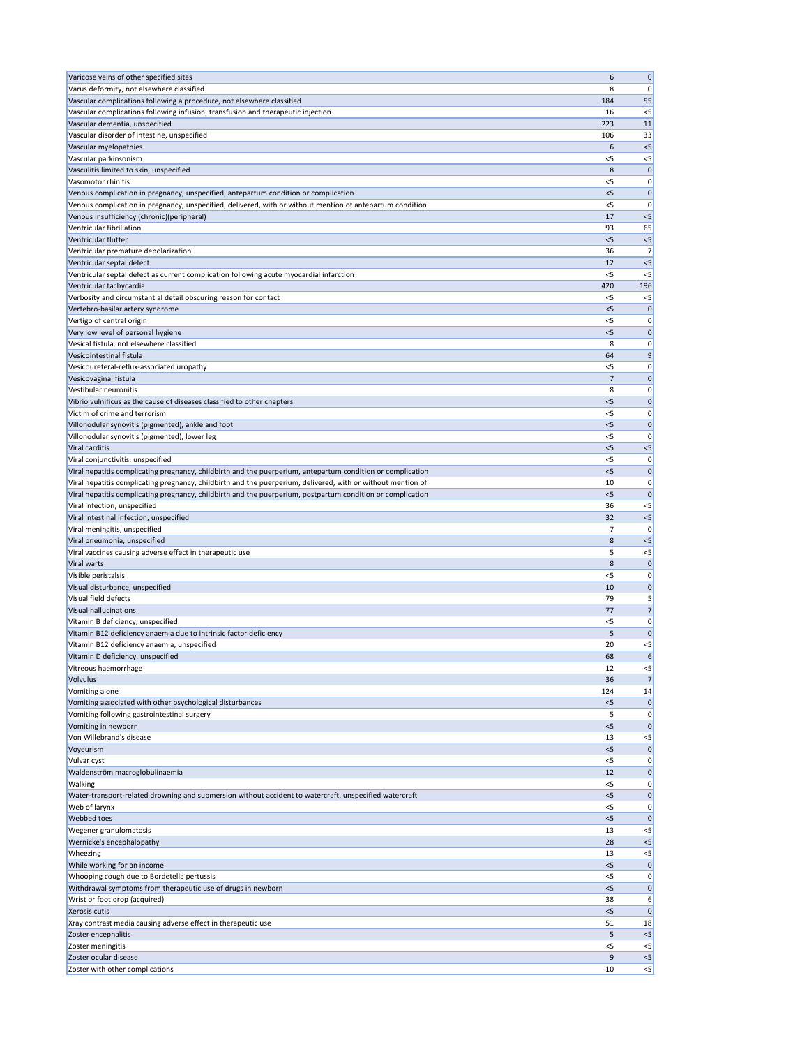| | | |
|---|---|---|
| Varicose veins of other specified sites | 6 | 0 |
| Varus deformity, not elsewhere classified | 8 | 0 |
| Vascular complications following a procedure, not elsewhere classified | 184 | 55 |
| Vascular complications following infusion, transfusion and therapeutic injection | 16 | <5 |
| Vascular dementia, unspecified | 223 | 11 |
| Vascular disorder of intestine, unspecified | 106 | 33 |
| Vascular myelopathies | 6 | <5 |
| Vascular parkinsonism | <5 | <5 |
| Vasculitis limited to skin, unspecified | 8 | 0 |
| Vasomotor rhinitis | <5 | 0 |
| Venous complication in pregnancy, unspecified, antepartum condition or complication | <5 | 0 |
| Venous complication in pregnancy, unspecified, delivered, with or without mention of antepartum condition | <5 | 0 |
| Venous insufficiency (chronic)(peripheral) | 17 | <5 |
| Ventricular fibrillation | 93 | 65 |
| Ventricular flutter | <5 | <5 |
| Ventricular premature depolarization | 36 | 7 |
| Ventricular septal defect | 12 | <5 |
| Ventricular septal defect as current complication following acute myocardial infarction | <5 | <5 |
| Ventricular tachycardia | 420 | 196 |
| Verbosity and circumstantial detail obscuring reason for contact | <5 | <5 |
| Vertebro-basilar artery syndrome | <5 | 0 |
| Vertigo of central origin | <5 | 0 |
| Very low level of personal hygiene | <5 | 0 |
| Vesical fistula, not elsewhere classified | 8 | 0 |
| Vesicointestinal fistula | 64 | 9 |
| Vesicoureteral-reflux-associated uropathy | <5 | 0 |
| Vesicovaginal fistula | 7 | 0 |
| Vestibular neuronitis | 8 | 0 |
| Vibrio vulnificus as the cause of diseases classified to other chapters | <5 | 0 |
| Victim of crime and terrorism | <5 | 0 |
| Villonodular synovitis (pigmented), ankle and foot | <5 | 0 |
| Villonodular synovitis (pigmented), lower leg | <5 | 0 |
| Viral carditis | <5 | <5 |
| Viral conjunctivitis, unspecified | <5 | 0 |
| Viral hepatitis complicating pregnancy, childbirth and the puerperium, antepartum condition or complication | <5 | 0 |
| Viral hepatitis complicating pregnancy, childbirth and the puerperium, delivered, with or without mention of | 10 | 0 |
| Viral hepatitis complicating pregnancy, childbirth and the puerperium, postpartum condition or complication | <5 | 0 |
| Viral infection, unspecified | 36 | <5 |
| Viral intestinal infection, unspecified | 32 | <5 |
| Viral meningitis, unspecified | 7 | 0 |
| Viral pneumonia, unspecified | 8 | <5 |
| Viral vaccines causing adverse effect in therapeutic use | 5 | <5 |
| Viral warts | 8 | 0 |
| Visible peristalsis | <5 | 0 |
| Visual disturbance, unspecified | 10 | 0 |
| Visual field defects | 79 | 5 |
| Visual hallucinations | 77 | 7 |
| Vitamin B deficiency, unspecified | <5 | 0 |
| Vitamin B12 deficiency anaemia due to intrinsic factor deficiency | 5 | 0 |
| Vitamin B12 deficiency anaemia, unspecified | 20 | <5 |
| Vitamin D deficiency, unspecified | 68 | 6 |
| Vitreous haemorrhage | 12 | <5 |
| Volvulus | 36 | 7 |
| Vomiting alone | 124 | 14 |
| Vomiting associated with other psychological disturbances | <5 | 0 |
| Vomiting following gastrointestinal surgery | 5 | 0 |
| Vomiting in newborn | <5 | 0 |
| Von Willebrand's disease | 13 | <5 |
| Voyeurism | <5 | 0 |
| Vulvar cyst | <5 | 0 |
| Waldenström macroglobulinaemia | 12 | 0 |
| Walking | <5 | 0 |
| Water-transport-related drowning and submersion without accident to watercraft, unspecified watercraft | <5 | 0 |
| Web of larynx | <5 | 0 |
| Webbed toes | <5 | 0 |
| Wegener granulomatosis | 13 | <5 |
| Wernicke's encephalopathy | 28 | <5 |
| Wheezing | 13 | <5 |
| While working for an income | <5 | 0 |
| Whooping cough due to Bordetella pertussis | <5 | 0 |
| Withdrawal symptoms from therapeutic use of drugs in newborn | <5 | 0 |
| Wrist or foot drop (acquired) | 38 | 6 |
| Xerosis cutis | <5 | 0 |
| Xray contrast media causing adverse effect in therapeutic use | 51 | 18 |
| Zoster encephalitis | 5 | <5 |
| Zoster meningitis | <5 | <5 |
| Zoster ocular disease | 9 | <5 |
| Zoster with other complications | 10 | <5 |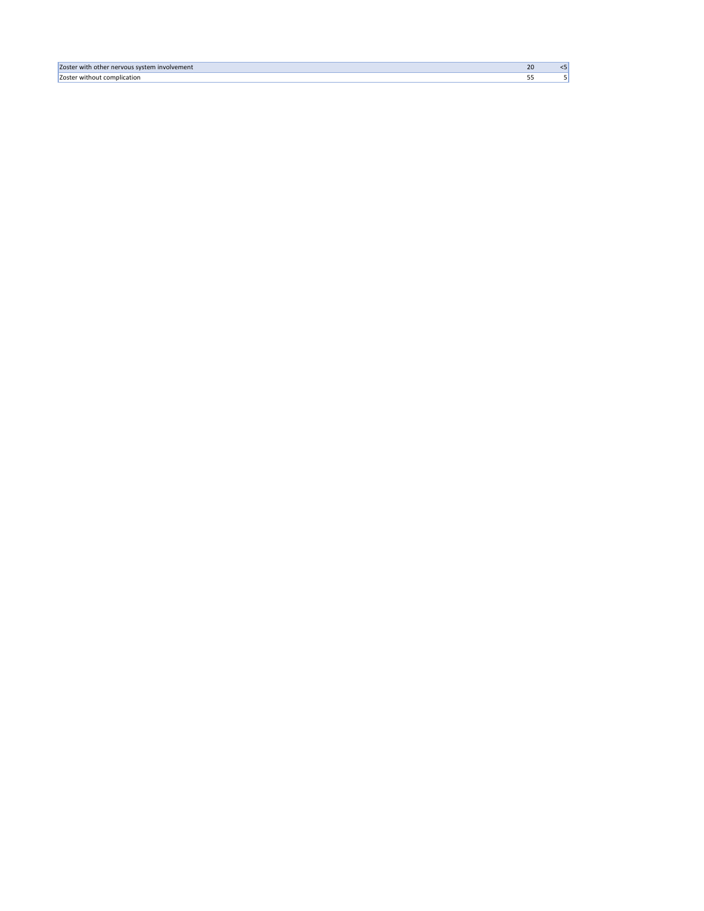| | | |
|---|---|---|
| Zoster with other nervous system involvement | 20 | <5 |
| Zoster without complication | 55 | 5 |